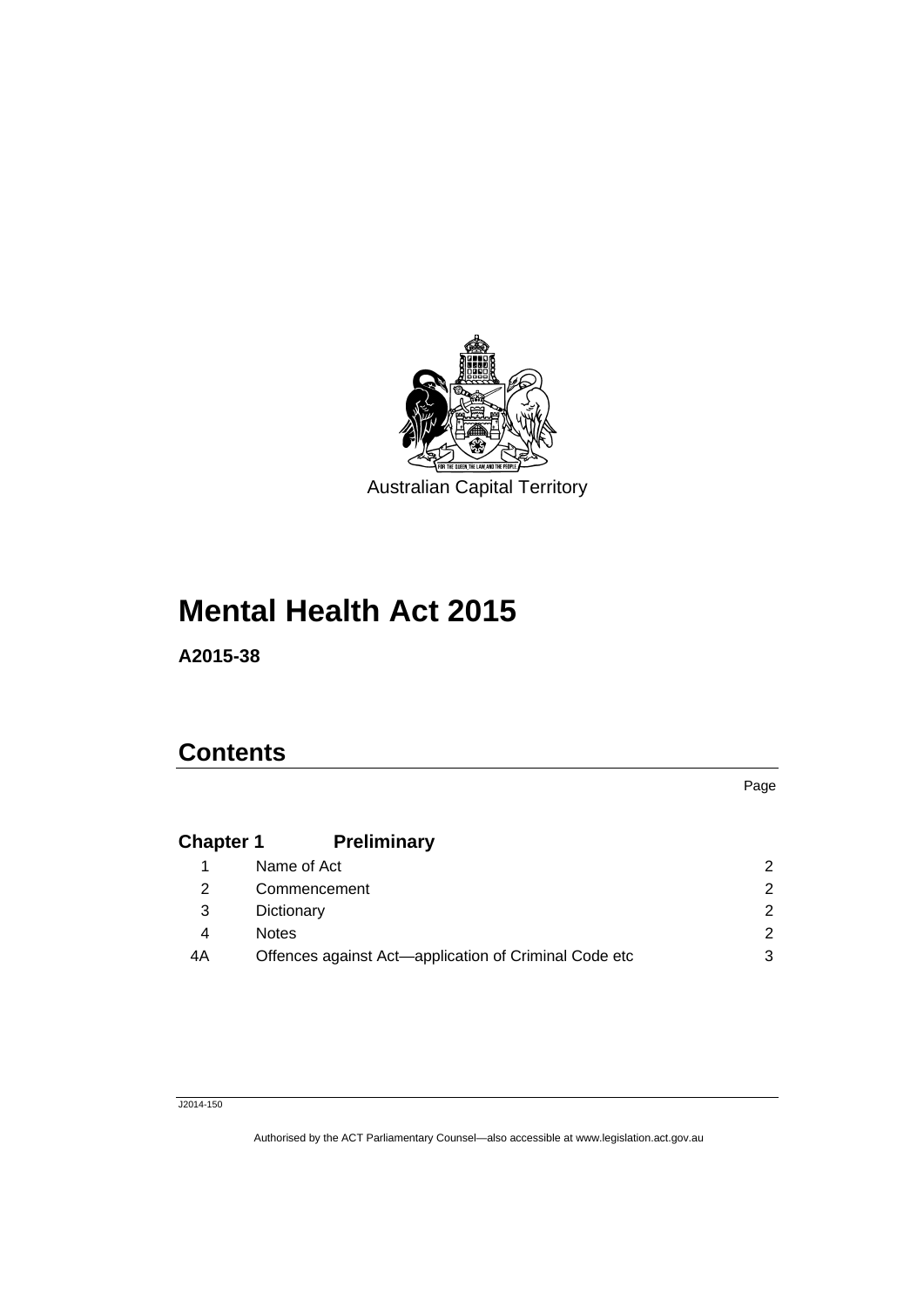Australian Capital Territory

# Mental Health Act 2015

**A2015-38**

## Contents

| | | Page |
|---|---|---|
| **Chapter 1** | **Preliminary** | |
| 1 | Name of Act | 2 |
| 2 | Commencement | 2 |
| 3 | Dictionary | 2 |
| 4 | Notes | 2 |
| 4A | Offences against Act—application of Criminal Code etc | 3 |

J2014-150

Authorised by the ACT Parliamentary Counsel—also accessible at www.legislation.act.gov.au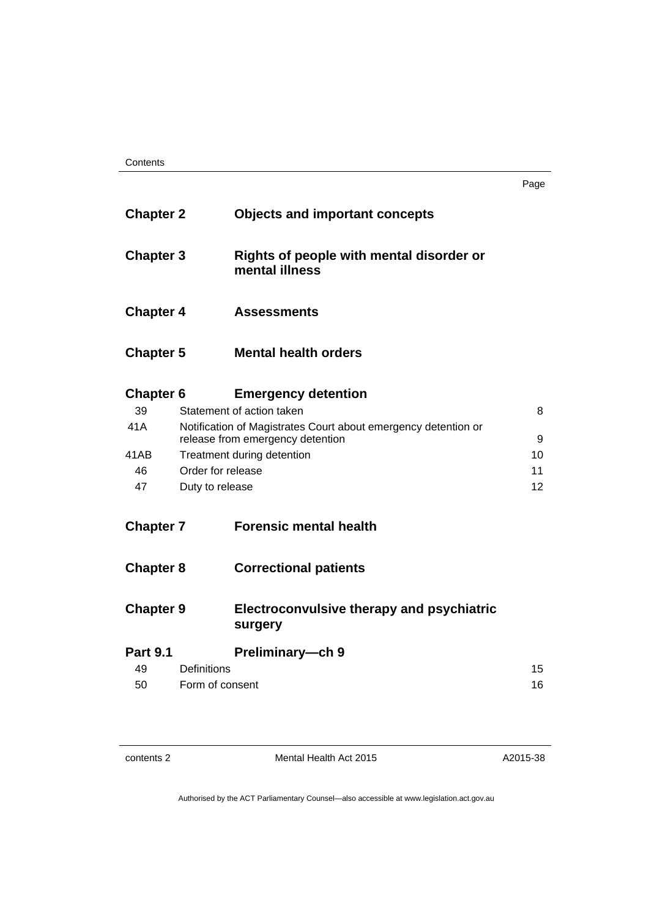| | | Page |
|---|---|---|
| **Chapter 2** | **Objects and important concepts** | |
| **Chapter 3** | **Rights of people with mental disorder or mental illness** | |
| **Chapter 4** | **Assessments** | |
| **Chapter 5** | **Mental health orders** | |
| **Chapter 6** | **Emergency detention** | |
| 39 | Statement of action taken | 8 |
| 41A | Notification of Magistrates Court about emergency detention or release from emergency detention | 9 |
| 41AB | Treatment during detention | 10 |
| 46 | Order for release | 11 |
| 47 | Duty to release | 12 |
| **Chapter 7** | **Forensic mental health** | |
| **Chapter 8** | **Correctional patients** | |
| **Chapter 9** | **Electroconvulsive therapy and psychiatric surgery** | |
| **Part 9.1** | **Preliminary—ch 9** | |
| 49 | Definitions | 15 |
| 50 | Form of consent | 16 |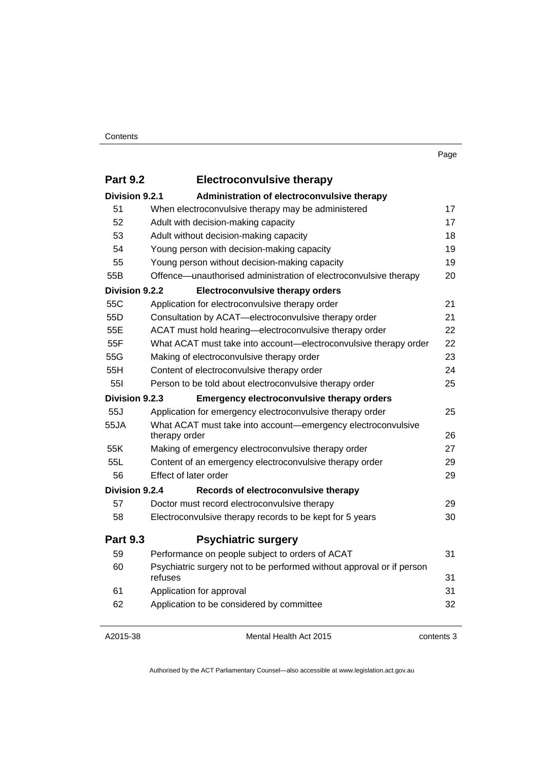| | | Page |
|---|---|---|
| **Part 9.2** | **Electroconvulsive therapy** | |
| **Division 9.2.1** | **Administration of electroconvulsive therapy** | |
| 51 | When electroconvulsive therapy may be administered | 17 |
| 52 | Adult with decision-making capacity | 17 |
| 53 | Adult without decision-making capacity | 18 |
| 54 | Young person with decision-making capacity | 19 |
| 55 | Young person without decision-making capacity | 19 |
| 55B | Offence—unauthorised administration of electroconvulsive therapy | 20 |
| **Division 9.2.2** | **Electroconvulsive therapy orders** | |
| 55C | Application for electroconvulsive therapy order | 21 |
| 55D | Consultation by ACAT—electroconvulsive therapy order | 21 |
| 55E | ACAT must hold hearing—electroconvulsive therapy order | 22 |
| 55F | What ACAT must take into account—electroconvulsive therapy order | 22 |
| 55G | Making of electroconvulsive therapy order | 23 |
| 55H | Content of electroconvulsive therapy order | 24 |
| 55I | Person to be told about electroconvulsive therapy order | 25 |
| **Division 9.2.3** | **Emergency electroconvulsive therapy orders** | |
| 55J | Application for emergency electroconvulsive therapy order | 25 |
| 55JA | What ACAT must take into account—emergency electroconvulsive therapy order | 26 |
| 55K | Making of emergency electroconvulsive therapy order | 27 |
| 55L | Content of an emergency electroconvulsive therapy order | 29 |
| 56 | Effect of later order | 29 |
| **Division 9.2.4** | **Records of electroconvulsive therapy** | |
| 57 | Doctor must record electroconvulsive therapy | 29 |
| 58 | Electroconvulsive therapy records to be kept for 5 years | 30 |
| **Part 9.3** | **Psychiatric surgery** | |
| 59 | Performance on people subject to orders of ACAT | 31 |
| 60 | Psychiatric surgery not to be performed without approval or if person refuses | 31 |
| 61 | Application for approval | 31 |
| 62 | Application to be considered by committee | 32 |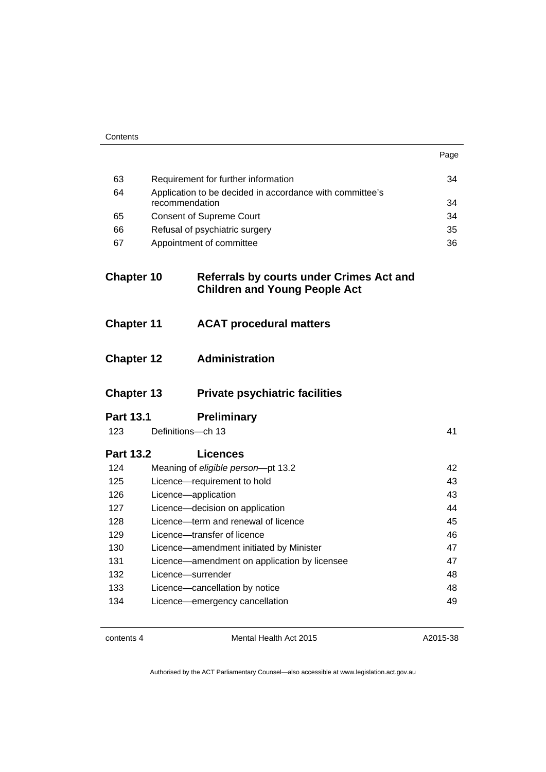| | | Page |
|---|---|---|
| 63 | Requirement for further information | 34 |
| 64 | Application to be decided in accordance with committee's recommendation | 34 |
| 65 | Consent of Supreme Court | 34 |
| 66 | Refusal of psychiatric surgery | 35 |
| 67 | Appointment of committee | 36 |

## Chapter 10 Referrals by courts under Crimes Act and Children and Young People Act

## Chapter 11 ACAT procedural matters

## Chapter 12 Administration

## Chapter 13 Private psychiatric facilities

### Part 13.1 Preliminary

| | | |
|---|---|---|
| 123 | Definitions—ch 13 | 41 |

### Part 13.2 Licences

| | | |
|---|---|---|
| 124 | Meaning of *eligible person*—pt 13.2 | 42 |
| 125 | Licence—requirement to hold | 43 |
| 126 | Licence—application | 43 |
| 127 | Licence—decision on application | 44 |
| 128 | Licence—term and renewal of licence | 45 |
| 129 | Licence—transfer of licence | 46 |
| 130 | Licence—amendment initiated by Minister | 47 |
| 131 | Licence—amendment on application by licensee | 47 |
| 132 | Licence—surrender | 48 |
| 133 | Licence—cancellation by notice | 48 |
| 134 | Licence—emergency cancellation | 49 |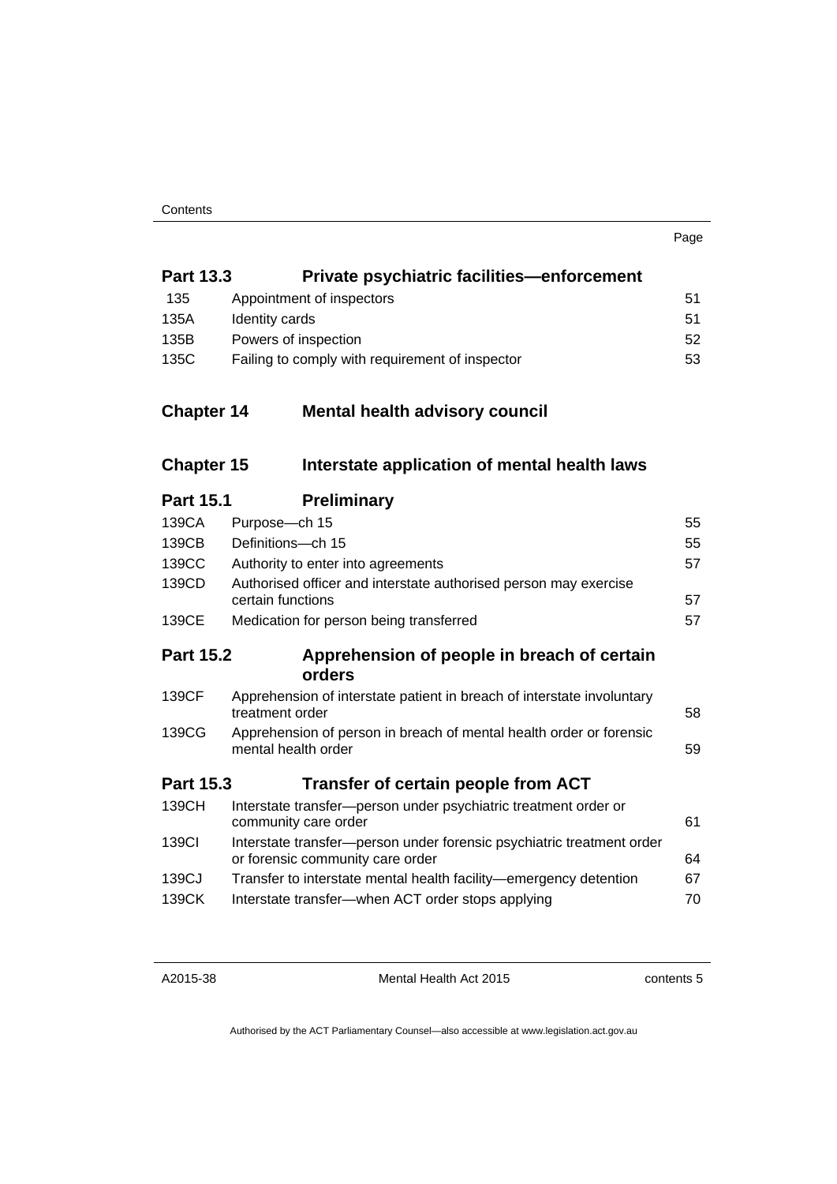| | | Page |
|---|---|---|
| **Part 13.3** | **Private psychiatric facilities—enforcement** | |
| 135 | Appointment of inspectors | 51 |
| 135A | Identity cards | 51 |
| 135B | Powers of inspection | 52 |
| 135C | Failing to comply with requirement of inspector | 53 |
| **Chapter 14** | **Mental health advisory council** | |
| **Chapter 15** | **Interstate application of mental health laws** | |
| **Part 15.1** | **Preliminary** | |
| 139CA | Purpose—ch 15 | 55 |
| 139CB | Definitions—ch 15 | 55 |
| 139CC | Authority to enter into agreements | 57 |
| 139CD | Authorised officer and interstate authorised person may exercise certain functions | 57 |
| 139CE | Medication for person being transferred | 57 |
| **Part 15.2** | **Apprehension of people in breach of certain orders** | |
| 139CF | Apprehension of interstate patient in breach of interstate involuntary treatment order | 58 |
| 139CG | Apprehension of person in breach of mental health order or forensic mental health order | 59 |
| **Part 15.3** | **Transfer of certain people from ACT** | |
| 139CH | Interstate transfer—person under psychiatric treatment order or community care order | 61 |
| 139CI | Interstate transfer—person under forensic psychiatric treatment order or forensic community care order | 64 |
| 139CJ | Transfer to interstate mental health facility—emergency detention | 67 |
| 139CK | Interstate transfer—when ACT order stops applying | 70 |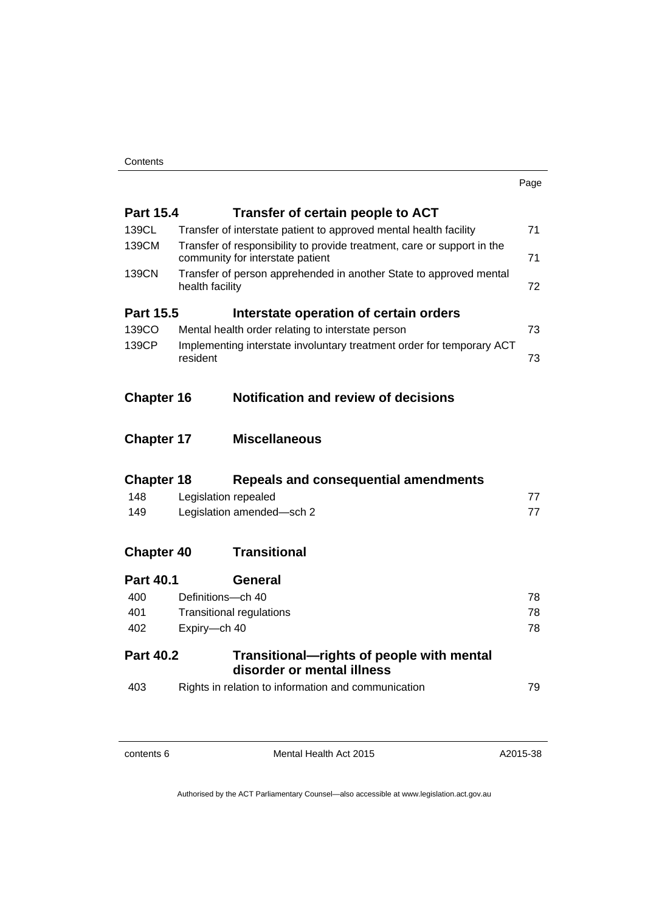| | | Page |
|---|---|---|
| **Part 15.4** | **Transfer of certain people to ACT** | |
| 139CL | Transfer of interstate patient to approved mental health facility | 71 |
| 139CM | Transfer of responsibility to provide treatment, care or support in the community for interstate patient | 71 |
| 139CN | Transfer of person apprehended in another State to approved mental health facility | 72 |
| **Part 15.5** | **Interstate operation of certain orders** | |
| 139CO | Mental health order relating to interstate person | 73 |
| 139CP | Implementing interstate involuntary treatment order for temporary ACT resident | 73 |
| **Chapter 16** | **Notification and review of decisions** | |
| **Chapter 17** | **Miscellaneous** | |
| **Chapter 18** | **Repeals and consequential amendments** | |
| 148 | Legislation repealed | 77 |
| 149 | Legislation amended—sch 2 | 77 |
| **Chapter 40** | **Transitional** | |
| **Part 40.1** | **General** | |
| 400 | Definitions—ch 40 | 78 |
| 401 | Transitional regulations | 78 |
| 402 | Expiry—ch 40 | 78 |
| **Part 40.2** | **Transitional—rights of people with mental disorder or mental illness** | |
| 403 | Rights in relation to information and communication | 79 |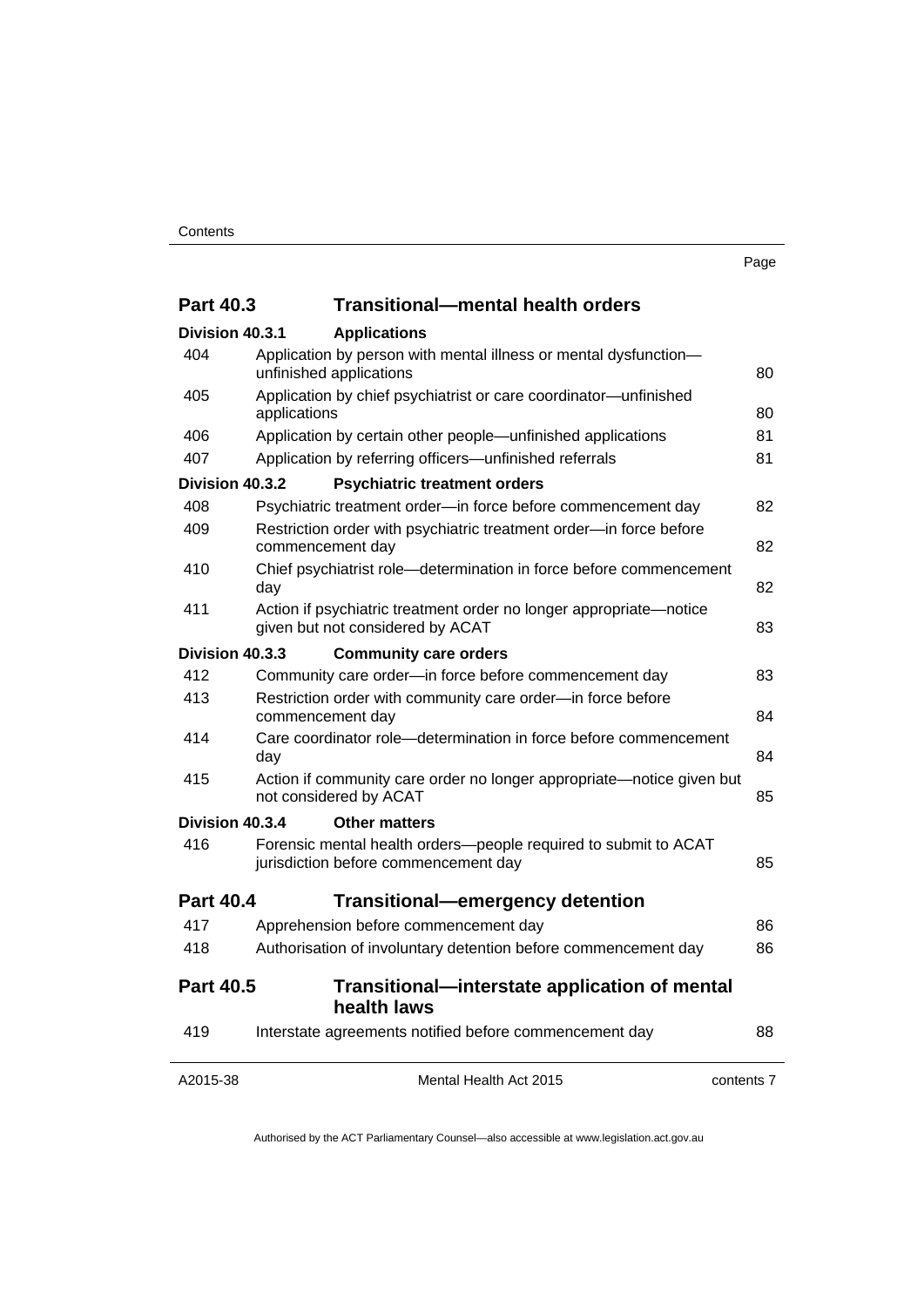| | | Page |
|---|---|---|
| **Part 40.3** | **Transitional—mental health orders** | |
| **Division 40.3.1** | **Applications** | |
| 404 | Application by person with mental illness or mental dysfunction—unfinished applications | 80 |
| 405 | Application by chief psychiatrist or care coordinator—unfinished applications | 80 |
| 406 | Application by certain other people—unfinished applications | 81 |
| 407 | Application by referring officers—unfinished referrals | 81 |
| **Division 40.3.2** | **Psychiatric treatment orders** | |
| 408 | Psychiatric treatment order—in force before commencement day | 82 |
| 409 | Restriction order with psychiatric treatment order—in force before commencement day | 82 |
| 410 | Chief psychiatrist role—determination in force before commencement day | 82 |
| 411 | Action if psychiatric treatment order no longer appropriate—notice given but not considered by ACAT | 83 |
| **Division 40.3.3** | **Community care orders** | |
| 412 | Community care order—in force before commencement day | 83 |
| 413 | Restriction order with community care order—in force before commencement day | 84 |
| 414 | Care coordinator role—determination in force before commencement day | 84 |
| 415 | Action if community care order no longer appropriate—notice given but not considered by ACAT | 85 |
| **Division 40.3.4** | **Other matters** | |
| 416 | Forensic mental health orders—people required to submit to ACAT jurisdiction before commencement day | 85 |
| **Part 40.4** | **Transitional—emergency detention** | |
| 417 | Apprehension before commencement day | 86 |
| 418 | Authorisation of involuntary detention before commencement day | 86 |
| **Part 40.5** | **Transitional—interstate application of mental health laws** | |
| 419 | Interstate agreements notified before commencement day | 88 |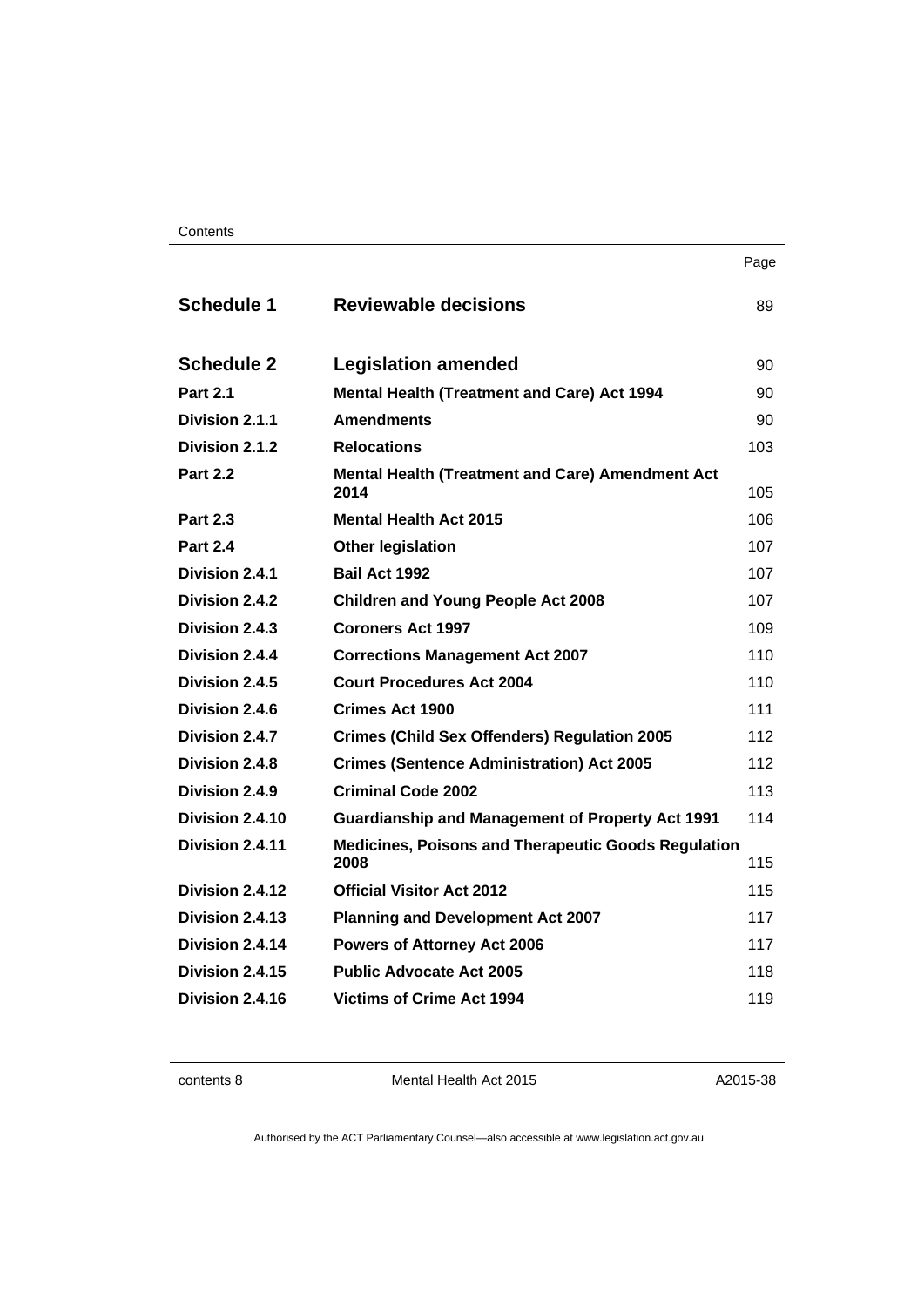| | | Page |
|---|---|---|
| **Schedule 1** | **Reviewable decisions** | 89 |
| **Schedule 2** | **Legislation amended** | 90 |
| **Part 2.1** | **Mental Health (Treatment and Care) Act 1994** | 90 |
| **Division 2.1.1** | **Amendments** | 90 |
| **Division 2.1.2** | **Relocations** | 103 |
| **Part 2.2** | **Mental Health (Treatment and Care) Amendment Act 2014** | 105 |
| **Part 2.3** | **Mental Health Act 2015** | 106 |
| **Part 2.4** | **Other legislation** | 107 |
| **Division 2.4.1** | **Bail Act 1992** | 107 |
| **Division 2.4.2** | **Children and Young People Act 2008** | 107 |
| **Division 2.4.3** | **Coroners Act 1997** | 109 |
| **Division 2.4.4** | **Corrections Management Act 2007** | 110 |
| **Division 2.4.5** | **Court Procedures Act 2004** | 110 |
| **Division 2.4.6** | **Crimes Act 1900** | 111 |
| **Division 2.4.7** | **Crimes (Child Sex Offenders) Regulation 2005** | 112 |
| **Division 2.4.8** | **Crimes (Sentence Administration) Act 2005** | 112 |
| **Division 2.4.9** | **Criminal Code 2002** | 113 |
| **Division 2.4.10** | **Guardianship and Management of Property Act 1991** | 114 |
| **Division 2.4.11** | **Medicines, Poisons and Therapeutic Goods Regulation 2008** | 115 |
| **Division 2.4.12** | **Official Visitor Act 2012** | 115 |
| **Division 2.4.13** | **Planning and Development Act 2007** | 117 |
| **Division 2.4.14** | **Powers of Attorney Act 2006** | 117 |
| **Division 2.4.15** | **Public Advocate Act 2005** | 118 |
| **Division 2.4.16** | **Victims of Crime Act 1994** | 119 |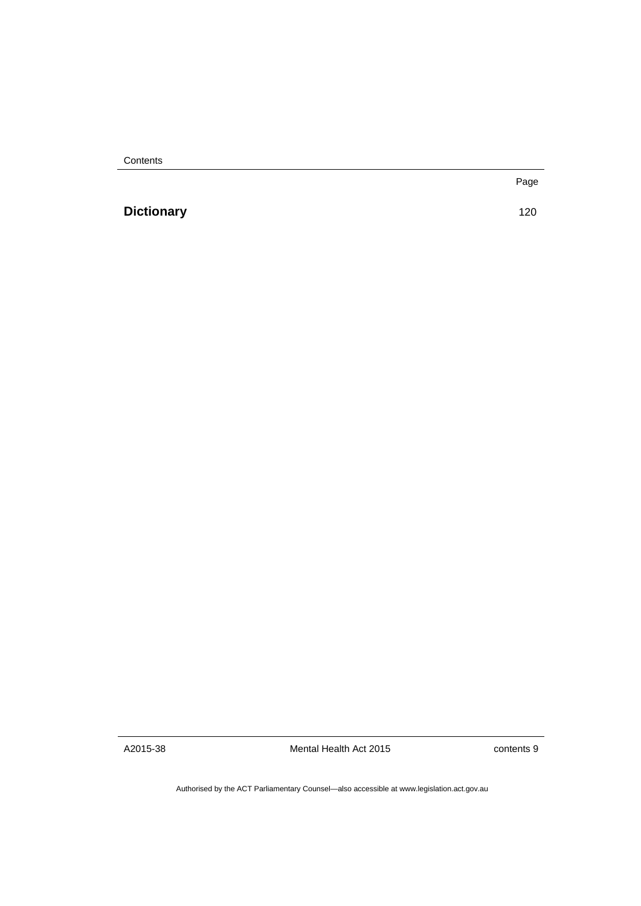| | Page |
|---|---|
| **Dictionary** | 120 |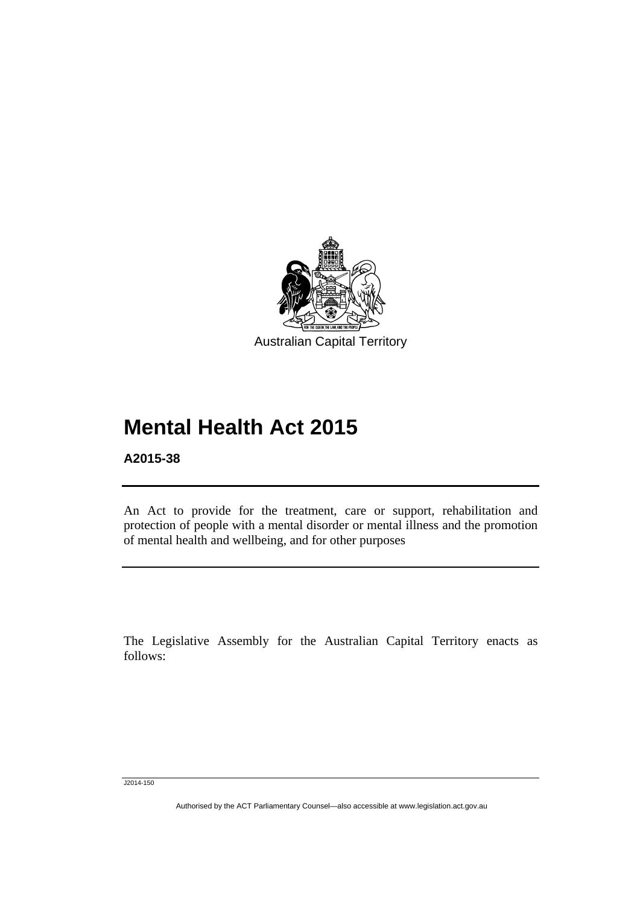Australian Capital Territory

# Mental Health Act 2015

**A2015-38**

An Act to provide for the treatment, care or support, rehabilitation and protection of people with a mental disorder or mental illness and the promotion of mental health and wellbeing, and for other purposes

The Legislative Assembly for the Australian Capital Territory enacts as follows: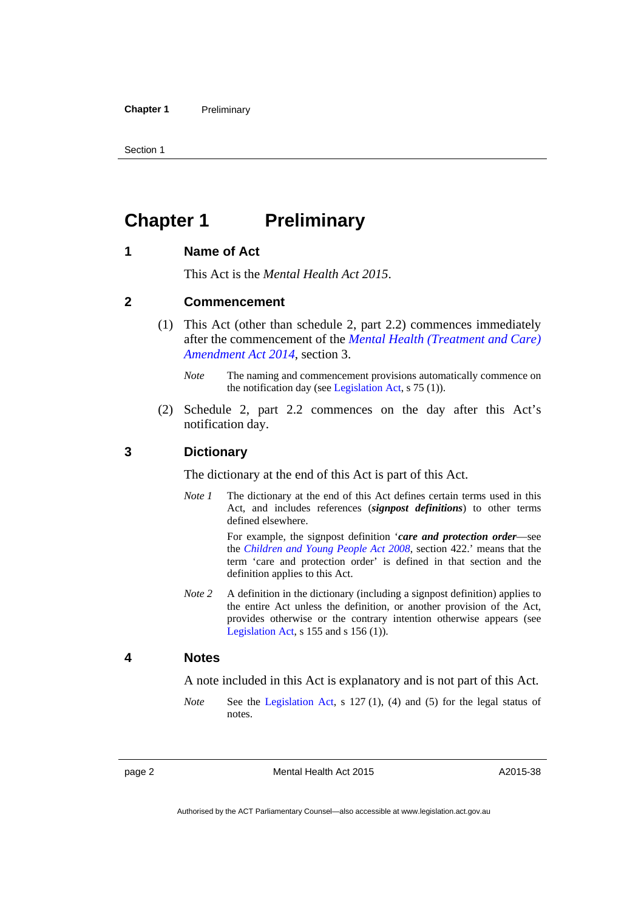# Chapter 1 Preliminary

## 1 Name of Act

This Act is the *Mental Health Act 2015*.

## 2 Commencement

(1) This Act (other than schedule 2, part 2.2) commences immediately after the commencement of the *Mental Health (Treatment and Care) Amendment Act 2014*, section 3.

*Note* The naming and commencement provisions automatically commence on the notification day (see Legislation Act, s 75 (1)).

(2) Schedule 2, part 2.2 commences on the day after this Act's notification day.

## 3 Dictionary

The dictionary at the end of this Act is part of this Act.

*Note 1* The dictionary at the end of this Act defines certain terms used in this Act, and includes references (***signpost definitions***) to other terms defined elsewhere.

For example, the signpost definition '***care and protection order***—see the *Children and Young People Act 2008*, section 422.' means that the term 'care and protection order' is defined in that section and the definition applies to this Act.

*Note 2* A definition in the dictionary (including a signpost definition) applies to the entire Act unless the definition, or another provision of the Act, provides otherwise or the contrary intention otherwise appears (see Legislation Act, s 155 and s 156 (1)).

## 4 Notes

A note included in this Act is explanatory and is not part of this Act.

*Note* See the Legislation Act, s 127 (1), (4) and (5) for the legal status of notes.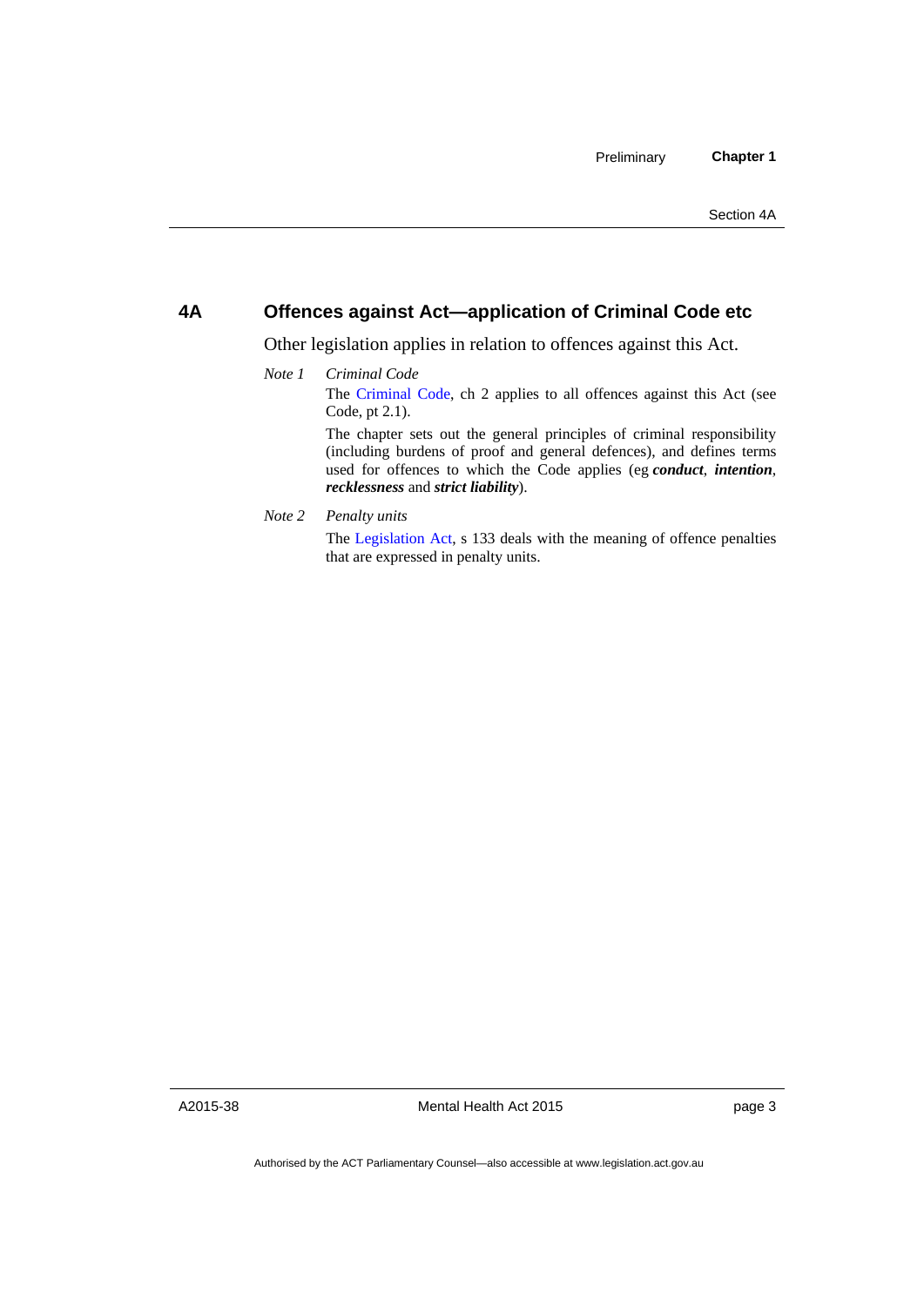## 4A Offences against Act—application of Criminal Code etc

Other legislation applies in relation to offences against this Act.

*Note 1* *Criminal Code*

The Criminal Code, ch 2 applies to all offences against this Act (see Code, pt 2.1).

The chapter sets out the general principles of criminal responsibility (including burdens of proof and general defences), and defines terms used for offences to which the Code applies (eg ***conduct***, ***intention***, ***recklessness*** and ***strict liability***).

*Note 2* *Penalty units*

The Legislation Act, s 133 deals with the meaning of offence penalties that are expressed in penalty units.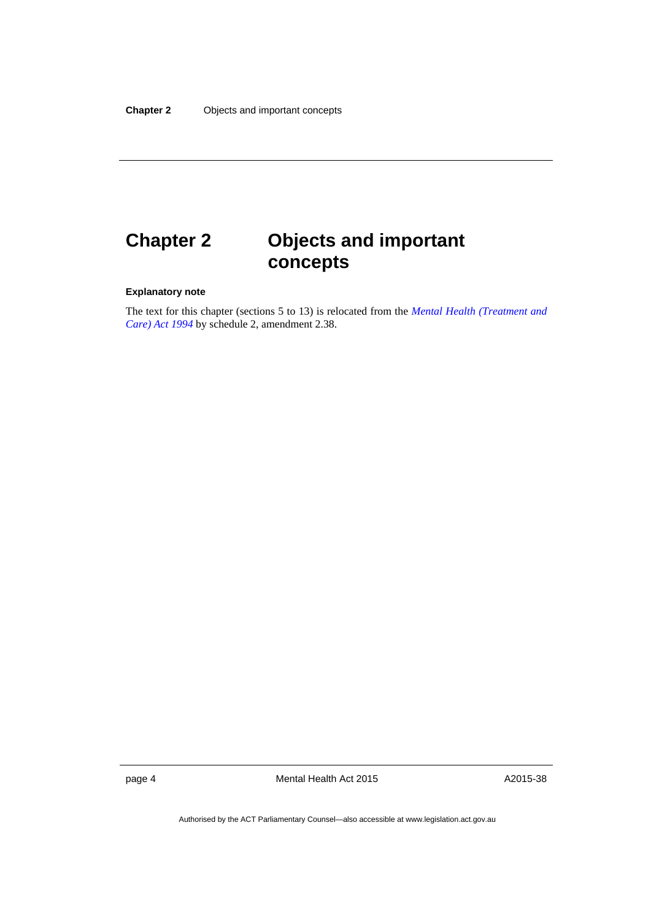# Chapter 2 Objects and important concepts

**Explanatory note**

The text for this chapter (sections 5 to 13) is relocated from the *Mental Health (Treatment and Care) Act 1994* by schedule 2, amendment 2.38.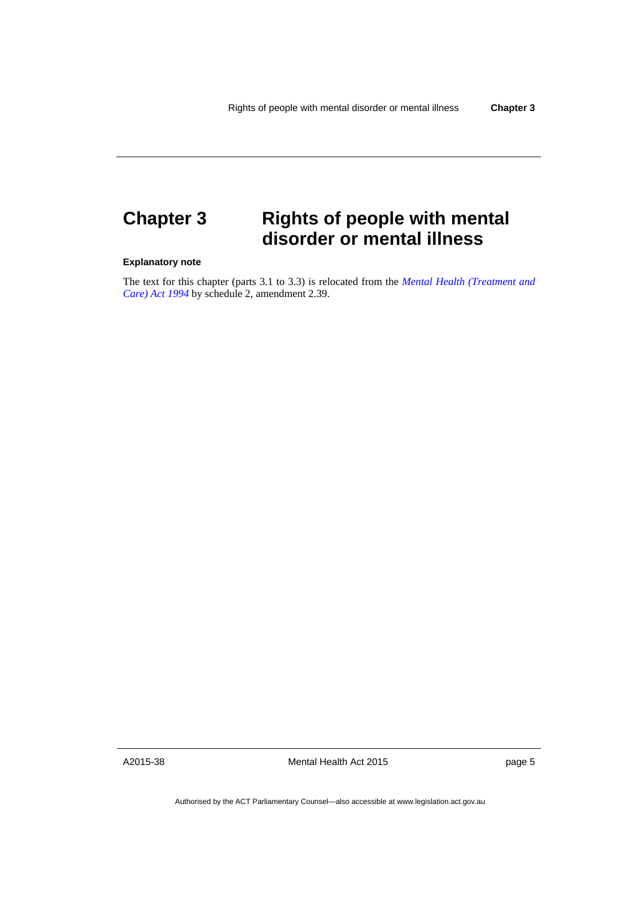# Chapter 3 Rights of people with mental disorder or mental illness

**Explanatory note**

The text for this chapter (parts 3.1 to 3.3) is relocated from the *Mental Health (Treatment and Care) Act 1994* by schedule 2, amendment 2.39.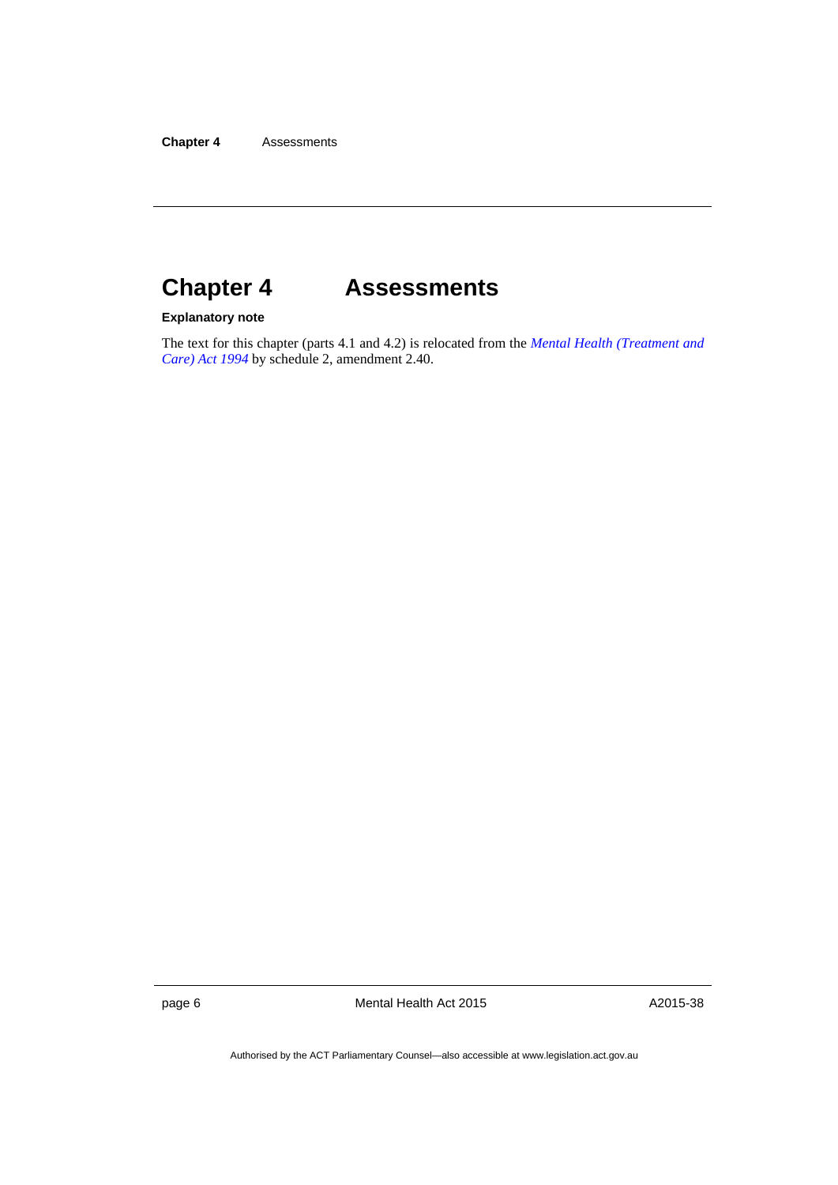# Chapter 4 Assessments

**Explanatory note**

The text for this chapter (parts 4.1 and 4.2) is relocated from the *Mental Health (Treatment and Care) Act 1994* by schedule 2, amendment 2.40.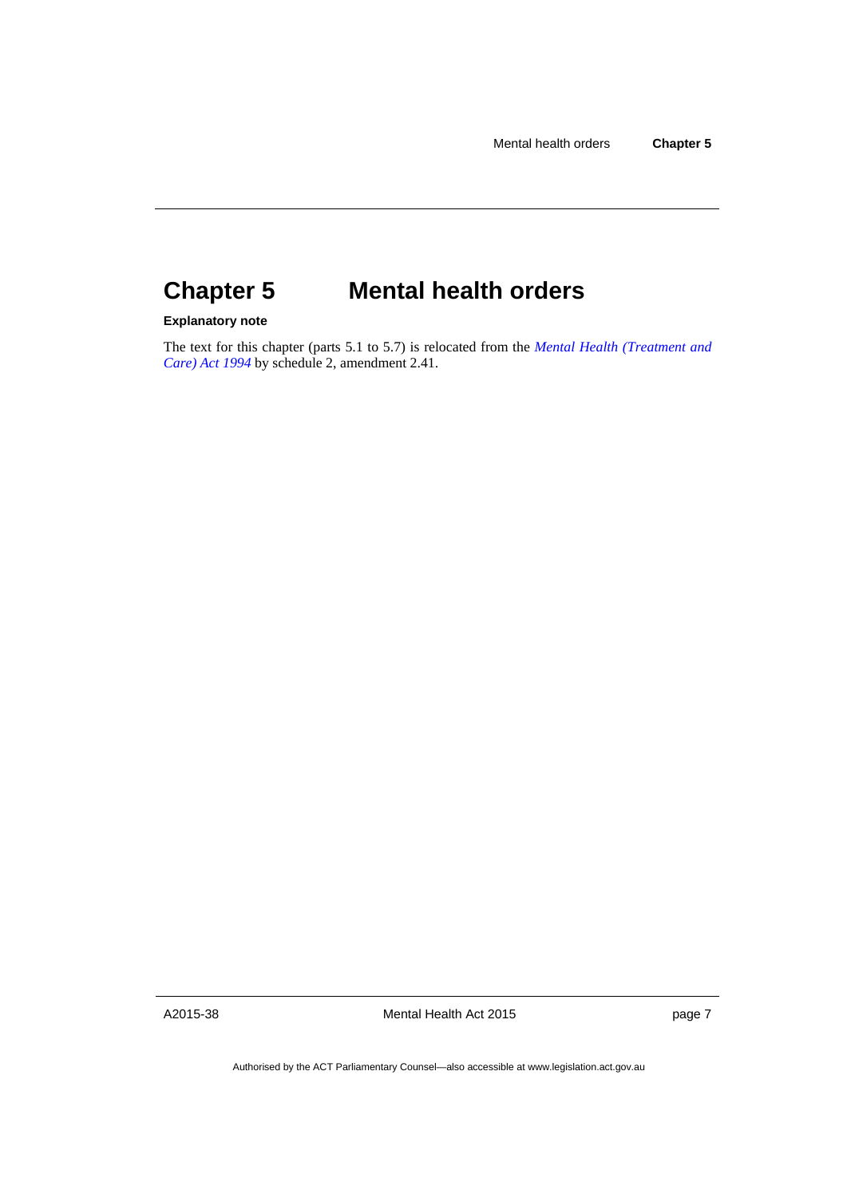# Chapter 5 Mental health orders

**Explanatory note**

The text for this chapter (parts 5.1 to 5.7) is relocated from the *Mental Health (Treatment and Care) Act 1994* by schedule 2, amendment 2.41.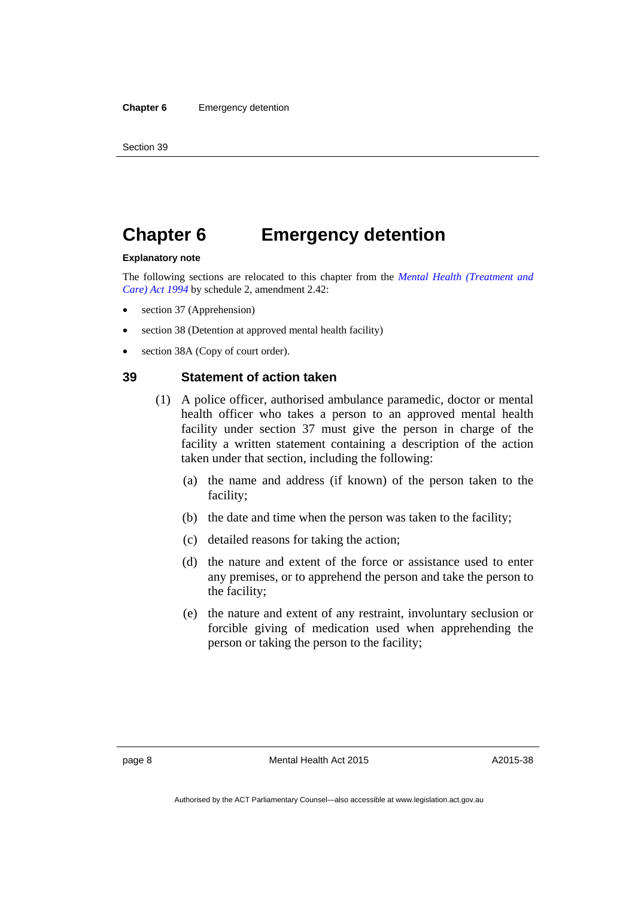# Chapter 6 Emergency detention

**Explanatory note**

The following sections are relocated to this chapter from the *Mental Health (Treatment and Care) Act 1994* by schedule 2, amendment 2.42:

- section 37 (Apprehension)
- section 38 (Detention at approved mental health facility)
- section 38A (Copy of court order).

## 39 Statement of action taken

(1) A police officer, authorised ambulance paramedic, doctor or mental health officer who takes a person to an approved mental health facility under section 37 must give the person in charge of the facility a written statement containing a description of the action taken under that section, including the following:

(a) the name and address (if known) of the person taken to the facility;

(b) the date and time when the person was taken to the facility;

(c) detailed reasons for taking the action;

(d) the nature and extent of the force or assistance used to enter any premises, or to apprehend the person and take the person to the facility;

(e) the nature and extent of any restraint, involuntary seclusion or forcible giving of medication used when apprehending the person or taking the person to the facility;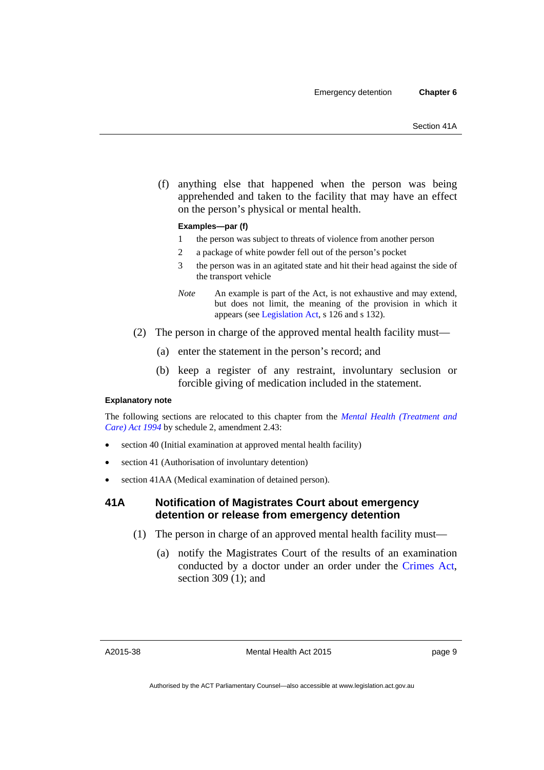(f) anything else that happened when the person was being apprehended and taken to the facility that may have an effect on the person's physical or mental health.

**Examples—par (f)**

1 the person was subject to threats of violence from another person

2 a package of white powder fell out of the person's pocket

3 the person was in an agitated state and hit their head against the side of the transport vehicle

*Note* An example is part of the Act, is not exhaustive and may extend, but does not limit, the meaning of the provision in which it appears (see Legislation Act, s 126 and s 132).

(2) The person in charge of the approved mental health facility must—

(a) enter the statement in the person's record; and

(b) keep a register of any restraint, involuntary seclusion or forcible giving of medication included in the statement.

**Explanatory note**

The following sections are relocated to this chapter from the *Mental Health (Treatment and Care) Act 1994* by schedule 2, amendment 2.43:

- section 40 (Initial examination at approved mental health facility)
- section 41 (Authorisation of involuntary detention)
- section 41AA (Medical examination of detained person).

## 41A Notification of Magistrates Court about emergency detention or release from emergency detention

(1) The person in charge of an approved mental health facility must—

(a) notify the Magistrates Court of the results of an examination conducted by a doctor under an order under the Crimes Act, section 309 (1); and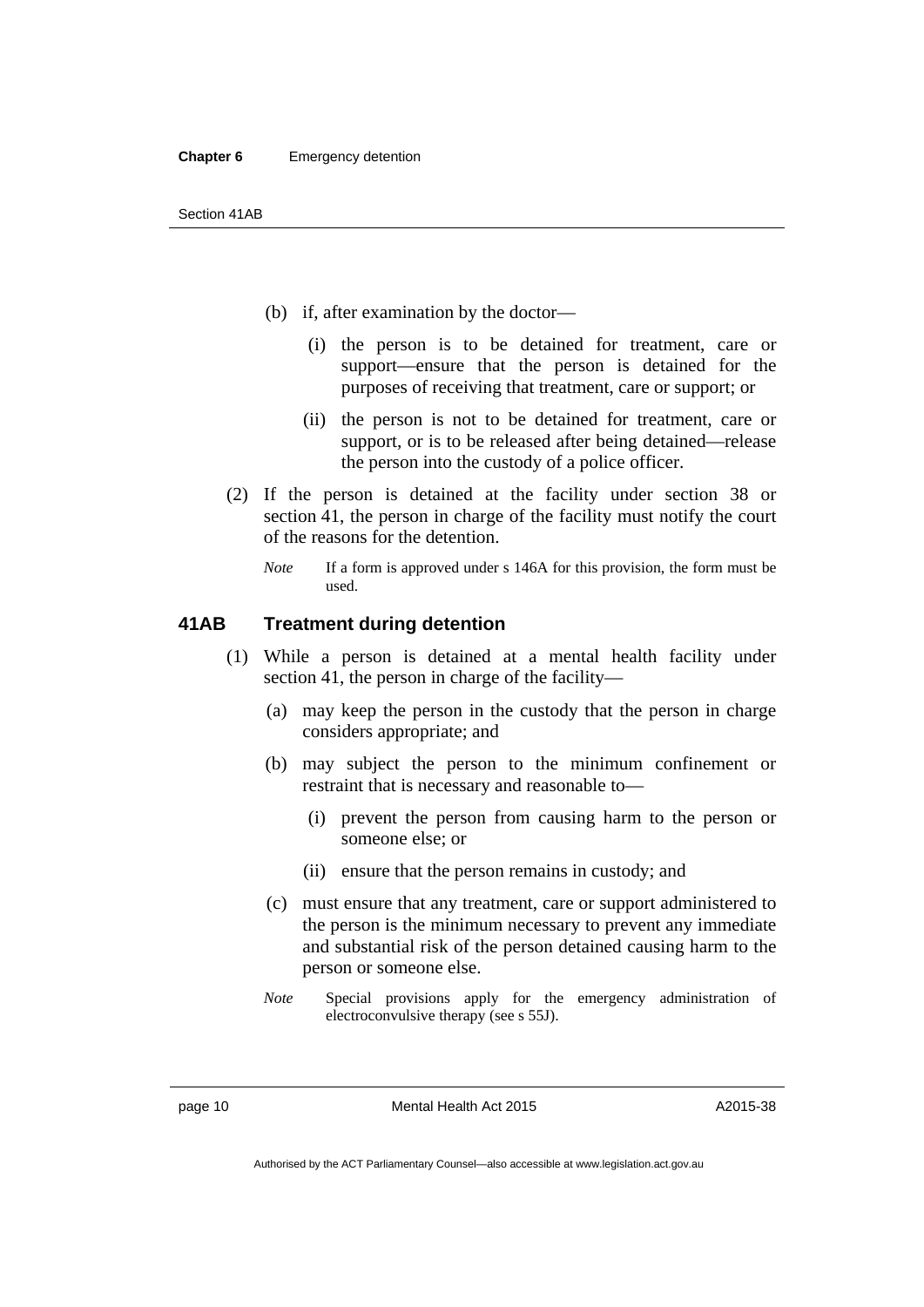(b) if, after examination by the doctor—

(i) the person is to be detained for treatment, care or support—ensure that the person is detained for the purposes of receiving that treatment, care or support; or

(ii) the person is not to be detained for treatment, care or support, or is to be released after being detained—release the person into the custody of a police officer.

(2) If the person is detained at the facility under section 38 or section 41, the person in charge of the facility must notify the court of the reasons for the detention.

*Note* If a form is approved under s 146A for this provision, the form must be used.

### 41AB Treatment during detention

(1) While a person is detained at a mental health facility under section 41, the person in charge of the facility—

(a) may keep the person in the custody that the person in charge considers appropriate; and

(b) may subject the person to the minimum confinement or restraint that is necessary and reasonable to—

(i) prevent the person from causing harm to the person or someone else; or

(ii) ensure that the person remains in custody; and

(c) must ensure that any treatment, care or support administered to the person is the minimum necessary to prevent any immediate and substantial risk of the person detained causing harm to the person or someone else.

*Note* Special provisions apply for the emergency administration of electroconvulsive therapy (see s 55J).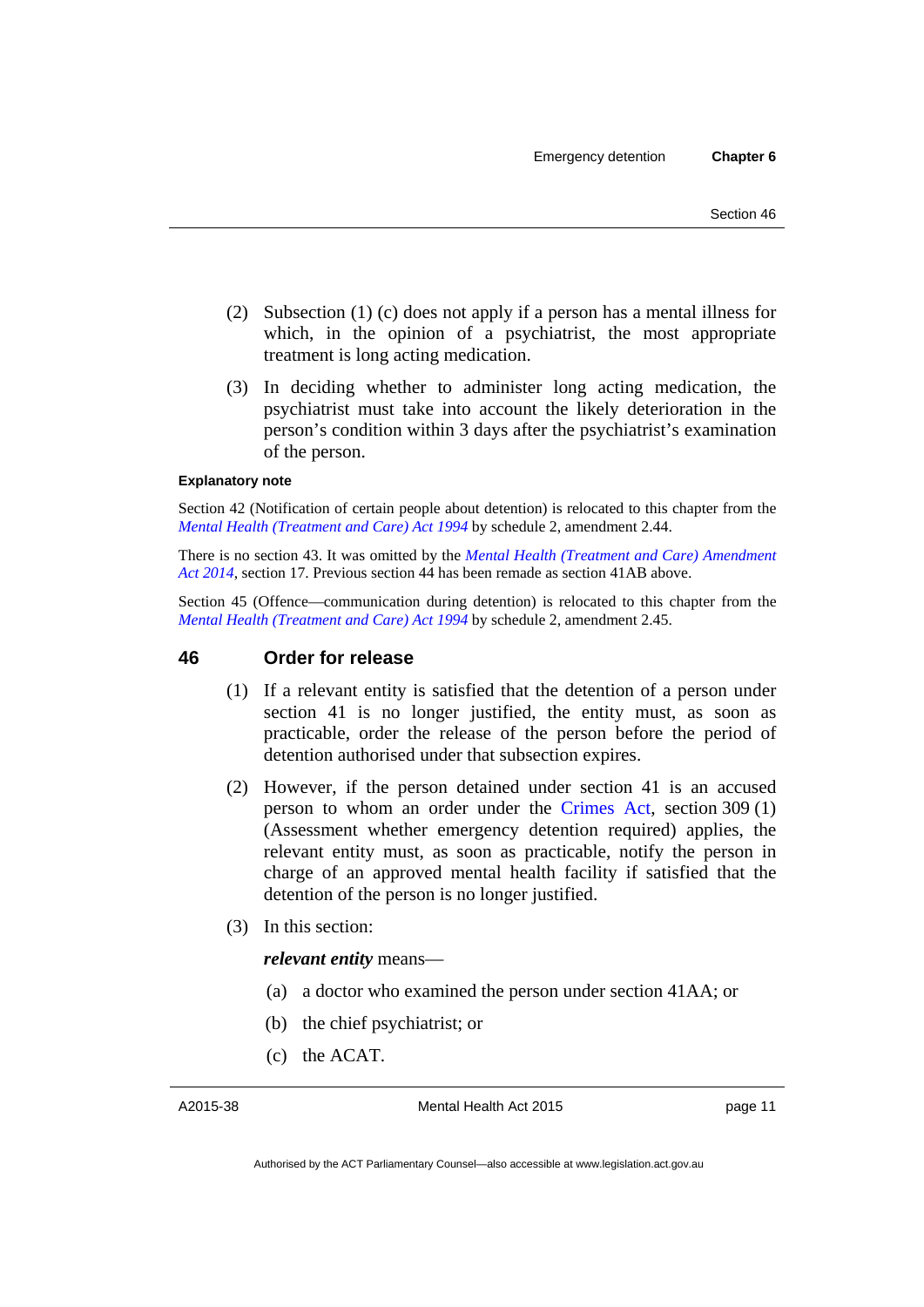(2) Subsection (1) (c) does not apply if a person has a mental illness for which, in the opinion of a psychiatrist, the most appropriate treatment is long acting medication.

(3) In deciding whether to administer long acting medication, the psychiatrist must take into account the likely deterioration in the person's condition within 3 days after the psychiatrist's examination of the person.

**Explanatory note**

Section 42 (Notification of certain people about detention) is relocated to this chapter from the *Mental Health (Treatment and Care) Act 1994* by schedule 2, amendment 2.44.

There is no section 43. It was omitted by the *Mental Health (Treatment and Care) Amendment Act 2014*, section 17. Previous section 44 has been remade as section 41AB above.

Section 45 (Offence—communication during detention) is relocated to this chapter from the *Mental Health (Treatment and Care) Act 1994* by schedule 2, amendment 2.45.

## 46 Order for release

(1) If a relevant entity is satisfied that the detention of a person under section 41 is no longer justified, the entity must, as soon as practicable, order the release of the person before the period of detention authorised under that subsection expires.

(2) However, if the person detained under section 41 is an accused person to whom an order under the Crimes Act, section 309 (1) (Assessment whether emergency detention required) applies, the relevant entity must, as soon as practicable, notify the person in charge of an approved mental health facility if satisfied that the detention of the person is no longer justified.

(3) In this section:

***relevant entity*** means—

(a) a doctor who examined the person under section 41AA; or

(b) the chief psychiatrist; or

(c) the ACAT.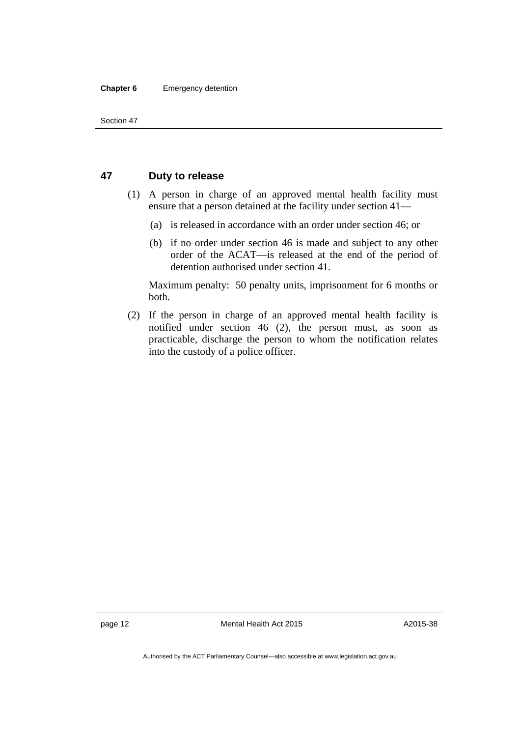## 47 Duty to release

(1) A person in charge of an approved mental health facility must ensure that a person detained at the facility under section 41—

(a) is released in accordance with an order under section 46; or

(b) if no order under section 46 is made and subject to any other order of the ACAT—is released at the end of the period of detention authorised under section 41.

Maximum penalty: 50 penalty units, imprisonment for 6 months or both.

(2) If the person in charge of an approved mental health facility is notified under section 46 (2), the person must, as soon as practicable, discharge the person to whom the notification relates into the custody of a police officer.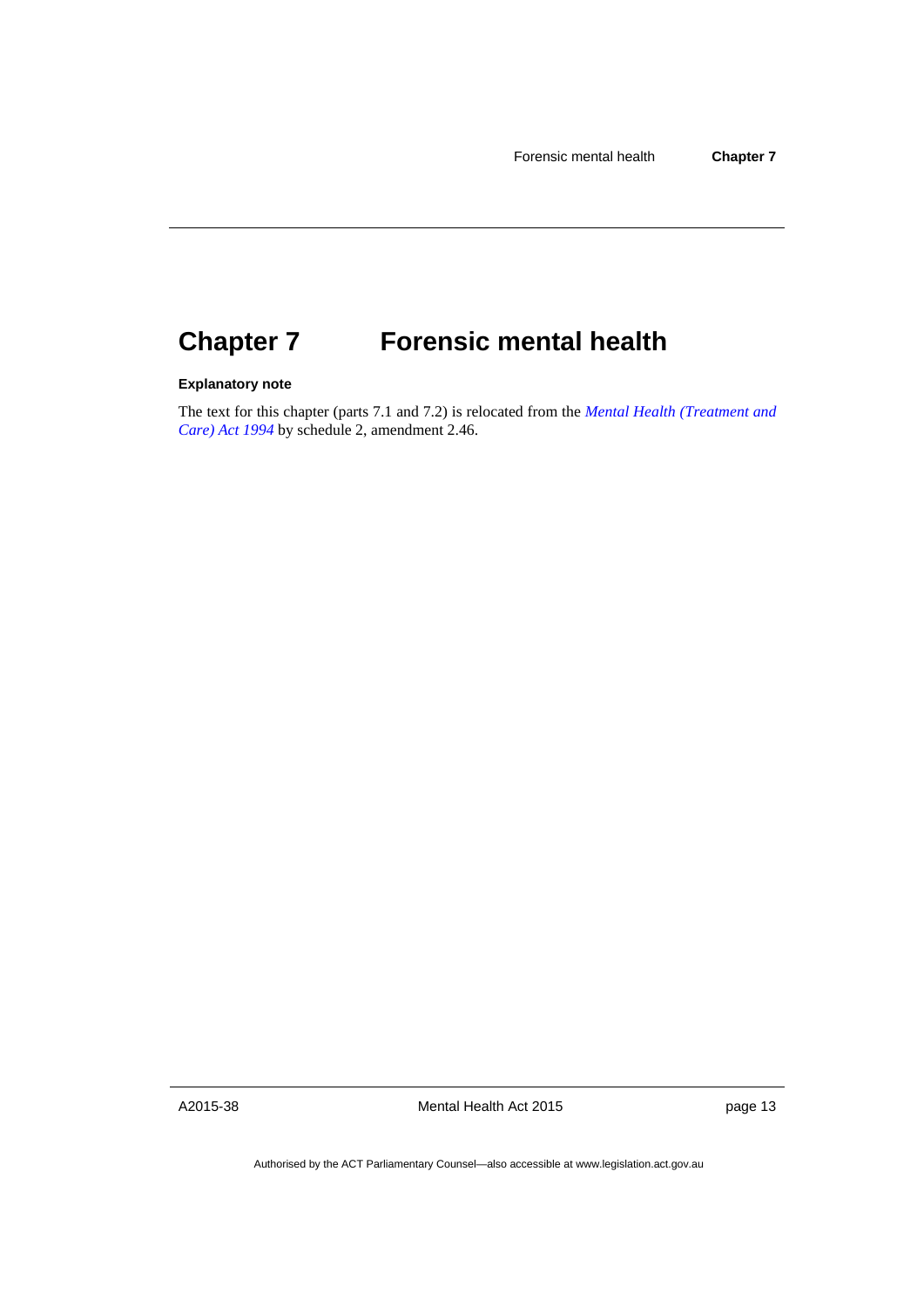# Chapter 7 Forensic mental health

**Explanatory note**

The text for this chapter (parts 7.1 and 7.2) is relocated from the *Mental Health (Treatment and Care) Act 1994* by schedule 2, amendment 2.46.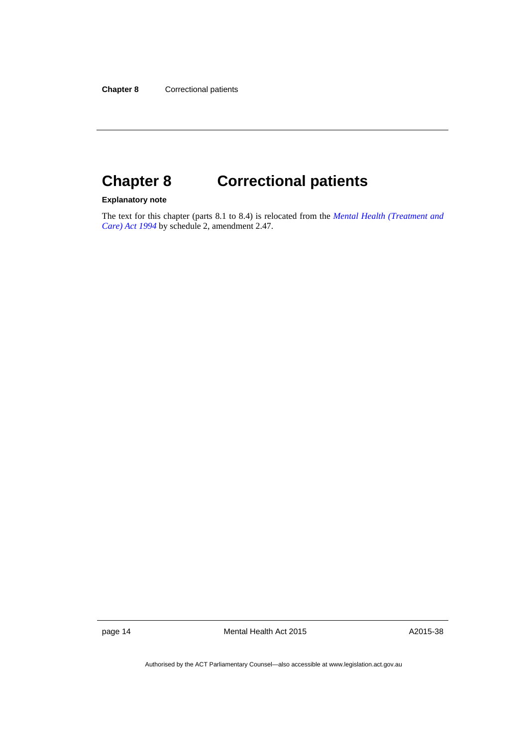# Chapter 8 Correctional patients

**Explanatory note**

The text for this chapter (parts 8.1 to 8.4) is relocated from the *Mental Health (Treatment and Care) Act 1994* by schedule 2, amendment 2.47.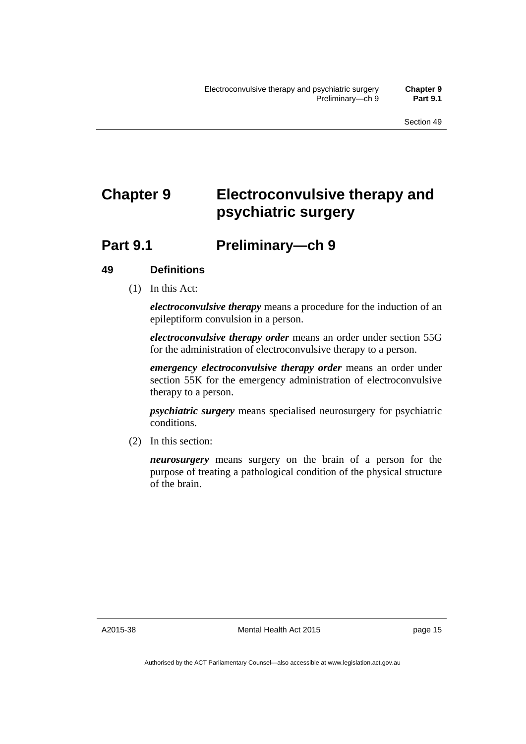# Chapter 9 Electroconvulsive therapy and psychiatric surgery

## Part 9.1 Preliminary—ch 9

### 49 Definitions

(1) In this Act:

***electroconvulsive therapy*** means a procedure for the induction of an epileptiform convulsion in a person.

***electroconvulsive therapy order*** means an order under section 55G for the administration of electroconvulsive therapy to a person.

***emergency electroconvulsive therapy order*** means an order under section 55K for the emergency administration of electroconvulsive therapy to a person.

***psychiatric surgery*** means specialised neurosurgery for psychiatric conditions.

(2) In this section:

***neurosurgery*** means surgery on the brain of a person for the purpose of treating a pathological condition of the physical structure of the brain.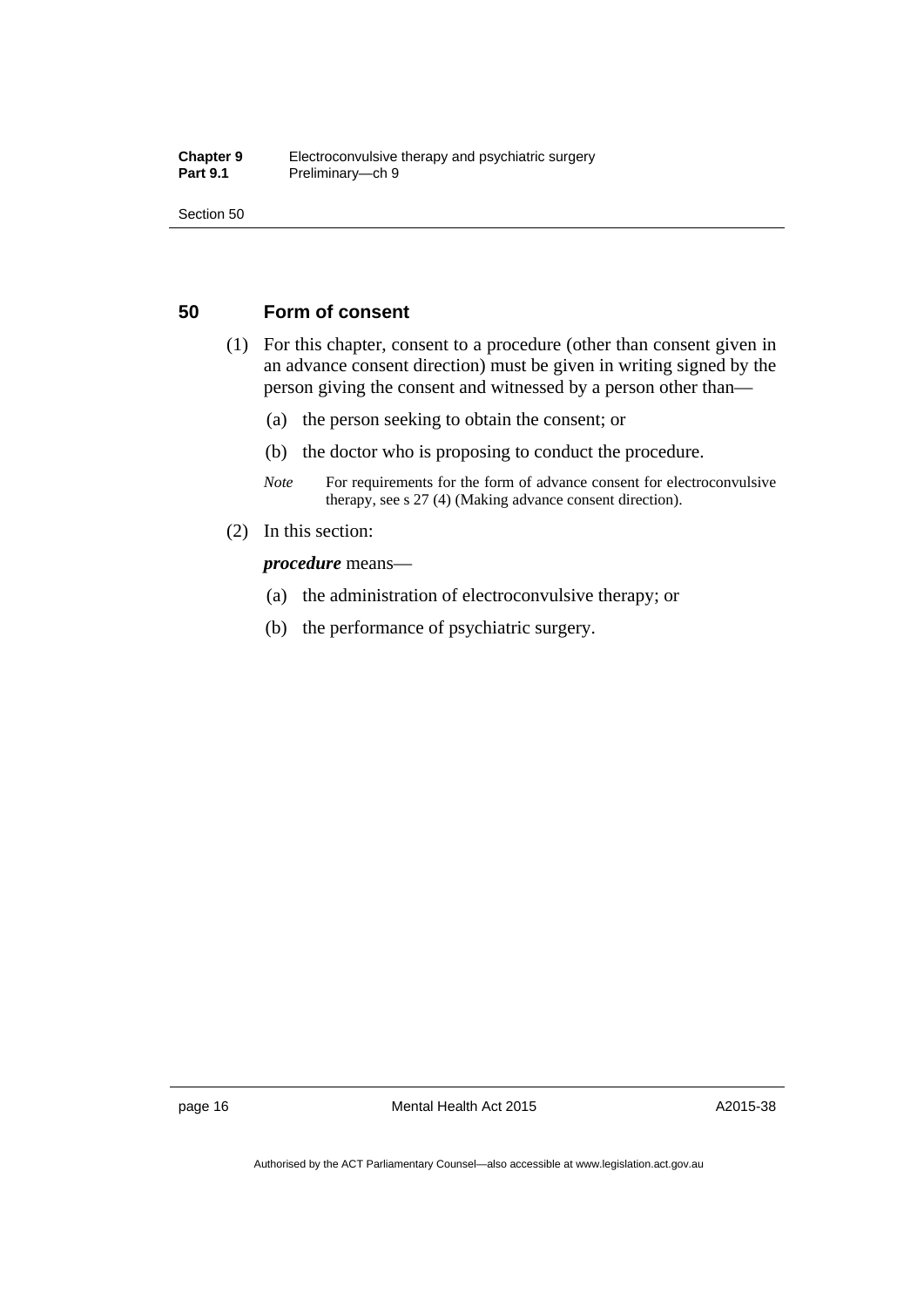## 50 Form of consent

(1) For this chapter, consent to a procedure (other than consent given in an advance consent direction) must be given in writing signed by the person giving the consent and witnessed by a person other than—

(a) the person seeking to obtain the consent; or

(b) the doctor who is proposing to conduct the procedure.

*Note* For requirements for the form of advance consent for electroconvulsive therapy, see s 27 (4) (Making advance consent direction).

(2) In this section:

***procedure*** means—

(a) the administration of electroconvulsive therapy; or

(b) the performance of psychiatric surgery.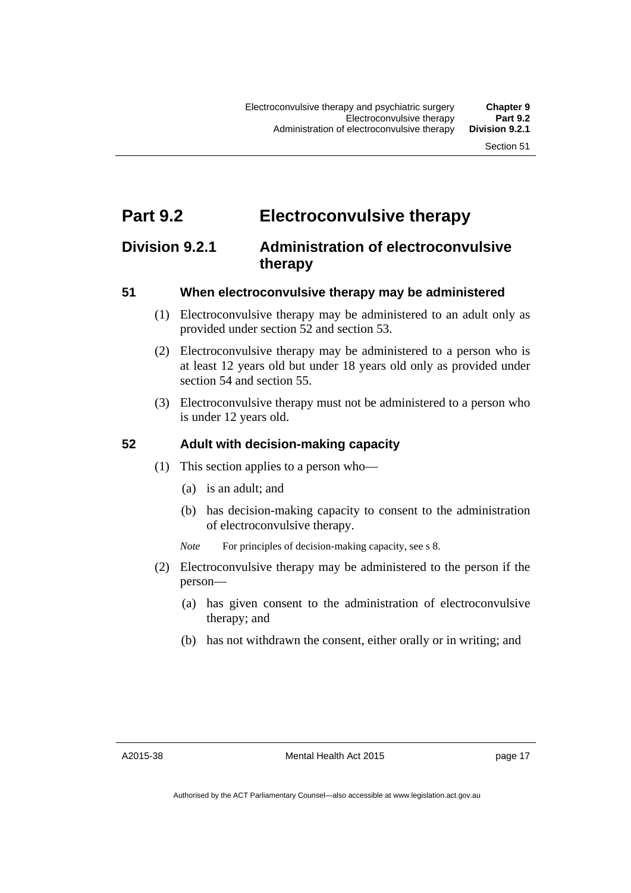# Part 9.2 Electroconvulsive therapy

## Division 9.2.1 Administration of electroconvulsive therapy

### 51 When electroconvulsive therapy may be administered

(1) Electroconvulsive therapy may be administered to an adult only as provided under section 52 and section 53.

(2) Electroconvulsive therapy may be administered to a person who is at least 12 years old but under 18 years old only as provided under section 54 and section 55.

(3) Electroconvulsive therapy must not be administered to a person who is under 12 years old.

### 52 Adult with decision-making capacity

(1) This section applies to a person who—

- (a) is an adult; and
- (b) has decision-making capacity to consent to the administration of electroconvulsive therapy.

*Note* For principles of decision-making capacity, see s 8.

(2) Electroconvulsive therapy may be administered to the person if the person—

- (a) has given consent to the administration of electroconvulsive therapy; and
- (b) has not withdrawn the consent, either orally or in writing; and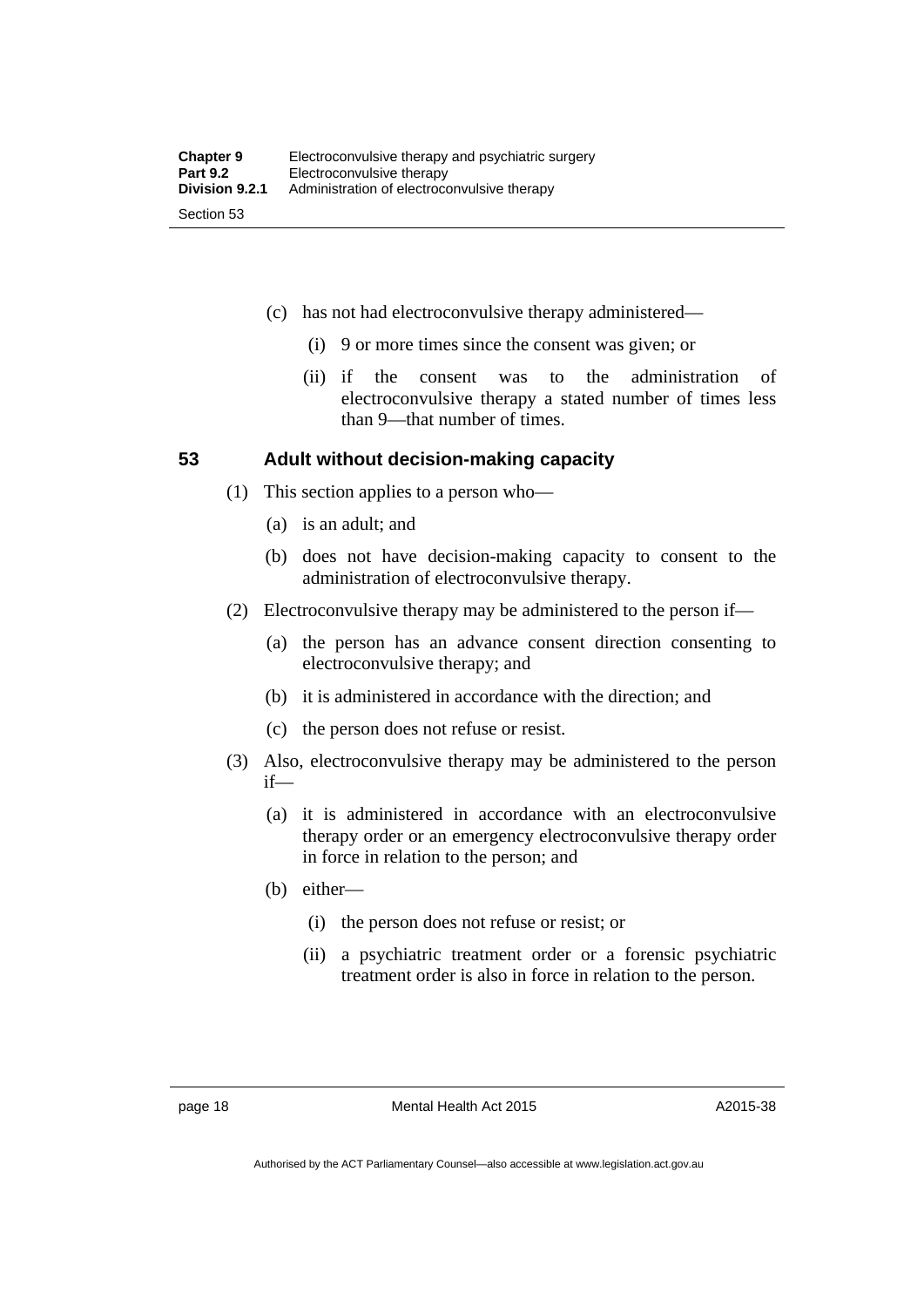(c) has not had electroconvulsive therapy administered—

(i) 9 or more times since the consent was given; or

(ii) if the consent was to the administration of electroconvulsive therapy a stated number of times less than 9—that number of times.

## 53 Adult without decision-making capacity

(1) This section applies to a person who—

(a) is an adult; and

(b) does not have decision-making capacity to consent to the administration of electroconvulsive therapy.

(2) Electroconvulsive therapy may be administered to the person if—

(a) the person has an advance consent direction consenting to electroconvulsive therapy; and

(b) it is administered in accordance with the direction; and

(c) the person does not refuse or resist.

(3) Also, electroconvulsive therapy may be administered to the person if—

(a) it is administered in accordance with an electroconvulsive therapy order or an emergency electroconvulsive therapy order in force in relation to the person; and

(b) either—

(i) the person does not refuse or resist; or

(ii) a psychiatric treatment order or a forensic psychiatric treatment order is also in force in relation to the person.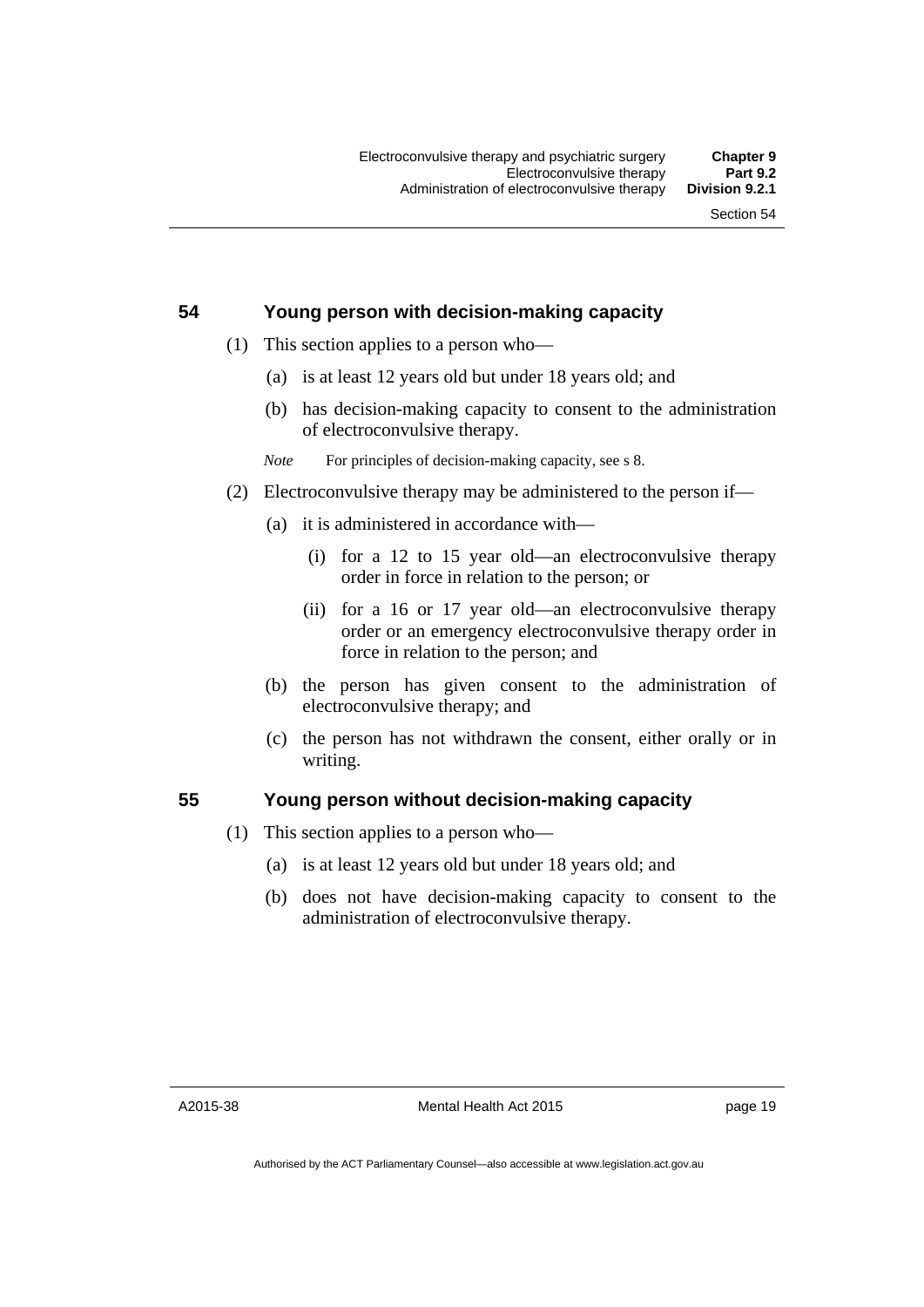## 54 Young person with decision-making capacity

(1) This section applies to a person who—

(a) is at least 12 years old but under 18 years old; and

(b) has decision-making capacity to consent to the administration of electroconvulsive therapy.

*Note* For principles of decision-making capacity, see s 8.

(2) Electroconvulsive therapy may be administered to the person if—

(a) it is administered in accordance with—

(i) for a 12 to 15 year old—an electroconvulsive therapy order in force in relation to the person; or

(ii) for a 16 or 17 year old—an electroconvulsive therapy order or an emergency electroconvulsive therapy order in force in relation to the person; and

(b) the person has given consent to the administration of electroconvulsive therapy; and

(c) the person has not withdrawn the consent, either orally or in writing.

## 55 Young person without decision-making capacity

(1) This section applies to a person who—

(a) is at least 12 years old but under 18 years old; and

(b) does not have decision-making capacity to consent to the administration of electroconvulsive therapy.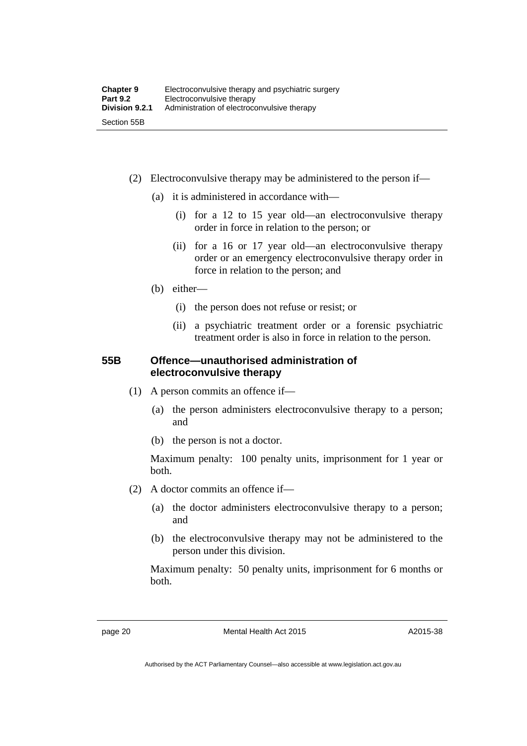(2) Electroconvulsive therapy may be administered to the person if—

(a) it is administered in accordance with—

(i) for a 12 to 15 year old—an electroconvulsive therapy order in force in relation to the person; or

(ii) for a 16 or 17 year old—an electroconvulsive therapy order or an emergency electroconvulsive therapy order in force in relation to the person; and

(b) either—

(i) the person does not refuse or resist; or

(ii) a psychiatric treatment order or a forensic psychiatric treatment order is also in force in relation to the person.

## 55B Offence—unauthorised administration of electroconvulsive therapy

(1) A person commits an offence if—

(a) the person administers electroconvulsive therapy to a person; and

(b) the person is not a doctor.

Maximum penalty: 100 penalty units, imprisonment for 1 year or both.

(2) A doctor commits an offence if—

(a) the doctor administers electroconvulsive therapy to a person; and

(b) the electroconvulsive therapy may not be administered to the person under this division.

Maximum penalty: 50 penalty units, imprisonment for 6 months or both.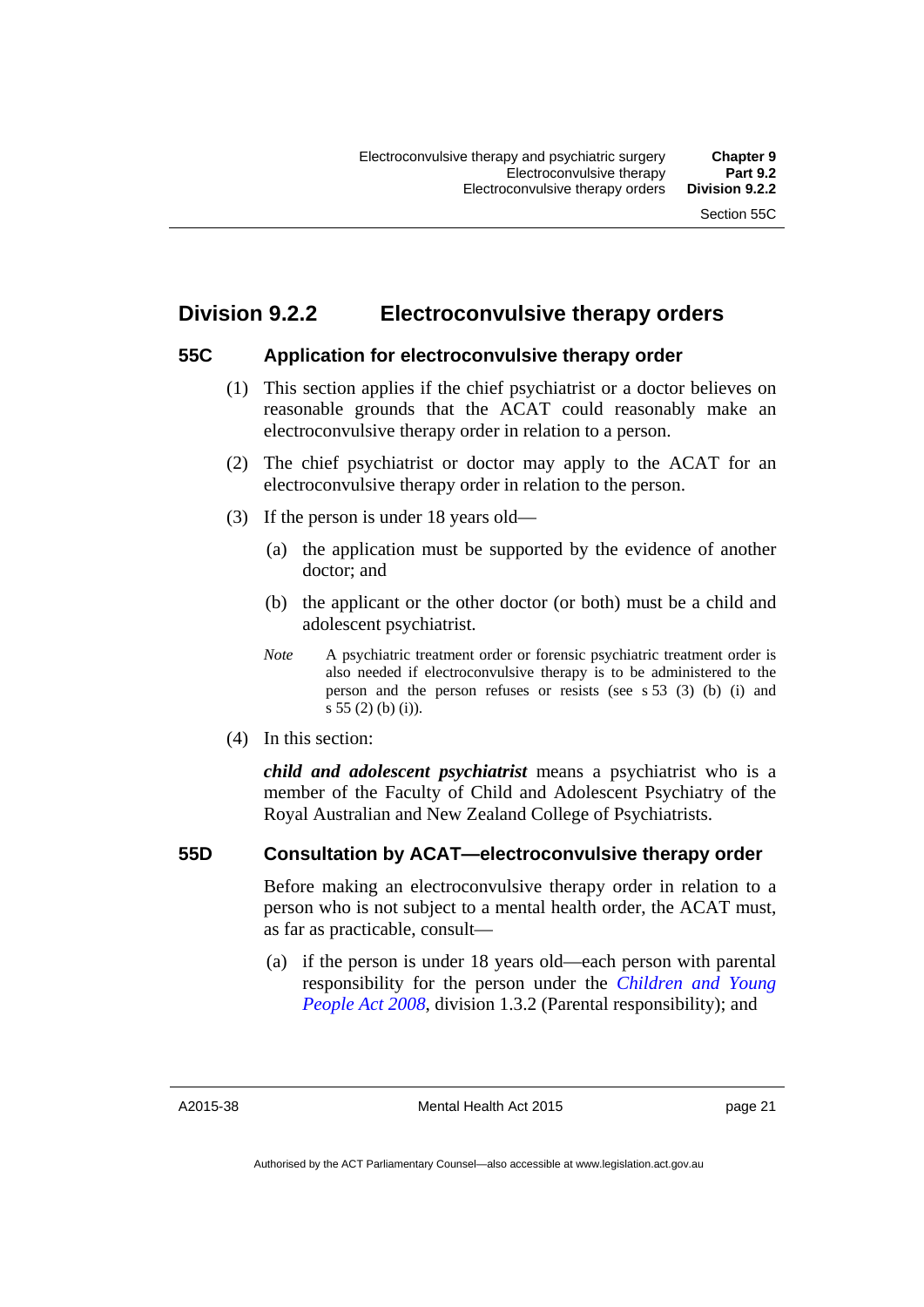## Division 9.2.2 Electroconvulsive therapy orders

### 55C Application for electroconvulsive therapy order

(1) This section applies if the chief psychiatrist or a doctor believes on reasonable grounds that the ACAT could reasonably make an electroconvulsive therapy order in relation to a person.

(2) The chief psychiatrist or doctor may apply to the ACAT for an electroconvulsive therapy order in relation to the person.

(3) If the person is under 18 years old—

(a) the application must be supported by the evidence of another doctor; and

(b) the applicant or the other doctor (or both) must be a child and adolescent psychiatrist.

*Note* A psychiatric treatment order or forensic psychiatric treatment order is also needed if electroconvulsive therapy is to be administered to the person and the person refuses or resists (see s 53 (3) (b) (i) and s 55 (2) (b) (i)).

(4) In this section:

***child and adolescent psychiatrist*** means a psychiatrist who is a member of the Faculty of Child and Adolescent Psychiatry of the Royal Australian and New Zealand College of Psychiatrists.

### 55D Consultation by ACAT—electroconvulsive therapy order

Before making an electroconvulsive therapy order in relation to a person who is not subject to a mental health order, the ACAT must, as far as practicable, consult—

(a) if the person is under 18 years old—each person with parental responsibility for the person under the *Children and Young People Act 2008*, division 1.3.2 (Parental responsibility); and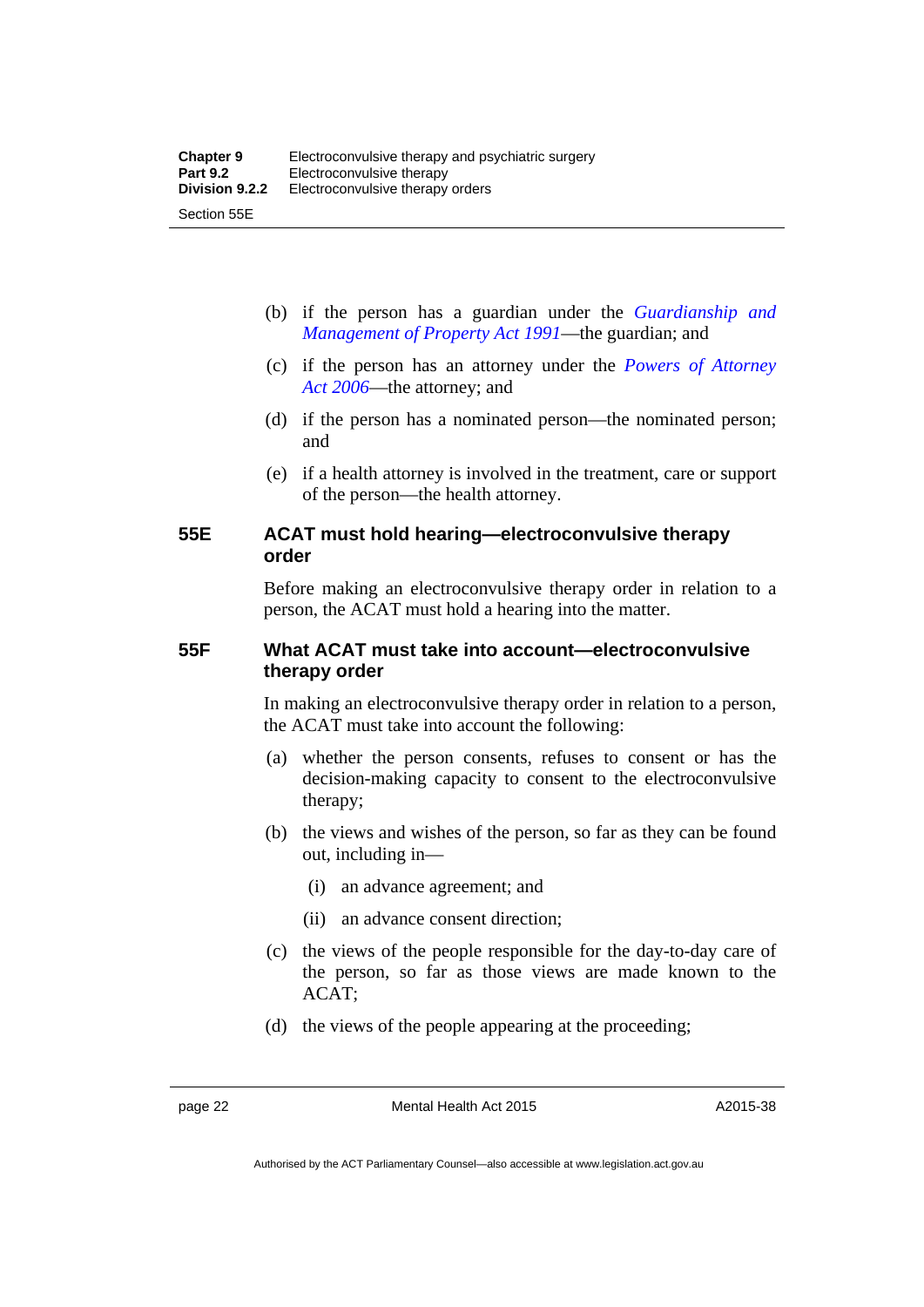(b) if the person has a guardian under the *Guardianship and Management of Property Act 1991*—the guardian; and

(c) if the person has an attorney under the *Powers of Attorney Act 2006*—the attorney; and

(d) if the person has a nominated person—the nominated person; and

(e) if a health attorney is involved in the treatment, care or support of the person—the health attorney.

### 55E ACAT must hold hearing—electroconvulsive therapy order

Before making an electroconvulsive therapy order in relation to a person, the ACAT must hold a hearing into the matter.

### 55F What ACAT must take into account—electroconvulsive therapy order

In making an electroconvulsive therapy order in relation to a person, the ACAT must take into account the following:

(a) whether the person consents, refuses to consent or has the decision-making capacity to consent to the electroconvulsive therapy;

(b) the views and wishes of the person, so far as they can be found out, including in—

  (i) an advance agreement; and

  (ii) an advance consent direction;

(c) the views of the people responsible for the day-to-day care of the person, so far as those views are made known to the ACAT;

(d) the views of the people appearing at the proceeding;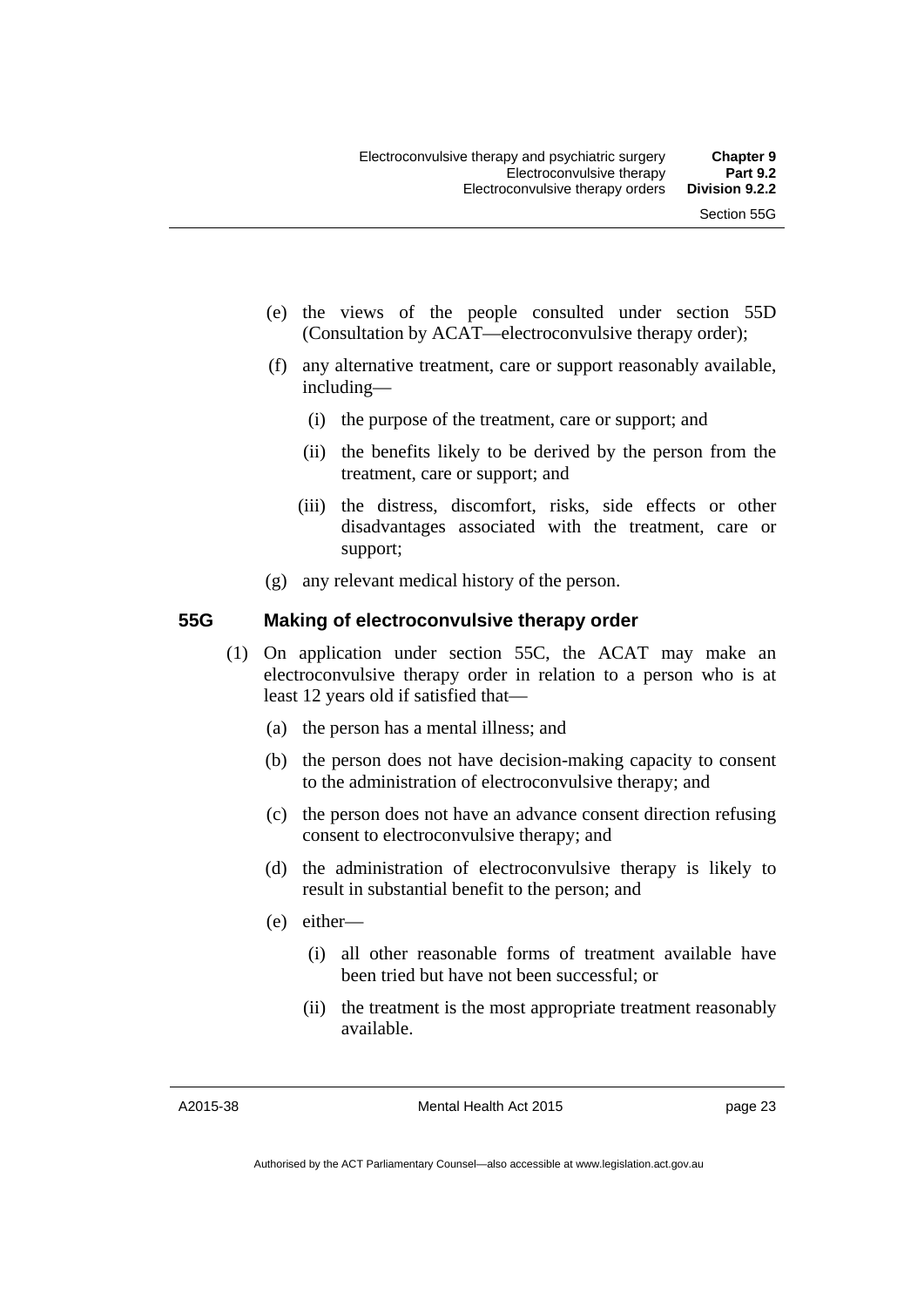(e) the views of the people consulted under section 55D (Consultation by ACAT—electroconvulsive therapy order);

(f) any alternative treatment, care or support reasonably available, including—

(i) the purpose of the treatment, care or support; and

(ii) the benefits likely to be derived by the person from the treatment, care or support; and

(iii) the distress, discomfort, risks, side effects or other disadvantages associated with the treatment, care or support;

(g) any relevant medical history of the person.

### 55G Making of electroconvulsive therapy order

(1) On application under section 55C, the ACAT may make an electroconvulsive therapy order in relation to a person who is at least 12 years old if satisfied that—

(a) the person has a mental illness; and

(b) the person does not have decision-making capacity to consent to the administration of electroconvulsive therapy; and

(c) the person does not have an advance consent direction refusing consent to electroconvulsive therapy; and

(d) the administration of electroconvulsive therapy is likely to result in substantial benefit to the person; and

(e) either—

(i) all other reasonable forms of treatment available have been tried but have not been successful; or

(ii) the treatment is the most appropriate treatment reasonably available.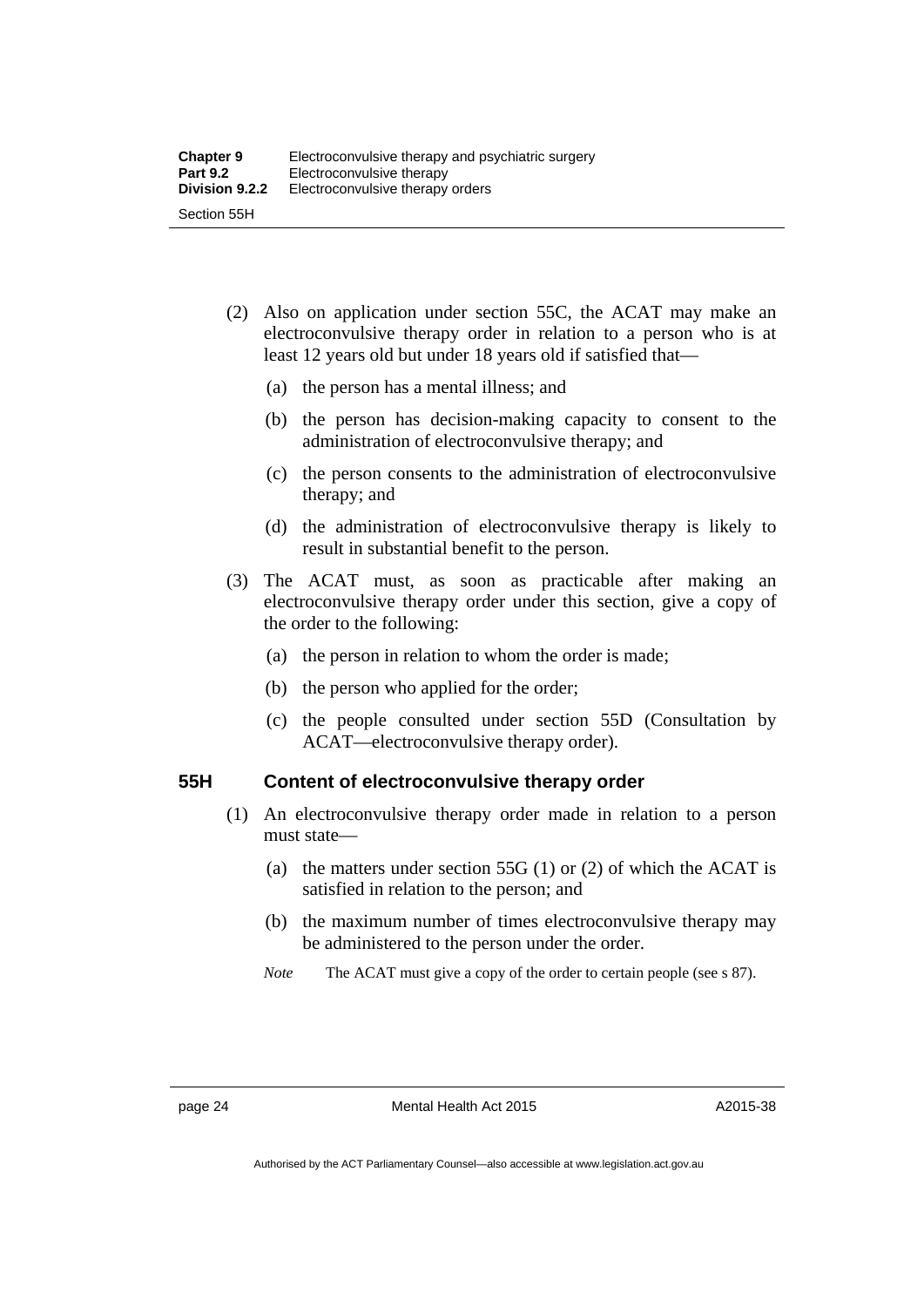(2) Also on application under section 55C, the ACAT may make an electroconvulsive therapy order in relation to a person who is at least 12 years old but under 18 years old if satisfied that—

   (a) the person has a mental illness; and

   (b) the person has decision-making capacity to consent to the administration of electroconvulsive therapy; and

   (c) the person consents to the administration of electroconvulsive therapy; and

   (d) the administration of electroconvulsive therapy is likely to result in substantial benefit to the person.

(3) The ACAT must, as soon as practicable after making an electroconvulsive therapy order under this section, give a copy of the order to the following:

   (a) the person in relation to whom the order is made;

   (b) the person who applied for the order;

   (c) the people consulted under section 55D (Consultation by ACAT—electroconvulsive therapy order).

### 55H Content of electroconvulsive therapy order

(1) An electroconvulsive therapy order made in relation to a person must state—

   (a) the matters under section 55G (1) or (2) of which the ACAT is satisfied in relation to the person; and

   (b) the maximum number of times electroconvulsive therapy may be administered to the person under the order.

   *Note* The ACAT must give a copy of the order to certain people (see s 87).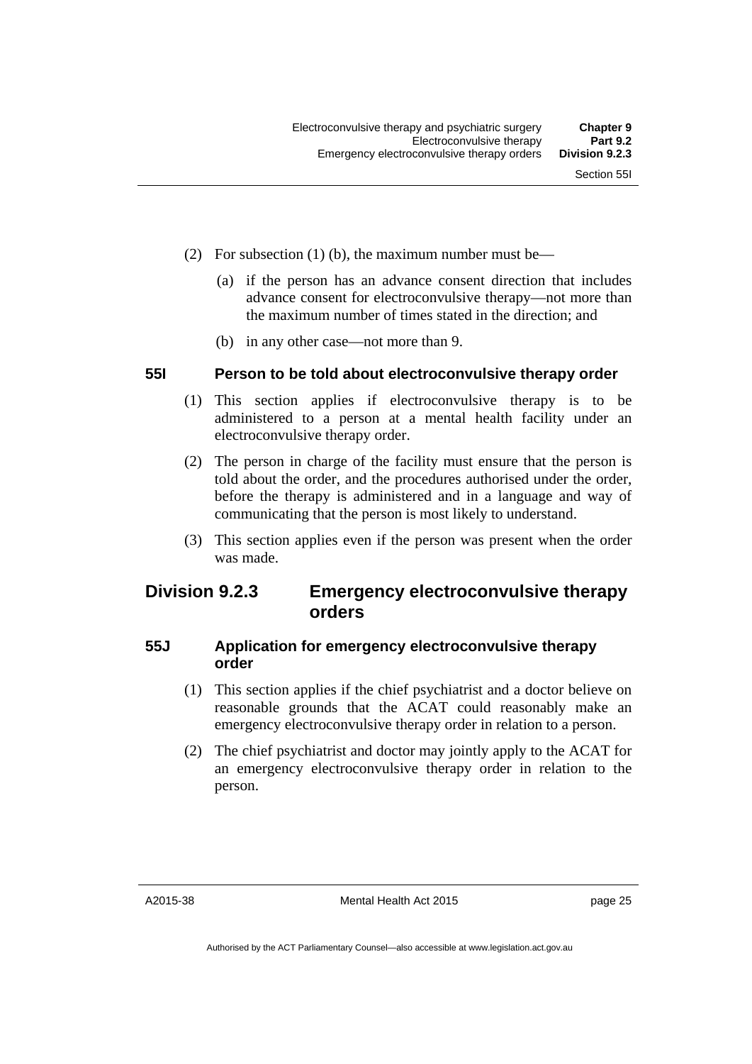(2) For subsection (1) (b), the maximum number must be—

(a) if the person has an advance consent direction that includes advance consent for electroconvulsive therapy—not more than the maximum number of times stated in the direction; and

(b) in any other case—not more than 9.

### 55I Person to be told about electroconvulsive therapy order

(1) This section applies if electroconvulsive therapy is to be administered to a person at a mental health facility under an electroconvulsive therapy order.

(2) The person in charge of the facility must ensure that the person is told about the order, and the procedures authorised under the order, before the therapy is administered and in a language and way of communicating that the person is most likely to understand.

(3) This section applies even if the person was present when the order was made.

## Division 9.2.3 Emergency electroconvulsive therapy orders

### 55J Application for emergency electroconvulsive therapy order

(1) This section applies if the chief psychiatrist and a doctor believe on reasonable grounds that the ACAT could reasonably make an emergency electroconvulsive therapy order in relation to a person.

(2) The chief psychiatrist and doctor may jointly apply to the ACAT for an emergency electroconvulsive therapy order in relation to the person.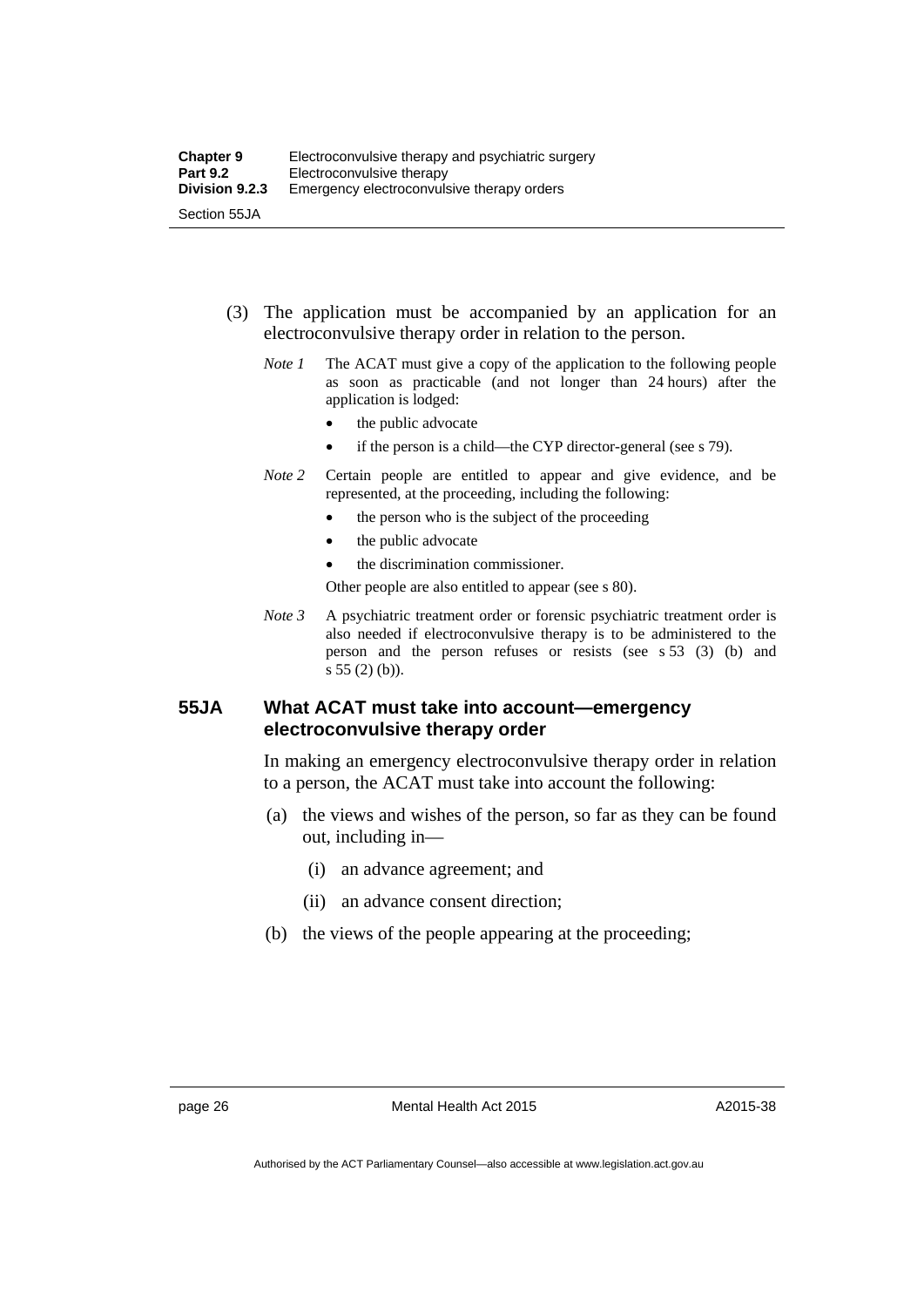(3) The application must be accompanied by an application for an electroconvulsive therapy order in relation to the person.

*Note 1* The ACAT must give a copy of the application to the following people as soon as practicable (and not longer than 24 hours) after the application is lodged:

- the public advocate
- if the person is a child—the CYP director-general (see s 79).

*Note 2* Certain people are entitled to appear and give evidence, and be represented, at the proceeding, including the following:

- the person who is the subject of the proceeding
- the public advocate
- the discrimination commissioner.

Other people are also entitled to appear (see s 80).

*Note 3* A psychiatric treatment order or forensic psychiatric treatment order is also needed if electroconvulsive therapy is to be administered to the person and the person refuses or resists (see s 53 (3) (b) and s 55 (2) (b)).

## 55JA What ACAT must take into account—emergency electroconvulsive therapy order

In making an emergency electroconvulsive therapy order in relation to a person, the ACAT must take into account the following:

(a) the views and wishes of the person, so far as they can be found out, including in—

(i) an advance agreement; and

(ii) an advance consent direction;

(b) the views of the people appearing at the proceeding;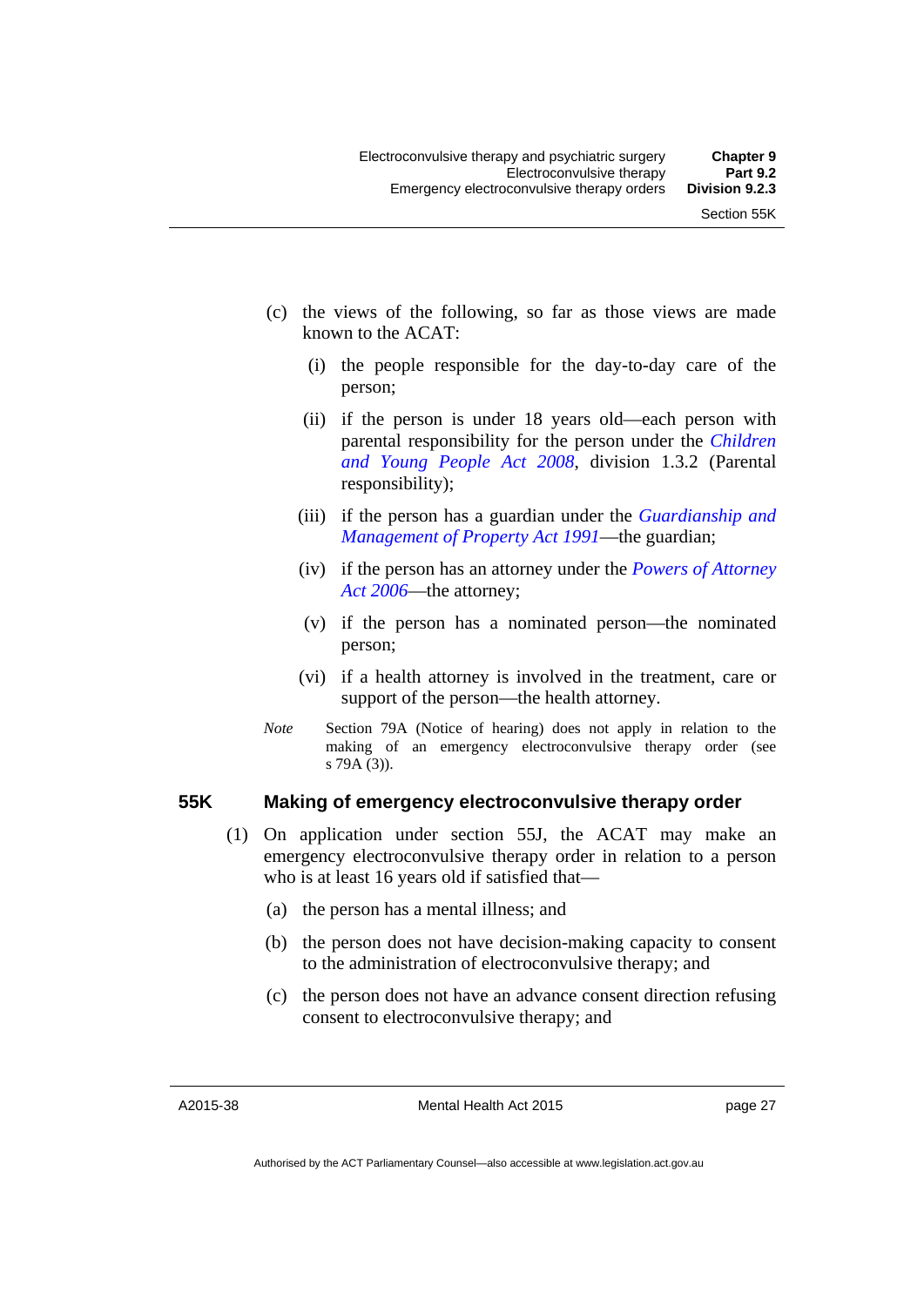(c) the views of the following, so far as those views are made known to the ACAT:

(i) the people responsible for the day-to-day care of the person;

(ii) if the person is under 18 years old—each person with parental responsibility for the person under the *Children and Young People Act 2008*, division 1.3.2 (Parental responsibility);

(iii) if the person has a guardian under the *Guardianship and Management of Property Act 1991*—the guardian;

(iv) if the person has an attorney under the *Powers of Attorney Act 2006*—the attorney;

(v) if the person has a nominated person—the nominated person;

(vi) if a health attorney is involved in the treatment, care or support of the person—the health attorney.

*Note* Section 79A (Notice of hearing) does not apply in relation to the making of an emergency electroconvulsive therapy order (see s 79A (3)).

### 55K Making of emergency electroconvulsive therapy order

(1) On application under section 55J, the ACAT may make an emergency electroconvulsive therapy order in relation to a person who is at least 16 years old if satisfied that—

(a) the person has a mental illness; and

(b) the person does not have decision-making capacity to consent to the administration of electroconvulsive therapy; and

(c) the person does not have an advance consent direction refusing consent to electroconvulsive therapy; and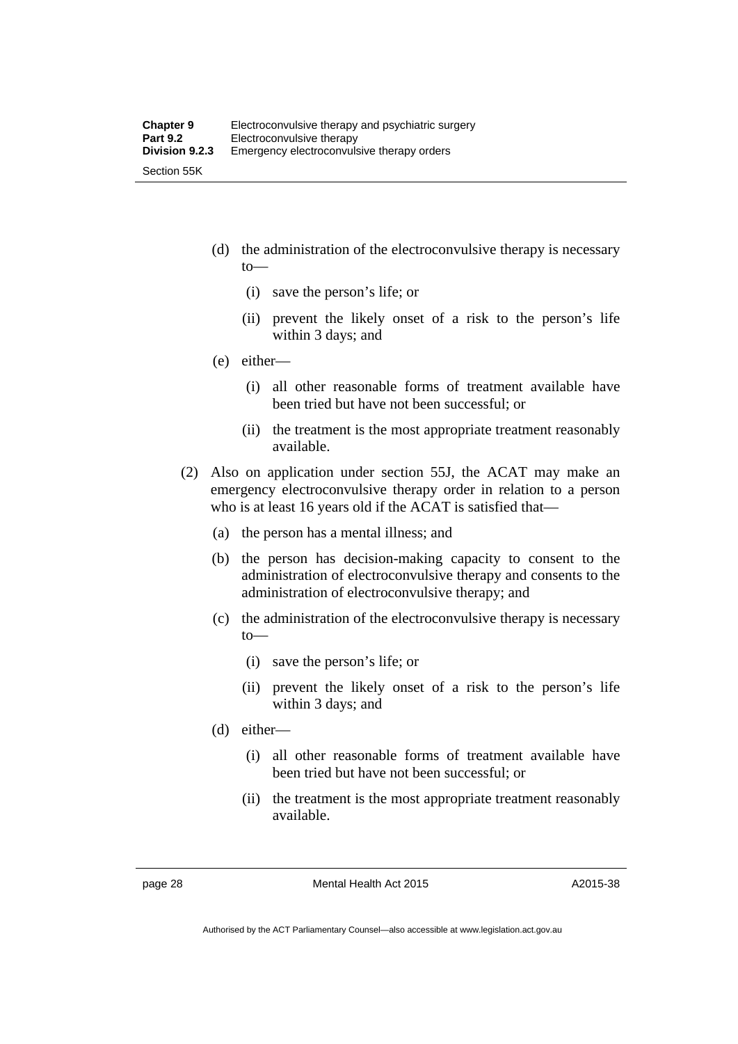(d) the administration of the electroconvulsive therapy is necessary to—

(i) save the person's life; or

(ii) prevent the likely onset of a risk to the person's life within 3 days; and

(e) either—

(i) all other reasonable forms of treatment available have been tried but have not been successful; or

(ii) the treatment is the most appropriate treatment reasonably available.

(2) Also on application under section 55J, the ACAT may make an emergency electroconvulsive therapy order in relation to a person who is at least 16 years old if the ACAT is satisfied that—

(a) the person has a mental illness; and

(b) the person has decision-making capacity to consent to the administration of electroconvulsive therapy and consents to the administration of electroconvulsive therapy; and

(c) the administration of the electroconvulsive therapy is necessary to—

(i) save the person's life; or

(ii) prevent the likely onset of a risk to the person's life within 3 days; and

(d) either—

(i) all other reasonable forms of treatment available have been tried but have not been successful; or

(ii) the treatment is the most appropriate treatment reasonably available.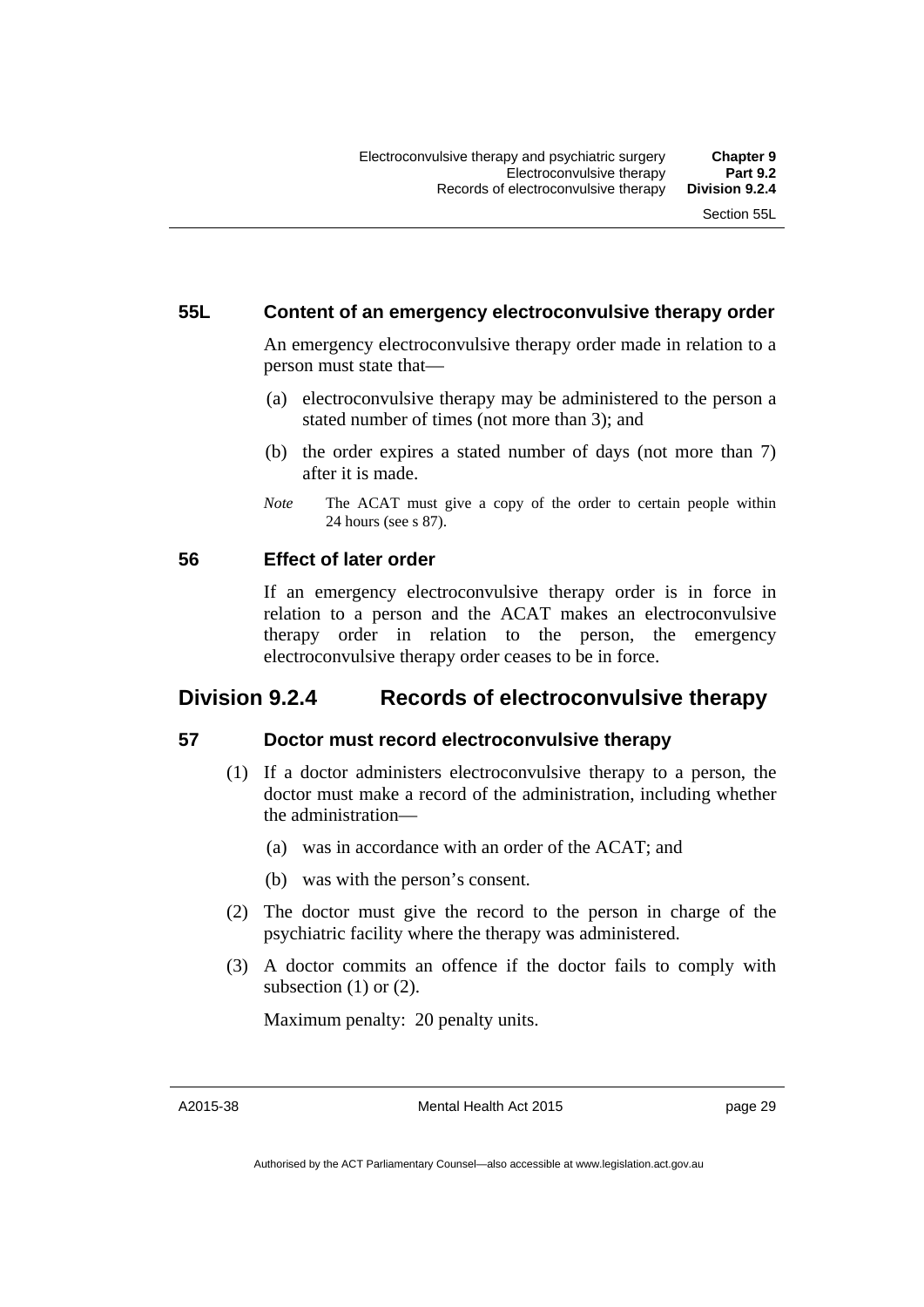### 55L Content of an emergency electroconvulsive therapy order

An emergency electroconvulsive therapy order made in relation to a person must state that—

(a) electroconvulsive therapy may be administered to the person a stated number of times (not more than 3); and

(b) the order expires a stated number of days (not more than 7) after it is made.

*Note* The ACAT must give a copy of the order to certain people within 24 hours (see s 87).

### 56 Effect of later order

If an emergency electroconvulsive therapy order is in force in relation to a person and the ACAT makes an electroconvulsive therapy order in relation to the person, the emergency electroconvulsive therapy order ceases to be in force.

## Division 9.2.4 Records of electroconvulsive therapy

### 57 Doctor must record electroconvulsive therapy

(1) If a doctor administers electroconvulsive therapy to a person, the doctor must make a record of the administration, including whether the administration—

(a) was in accordance with an order of the ACAT; and

(b) was with the person's consent.

(2) The doctor must give the record to the person in charge of the psychiatric facility where the therapy was administered.

(3) A doctor commits an offence if the doctor fails to comply with subsection (1) or (2).

Maximum penalty: 20 penalty units.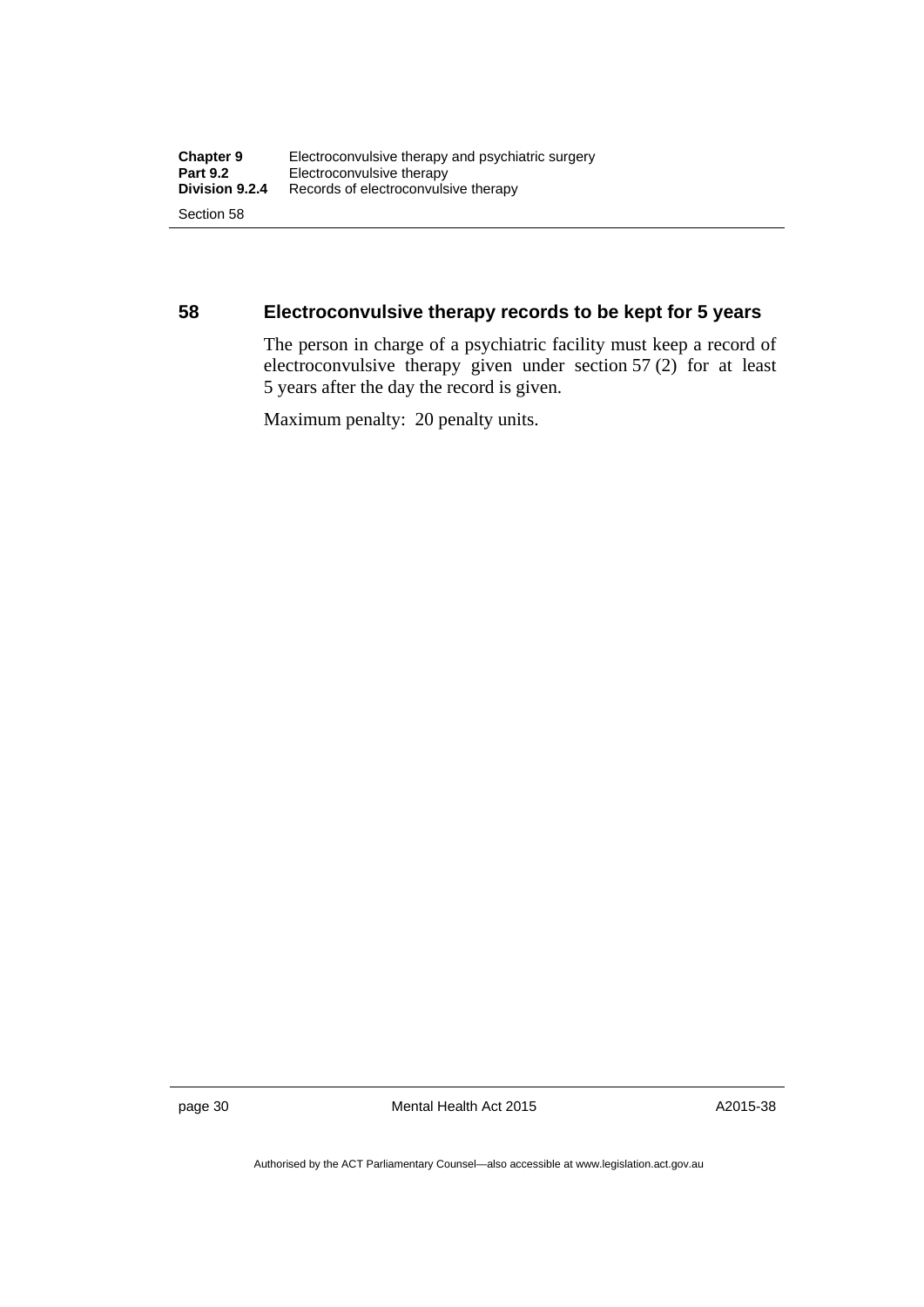## 58 Electroconvulsive therapy records to be kept for 5 years

The person in charge of a psychiatric facility must keep a record of electroconvulsive therapy given under section 57 (2) for at least 5 years after the day the record is given.

Maximum penalty: 20 penalty units.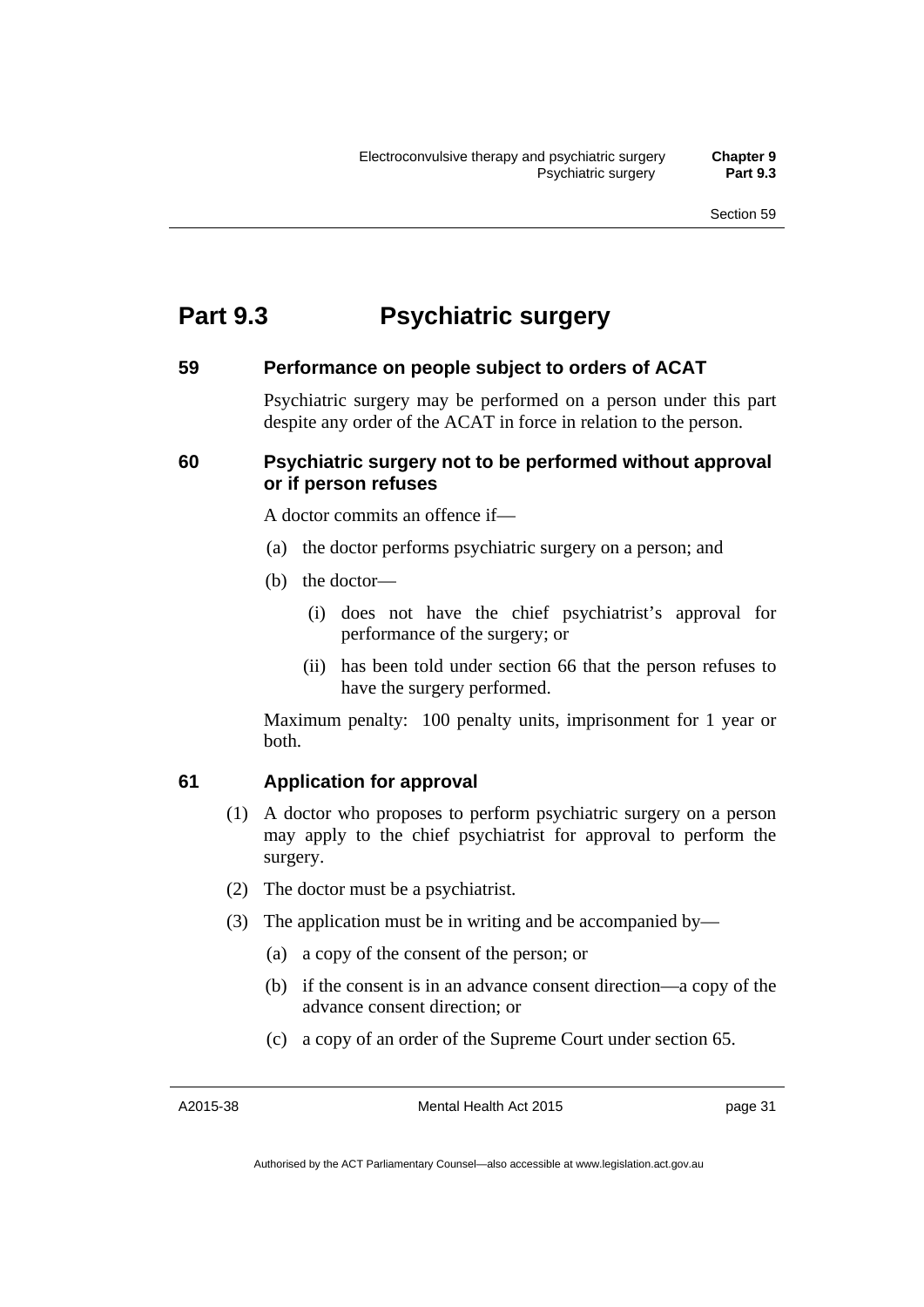# Part 9.3 Psychiatric surgery

## 59 Performance on people subject to orders of ACAT

Psychiatric surgery may be performed on a person under this part despite any order of the ACAT in force in relation to the person.

## 60 Psychiatric surgery not to be performed without approval or if person refuses

A doctor commits an offence if—

(a) the doctor performs psychiatric surgery on a person; and

(b) the doctor—

(i) does not have the chief psychiatrist's approval for performance of the surgery; or

(ii) has been told under section 66 that the person refuses to have the surgery performed.

Maximum penalty: 100 penalty units, imprisonment for 1 year or both.

## 61 Application for approval

(1) A doctor who proposes to perform psychiatric surgery on a person may apply to the chief psychiatrist for approval to perform the surgery.

(2) The doctor must be a psychiatrist.

(3) The application must be in writing and be accompanied by—

(a) a copy of the consent of the person; or

(b) if the consent is in an advance consent direction—a copy of the advance consent direction; or

(c) a copy of an order of the Supreme Court under section 65.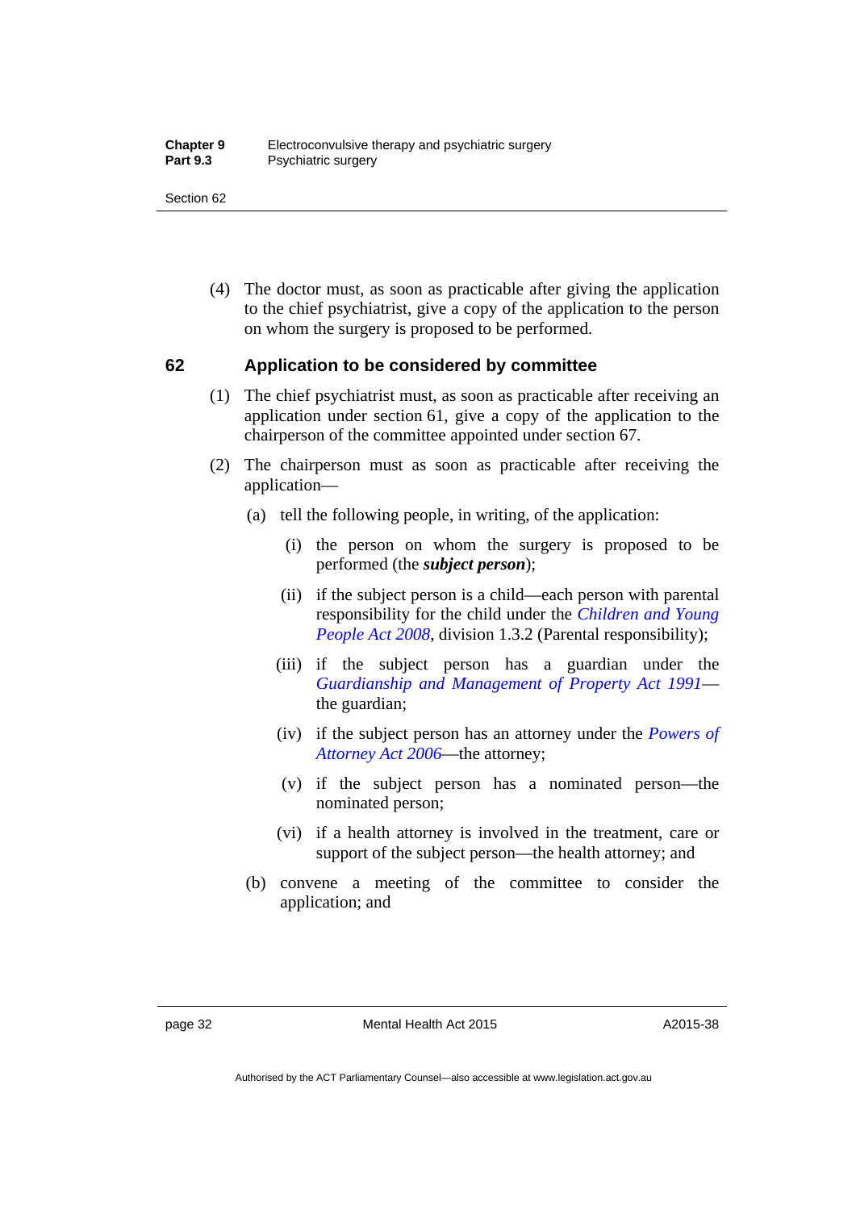(4) The doctor must, as soon as practicable after giving the application to the chief psychiatrist, give a copy of the application to the person on whom the surgery is proposed to be performed.

## 62 Application to be considered by committee

(1) The chief psychiatrist must, as soon as practicable after receiving an application under section 61, give a copy of the application to the chairperson of the committee appointed under section 67.

(2) The chairperson must as soon as practicable after receiving the application—

(a) tell the following people, in writing, of the application:

(i) the person on whom the surgery is proposed to be performed (the ***subject person***);

(ii) if the subject person is a child—each person with parental responsibility for the child under the *Children and Young People Act 2008*, division 1.3.2 (Parental responsibility);

(iii) if the subject person has a guardian under the *Guardianship and Management of Property Act 1991*—the guardian;

(iv) if the subject person has an attorney under the *Powers of Attorney Act 2006*—the attorney;

(v) if the subject person has a nominated person—the nominated person;

(vi) if a health attorney is involved in the treatment, care or support of the subject person—the health attorney; and

(b) convene a meeting of the committee to consider the application; and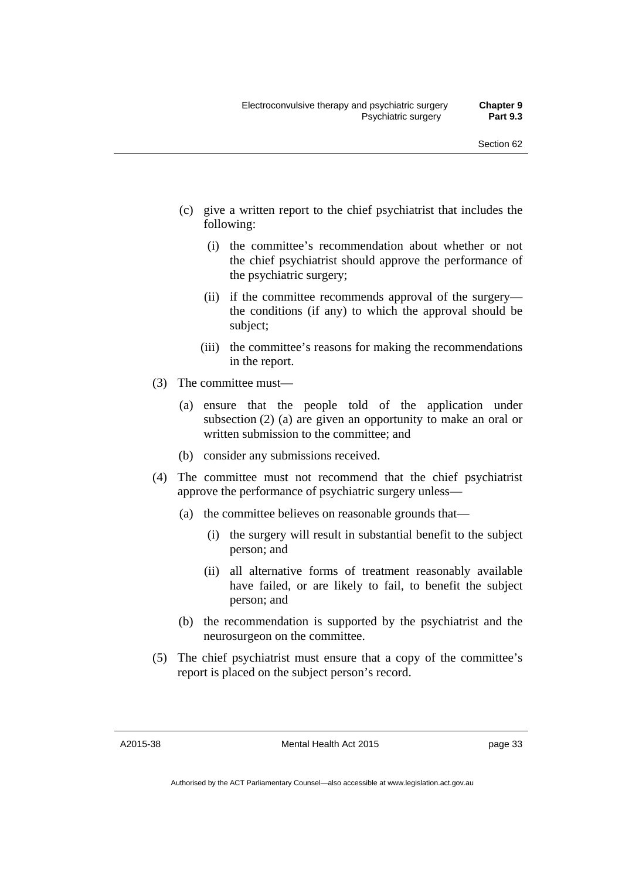(c) give a written report to the chief psychiatrist that includes the following:

 (i) the committee's recommendation about whether or not the chief psychiatrist should approve the performance of the psychiatric surgery;

 (ii) if the committee recommends approval of the surgery—the conditions (if any) to which the approval should be subject;

 (iii) the committee's reasons for making the recommendations in the report.

(3) The committee must—

 (a) ensure that the people told of the application under subsection (2) (a) are given an opportunity to make an oral or written submission to the committee; and

 (b) consider any submissions received.

(4) The committee must not recommend that the chief psychiatrist approve the performance of psychiatric surgery unless—

 (a) the committee believes on reasonable grounds that—

  (i) the surgery will result in substantial benefit to the subject person; and

  (ii) all alternative forms of treatment reasonably available have failed, or are likely to fail, to benefit the subject person; and

 (b) the recommendation is supported by the psychiatrist and the neurosurgeon on the committee.

(5) The chief psychiatrist must ensure that a copy of the committee's report is placed on the subject person's record.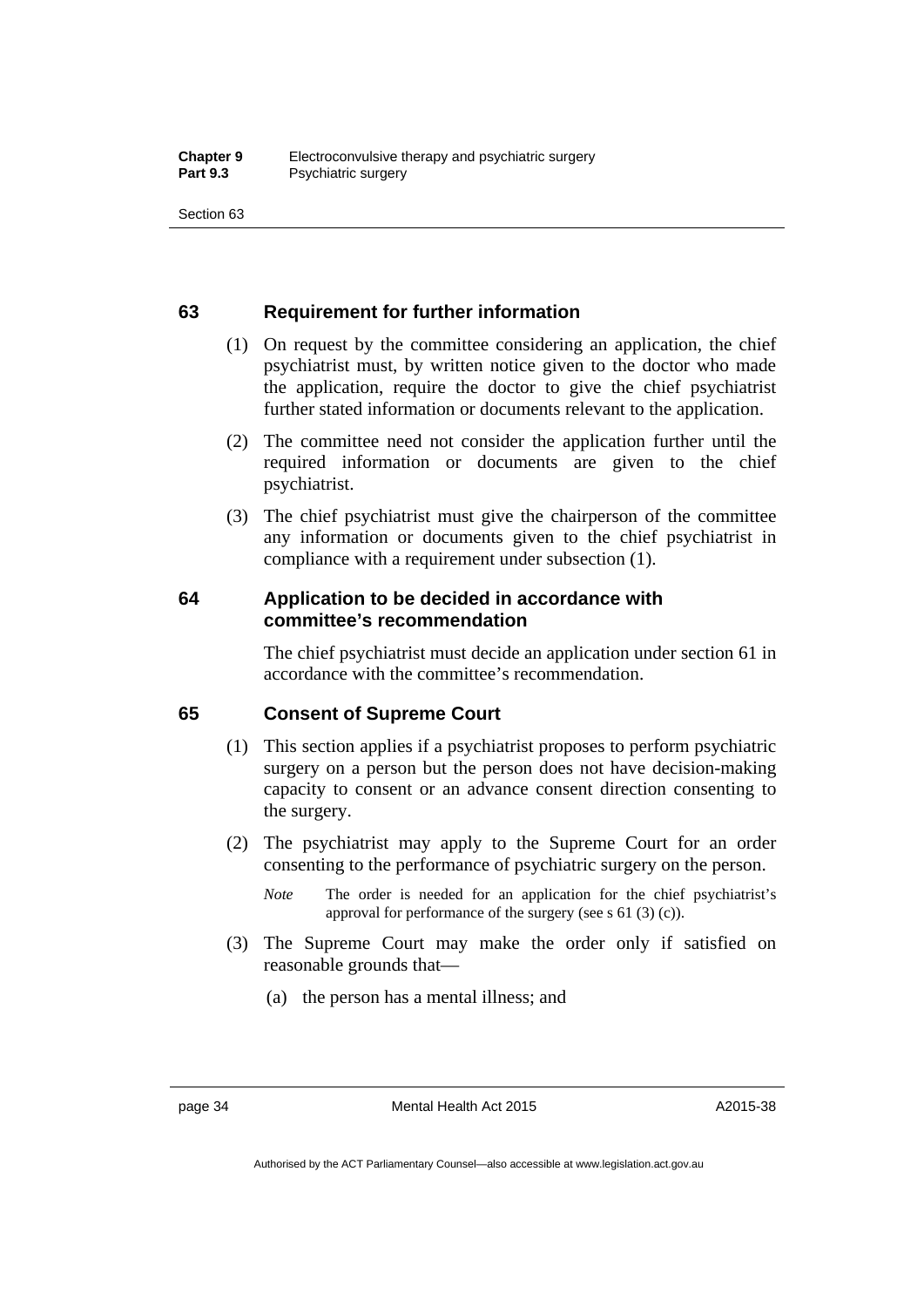### 63 Requirement for further information

(1) On request by the committee considering an application, the chief psychiatrist must, by written notice given to the doctor who made the application, require the doctor to give the chief psychiatrist further stated information or documents relevant to the application.

(2) The committee need not consider the application further until the required information or documents are given to the chief psychiatrist.

(3) The chief psychiatrist must give the chairperson of the committee any information or documents given to the chief psychiatrist in compliance with a requirement under subsection (1).

### 64 Application to be decided in accordance with committee's recommendation

The chief psychiatrist must decide an application under section 61 in accordance with the committee's recommendation.

### 65 Consent of Supreme Court

(1) This section applies if a psychiatrist proposes to perform psychiatric surgery on a person but the person does not have decision-making capacity to consent or an advance consent direction consenting to the surgery.

(2) The psychiatrist may apply to the Supreme Court for an order consenting to the performance of psychiatric surgery on the person.

*Note* The order is needed for an application for the chief psychiatrist's approval for performance of the surgery (see s 61 (3) (c)).

(3) The Supreme Court may make the order only if satisfied on reasonable grounds that—

(a) the person has a mental illness; and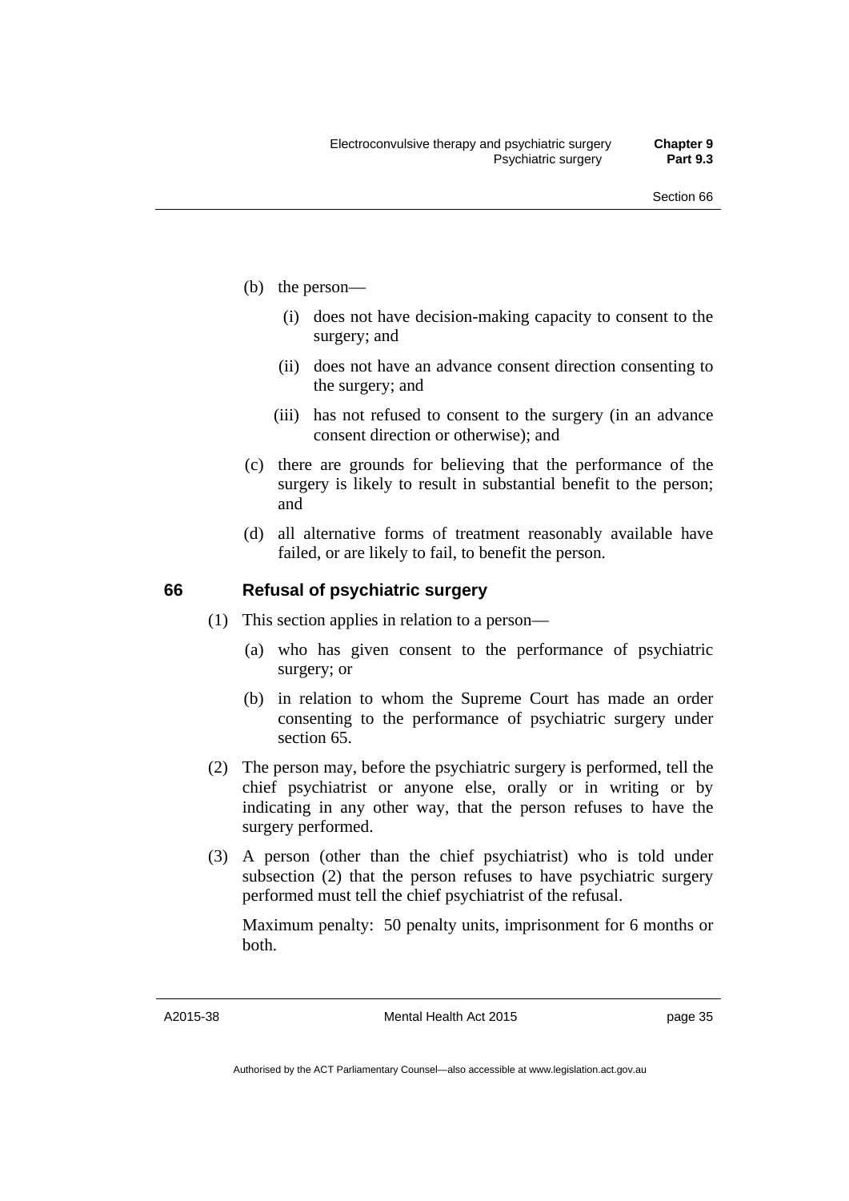(b) the person—

  (i) does not have decision-making capacity to consent to the surgery; and

  (ii) does not have an advance consent direction consenting to the surgery; and

  (iii) has not refused to consent to the surgery (in an advance consent direction or otherwise); and

(c) there are grounds for believing that the performance of the surgery is likely to result in substantial benefit to the person; and

(d) all alternative forms of treatment reasonably available have failed, or are likely to fail, to benefit the person.

## 66 Refusal of psychiatric surgery

(1) This section applies in relation to a person—

  (a) who has given consent to the performance of psychiatric surgery; or

  (b) in relation to whom the Supreme Court has made an order consenting to the performance of psychiatric surgery under section 65.

(2) The person may, before the psychiatric surgery is performed, tell the chief psychiatrist or anyone else, orally or in writing or by indicating in any other way, that the person refuses to have the surgery performed.

(3) A person (other than the chief psychiatrist) who is told under subsection (2) that the person refuses to have psychiatric surgery performed must tell the chief psychiatrist of the refusal.

Maximum penalty: 50 penalty units, imprisonment for 6 months or both.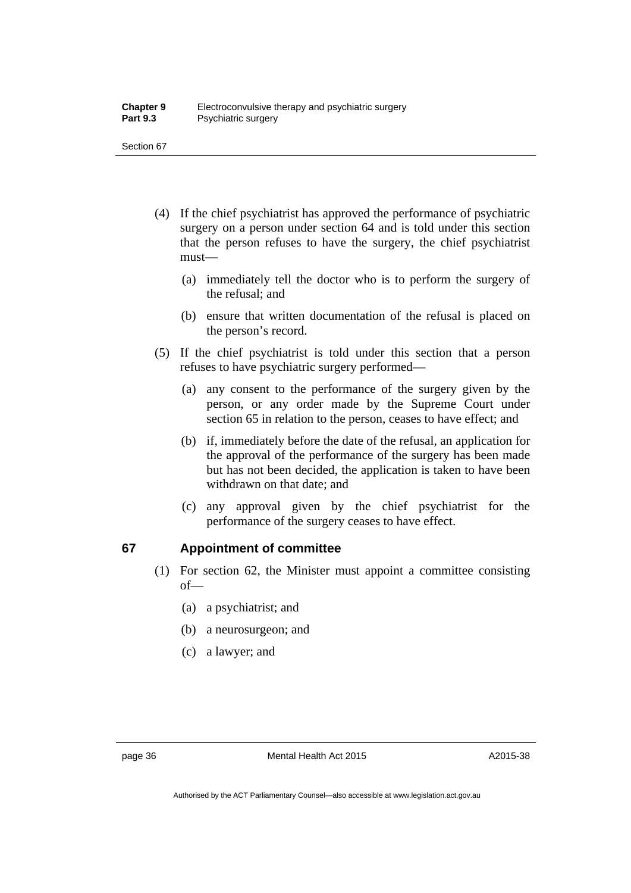(4) If the chief psychiatrist has approved the performance of psychiatric surgery on a person under section 64 and is told under this section that the person refuses to have the surgery, the chief psychiatrist must—

(a) immediately tell the doctor who is to perform the surgery of the refusal; and

(b) ensure that written documentation of the refusal is placed on the person's record.

(5) If the chief psychiatrist is told under this section that a person refuses to have psychiatric surgery performed—

(a) any consent to the performance of the surgery given by the person, or any order made by the Supreme Court under section 65 in relation to the person, ceases to have effect; and

(b) if, immediately before the date of the refusal, an application for the approval of the performance of the surgery has been made but has not been decided, the application is taken to have been withdrawn on that date; and

(c) any approval given by the chief psychiatrist for the performance of the surgery ceases to have effect.

### 67 Appointment of committee

(1) For section 62, the Minister must appoint a committee consisting of—

(a) a psychiatrist; and

(b) a neurosurgeon; and

(c) a lawyer; and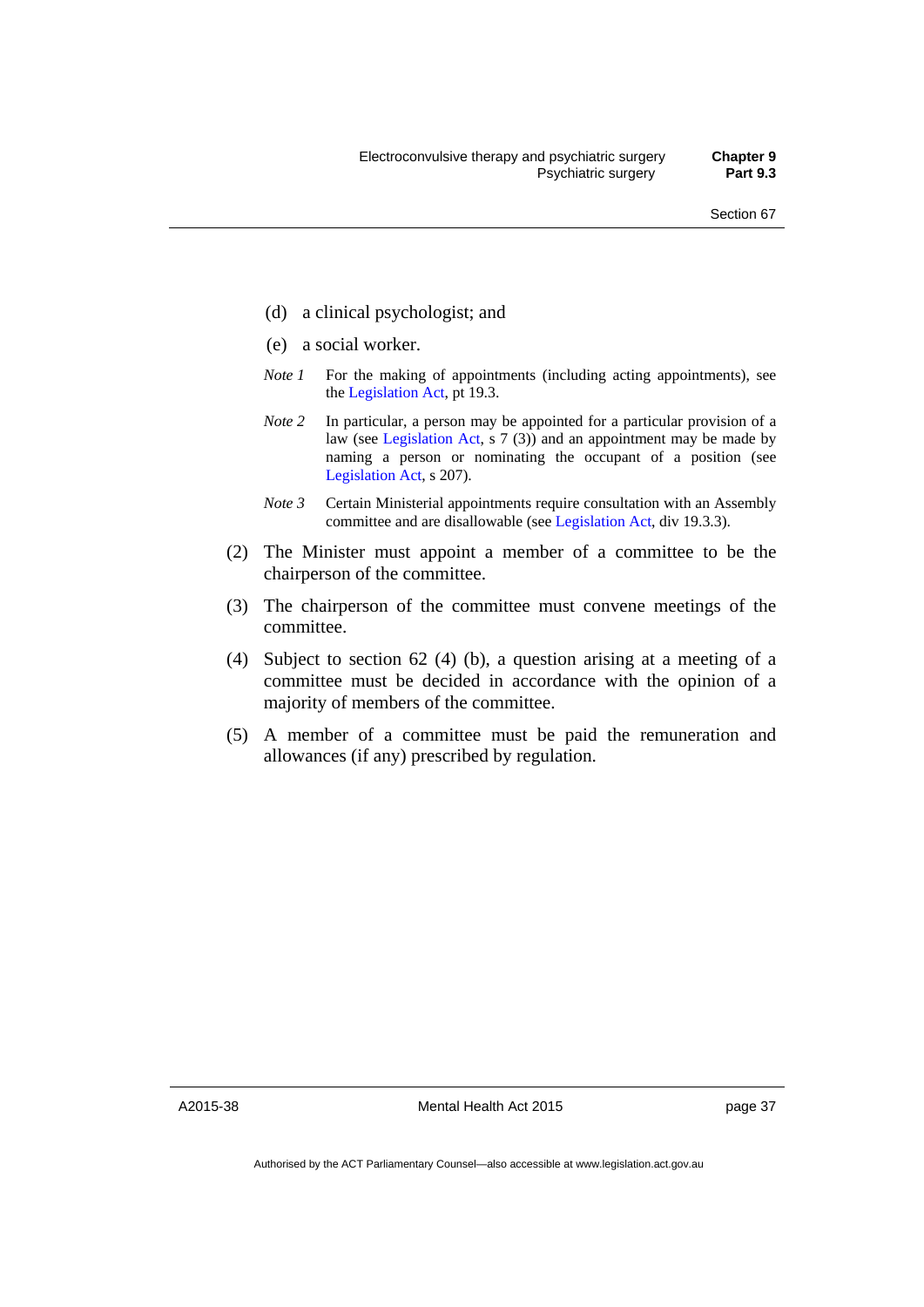(d) a clinical psychologist; and

(e) a social worker.

*Note 1* For the making of appointments (including acting appointments), see the Legislation Act, pt 19.3.

*Note 2* In particular, a person may be appointed for a particular provision of a law (see Legislation Act, s 7 (3)) and an appointment may be made by naming a person or nominating the occupant of a position (see Legislation Act, s 207).

*Note 3* Certain Ministerial appointments require consultation with an Assembly committee and are disallowable (see Legislation Act, div 19.3.3).

(2) The Minister must appoint a member of a committee to be the chairperson of the committee.

(3) The chairperson of the committee must convene meetings of the committee.

(4) Subject to section 62 (4) (b), a question arising at a meeting of a committee must be decided in accordance with the opinion of a majority of members of the committee.

(5) A member of a committee must be paid the remuneration and allowances (if any) prescribed by regulation.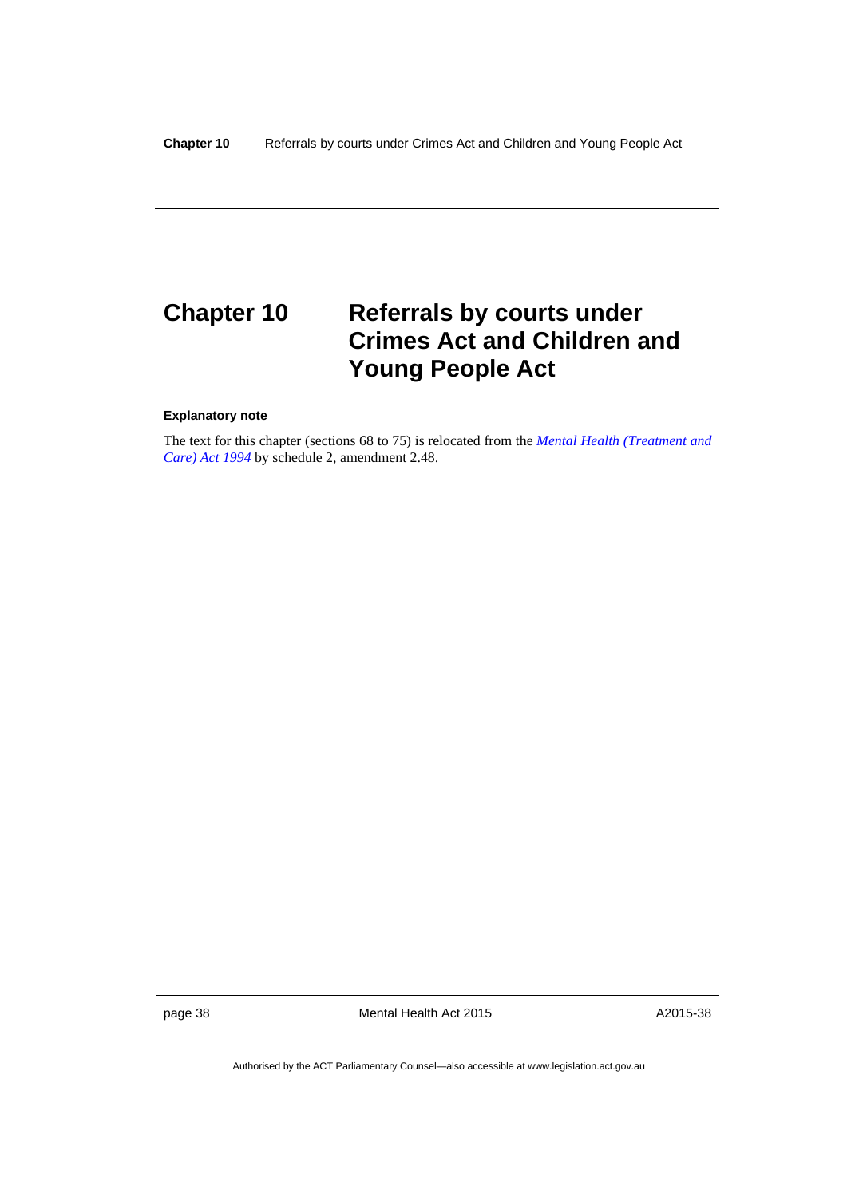# Chapter 10 Referrals by courts under Crimes Act and Children and Young People Act

**Explanatory note**

The text for this chapter (sections 68 to 75) is relocated from the *Mental Health (Treatment and Care) Act 1994* by schedule 2, amendment 2.48.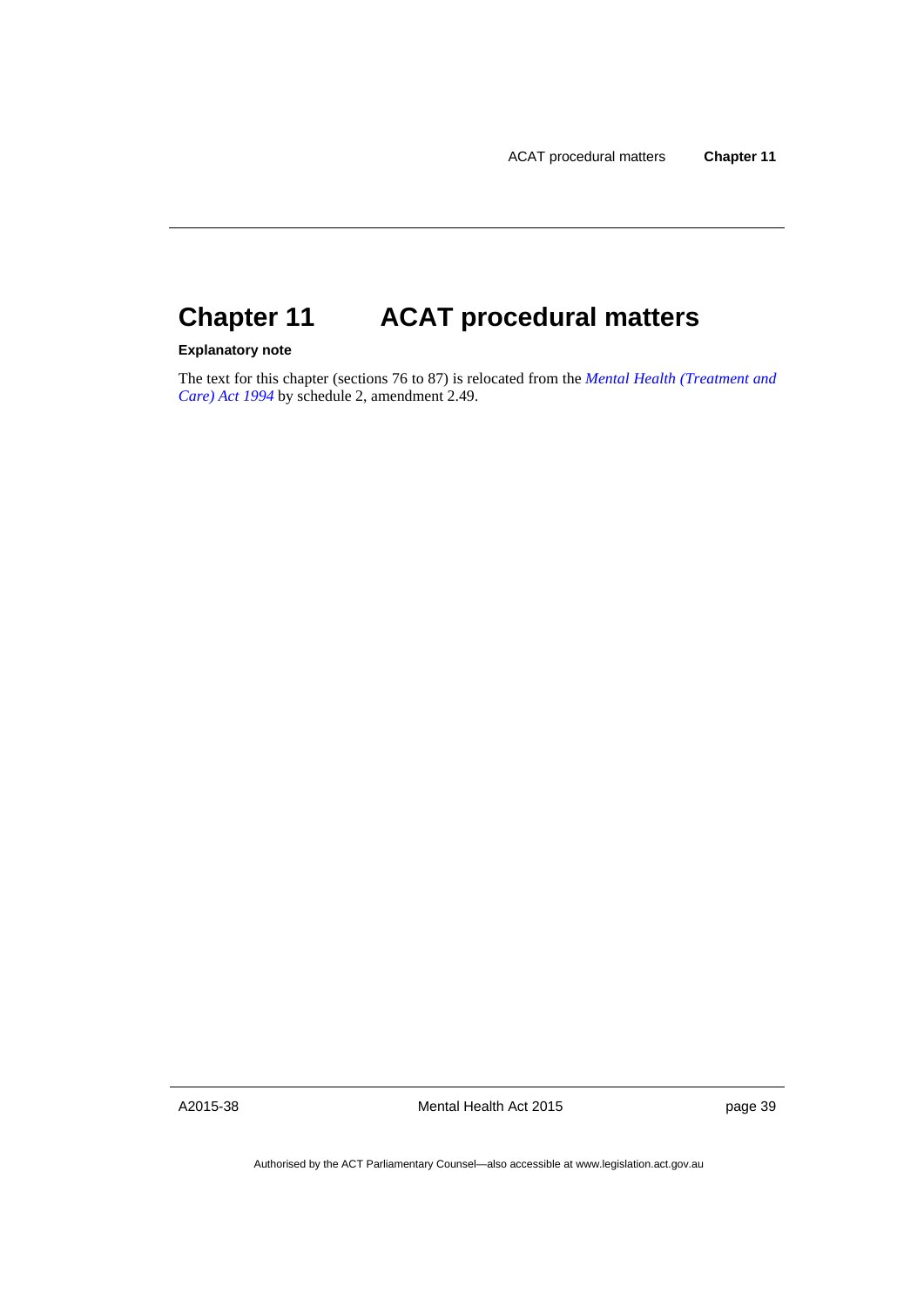# Chapter 11 ACAT procedural matters

**Explanatory note**

The text for this chapter (sections 76 to 87) is relocated from the *Mental Health (Treatment and Care) Act 1994* by schedule 2, amendment 2.49.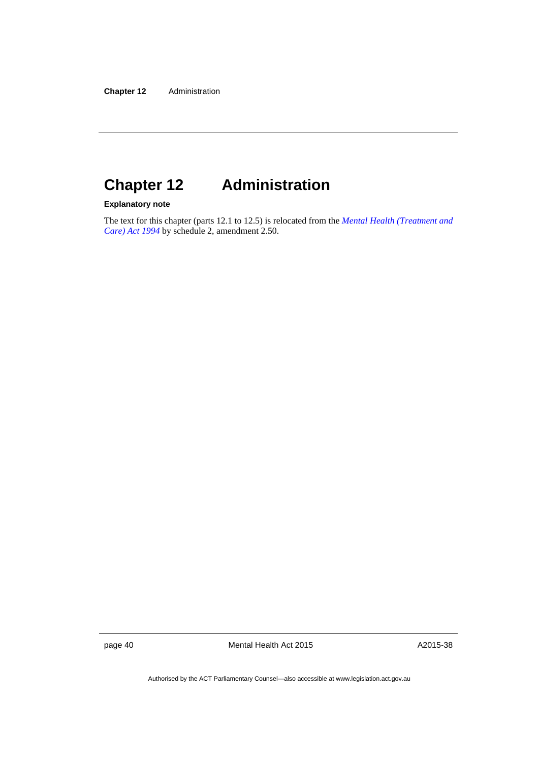# Chapter 12 Administration

**Explanatory note**

The text for this chapter (parts 12.1 to 12.5) is relocated from the *Mental Health (Treatment and Care) Act 1994* by schedule 2, amendment 2.50.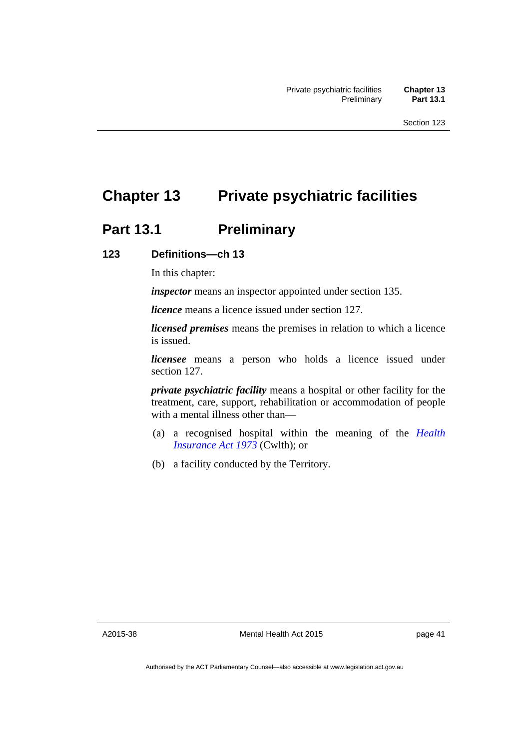# Chapter 13 Private psychiatric facilities

## Part 13.1 Preliminary

### 123 Definitions—ch 13

In this chapter:

***inspector*** means an inspector appointed under section 135.

***licence*** means a licence issued under section 127.

***licensed premises*** means the premises in relation to which a licence is issued.

***licensee*** means a person who holds a licence issued under section 127.

***private psychiatric facility*** means a hospital or other facility for the treatment, care, support, rehabilitation or accommodation of people with a mental illness other than—

(a) a recognised hospital within the meaning of the *Health Insurance Act 1973* (Cwlth); or

(b) a facility conducted by the Territory.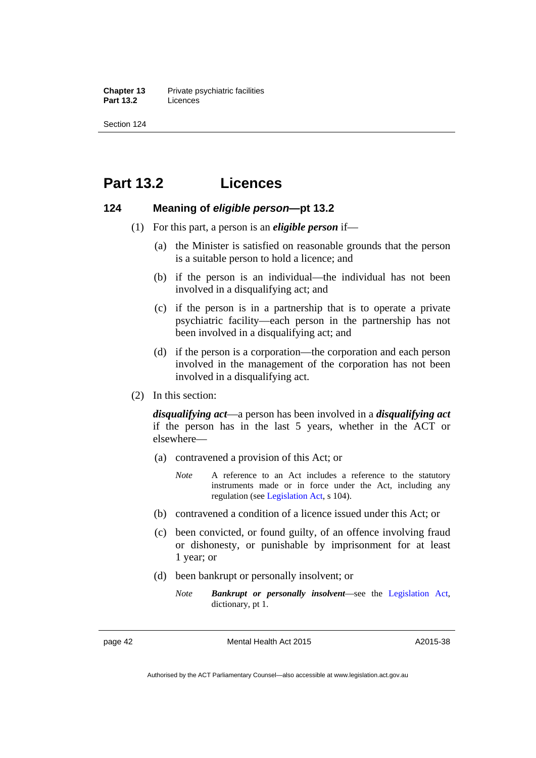# Part 13.2 Licences

## 124 Meaning of *eligible person*—pt 13.2

(1) For this part, a person is an ***eligible person*** if—

(a) the Minister is satisfied on reasonable grounds that the person is a suitable person to hold a licence; and

(b) if the person is an individual—the individual has not been involved in a disqualifying act; and

(c) if the person is in a partnership that is to operate a private psychiatric facility—each person in the partnership has not been involved in a disqualifying act; and

(d) if the person is a corporation—the corporation and each person involved in the management of the corporation has not been involved in a disqualifying act.

(2) In this section:

***disqualifying act***—a person has been involved in a ***disqualifying act*** if the person has in the last 5 years, whether in the ACT or elsewhere—

(a) contravened a provision of this Act; or

*Note* A reference to an Act includes a reference to the statutory instruments made or in force under the Act, including any regulation (see Legislation Act, s 104).

(b) contravened a condition of a licence issued under this Act; or

(c) been convicted, or found guilty, of an offence involving fraud or dishonesty, or punishable by imprisonment for at least 1 year; or

(d) been bankrupt or personally insolvent; or

*Note* ***Bankrupt or personally insolvent***—see the Legislation Act, dictionary, pt 1.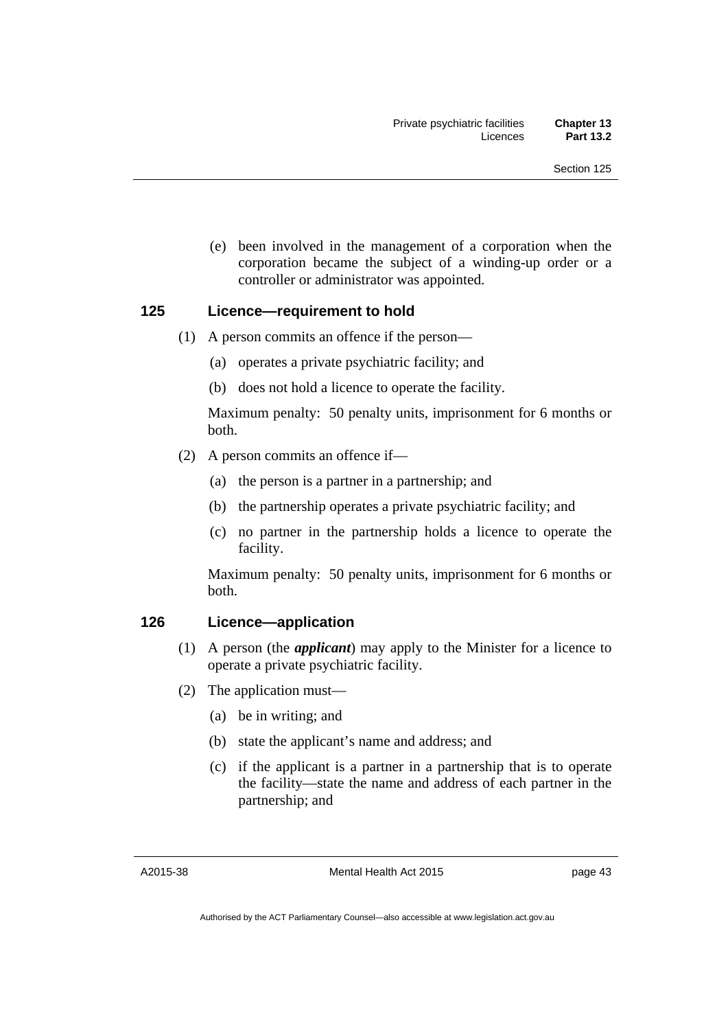(e) been involved in the management of a corporation when the corporation became the subject of a winding-up order or a controller or administrator was appointed.

### 125 Licence—requirement to hold

(1) A person commits an offence if the person—

(a) operates a private psychiatric facility; and

(b) does not hold a licence to operate the facility.

Maximum penalty: 50 penalty units, imprisonment for 6 months or both.

(2) A person commits an offence if—

(a) the person is a partner in a partnership; and

(b) the partnership operates a private psychiatric facility; and

(c) no partner in the partnership holds a licence to operate the facility.

Maximum penalty: 50 penalty units, imprisonment for 6 months or both.

### 126 Licence—application

(1) A person (the ***applicant***) may apply to the Minister for a licence to operate a private psychiatric facility.

(2) The application must—

(a) be in writing; and

(b) state the applicant's name and address; and

(c) if the applicant is a partner in a partnership that is to operate the facility—state the name and address of each partner in the partnership; and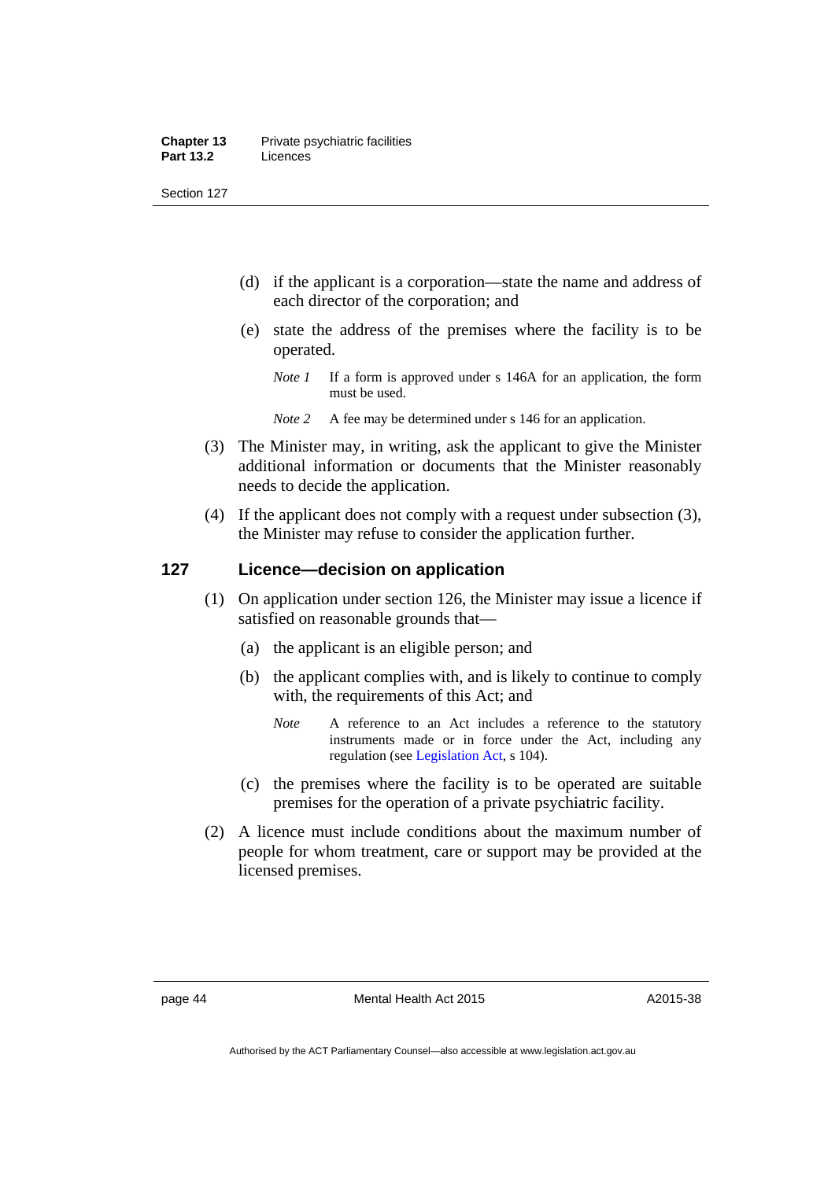(d) if the applicant is a corporation—state the name and address of each director of the corporation; and

(e) state the address of the premises where the facility is to be operated.

*Note 1* If a form is approved under s 146A for an application, the form must be used.

*Note 2* A fee may be determined under s 146 for an application.

(3) The Minister may, in writing, ask the applicant to give the Minister additional information or documents that the Minister reasonably needs to decide the application.

(4) If the applicant does not comply with a request under subsection (3), the Minister may refuse to consider the application further.

## 127 Licence—decision on application

(1) On application under section 126, the Minister may issue a licence if satisfied on reasonable grounds that—

(a) the applicant is an eligible person; and

(b) the applicant complies with, and is likely to continue to comply with, the requirements of this Act; and

*Note* A reference to an Act includes a reference to the statutory instruments made or in force under the Act, including any regulation (see Legislation Act, s 104).

(c) the premises where the facility is to be operated are suitable premises for the operation of a private psychiatric facility.

(2) A licence must include conditions about the maximum number of people for whom treatment, care or support may be provided at the licensed premises.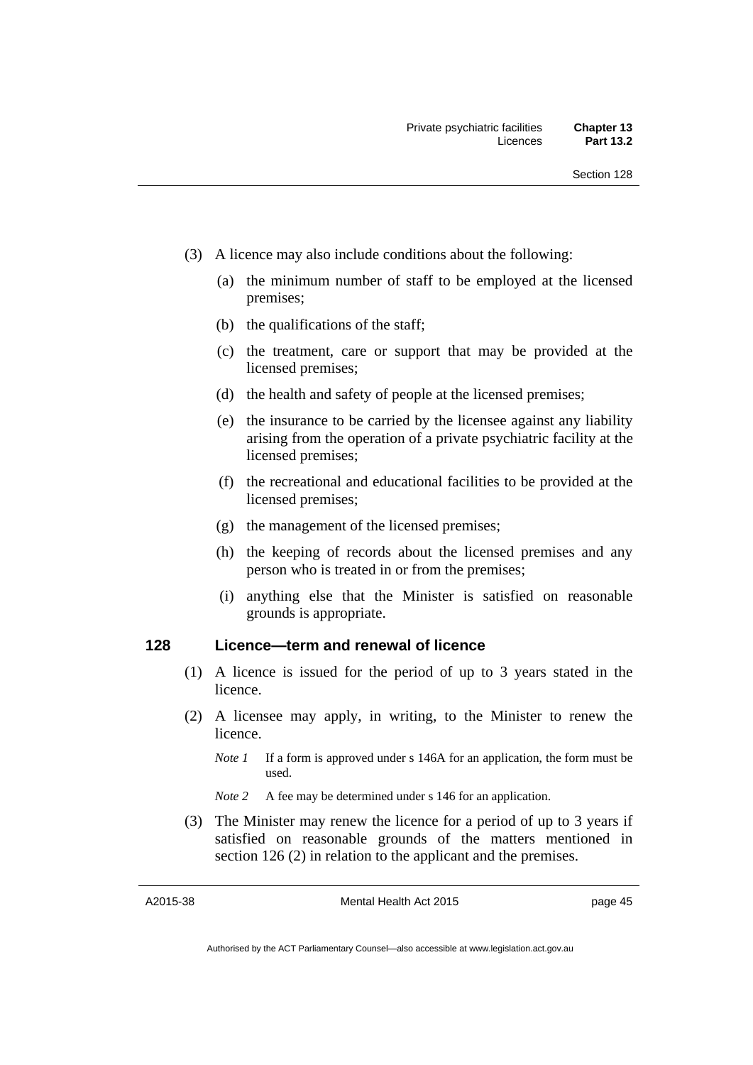(3) A licence may also include conditions about the following:

(a) the minimum number of staff to be employed at the licensed premises;

(b) the qualifications of the staff;

(c) the treatment, care or support that may be provided at the licensed premises;

(d) the health and safety of people at the licensed premises;

(e) the insurance to be carried by the licensee against any liability arising from the operation of a private psychiatric facility at the licensed premises;

(f) the recreational and educational facilities to be provided at the licensed premises;

(g) the management of the licensed premises;

(h) the keeping of records about the licensed premises and any person who is treated in or from the premises;

(i) anything else that the Minister is satisfied on reasonable grounds is appropriate.

### 128 Licence—term and renewal of licence

(1) A licence is issued for the period of up to 3 years stated in the licence.

(2) A licensee may apply, in writing, to the Minister to renew the licence.

*Note 1* If a form is approved under s 146A for an application, the form must be used.

*Note 2* A fee may be determined under s 146 for an application.

(3) The Minister may renew the licence for a period of up to 3 years if satisfied on reasonable grounds of the matters mentioned in section 126 (2) in relation to the applicant and the premises.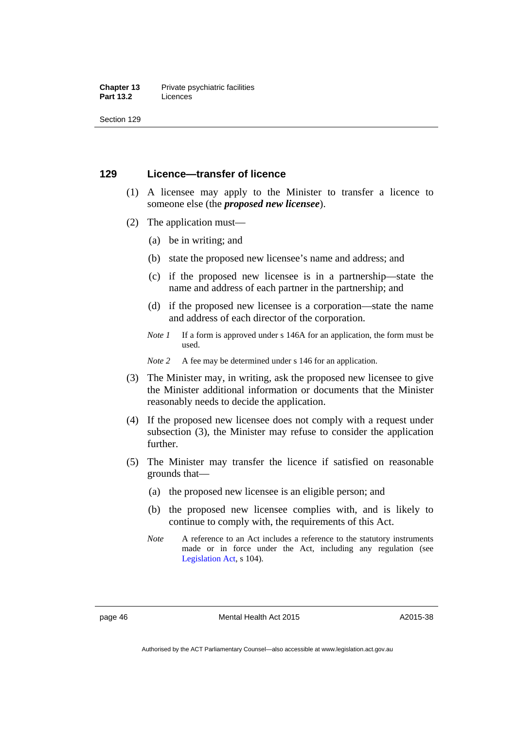## 129 Licence—transfer of licence

(1) A licensee may apply to the Minister to transfer a licence to someone else (the ***proposed new licensee***).

(2) The application must—

(a) be in writing; and

(b) state the proposed new licensee's name and address; and

(c) if the proposed new licensee is in a partnership—state the name and address of each partner in the partnership; and

(d) if the proposed new licensee is a corporation—state the name and address of each director of the corporation.

*Note 1* If a form is approved under s 146A for an application, the form must be used.

*Note 2* A fee may be determined under s 146 for an application.

(3) The Minister may, in writing, ask the proposed new licensee to give the Minister additional information or documents that the Minister reasonably needs to decide the application.

(4) If the proposed new licensee does not comply with a request under subsection (3), the Minister may refuse to consider the application further.

(5) The Minister may transfer the licence if satisfied on reasonable grounds that—

(a) the proposed new licensee is an eligible person; and

(b) the proposed new licensee complies with, and is likely to continue to comply with, the requirements of this Act.

*Note* A reference to an Act includes a reference to the statutory instruments made or in force under the Act, including any regulation (see Legislation Act, s 104).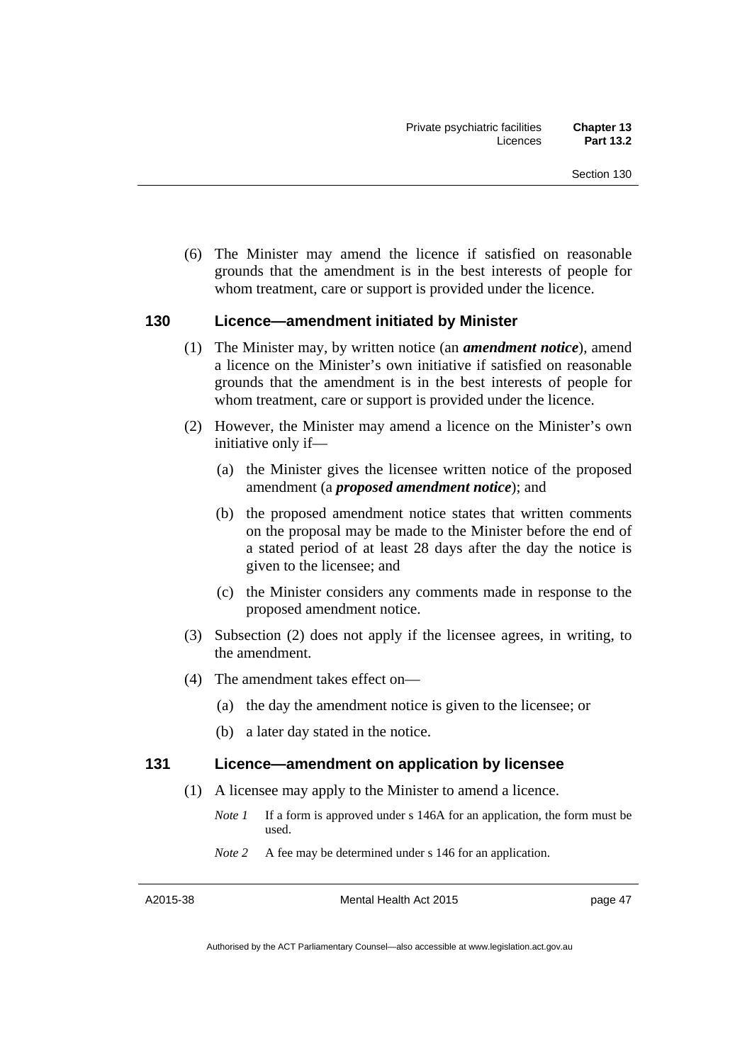(6) The Minister may amend the licence if satisfied on reasonable grounds that the amendment is in the best interests of people for whom treatment, care or support is provided under the licence.

## 130 Licence—amendment initiated by Minister

(1) The Minister may, by written notice (an ***amendment notice***), amend a licence on the Minister's own initiative if satisfied on reasonable grounds that the amendment is in the best interests of people for whom treatment, care or support is provided under the licence.

(2) However, the Minister may amend a licence on the Minister's own initiative only if—

(a) the Minister gives the licensee written notice of the proposed amendment (a ***proposed amendment notice***); and

(b) the proposed amendment notice states that written comments on the proposal may be made to the Minister before the end of a stated period of at least 28 days after the day the notice is given to the licensee; and

(c) the Minister considers any comments made in response to the proposed amendment notice.

(3) Subsection (2) does not apply if the licensee agrees, in writing, to the amendment.

(4) The amendment takes effect on—

(a) the day the amendment notice is given to the licensee; or

(b) a later day stated in the notice.

## 131 Licence—amendment on application by licensee

(1) A licensee may apply to the Minister to amend a licence.

*Note 1* If a form is approved under s 146A for an application, the form must be used.

*Note 2* A fee may be determined under s 146 for an application.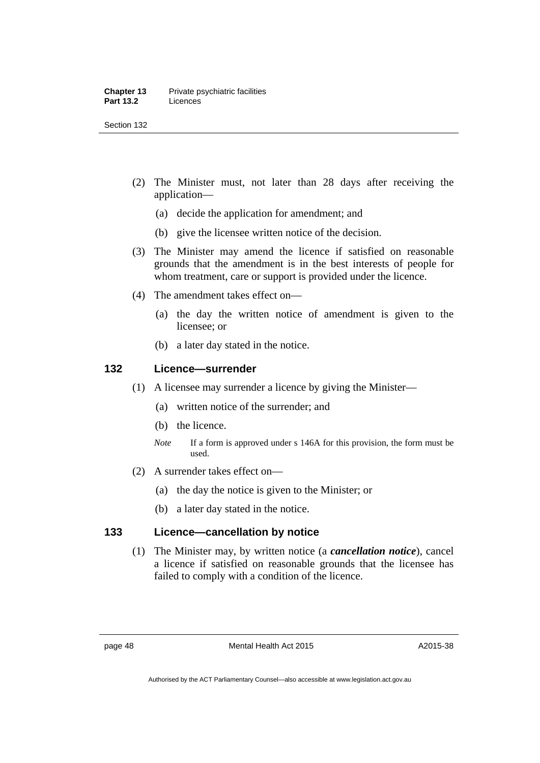(2) The Minister must, not later than 28 days after receiving the application—

(a) decide the application for amendment; and

(b) give the licensee written notice of the decision.

(3) The Minister may amend the licence if satisfied on reasonable grounds that the amendment is in the best interests of people for whom treatment, care or support is provided under the licence.

(4) The amendment takes effect on—

(a) the day the written notice of amendment is given to the licensee; or

(b) a later day stated in the notice.

### 132 Licence—surrender

(1) A licensee may surrender a licence by giving the Minister—

(a) written notice of the surrender; and

(b) the licence.

*Note* If a form is approved under s 146A for this provision, the form must be used.

(2) A surrender takes effect on—

(a) the day the notice is given to the Minister; or

(b) a later day stated in the notice.

### 133 Licence—cancellation by notice

(1) The Minister may, by written notice (a ***cancellation notice***), cancel a licence if satisfied on reasonable grounds that the licensee has failed to comply with a condition of the licence.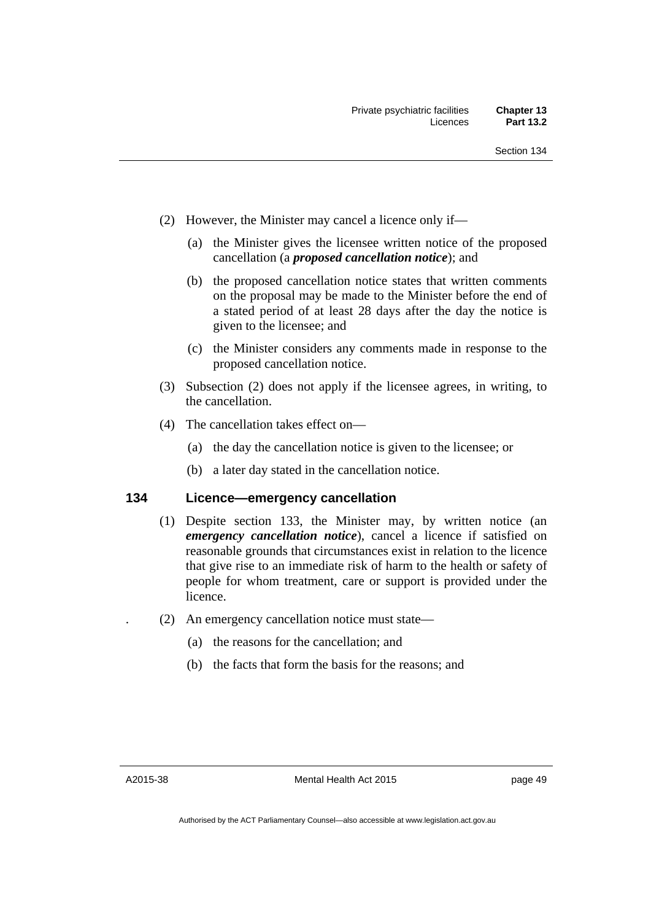(2) However, the Minister may cancel a licence only if—

(a) the Minister gives the licensee written notice of the proposed cancellation (a ***proposed cancellation notice***); and

(b) the proposed cancellation notice states that written comments on the proposal may be made to the Minister before the end of a stated period of at least 28 days after the day the notice is given to the licensee; and

(c) the Minister considers any comments made in response to the proposed cancellation notice.

(3) Subsection (2) does not apply if the licensee agrees, in writing, to the cancellation.

(4) The cancellation takes effect on—

(a) the day the cancellation notice is given to the licensee; or

(b) a later day stated in the cancellation notice.

## 134 Licence—emergency cancellation

(1) Despite section 133, the Minister may, by written notice (an ***emergency cancellation notice***), cancel a licence if satisfied on reasonable grounds that circumstances exist in relation to the licence that give rise to an immediate risk of harm to the health or safety of people for whom treatment, care or support is provided under the licence.

(2) An emergency cancellation notice must state—

(a) the reasons for the cancellation; and

(b) the facts that form the basis for the reasons; and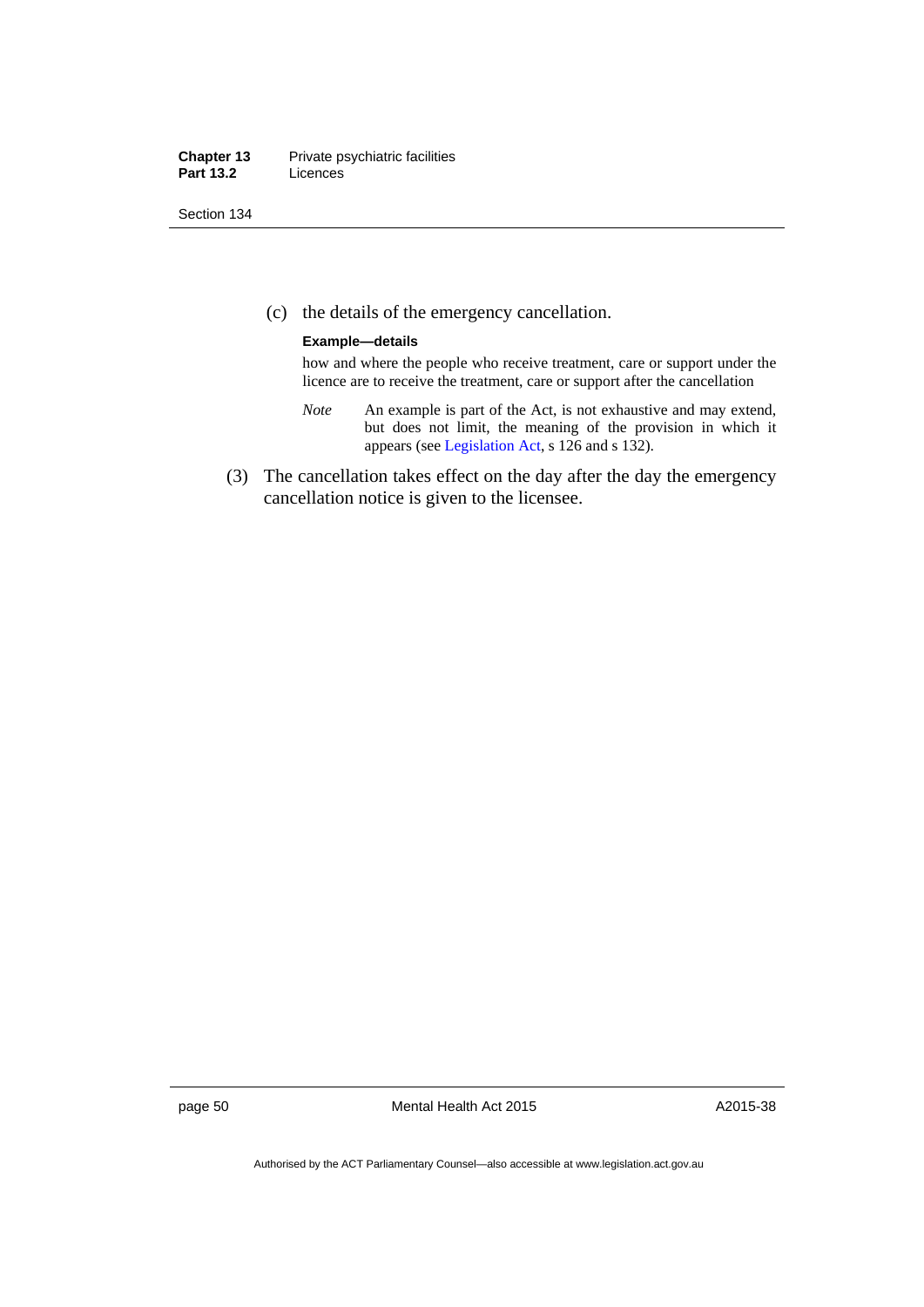(c) the details of the emergency cancellation.

**Example—details**

how and where the people who receive treatment, care or support under the licence are to receive the treatment, care or support after the cancellation

*Note* An example is part of the Act, is not exhaustive and may extend, but does not limit, the meaning of the provision in which it appears (see Legislation Act, s 126 and s 132).

(3) The cancellation takes effect on the day after the day the emergency cancellation notice is given to the licensee.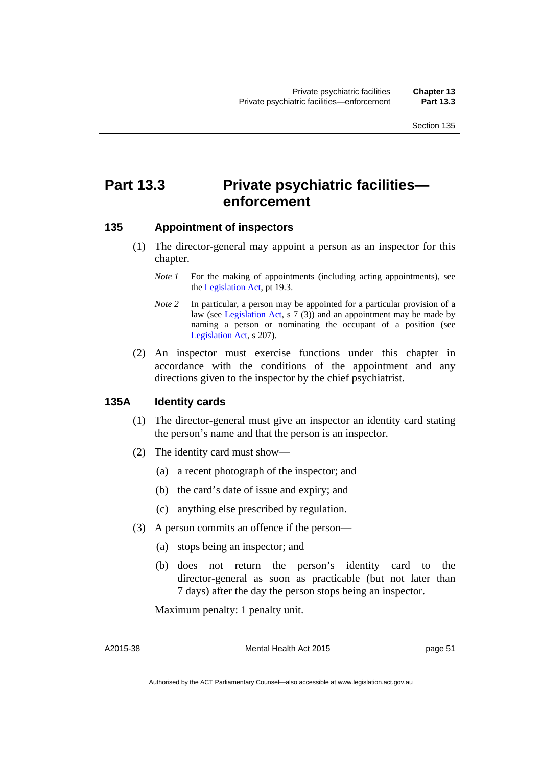# Part 13.3 Private psychiatric facilities—enforcement

## 135 Appointment of inspectors

(1) The director-general may appoint a person as an inspector for this chapter.

*Note 1* For the making of appointments (including acting appointments), see the Legislation Act, pt 19.3.

*Note 2* In particular, a person may be appointed for a particular provision of a law (see Legislation Act, s 7 (3)) and an appointment may be made by naming a person or nominating the occupant of a position (see Legislation Act, s 207).

(2) An inspector must exercise functions under this chapter in accordance with the conditions of the appointment and any directions given to the inspector by the chief psychiatrist.

## 135A Identity cards

(1) The director-general must give an inspector an identity card stating the person's name and that the person is an inspector.

(2) The identity card must show—

(a) a recent photograph of the inspector; and

(b) the card's date of issue and expiry; and

(c) anything else prescribed by regulation.

(3) A person commits an offence if the person—

(a) stops being an inspector; and

(b) does not return the person's identity card to the director-general as soon as practicable (but not later than 7 days) after the day the person stops being an inspector.

Maximum penalty: 1 penalty unit.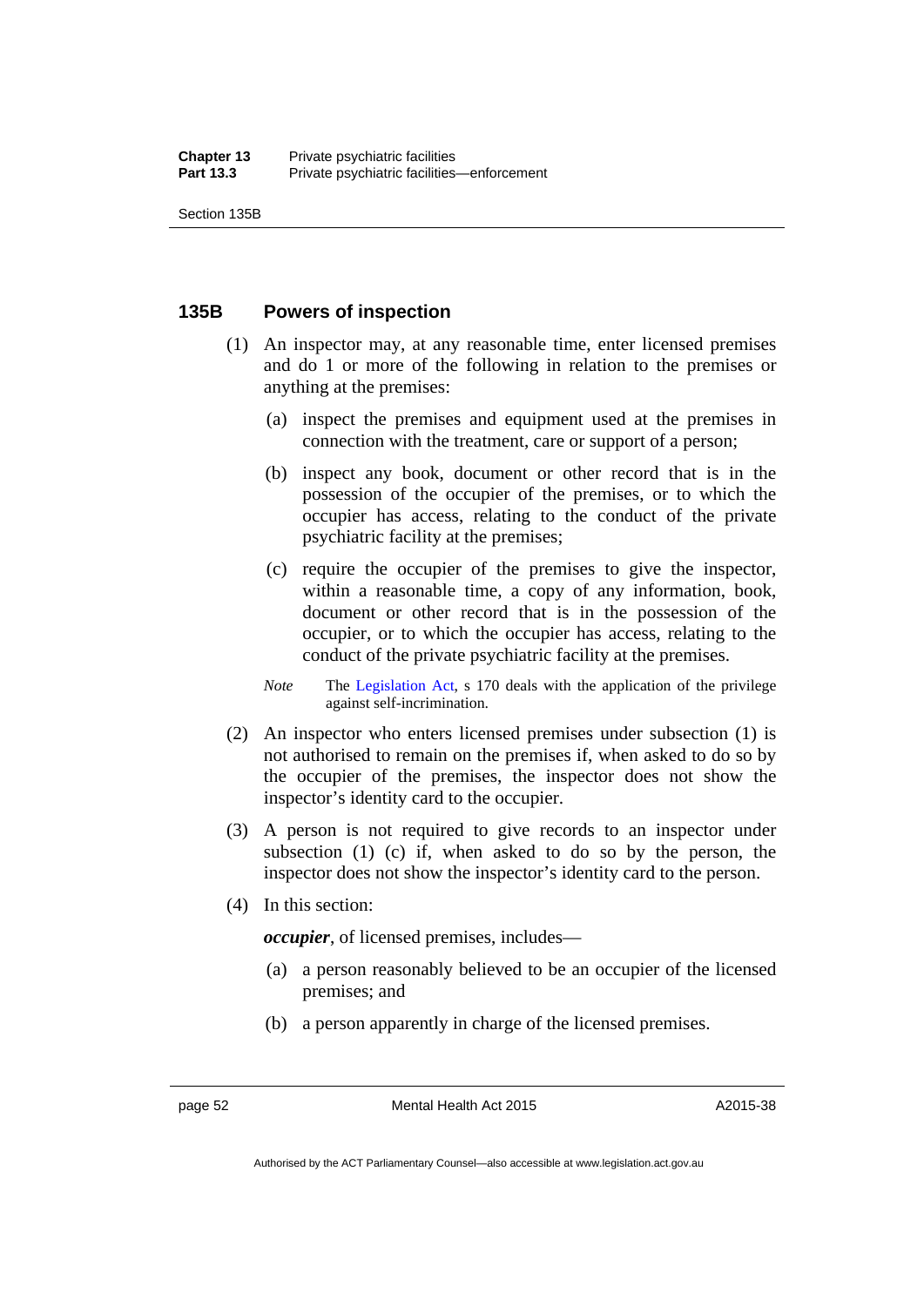### 135B Powers of inspection

(1) An inspector may, at any reasonable time, enter licensed premises and do 1 or more of the following in relation to the premises or anything at the premises:

(a) inspect the premises and equipment used at the premises in connection with the treatment, care or support of a person;

(b) inspect any book, document or other record that is in the possession of the occupier of the premises, or to which the occupier has access, relating to the conduct of the private psychiatric facility at the premises;

(c) require the occupier of the premises to give the inspector, within a reasonable time, a copy of any information, book, document or other record that is in the possession of the occupier, or to which the occupier has access, relating to the conduct of the private psychiatric facility at the premises.

*Note* The Legislation Act, s 170 deals with the application of the privilege against self-incrimination.

(2) An inspector who enters licensed premises under subsection (1) is not authorised to remain on the premises if, when asked to do so by the occupier of the premises, the inspector does not show the inspector's identity card to the occupier.

(3) A person is not required to give records to an inspector under subsection (1) (c) if, when asked to do so by the person, the inspector does not show the inspector's identity card to the person.

(4) In this section:

***occupier***, of licensed premises, includes—

(a) a person reasonably believed to be an occupier of the licensed premises; and

(b) a person apparently in charge of the licensed premises.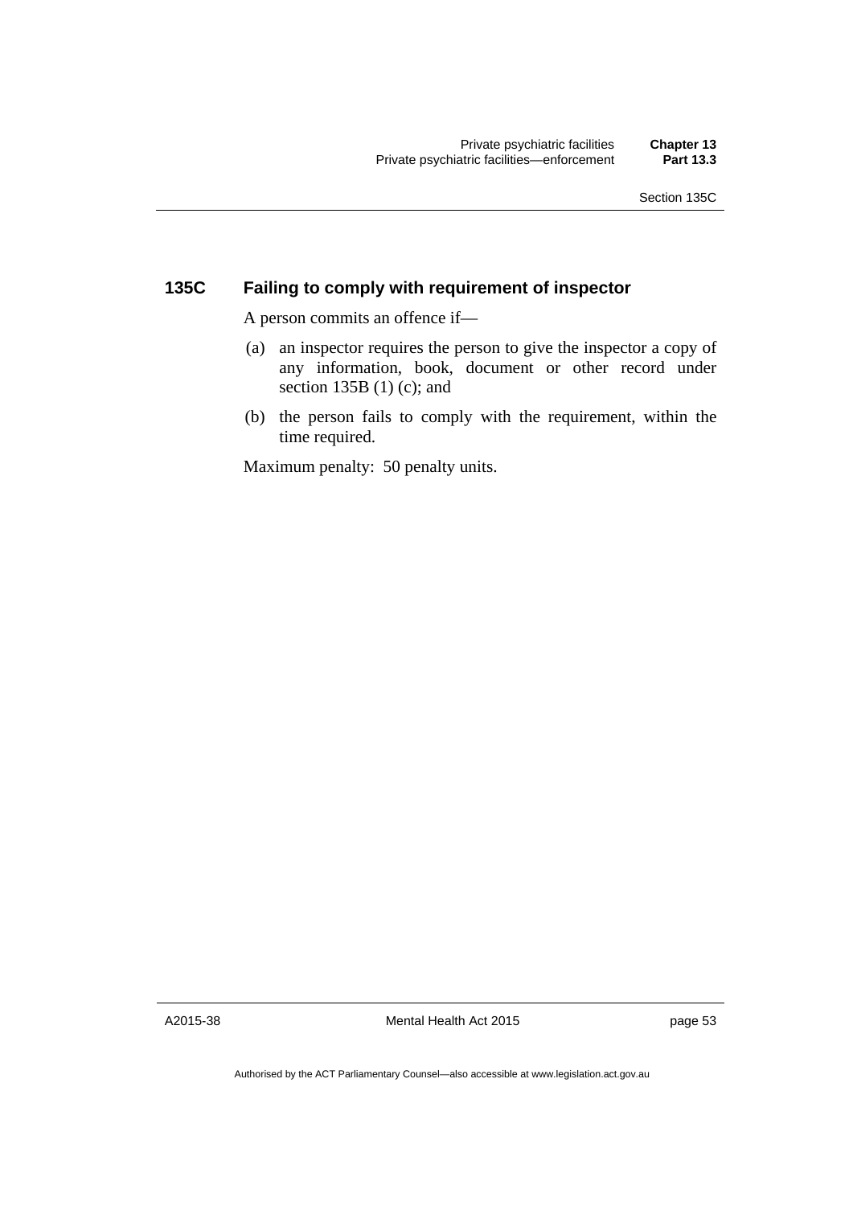## 135C Failing to comply with requirement of inspector

A person commits an offence if—

(a) an inspector requires the person to give the inspector a copy of any information, book, document or other record under section 135B (1) (c); and

(b) the person fails to comply with the requirement, within the time required.

Maximum penalty: 50 penalty units.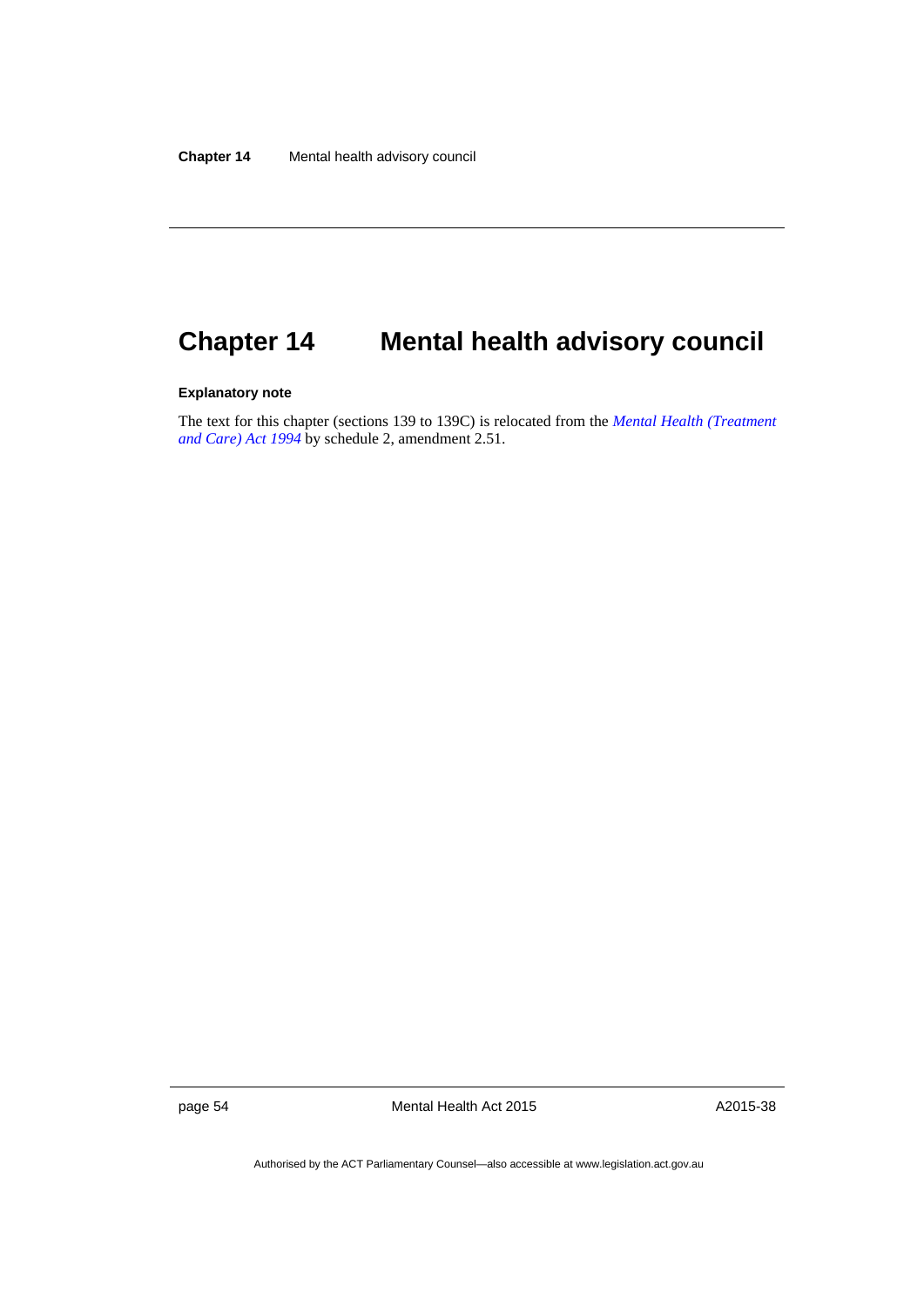# Chapter 14 Mental health advisory council

**Explanatory note**

The text for this chapter (sections 139 to 139C) is relocated from the *Mental Health (Treatment and Care) Act 1994* by schedule 2, amendment 2.51.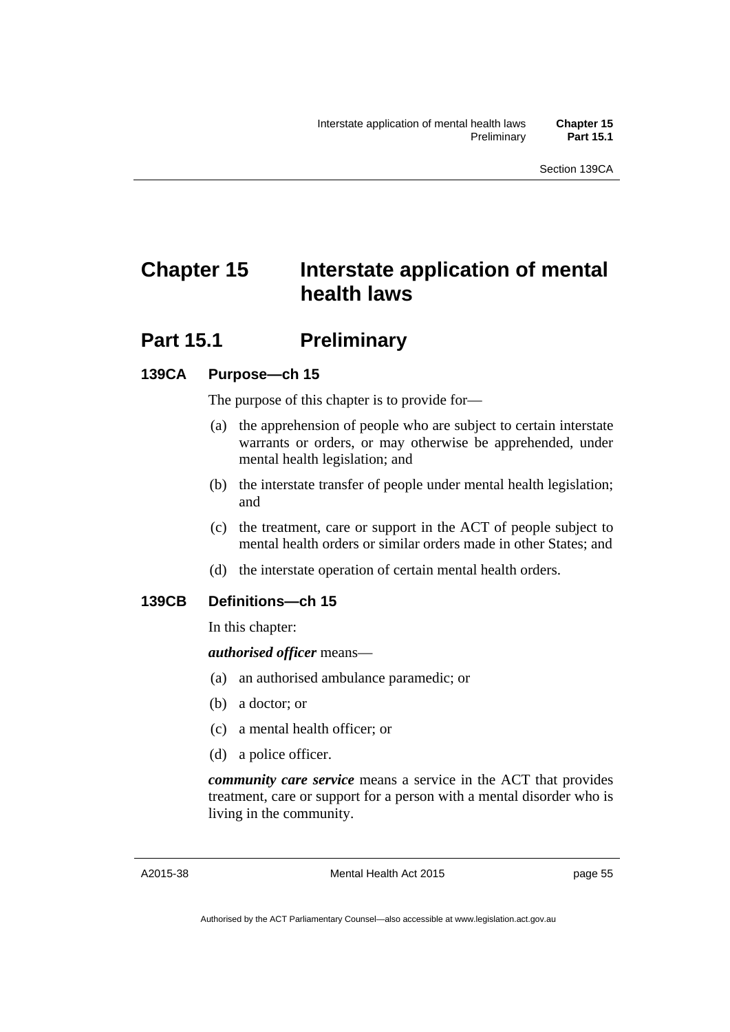# Chapter 15 Interstate application of mental health laws

## Part 15.1 Preliminary

### 139CA Purpose—ch 15

The purpose of this chapter is to provide for—

(a) the apprehension of people who are subject to certain interstate warrants or orders, or may otherwise be apprehended, under mental health legislation; and

(b) the interstate transfer of people under mental health legislation; and

(c) the treatment, care or support in the ACT of people subject to mental health orders or similar orders made in other States; and

(d) the interstate operation of certain mental health orders.

### 139CB Definitions—ch 15

In this chapter:

***authorised officer*** means—

(a) an authorised ambulance paramedic; or

(b) a doctor; or

(c) a mental health officer; or

(d) a police officer.

***community care service*** means a service in the ACT that provides treatment, care or support for a person with a mental disorder who is living in the community.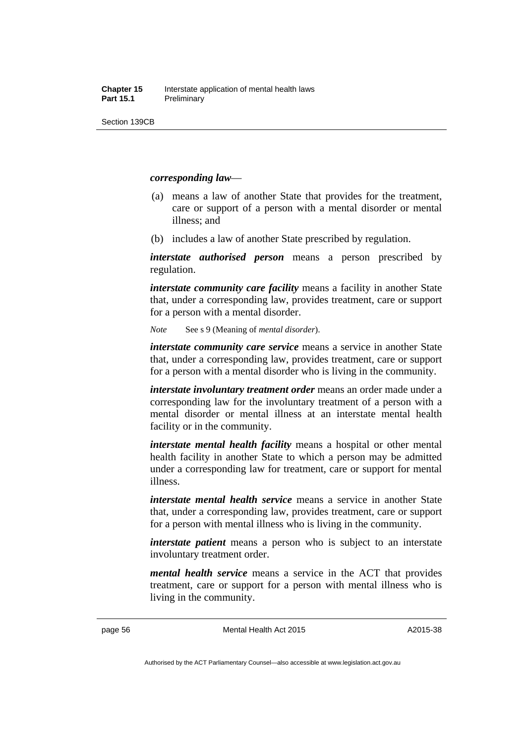***corresponding law***—

(a) means a law of another State that provides for the treatment, care or support of a person with a mental disorder or mental illness; and

(b) includes a law of another State prescribed by regulation.

***interstate authorised person*** means a person prescribed by regulation.

***interstate community care facility*** means a facility in another State that, under a corresponding law, provides treatment, care or support for a person with a mental disorder.

*Note* See s 9 (Meaning of *mental disorder*).

***interstate community care service*** means a service in another State that, under a corresponding law, provides treatment, care or support for a person with a mental disorder who is living in the community.

***interstate involuntary treatment order*** means an order made under a corresponding law for the involuntary treatment of a person with a mental disorder or mental illness at an interstate mental health facility or in the community.

***interstate mental health facility*** means a hospital or other mental health facility in another State to which a person may be admitted under a corresponding law for treatment, care or support for mental illness.

***interstate mental health service*** means a service in another State that, under a corresponding law, provides treatment, care or support for a person with mental illness who is living in the community.

***interstate patient*** means a person who is subject to an interstate involuntary treatment order.

***mental health service*** means a service in the ACT that provides treatment, care or support for a person with mental illness who is living in the community.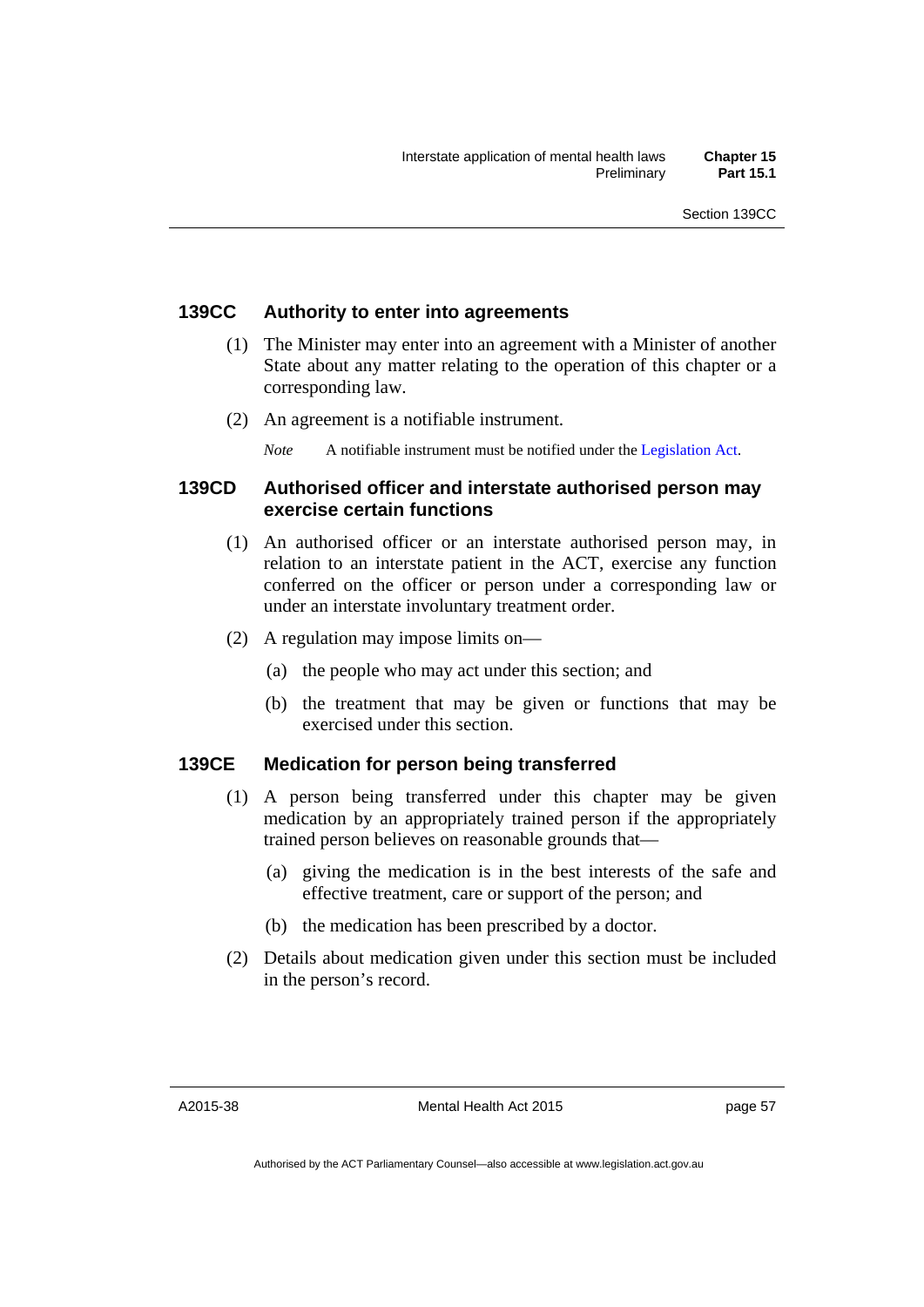### 139CC Authority to enter into agreements

(1) The Minister may enter into an agreement with a Minister of another State about any matter relating to the operation of this chapter or a corresponding law.

(2) An agreement is a notifiable instrument.

*Note* A notifiable instrument must be notified under the Legislation Act.

### 139CD Authorised officer and interstate authorised person may exercise certain functions

(1) An authorised officer or an interstate authorised person may, in relation to an interstate patient in the ACT, exercise any function conferred on the officer or person under a corresponding law or under an interstate involuntary treatment order.

(2) A regulation may impose limits on—

(a) the people who may act under this section; and

(b) the treatment that may be given or functions that may be exercised under this section.

### 139CE Medication for person being transferred

(1) A person being transferred under this chapter may be given medication by an appropriately trained person if the appropriately trained person believes on reasonable grounds that—

(a) giving the medication is in the best interests of the safe and effective treatment, care or support of the person; and

(b) the medication has been prescribed by a doctor.

(2) Details about medication given under this section must be included in the person's record.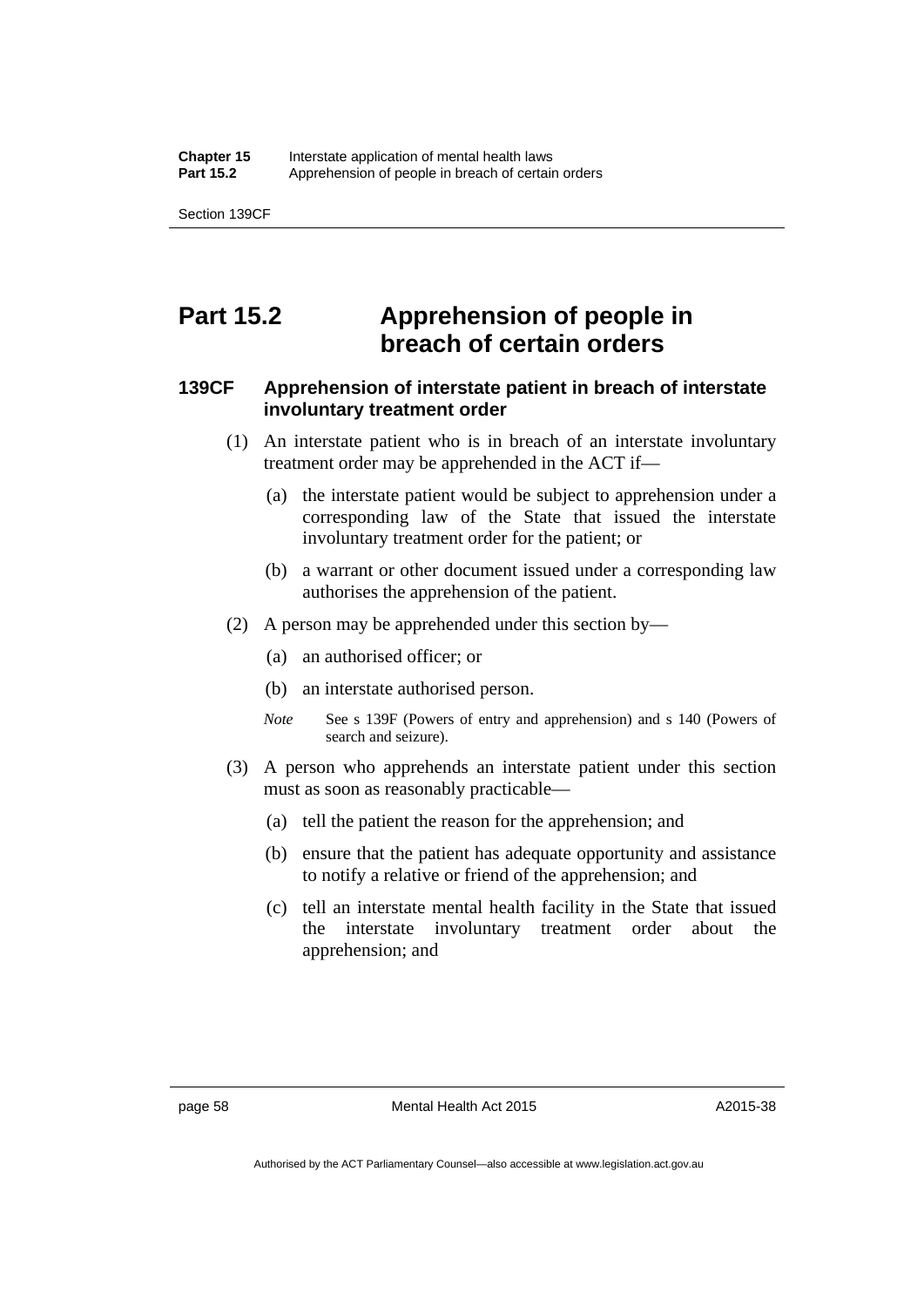# Part 15.2 Apprehension of people in breach of certain orders

## 139CF Apprehension of interstate patient in breach of interstate involuntary treatment order

(1) An interstate patient who is in breach of an interstate involuntary treatment order may be apprehended in the ACT if—

(a) the interstate patient would be subject to apprehension under a corresponding law of the State that issued the interstate involuntary treatment order for the patient; or

(b) a warrant or other document issued under a corresponding law authorises the apprehension of the patient.

(2) A person may be apprehended under this section by—

(a) an authorised officer; or

(b) an interstate authorised person.

*Note* See s 139F (Powers of entry and apprehension) and s 140 (Powers of search and seizure).

(3) A person who apprehends an interstate patient under this section must as soon as reasonably practicable—

(a) tell the patient the reason for the apprehension; and

(b) ensure that the patient has adequate opportunity and assistance to notify a relative or friend of the apprehension; and

(c) tell an interstate mental health facility in the State that issued the interstate involuntary treatment order about the apprehension; and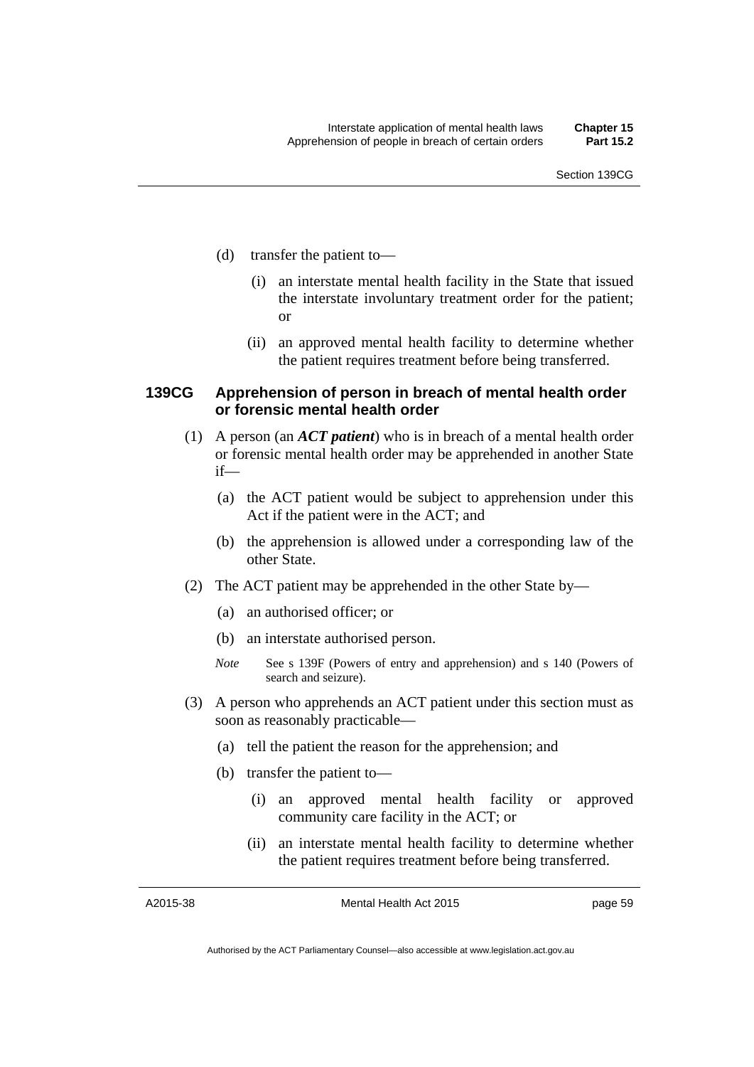(d) transfer the patient to—

  (i) an interstate mental health facility in the State that issued the interstate involuntary treatment order for the patient; or

  (ii) an approved mental health facility to determine whether the patient requires treatment before being transferred.

### 139CG Apprehension of person in breach of mental health order or forensic mental health order

(1) A person (an ***ACT patient***) who is in breach of a mental health order or forensic mental health order may be apprehended in another State if—

  (a) the ACT patient would be subject to apprehension under this Act if the patient were in the ACT; and

  (b) the apprehension is allowed under a corresponding law of the other State.

(2) The ACT patient may be apprehended in the other State by—

  (a) an authorised officer; or

  (b) an interstate authorised person.

  *Note* See s 139F (Powers of entry and apprehension) and s 140 (Powers of search and seizure).

(3) A person who apprehends an ACT patient under this section must as soon as reasonably practicable—

  (a) tell the patient the reason for the apprehension; and

  (b) transfer the patient to—

    (i) an approved mental health facility or approved community care facility in the ACT; or

    (ii) an interstate mental health facility to determine whether the patient requires treatment before being transferred.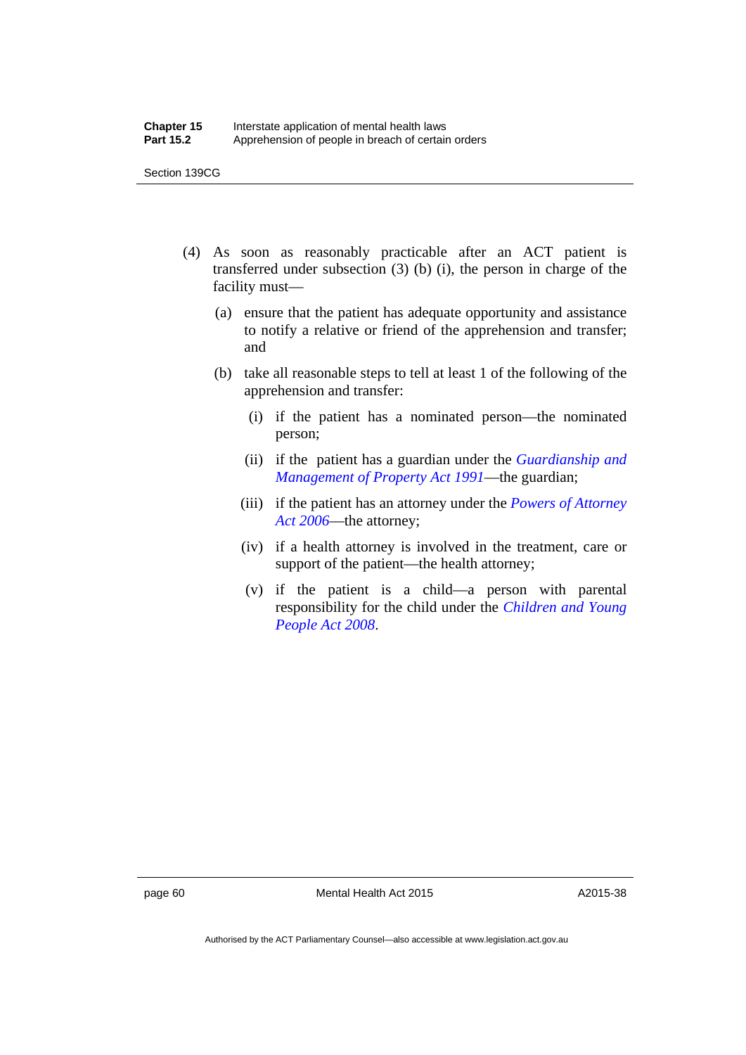(4) As soon as reasonably practicable after an ACT patient is transferred under subsection (3) (b) (i), the person in charge of the facility must—

(a) ensure that the patient has adequate opportunity and assistance to notify a relative or friend of the apprehension and transfer; and

(b) take all reasonable steps to tell at least 1 of the following of the apprehension and transfer:

(i) if the patient has a nominated person—the nominated person;

(ii) if the patient has a guardian under the *Guardianship and Management of Property Act 1991*—the guardian;

(iii) if the patient has an attorney under the *Powers of Attorney Act 2006*—the attorney;

(iv) if a health attorney is involved in the treatment, care or support of the patient—the health attorney;

(v) if the patient is a child—a person with parental responsibility for the child under the *Children and Young People Act 2008*.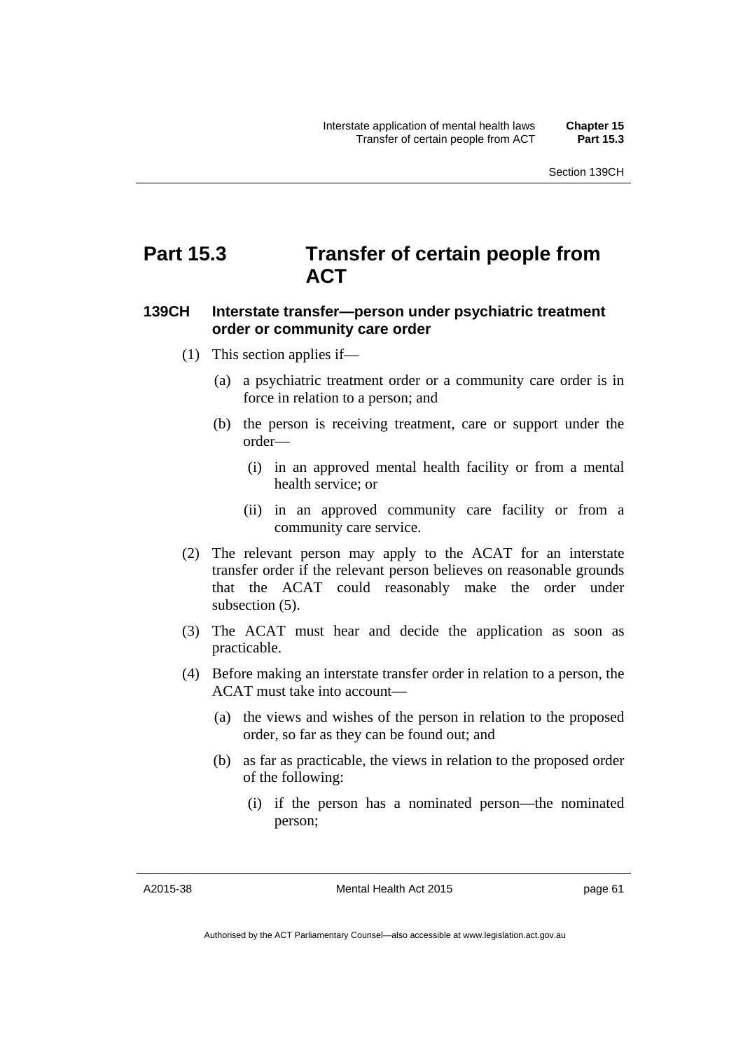# Part 15.3 Transfer of certain people from ACT

## 139CH Interstate transfer—person under psychiatric treatment order or community care order

(1) This section applies if—

(a) a psychiatric treatment order or a community care order is in force in relation to a person; and

(b) the person is receiving treatment, care or support under the order—

(i) in an approved mental health facility or from a mental health service; or

(ii) in an approved community care facility or from a community care service.

(2) The relevant person may apply to the ACAT for an interstate transfer order if the relevant person believes on reasonable grounds that the ACAT could reasonably make the order under subsection (5).

(3) The ACAT must hear and decide the application as soon as practicable.

(4) Before making an interstate transfer order in relation to a person, the ACAT must take into account—

(a) the views and wishes of the person in relation to the proposed order, so far as they can be found out; and

(b) as far as practicable, the views in relation to the proposed order of the following:

(i) if the person has a nominated person—the nominated person;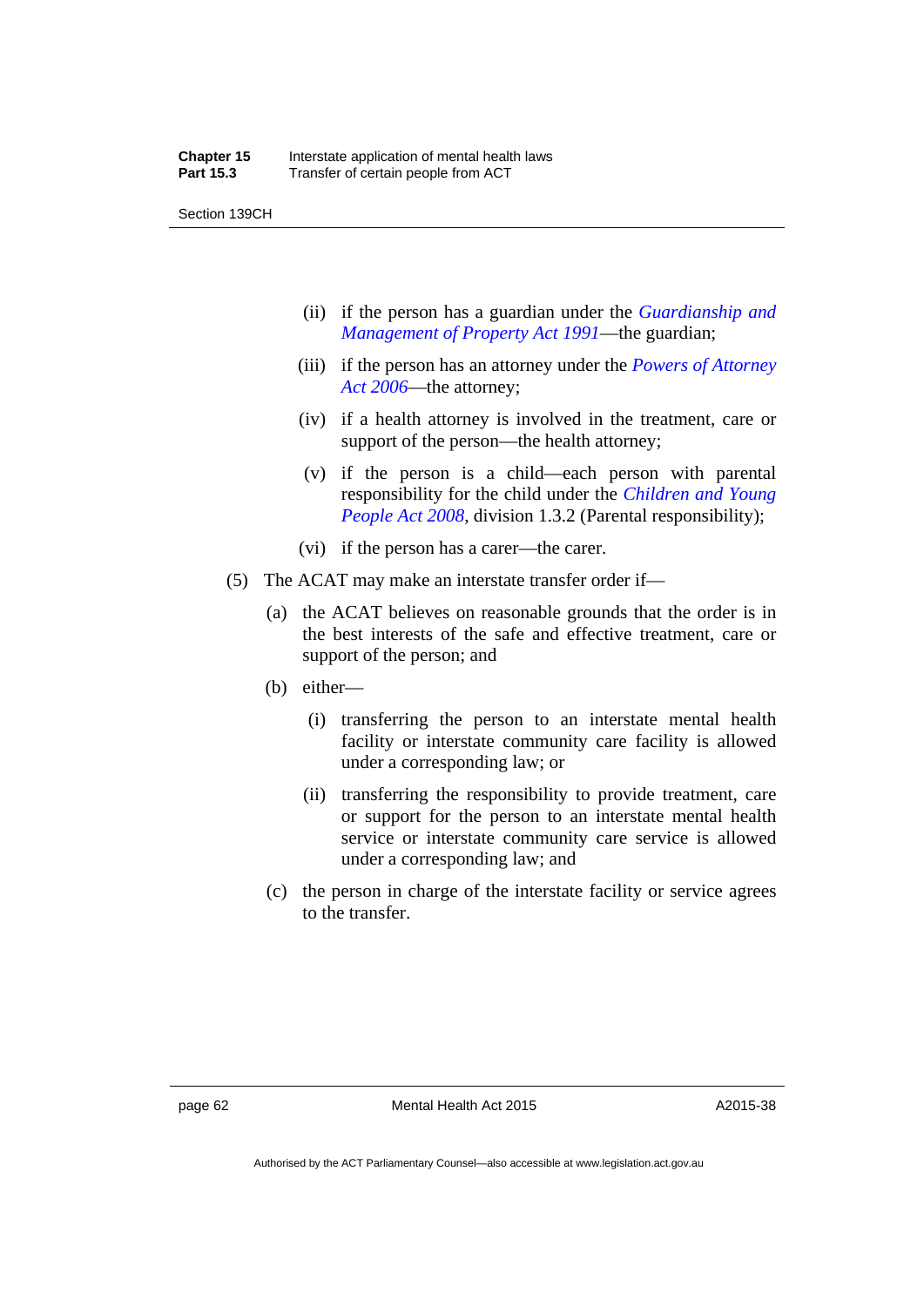(ii) if the person has a guardian under the *Guardianship and Management of Property Act 1991*—the guardian;

(iii) if the person has an attorney under the *Powers of Attorney Act 2006*—the attorney;

(iv) if a health attorney is involved in the treatment, care or support of the person—the health attorney;

(v) if the person is a child—each person with parental responsibility for the child under the *Children and Young People Act 2008*, division 1.3.2 (Parental responsibility);

(vi) if the person has a carer—the carer.

(5) The ACAT may make an interstate transfer order if—

(a) the ACAT believes on reasonable grounds that the order is in the best interests of the safe and effective treatment, care or support of the person; and

(b) either—

(i) transferring the person to an interstate mental health facility or interstate community care facility is allowed under a corresponding law; or

(ii) transferring the responsibility to provide treatment, care or support for the person to an interstate mental health service or interstate community care service is allowed under a corresponding law; and

(c) the person in charge of the interstate facility or service agrees to the transfer.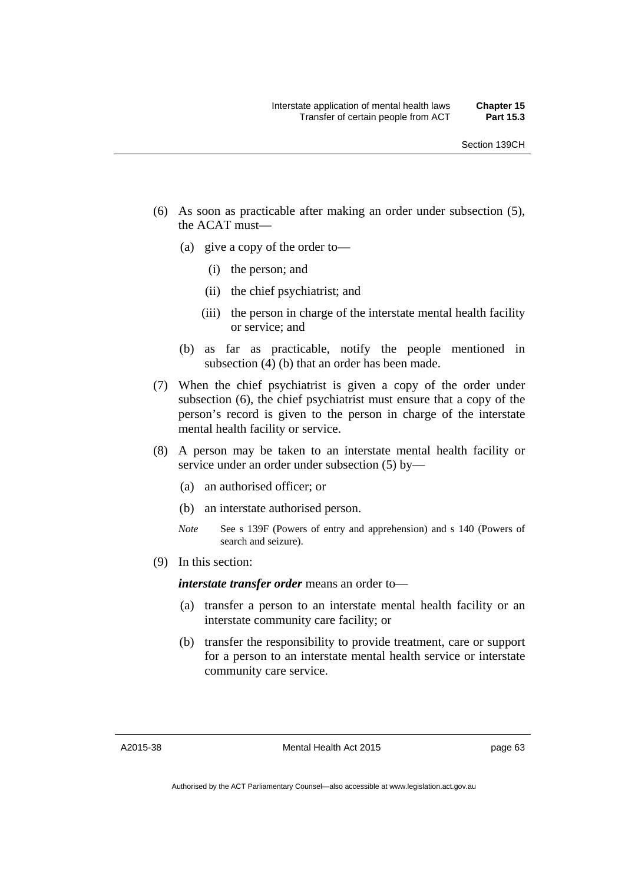(6) As soon as practicable after making an order under subsection (5), the ACAT must—

   (a) give a copy of the order to—

      (i) the person; and

      (ii) the chief psychiatrist; and

      (iii) the person in charge of the interstate mental health facility or service; and

   (b) as far as practicable, notify the people mentioned in subsection (4) (b) that an order has been made.

(7) When the chief psychiatrist is given a copy of the order under subsection (6), the chief psychiatrist must ensure that a copy of the person's record is given to the person in charge of the interstate mental health facility or service.

(8) A person may be taken to an interstate mental health facility or service under an order under subsection (5) by—

   (a) an authorised officer; or

   (b) an interstate authorised person.

   *Note* See s 139F (Powers of entry and apprehension) and s 140 (Powers of search and seizure).

(9) In this section:

   ***interstate transfer order*** means an order to—

   (a) transfer a person to an interstate mental health facility or an interstate community care facility; or

   (b) transfer the responsibility to provide treatment, care or support for a person to an interstate mental health service or interstate community care service.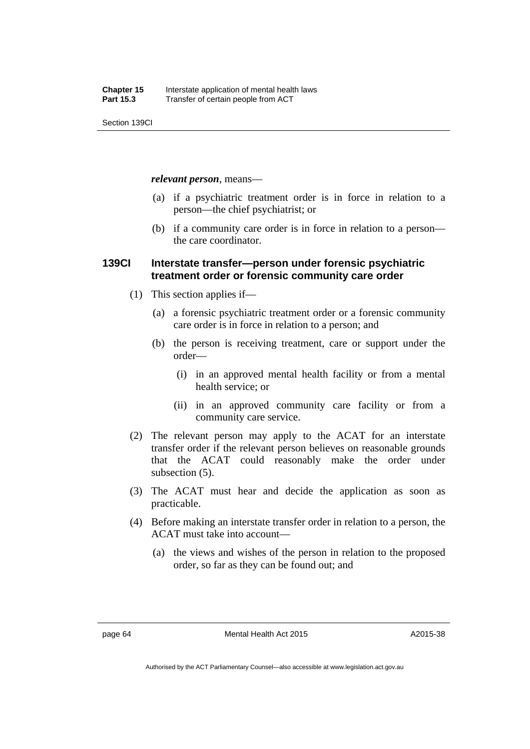***relevant person***, means—

(a) if a psychiatric treatment order is in force in relation to a person—the chief psychiatrist; or

(b) if a community care order is in force in relation to a person—the care coordinator.

### 139CI Interstate transfer—person under forensic psychiatric treatment order or forensic community care order

(1) This section applies if—

(a) a forensic psychiatric treatment order or a forensic community care order is in force in relation to a person; and

(b) the person is receiving treatment, care or support under the order—

(i) in an approved mental health facility or from a mental health service; or

(ii) in an approved community care facility or from a community care service.

(2) The relevant person may apply to the ACAT for an interstate transfer order if the relevant person believes on reasonable grounds that the ACAT could reasonably make the order under subsection (5).

(3) The ACAT must hear and decide the application as soon as practicable.

(4) Before making an interstate transfer order in relation to a person, the ACAT must take into account—

(a) the views and wishes of the person in relation to the proposed order, so far as they can be found out; and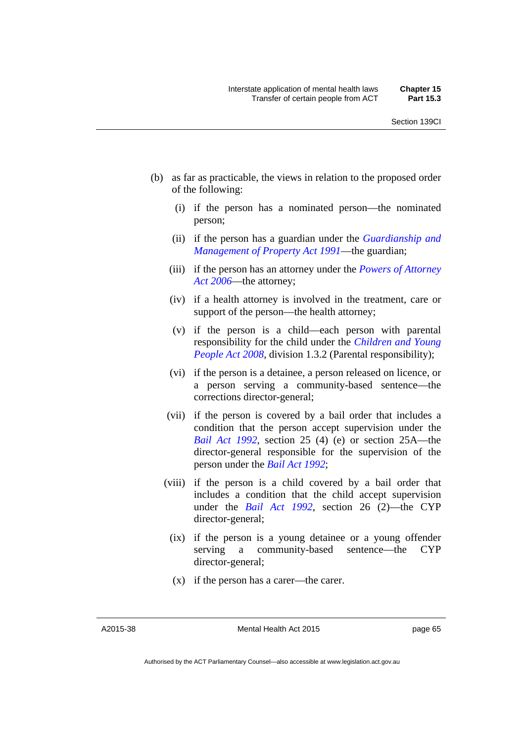(b) as far as practicable, the views in relation to the proposed order of the following:

   (i) if the person has a nominated person—the nominated person;

   (ii) if the person has a guardian under the *Guardianship and Management of Property Act 1991*—the guardian;

   (iii) if the person has an attorney under the *Powers of Attorney Act 2006*—the attorney;

   (iv) if a health attorney is involved in the treatment, care or support of the person—the health attorney;

   (v) if the person is a child—each person with parental responsibility for the child under the *Children and Young People Act 2008*, division 1.3.2 (Parental responsibility);

   (vi) if the person is a detainee, a person released on licence, or a person serving a community-based sentence—the corrections director-general;

   (vii) if the person is covered by a bail order that includes a condition that the person accept supervision under the *Bail Act 1992*, section 25 (4) (e) or section 25A—the director-general responsible for the supervision of the person under the *Bail Act 1992*;

   (viii) if the person is a child covered by a bail order that includes a condition that the child accept supervision under the *Bail Act 1992*, section 26 (2)—the CYP director-general;

   (ix) if the person is a young detainee or a young offender serving a community-based sentence—the CYP director-general;

   (x) if the person has a carer—the carer.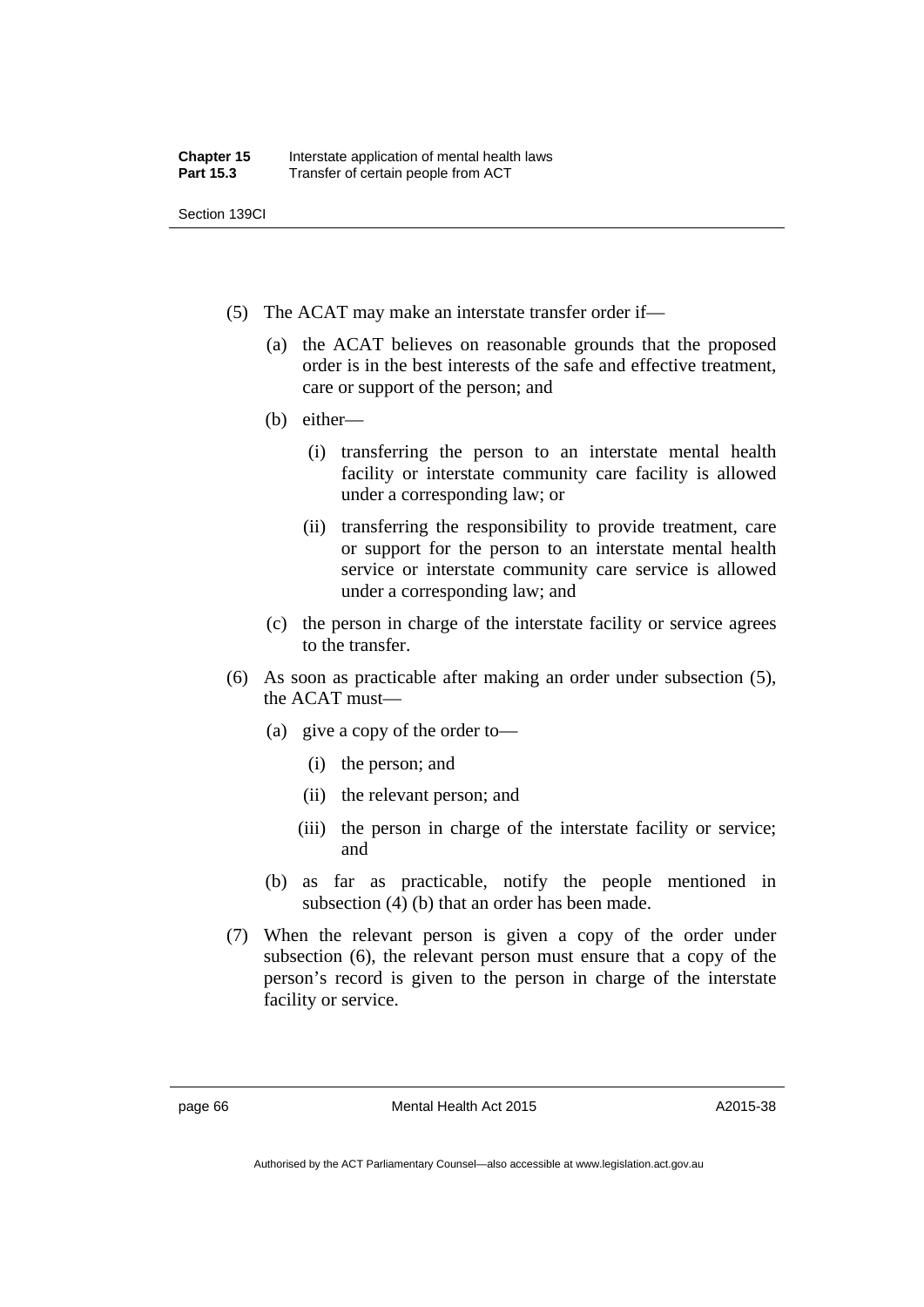(5) The ACAT may make an interstate transfer order if—

  (a) the ACAT believes on reasonable grounds that the proposed order is in the best interests of the safe and effective treatment, care or support of the person; and

  (b) either—

    (i) transferring the person to an interstate mental health facility or interstate community care facility is allowed under a corresponding law; or

    (ii) transferring the responsibility to provide treatment, care or support for the person to an interstate mental health service or interstate community care service is allowed under a corresponding law; and

  (c) the person in charge of the interstate facility or service agrees to the transfer.

(6) As soon as practicable after making an order under subsection (5), the ACAT must—

  (a) give a copy of the order to—

    (i) the person; and

    (ii) the relevant person; and

    (iii) the person in charge of the interstate facility or service; and

  (b) as far as practicable, notify the people mentioned in subsection (4) (b) that an order has been made.

(7) When the relevant person is given a copy of the order under subsection (6), the relevant person must ensure that a copy of the person's record is given to the person in charge of the interstate facility or service.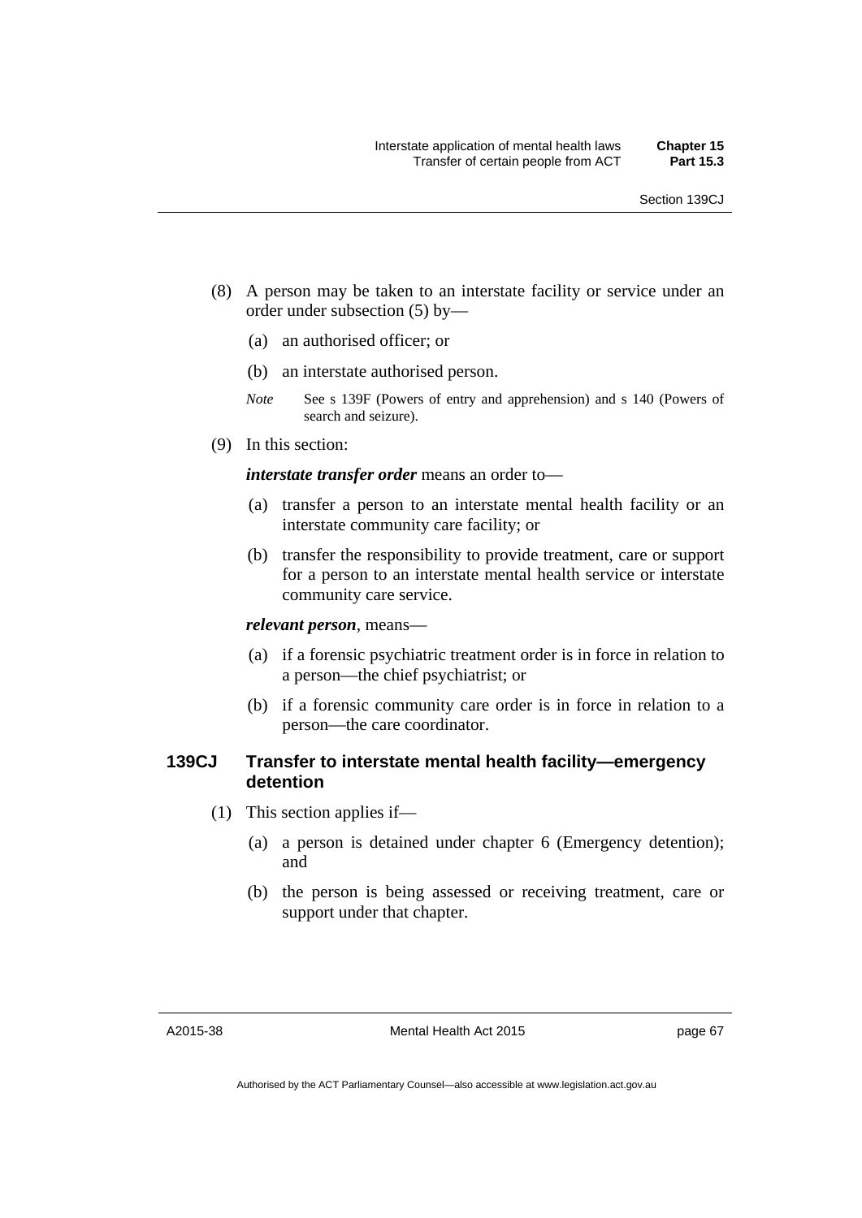(8) A person may be taken to an interstate facility or service under an order under subsection (5) by—

  (a) an authorised officer; or

  (b) an interstate authorised person.

  *Note* See s 139F (Powers of entry and apprehension) and s 140 (Powers of search and seizure).

(9) In this section:

***interstate transfer order*** means an order to—

  (a) transfer a person to an interstate mental health facility or an interstate community care facility; or

  (b) transfer the responsibility to provide treatment, care or support for a person to an interstate mental health service or interstate community care service.

***relevant person***, means—

  (a) if a forensic psychiatric treatment order is in force in relation to a person—the chief psychiatrist; or

  (b) if a forensic community care order is in force in relation to a person—the care coordinator.

### 139CJ Transfer to interstate mental health facility—emergency detention

(1) This section applies if—

  (a) a person is detained under chapter 6 (Emergency detention); and

  (b) the person is being assessed or receiving treatment, care or support under that chapter.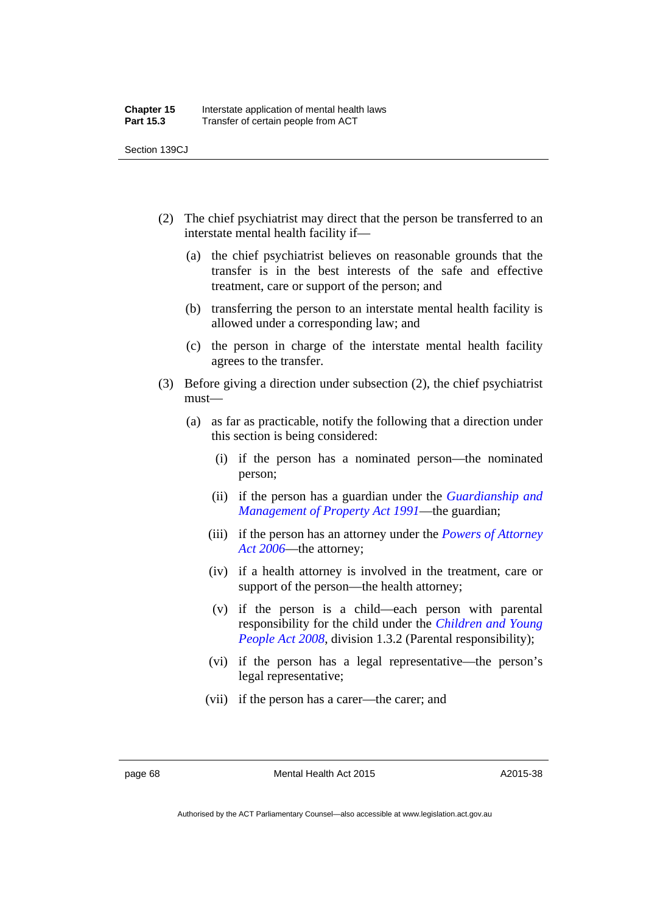(2) The chief psychiatrist may direct that the person be transferred to an interstate mental health facility if—

(a) the chief psychiatrist believes on reasonable grounds that the transfer is in the best interests of the safe and effective treatment, care or support of the person; and

(b) transferring the person to an interstate mental health facility is allowed under a corresponding law; and

(c) the person in charge of the interstate mental health facility agrees to the transfer.

(3) Before giving a direction under subsection (2), the chief psychiatrist must—

(a) as far as practicable, notify the following that a direction under this section is being considered:

(i) if the person has a nominated person—the nominated person;

(ii) if the person has a guardian under the *Guardianship and Management of Property Act 1991*—the guardian;

(iii) if the person has an attorney under the *Powers of Attorney Act 2006*—the attorney;

(iv) if a health attorney is involved in the treatment, care or support of the person—the health attorney;

(v) if the person is a child—each person with parental responsibility for the child under the *Children and Young People Act 2008*, division 1.3.2 (Parental responsibility);

(vi) if the person has a legal representative—the person's legal representative;

(vii) if the person has a carer—the carer; and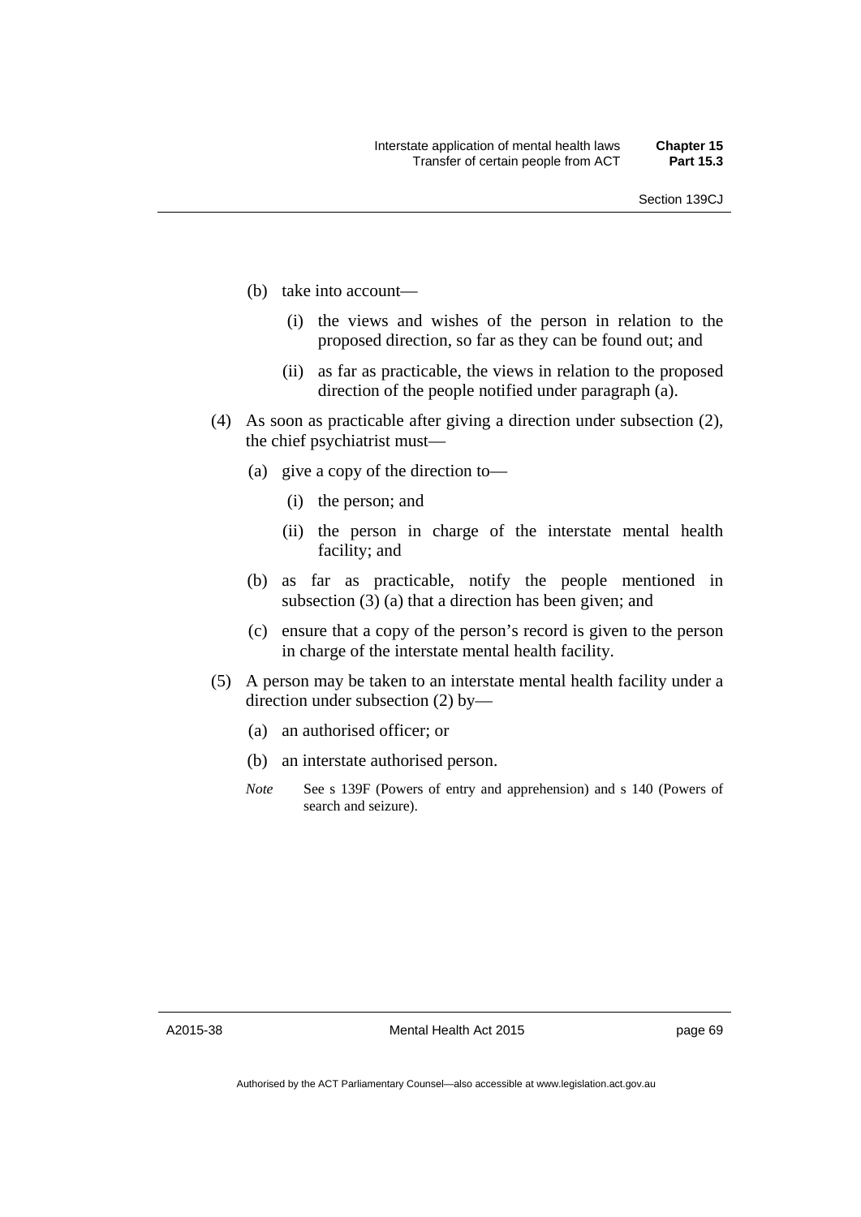(b) take into account—

  (i) the views and wishes of the person in relation to the proposed direction, so far as they can be found out; and

  (ii) as far as practicable, the views in relation to the proposed direction of the people notified under paragraph (a).

(4) As soon as practicable after giving a direction under subsection (2), the chief psychiatrist must—

  (a) give a copy of the direction to—

    (i) the person; and

    (ii) the person in charge of the interstate mental health facility; and

  (b) as far as practicable, notify the people mentioned in subsection (3) (a) that a direction has been given; and

  (c) ensure that a copy of the person's record is given to the person in charge of the interstate mental health facility.

(5) A person may be taken to an interstate mental health facility under a direction under subsection (2) by—

  (a) an authorised officer; or

  (b) an interstate authorised person.

*Note* See s 139F (Powers of entry and apprehension) and s 140 (Powers of search and seizure).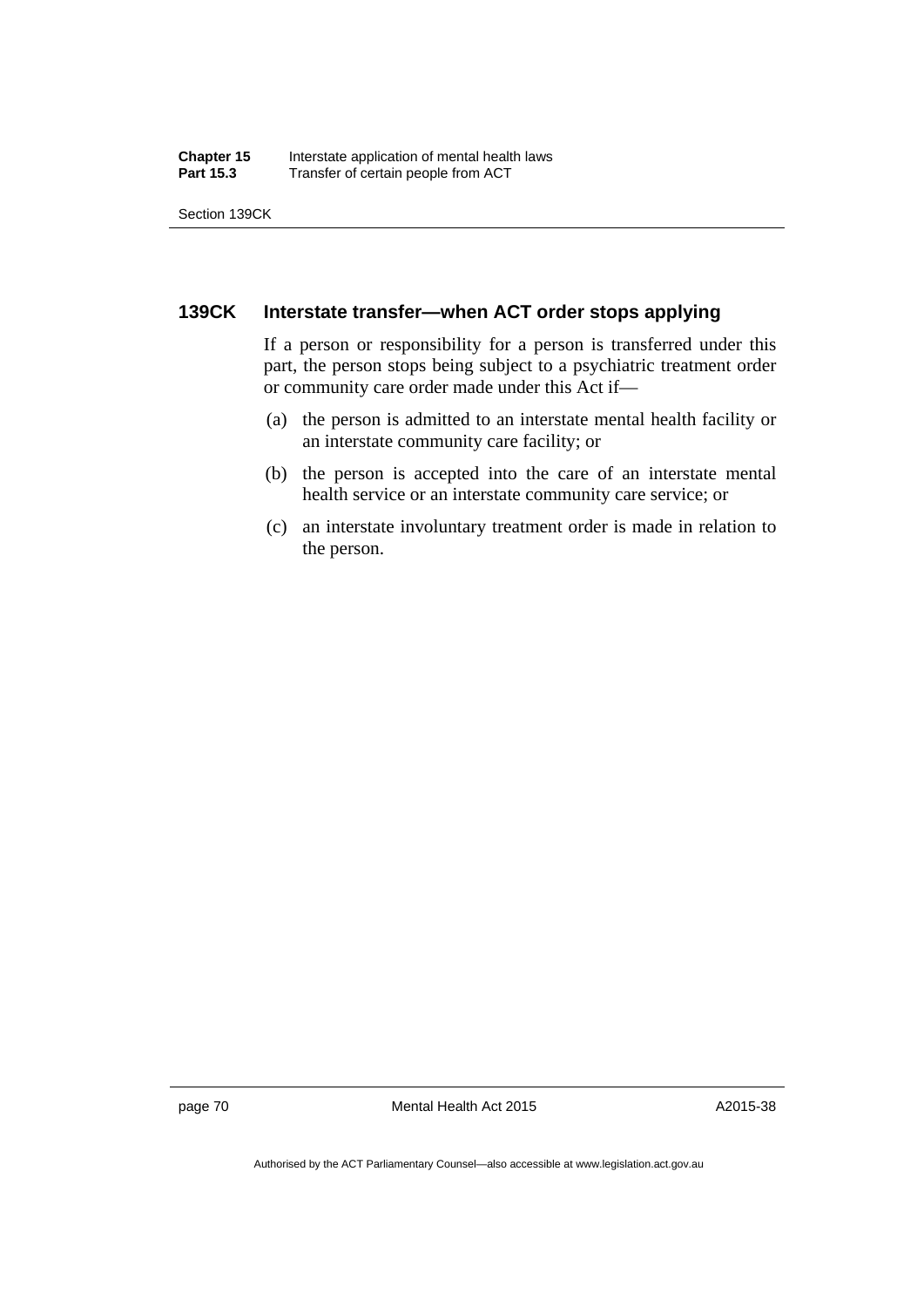## 139CK Interstate transfer—when ACT order stops applying

If a person or responsibility for a person is transferred under this part, the person stops being subject to a psychiatric treatment order or community care order made under this Act if—

(a) the person is admitted to an interstate mental health facility or an interstate community care facility; or

(b) the person is accepted into the care of an interstate mental health service or an interstate community care service; or

(c) an interstate involuntary treatment order is made in relation to the person.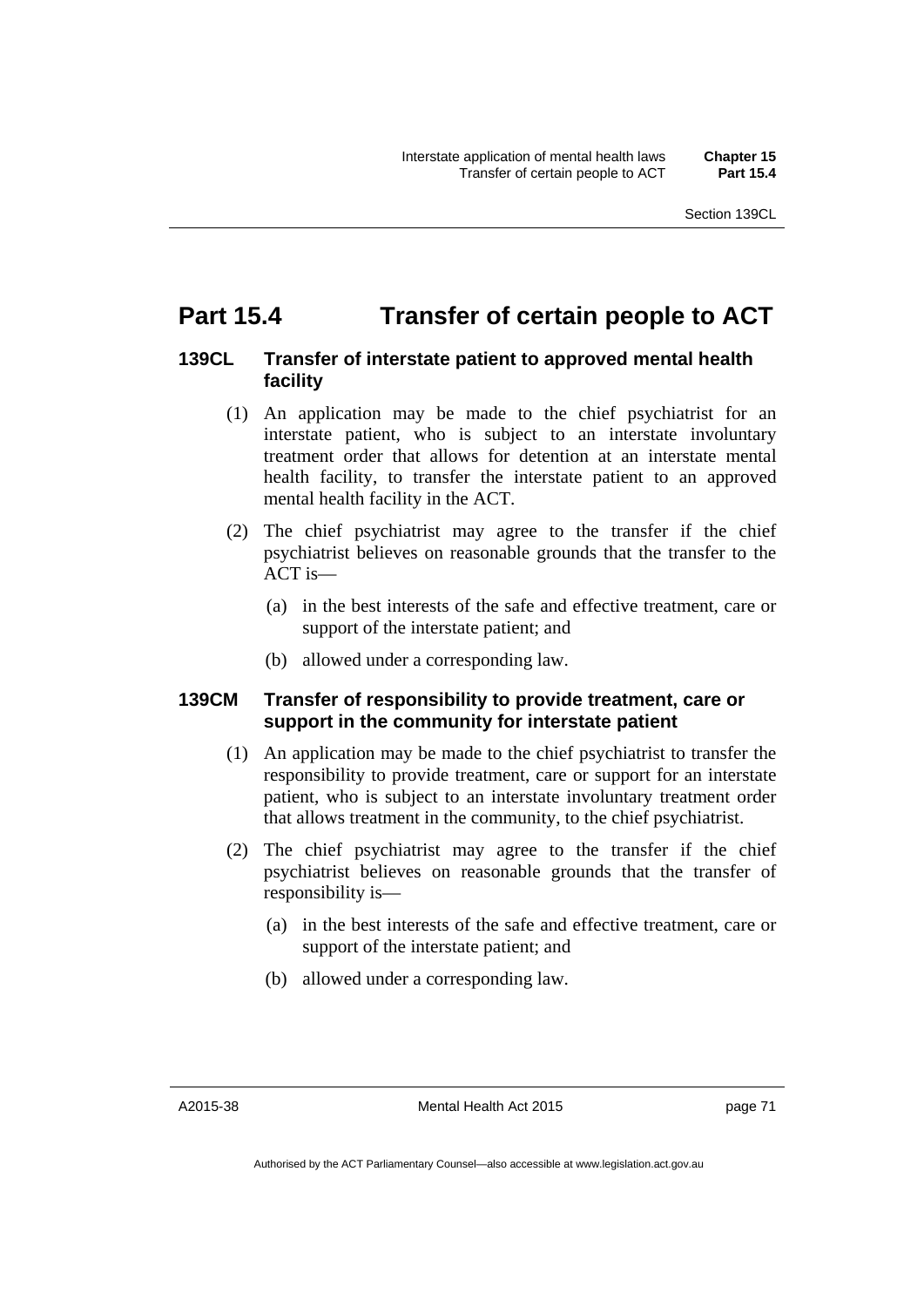# Part 15.4 Transfer of certain people to ACT

### 139CL Transfer of interstate patient to approved mental health facility

(1) An application may be made to the chief psychiatrist for an interstate patient, who is subject to an interstate involuntary treatment order that allows for detention at an interstate mental health facility, to transfer the interstate patient to an approved mental health facility in the ACT.

(2) The chief psychiatrist may agree to the transfer if the chief psychiatrist believes on reasonable grounds that the transfer to the ACT is—

(a) in the best interests of the safe and effective treatment, care or support of the interstate patient; and

(b) allowed under a corresponding law.

### 139CM Transfer of responsibility to provide treatment, care or support in the community for interstate patient

(1) An application may be made to the chief psychiatrist to transfer the responsibility to provide treatment, care or support for an interstate patient, who is subject to an interstate involuntary treatment order that allows treatment in the community, to the chief psychiatrist.

(2) The chief psychiatrist may agree to the transfer if the chief psychiatrist believes on reasonable grounds that the transfer of responsibility is—

(a) in the best interests of the safe and effective treatment, care or support of the interstate patient; and

(b) allowed under a corresponding law.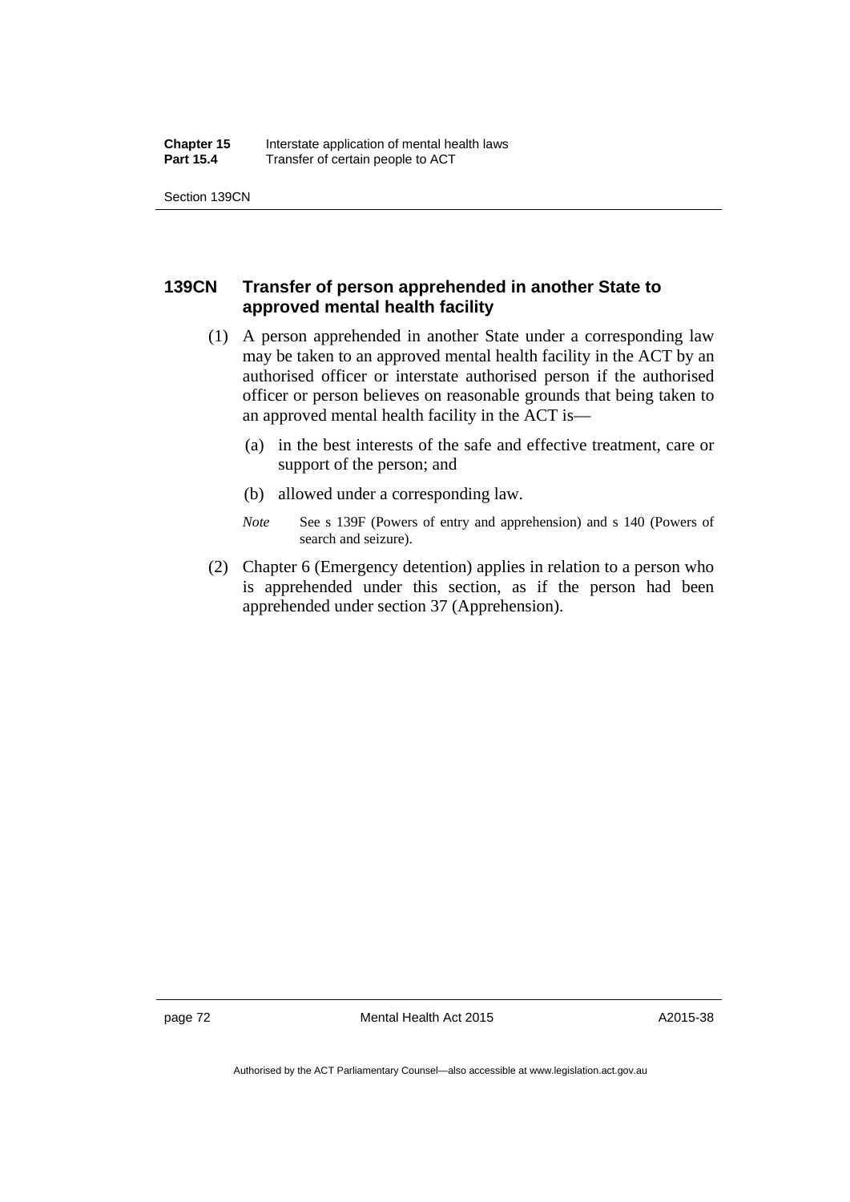### 139CN Transfer of person apprehended in another State to approved mental health facility

(1) A person apprehended in another State under a corresponding law may be taken to an approved mental health facility in the ACT by an authorised officer or interstate authorised person if the authorised officer or person believes on reasonable grounds that being taken to an approved mental health facility in the ACT is—

(a) in the best interests of the safe and effective treatment, care or support of the person; and

(b) allowed under a corresponding law.

*Note* See s 139F (Powers of entry and apprehension) and s 140 (Powers of search and seizure).

(2) Chapter 6 (Emergency detention) applies in relation to a person who is apprehended under this section, as if the person had been apprehended under section 37 (Apprehension).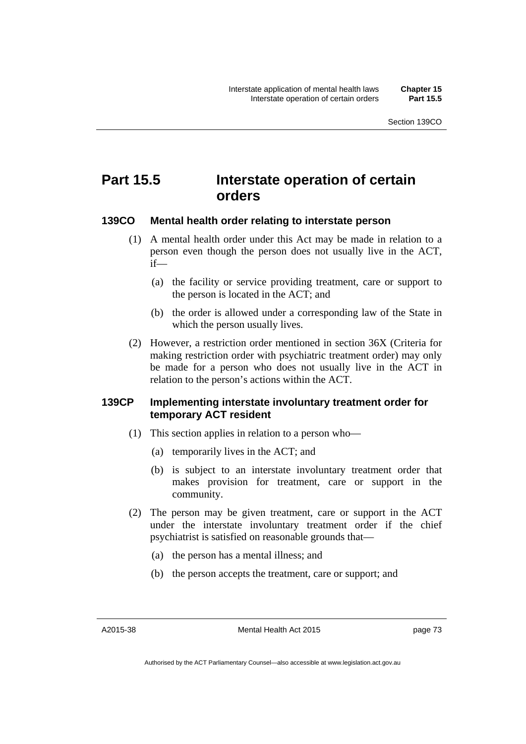# Part 15.5 Interstate operation of certain orders

## 139CO Mental health order relating to interstate person

(1) A mental health order under this Act may be made in relation to a person even though the person does not usually live in the ACT, if—

(a) the facility or service providing treatment, care or support to the person is located in the ACT; and

(b) the order is allowed under a corresponding law of the State in which the person usually lives.

(2) However, a restriction order mentioned in section 36X (Criteria for making restriction order with psychiatric treatment order) may only be made for a person who does not usually live in the ACT in relation to the person's actions within the ACT.

## 139CP Implementing interstate involuntary treatment order for temporary ACT resident

(1) This section applies in relation to a person who—

(a) temporarily lives in the ACT; and

(b) is subject to an interstate involuntary treatment order that makes provision for treatment, care or support in the community.

(2) The person may be given treatment, care or support in the ACT under the interstate involuntary treatment order if the chief psychiatrist is satisfied on reasonable grounds that—

(a) the person has a mental illness; and

(b) the person accepts the treatment, care or support; and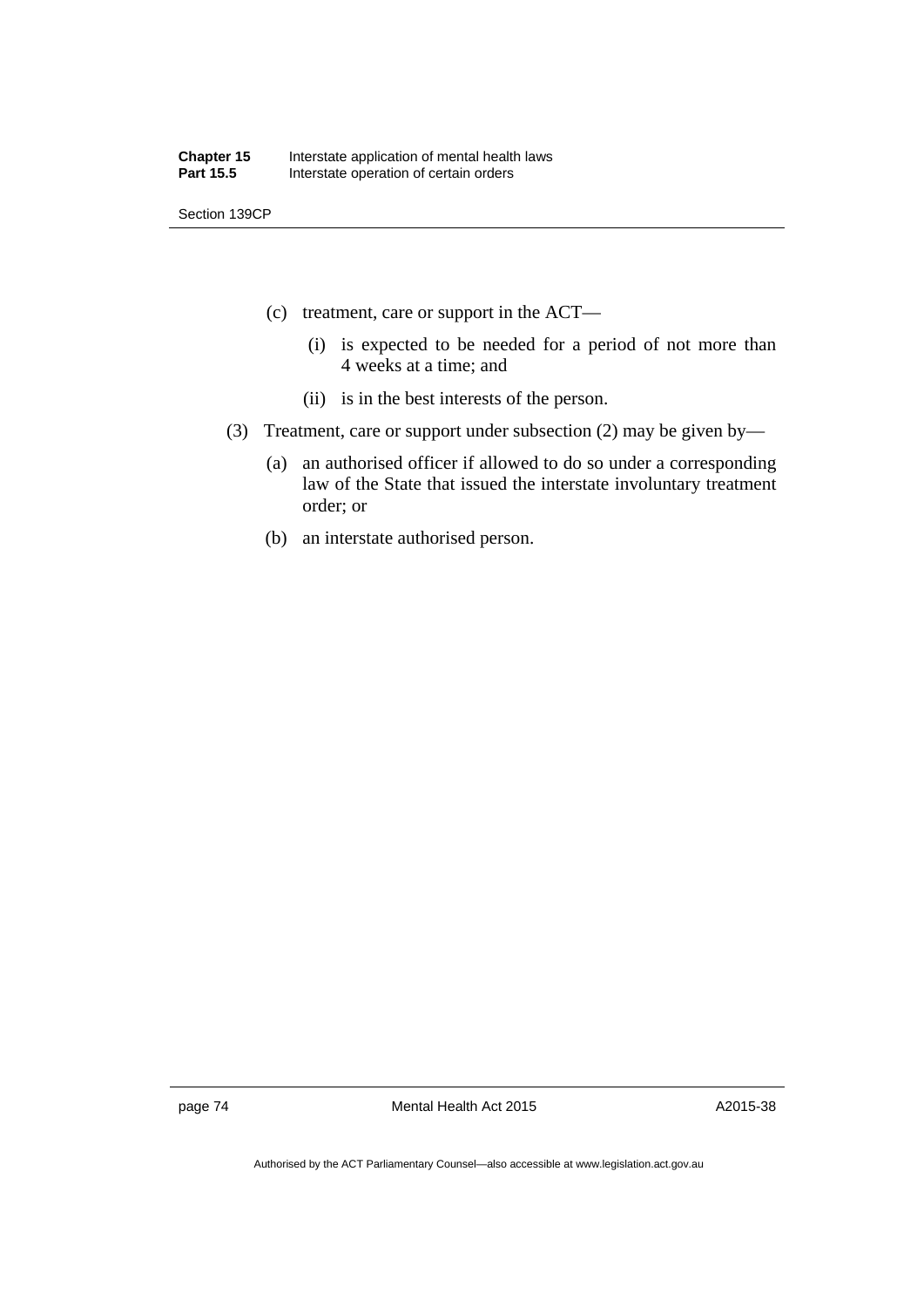(c) treatment, care or support in the ACT—

   (i) is expected to be needed for a period of not more than 4 weeks at a time; and

   (ii) is in the best interests of the person.

(3) Treatment, care or support under subsection (2) may be given by—

   (a) an authorised officer if allowed to do so under a corresponding law of the State that issued the interstate involuntary treatment order; or

   (b) an interstate authorised person.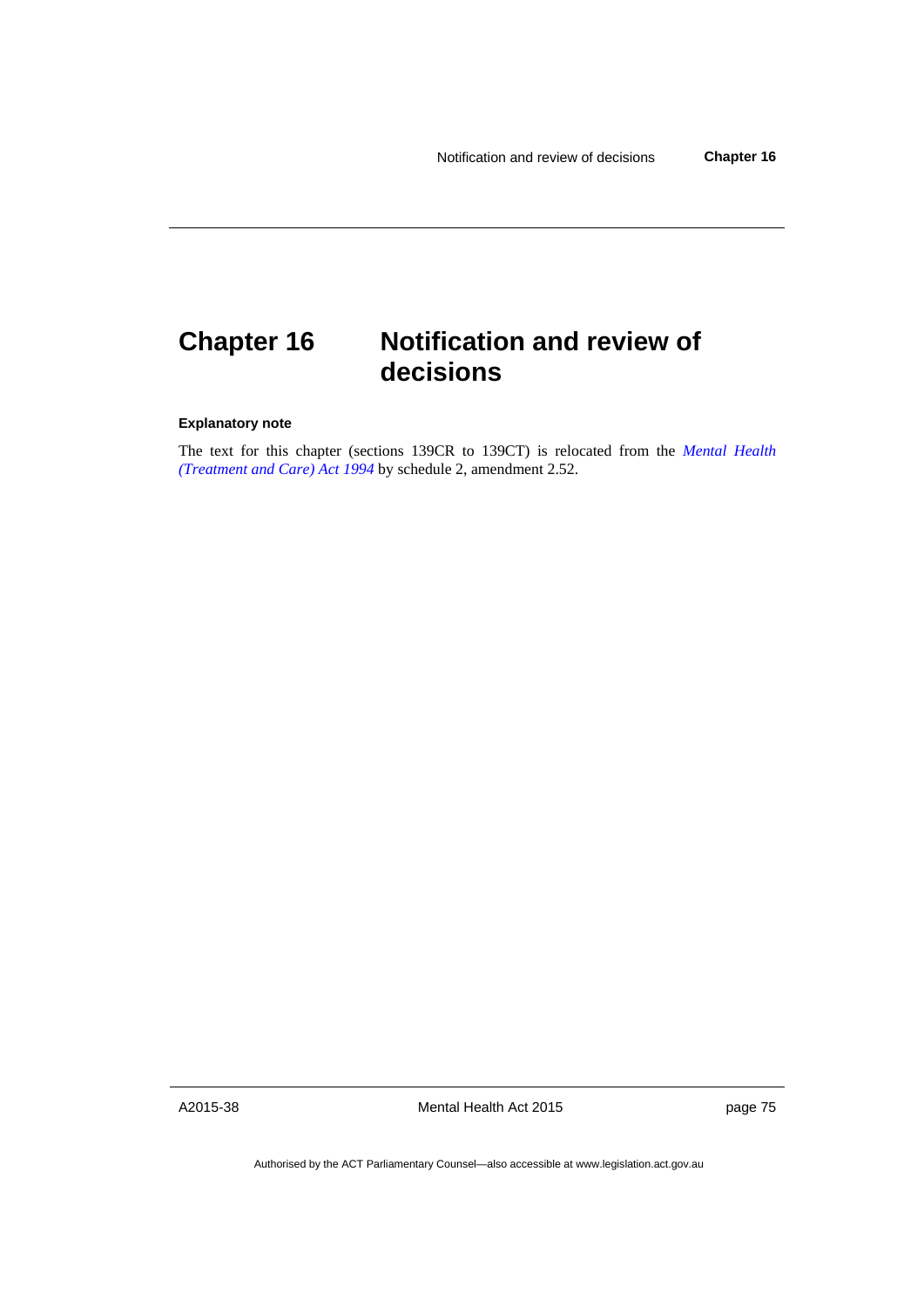# Chapter 16 Notification and review of decisions

**Explanatory note**

The text for this chapter (sections 139CR to 139CT) is relocated from the *Mental Health (Treatment and Care) Act 1994* by schedule 2, amendment 2.52.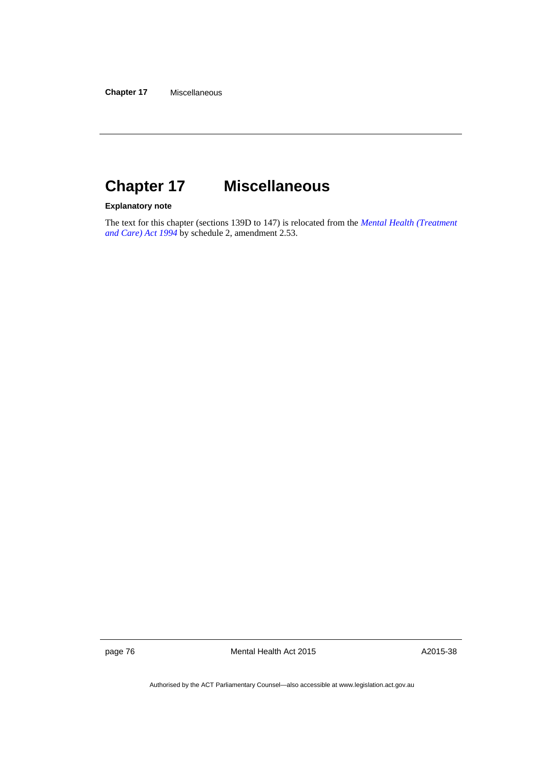# Chapter 17 Miscellaneous

**Explanatory note**

The text for this chapter (sections 139D to 147) is relocated from the *Mental Health (Treatment and Care) Act 1994* by schedule 2, amendment 2.53.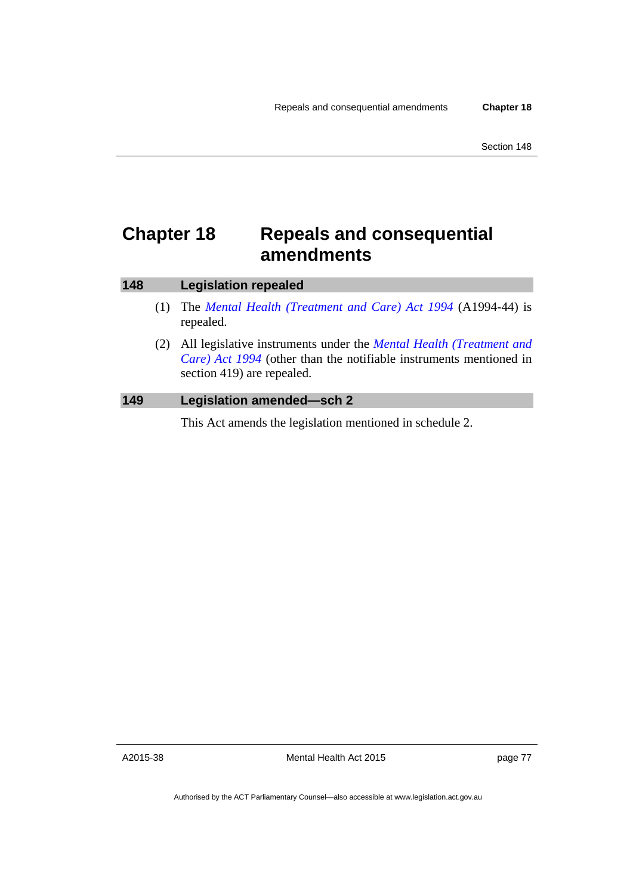# Chapter 18 Repeals and consequential amendments

## 148 Legislation repealed

(1) The *Mental Health (Treatment and Care) Act 1994* (A1994-44) is repealed.

(2) All legislative instruments under the *Mental Health (Treatment and Care) Act 1994* (other than the notifiable instruments mentioned in section 419) are repealed.

## 149 Legislation amended—sch 2

This Act amends the legislation mentioned in schedule 2.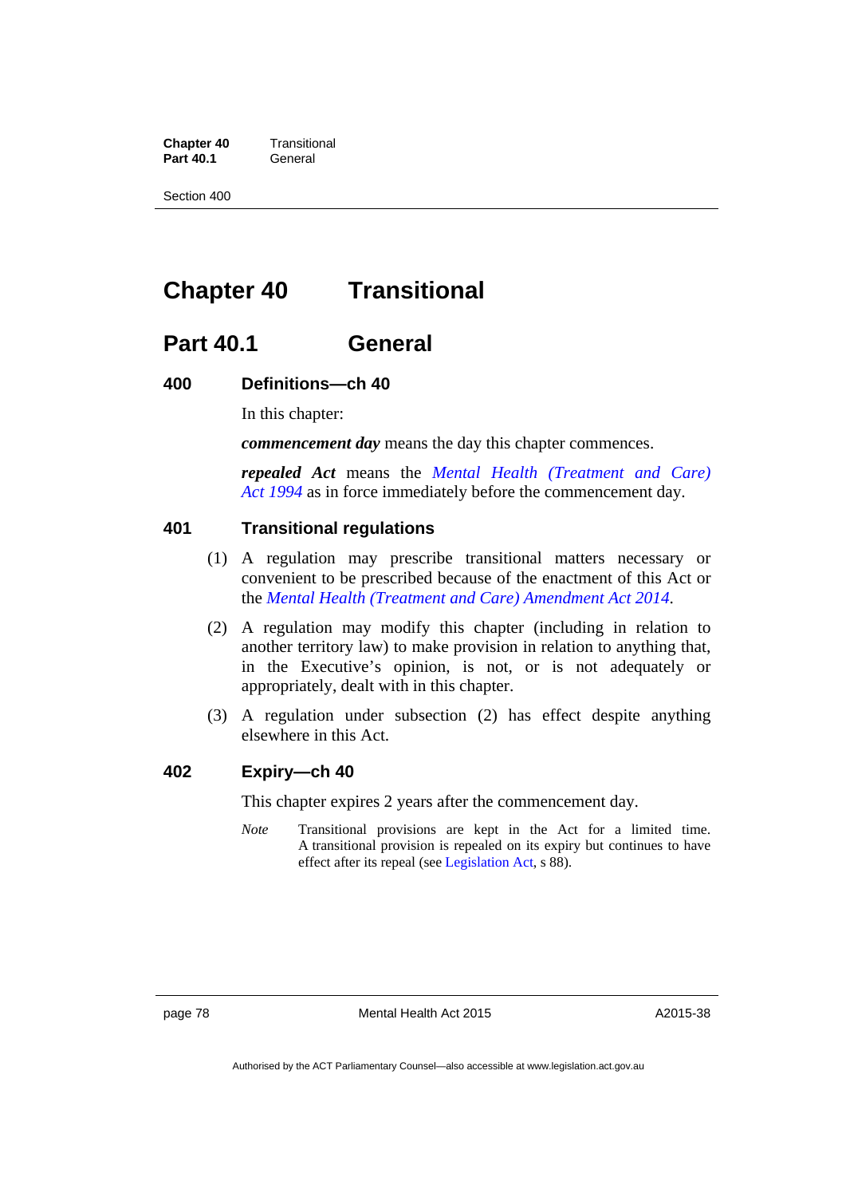# Chapter 40 Transitional

## Part 40.1 General

### 400 Definitions—ch 40

In this chapter:

***commencement day*** means the day this chapter commences.

***repealed Act*** means the *Mental Health (Treatment and Care) Act 1994* as in force immediately before the commencement day.

### 401 Transitional regulations

(1) A regulation may prescribe transitional matters necessary or convenient to be prescribed because of the enactment of this Act or the *Mental Health (Treatment and Care) Amendment Act 2014*.

(2) A regulation may modify this chapter (including in relation to another territory law) to make provision in relation to anything that, in the Executive's opinion, is not, or is not adequately or appropriately, dealt with in this chapter.

(3) A regulation under subsection (2) has effect despite anything elsewhere in this Act.

### 402 Expiry—ch 40

This chapter expires 2 years after the commencement day.

*Note* Transitional provisions are kept in the Act for a limited time. A transitional provision is repealed on its expiry but continues to have effect after its repeal (see Legislation Act, s 88).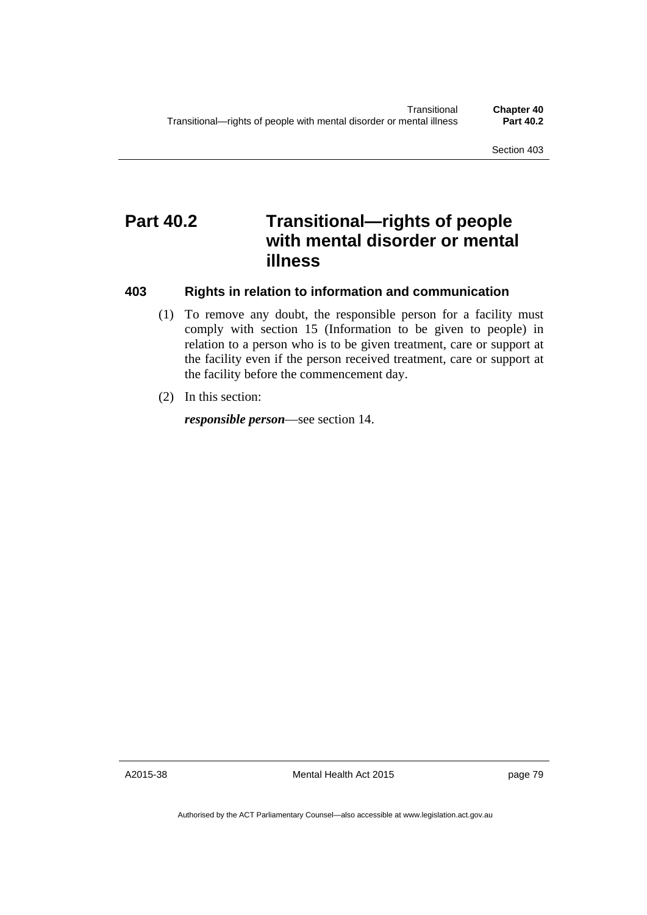# Part 40.2 Transitional—rights of people with mental disorder or mental illness

## 403 Rights in relation to information and communication

(1) To remove any doubt, the responsible person for a facility must comply with section 15 (Information to be given to people) in relation to a person who is to be given treatment, care or support at the facility even if the person received treatment, care or support at the facility before the commencement day.

(2) In this section:

***responsible person***—see section 14.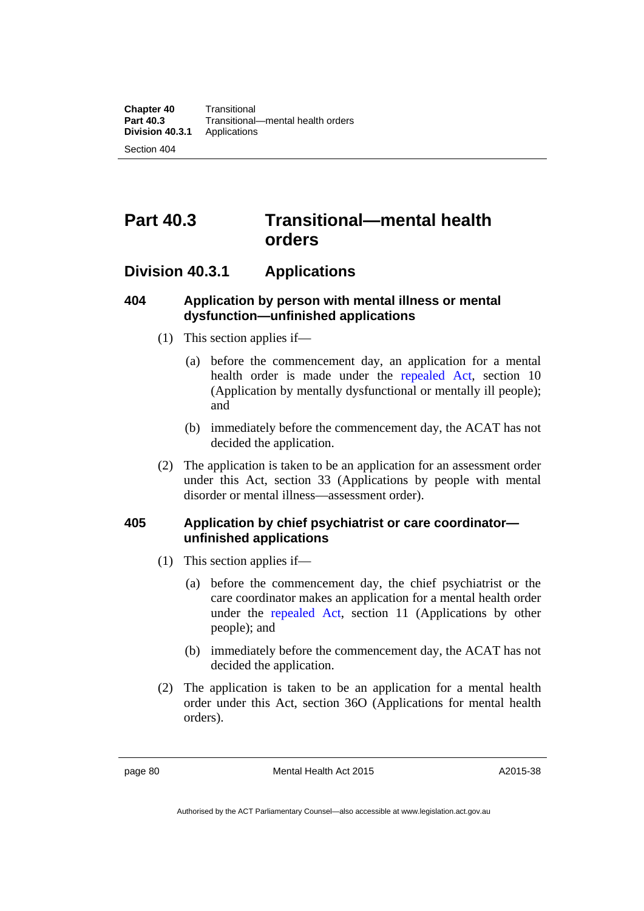# Part 40.3 Transitional—mental health orders

## Division 40.3.1 Applications

### 404 Application by person with mental illness or mental dysfunction—unfinished applications

(1) This section applies if—

(a) before the commencement day, an application for a mental health order is made under the repealed Act, section 10 (Application by mentally dysfunctional or mentally ill people); and

(b) immediately before the commencement day, the ACAT has not decided the application.

(2) The application is taken to be an application for an assessment order under this Act, section 33 (Applications by people with mental disorder or mental illness—assessment order).

### 405 Application by chief psychiatrist or care coordinator—unfinished applications

(1) This section applies if—

(a) before the commencement day, the chief psychiatrist or the care coordinator makes an application for a mental health order under the repealed Act, section 11 (Applications by other people); and

(b) immediately before the commencement day, the ACAT has not decided the application.

(2) The application is taken to be an application for a mental health order under this Act, section 36O (Applications for mental health orders).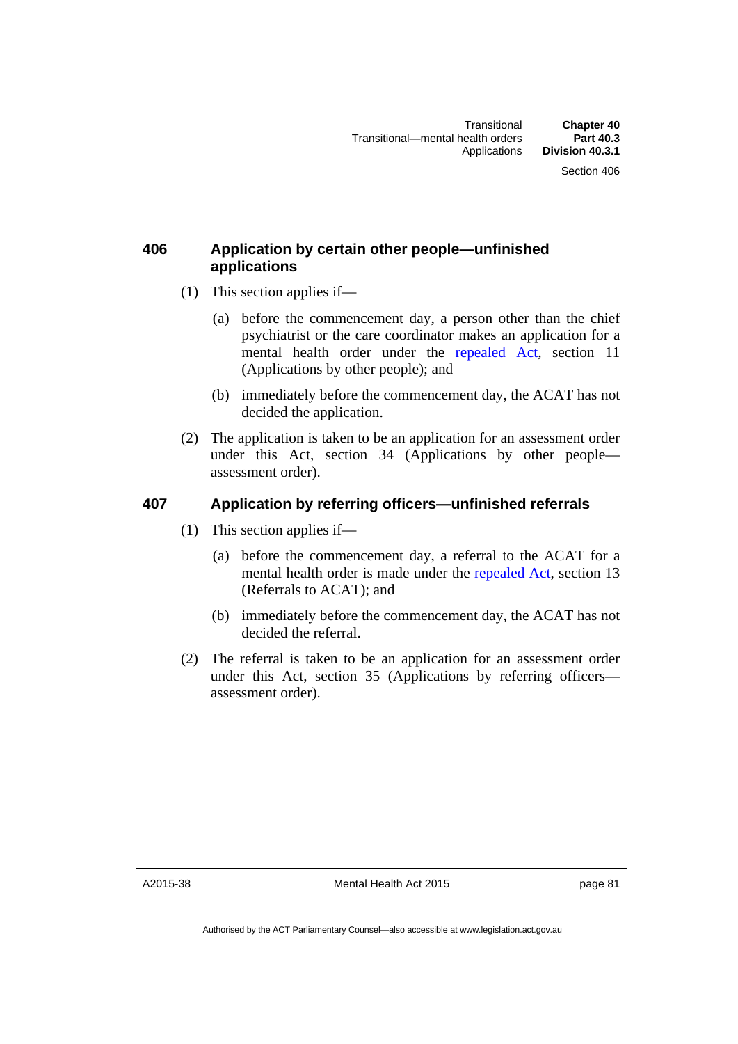### 406 Application by certain other people—unfinished applications

(1) This section applies if—

(a) before the commencement day, a person other than the chief psychiatrist or the care coordinator makes an application for a mental health order under the repealed Act, section 11 (Applications by other people); and

(b) immediately before the commencement day, the ACAT has not decided the application.

(2) The application is taken to be an application for an assessment order under this Act, section 34 (Applications by other people—assessment order).

### 407 Application by referring officers—unfinished referrals

(1) This section applies if—

(a) before the commencement day, a referral to the ACAT for a mental health order is made under the repealed Act, section 13 (Referrals to ACAT); and

(b) immediately before the commencement day, the ACAT has not decided the referral.

(2) The referral is taken to be an application for an assessment order under this Act, section 35 (Applications by referring officers—assessment order).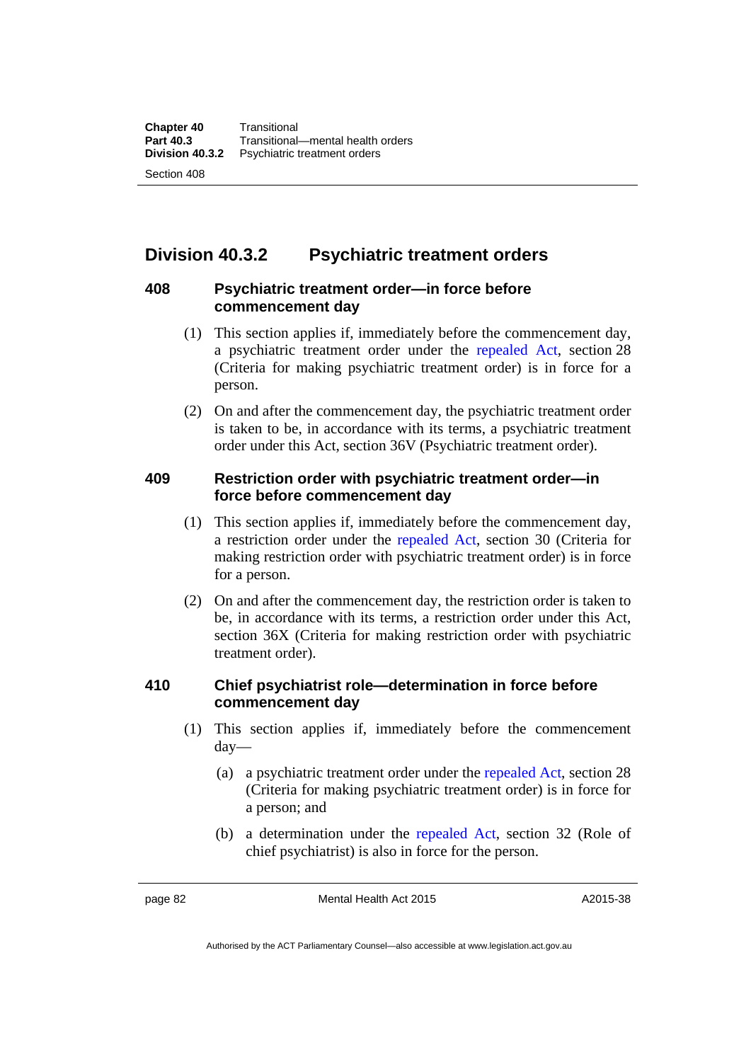## Division 40.3.2 Psychiatric treatment orders

### 408 Psychiatric treatment order—in force before commencement day

(1) This section applies if, immediately before the commencement day, a psychiatric treatment order under the repealed Act, section 28 (Criteria for making psychiatric treatment order) is in force for a person.

(2) On and after the commencement day, the psychiatric treatment order is taken to be, in accordance with its terms, a psychiatric treatment order under this Act, section 36V (Psychiatric treatment order).

### 409 Restriction order with psychiatric treatment order—in force before commencement day

(1) This section applies if, immediately before the commencement day, a restriction order under the repealed Act, section 30 (Criteria for making restriction order with psychiatric treatment order) is in force for a person.

(2) On and after the commencement day, the restriction order is taken to be, in accordance with its terms, a restriction order under this Act, section 36X (Criteria for making restriction order with psychiatric treatment order).

### 410 Chief psychiatrist role—determination in force before commencement day

(1) This section applies if, immediately before the commencement day—

(a) a psychiatric treatment order under the repealed Act, section 28 (Criteria for making psychiatric treatment order) is in force for a person; and

(b) a determination under the repealed Act, section 32 (Role of chief psychiatrist) is also in force for the person.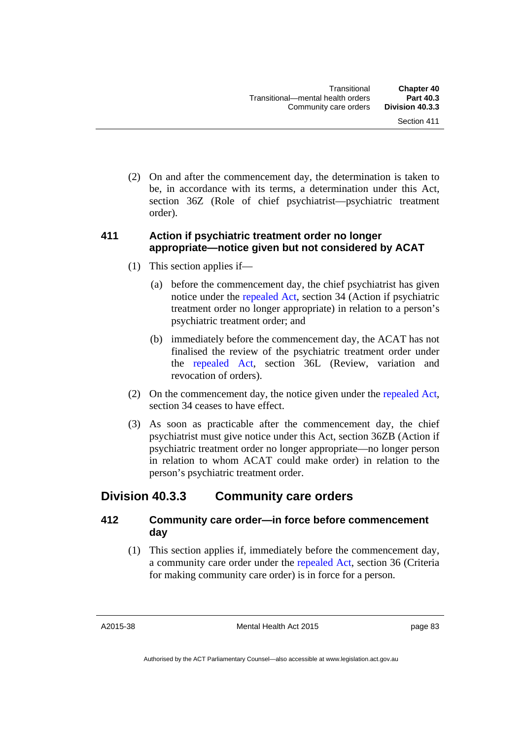(2) On and after the commencement day, the determination is taken to be, in accordance with its terms, a determination under this Act, section 36Z (Role of chief psychiatrist—psychiatric treatment order).

### 411 Action if psychiatric treatment order no longer appropriate—notice given but not considered by ACAT

(1) This section applies if—

(a) before the commencement day, the chief psychiatrist has given notice under the repealed Act, section 34 (Action if psychiatric treatment order no longer appropriate) in relation to a person's psychiatric treatment order; and

(b) immediately before the commencement day, the ACAT has not finalised the review of the psychiatric treatment order under the repealed Act, section 36L (Review, variation and revocation of orders).

(2) On the commencement day, the notice given under the repealed Act, section 34 ceases to have effect.

(3) As soon as practicable after the commencement day, the chief psychiatrist must give notice under this Act, section 36ZB (Action if psychiatric treatment order no longer appropriate—no longer person in relation to whom ACAT could make order) in relation to the person's psychiatric treatment order.

## Division 40.3.3 Community care orders

### 412 Community care order—in force before commencement day

(1) This section applies if, immediately before the commencement day, a community care order under the repealed Act, section 36 (Criteria for making community care order) is in force for a person.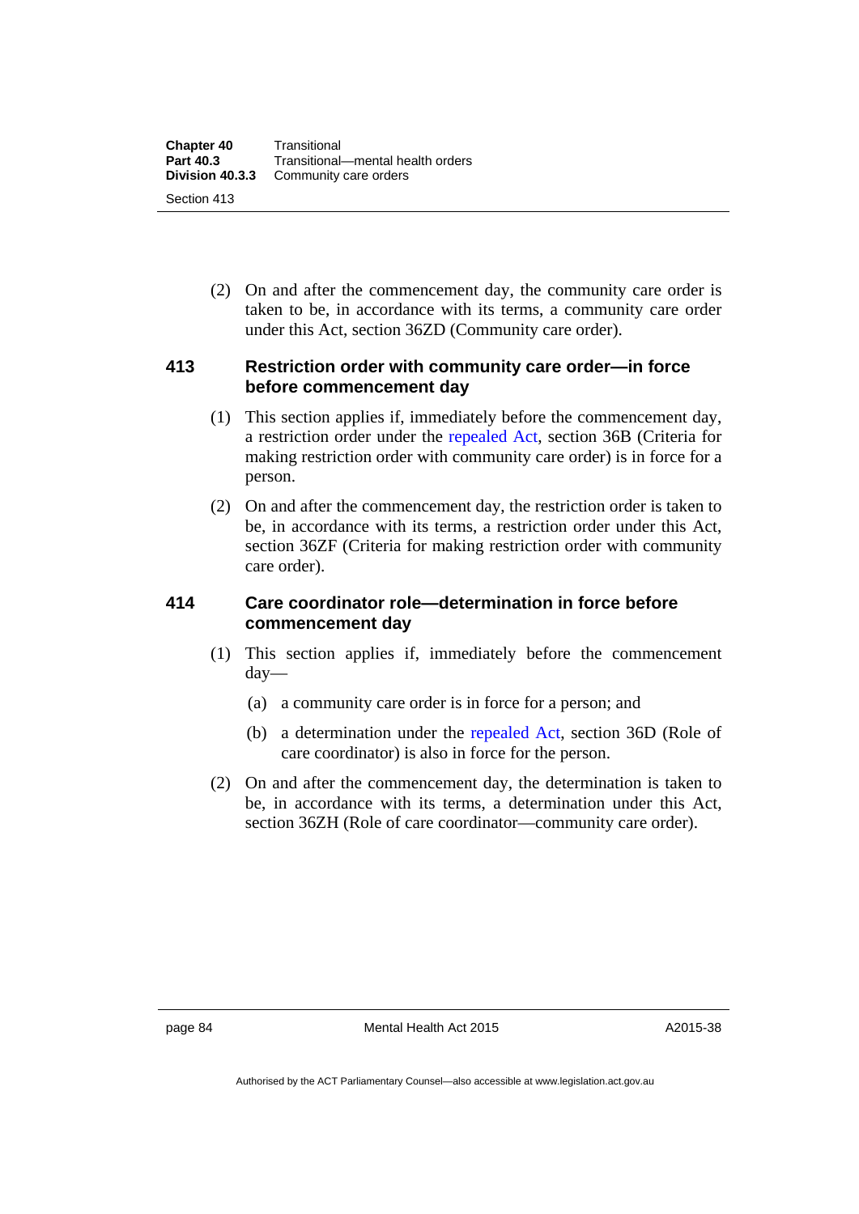(2) On and after the commencement day, the community care order is taken to be, in accordance with its terms, a community care order under this Act, section 36ZD (Community care order).

### 413 Restriction order with community care order—in force before commencement day

(1) This section applies if, immediately before the commencement day, a restriction order under the repealed Act, section 36B (Criteria for making restriction order with community care order) is in force for a person.

(2) On and after the commencement day, the restriction order is taken to be, in accordance with its terms, a restriction order under this Act, section 36ZF (Criteria for making restriction order with community care order).

### 414 Care coordinator role—determination in force before commencement day

(1) This section applies if, immediately before the commencement day—

(a) a community care order is in force for a person; and

(b) a determination under the repealed Act, section 36D (Role of care coordinator) is also in force for the person.

(2) On and after the commencement day, the determination is taken to be, in accordance with its terms, a determination under this Act, section 36ZH (Role of care coordinator—community care order).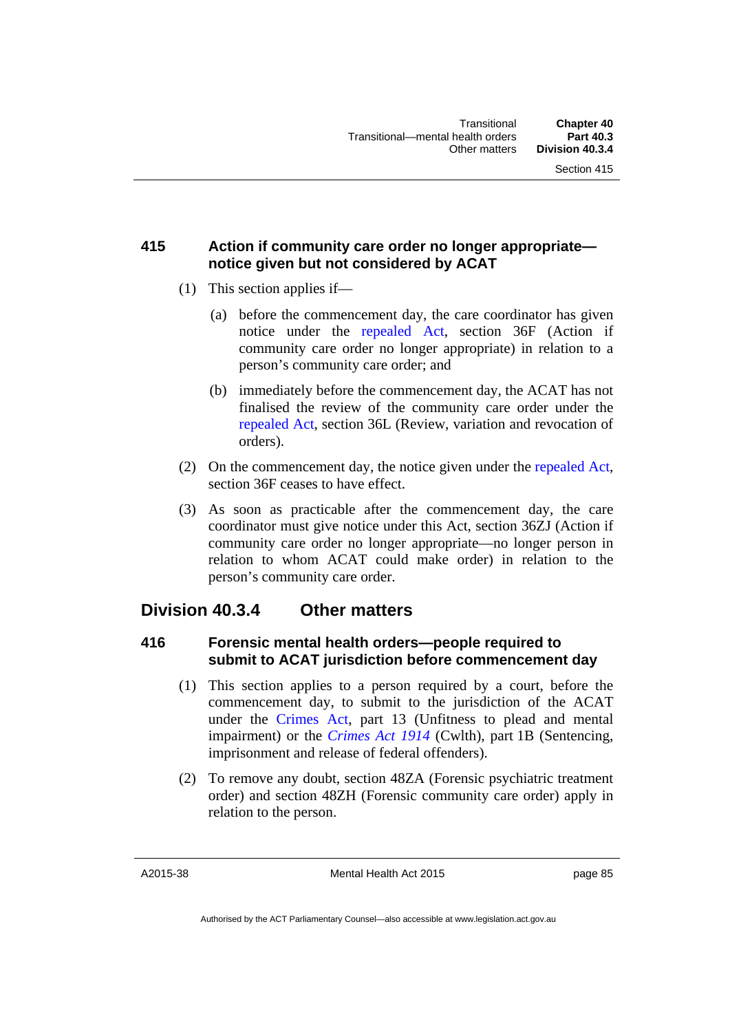### 415 Action if community care order no longer appropriate—notice given but not considered by ACAT

(1) This section applies if—

(a) before the commencement day, the care coordinator has given notice under the repealed Act, section 36F (Action if community care order no longer appropriate) in relation to a person's community care order; and

(b) immediately before the commencement day, the ACAT has not finalised the review of the community care order under the repealed Act, section 36L (Review, variation and revocation of orders).

(2) On the commencement day, the notice given under the repealed Act, section 36F ceases to have effect.

(3) As soon as practicable after the commencement day, the care coordinator must give notice under this Act, section 36ZJ (Action if community care order no longer appropriate—no longer person in relation to whom ACAT could make order) in relation to the person's community care order.

## Division 40.3.4 Other matters

### 416 Forensic mental health orders—people required to submit to ACAT jurisdiction before commencement day

(1) This section applies to a person required by a court, before the commencement day, to submit to the jurisdiction of the ACAT under the Crimes Act, part 13 (Unfitness to plead and mental impairment) or the *Crimes Act 1914* (Cwlth), part 1B (Sentencing, imprisonment and release of federal offenders).

(2) To remove any doubt, section 48ZA (Forensic psychiatric treatment order) and section 48ZH (Forensic community care order) apply in relation to the person.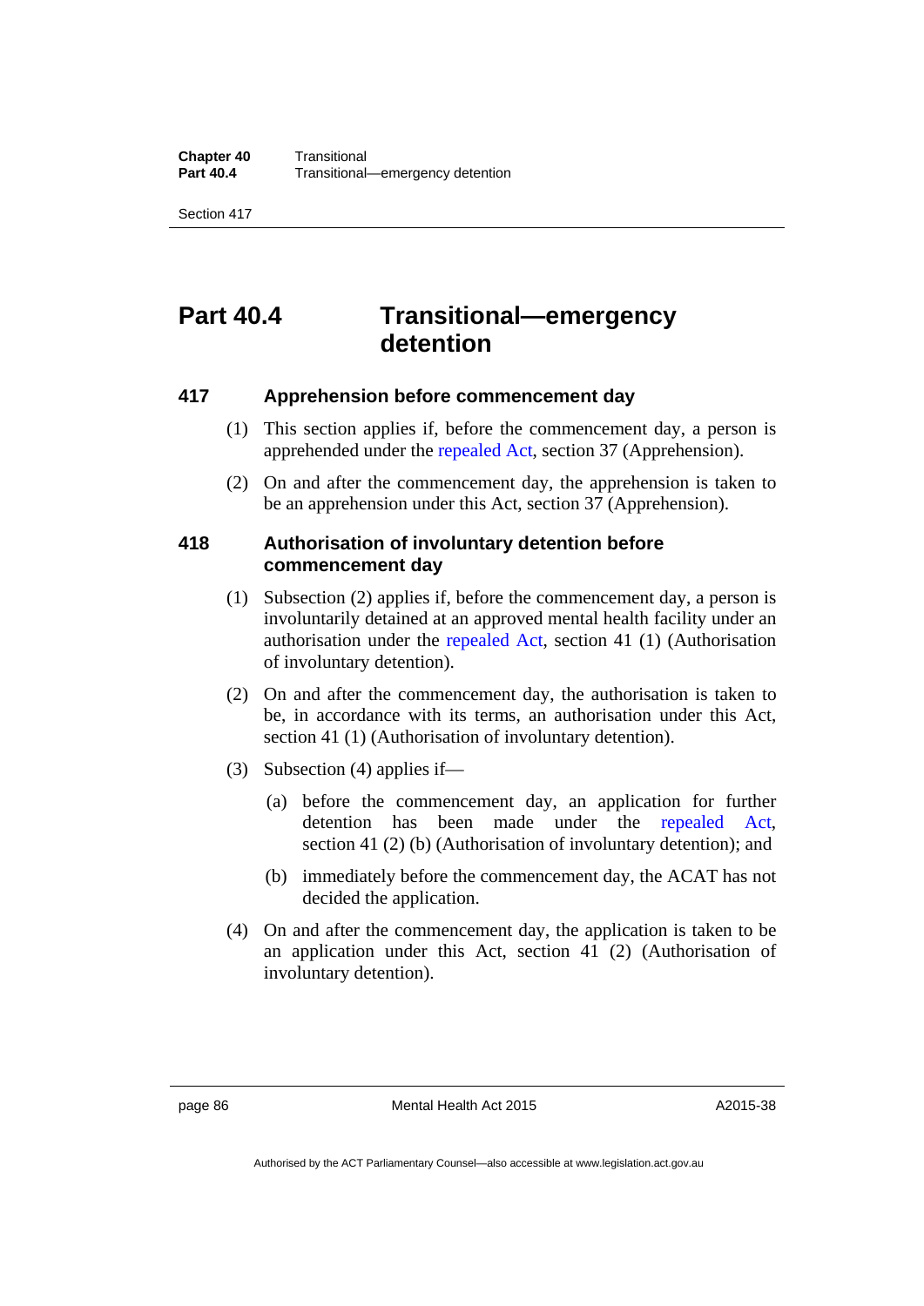## Part 40.4 Transitional—emergency detention

### 417 Apprehension before commencement day

(1) This section applies if, before the commencement day, a person is apprehended under the repealed Act, section 37 (Apprehension).

(2) On and after the commencement day, the apprehension is taken to be an apprehension under this Act, section 37 (Apprehension).

### 418 Authorisation of involuntary detention before commencement day

(1) Subsection (2) applies if, before the commencement day, a person is involuntarily detained at an approved mental health facility under an authorisation under the repealed Act, section 41 (1) (Authorisation of involuntary detention).

(2) On and after the commencement day, the authorisation is taken to be, in accordance with its terms, an authorisation under this Act, section 41 (1) (Authorisation of involuntary detention).

(3) Subsection (4) applies if—

(a) before the commencement day, an application for further detention has been made under the repealed Act, section 41 (2) (b) (Authorisation of involuntary detention); and

(b) immediately before the commencement day, the ACAT has not decided the application.

(4) On and after the commencement day, the application is taken to be an application under this Act, section 41 (2) (Authorisation of involuntary detention).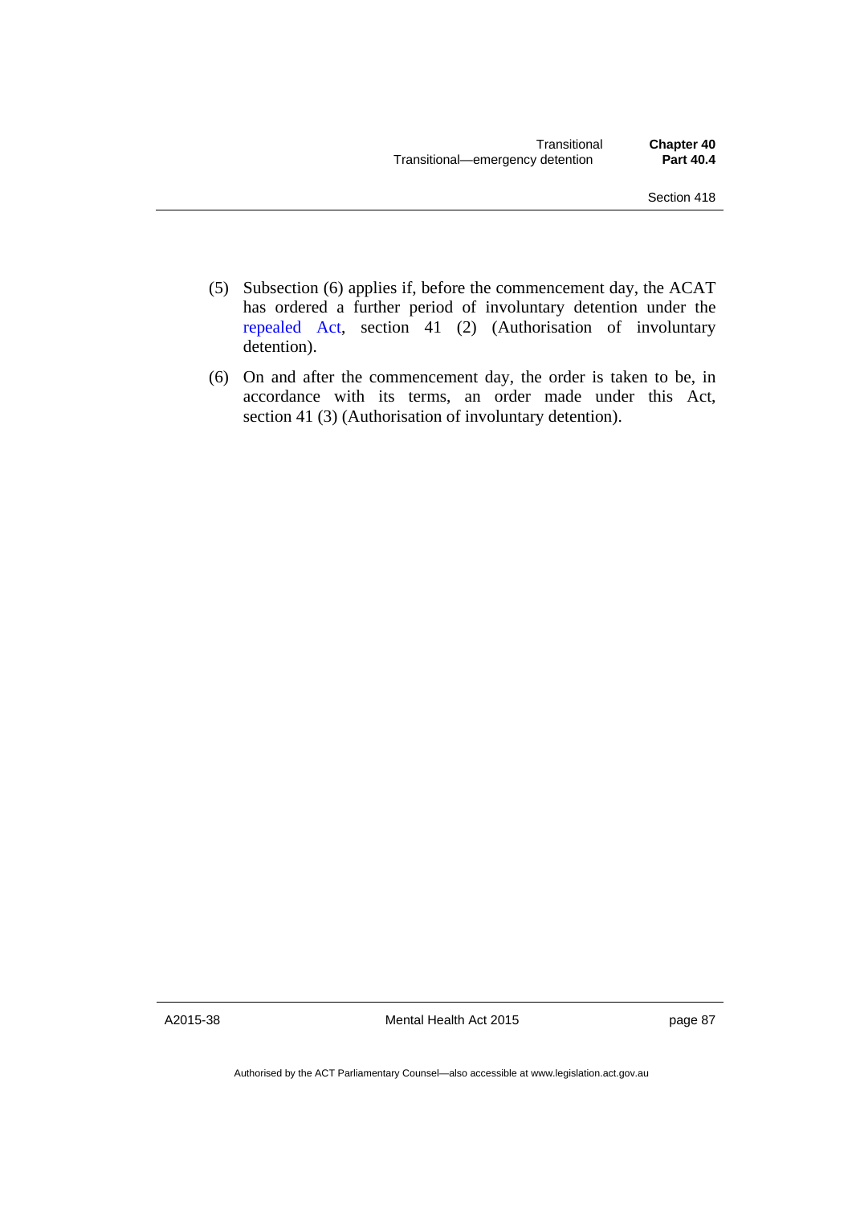(5) Subsection (6) applies if, before the commencement day, the ACAT has ordered a further period of involuntary detention under the repealed Act, section 41 (2) (Authorisation of involuntary detention).

(6) On and after the commencement day, the order is taken to be, in accordance with its terms, an order made under this Act, section 41 (3) (Authorisation of involuntary detention).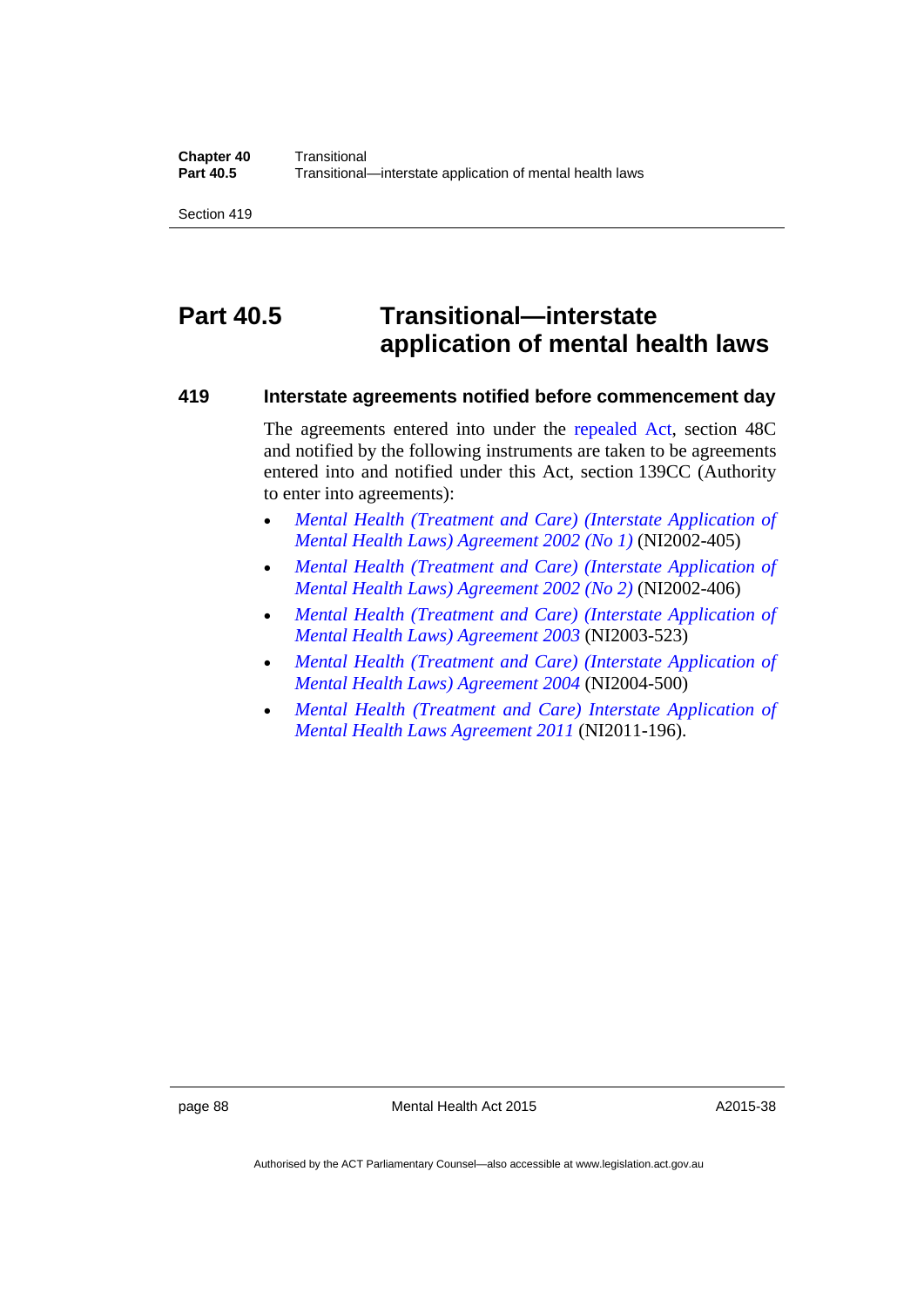# Part 40.5 Transitional—interstate application of mental health laws

### 419 Interstate agreements notified before commencement day

The agreements entered into under the repealed Act, section 48C and notified by the following instruments are taken to be agreements entered into and notified under this Act, section 139CC (Authority to enter into agreements):

- *Mental Health (Treatment and Care) (Interstate Application of Mental Health Laws) Agreement 2002 (No 1)* (NI2002-405)
- *Mental Health (Treatment and Care) (Interstate Application of Mental Health Laws) Agreement 2002 (No 2)* (NI2002-406)
- *Mental Health (Treatment and Care) (Interstate Application of Mental Health Laws) Agreement 2003* (NI2003-523)
- *Mental Health (Treatment and Care) (Interstate Application of Mental Health Laws) Agreement 2004* (NI2004-500)
- *Mental Health (Treatment and Care) Interstate Application of Mental Health Laws Agreement 2011* (NI2011-196).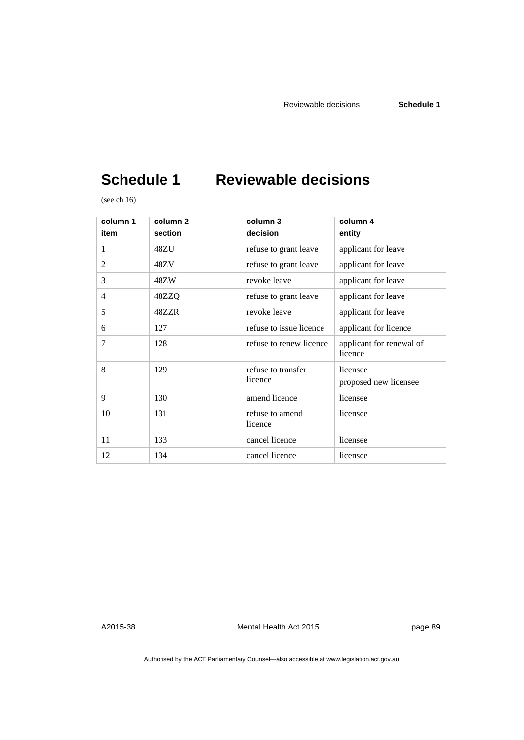# Schedule 1 Reviewable decisions

(see ch 16)

| column 1<br>item | column 2<br>section | column 3<br>decision | column 4<br>entity |
|---|---|---|---|
| 1 | 48ZU | refuse to grant leave | applicant for leave |
| 2 | 48ZV | refuse to grant leave | applicant for leave |
| 3 | 48ZW | revoke leave | applicant for leave |
| 4 | 48ZZQ | refuse to grant leave | applicant for leave |
| 5 | 48ZZR | revoke leave | applicant for leave |
| 6 | 127 | refuse to issue licence | applicant for licence |
| 7 | 128 | refuse to renew licence | applicant for renewal of licence |
| 8 | 129 | refuse to transfer licence | licensee<br>proposed new licensee |
| 9 | 130 | amend licence | licensee |
| 10 | 131 | refuse to amend licence | licensee |
| 11 | 133 | cancel licence | licensee |
| 12 | 134 | cancel licence | licensee |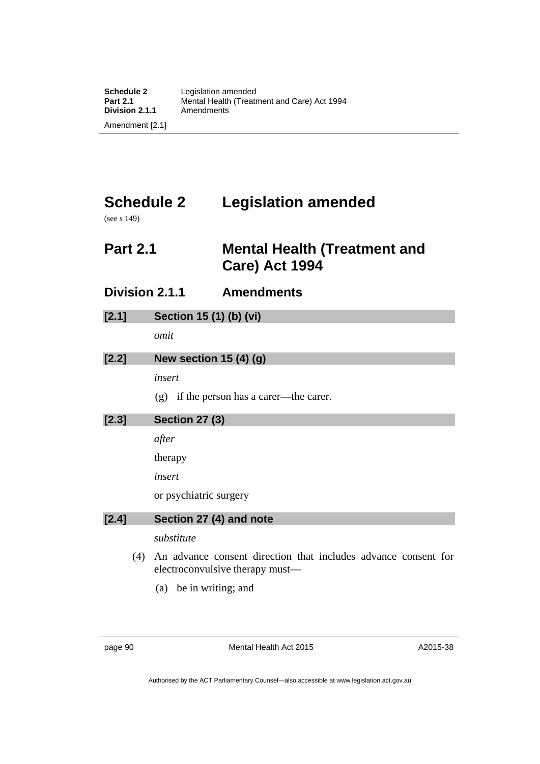# Schedule 2 Legislation amended

(see s 149)

## Part 2.1 Mental Health (Treatment and Care) Act 1994

### Division 2.1.1 Amendments

**[2.1] Section 15 (1) (b) (vi)**

*omit*

**[2.2] New section 15 (4) (g)**

*insert*

(g) if the person has a carer—the carer.

**[2.3] Section 27 (3)**

*after*

therapy

*insert*

or psychiatric surgery

**[2.4] Section 27 (4) and note**

*substitute*

(4) An advance consent direction that includes advance consent for electroconvulsive therapy must—

(a) be in writing; and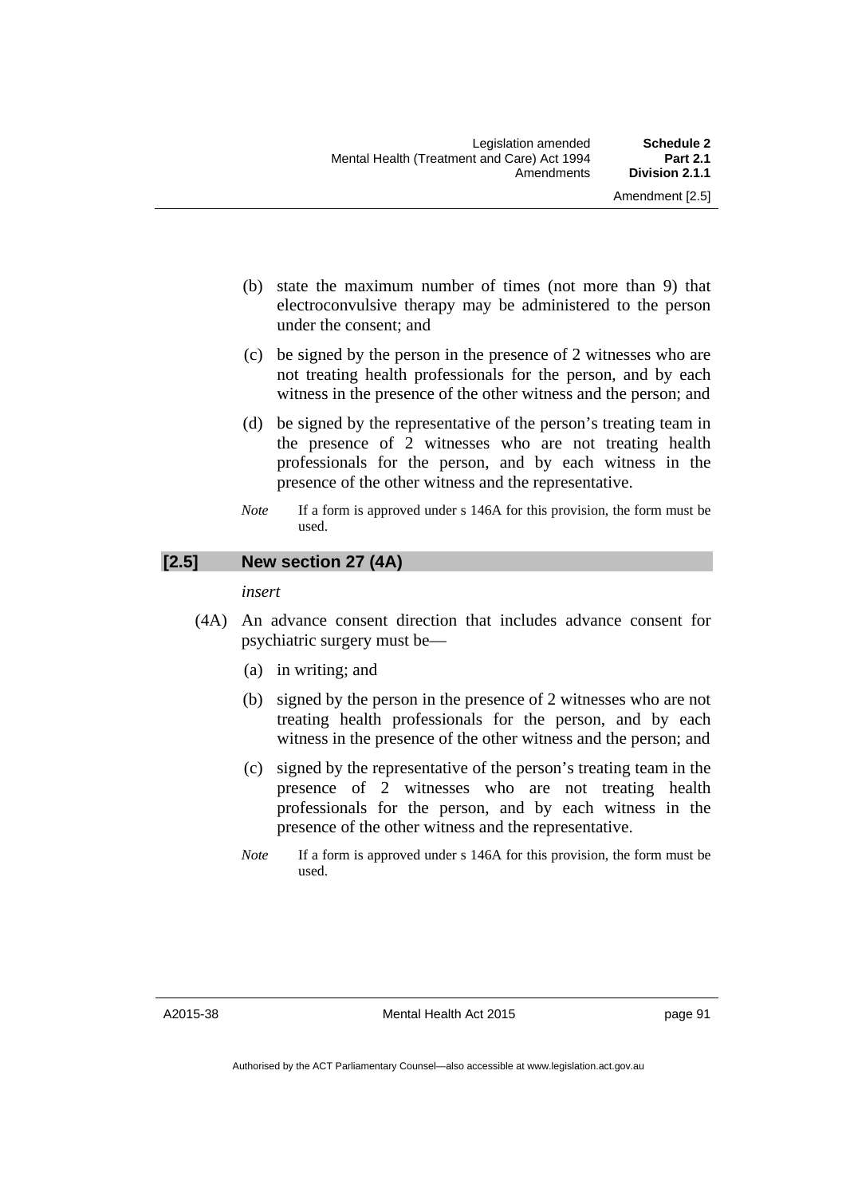(b) state the maximum number of times (not more than 9) that electroconvulsive therapy may be administered to the person under the consent; and

(c) be signed by the person in the presence of 2 witnesses who are not treating health professionals for the person, and by each witness in the presence of the other witness and the person; and

(d) be signed by the representative of the person's treating team in the presence of 2 witnesses who are not treating health professionals for the person, and by each witness in the presence of the other witness and the representative.

*Note* If a form is approved under s 146A for this provision, the form must be used.

## [2.5] New section 27 (4A)

*insert*

(4A) An advance consent direction that includes advance consent for psychiatric surgery must be—

(a) in writing; and

(b) signed by the person in the presence of 2 witnesses who are not treating health professionals for the person, and by each witness in the presence of the other witness and the person; and

(c) signed by the representative of the person's treating team in the presence of 2 witnesses who are not treating health professionals for the person, and by each witness in the presence of the other witness and the representative.

*Note* If a form is approved under s 146A for this provision, the form must be used.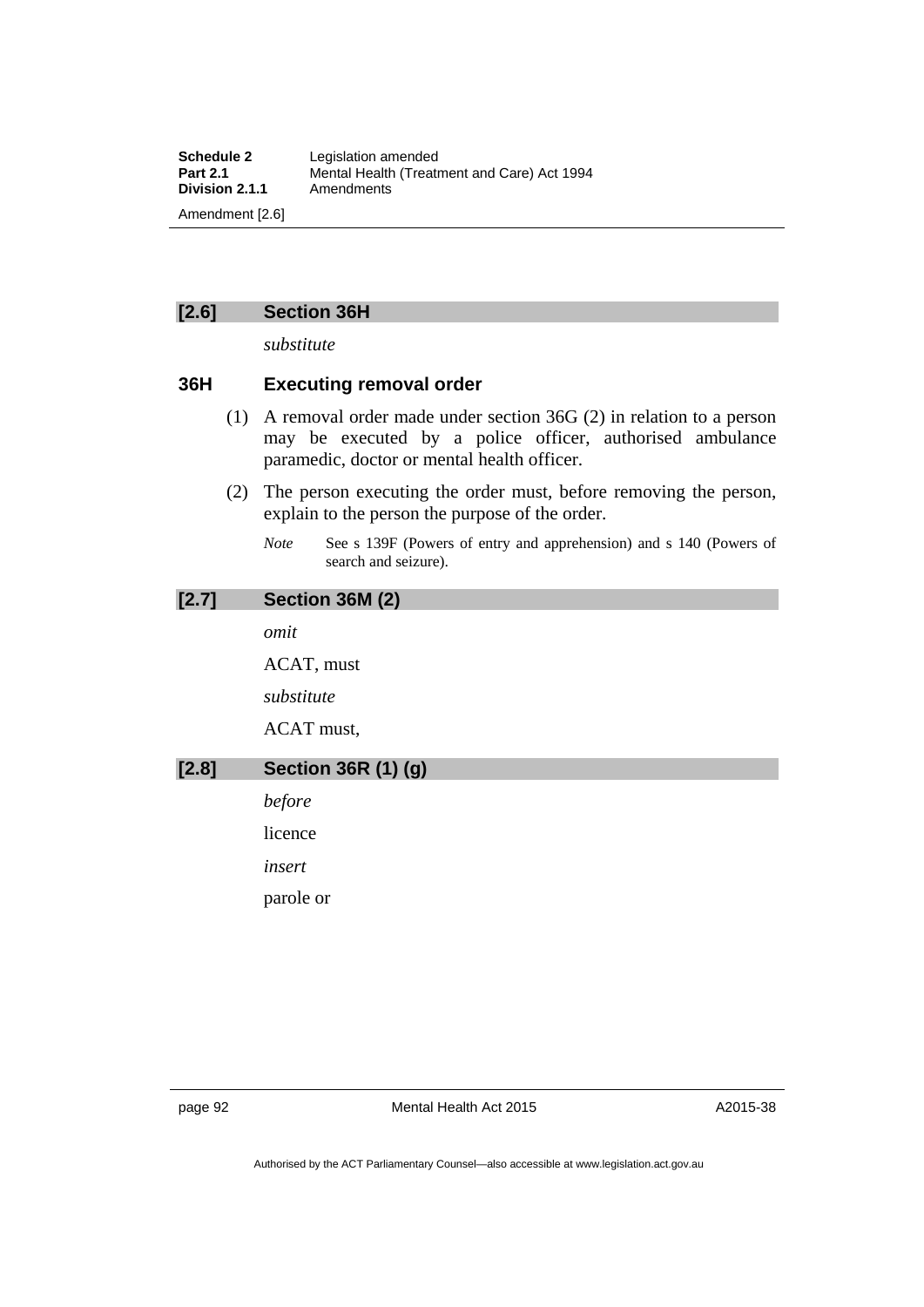## [2.6] Section 36H

*substitute*

### 36H Executing removal order

(1) A removal order made under section 36G (2) in relation to a person may be executed by a police officer, authorised ambulance paramedic, doctor or mental health officer.

(2) The person executing the order must, before removing the person, explain to the person the purpose of the order.

*Note* See s 139F (Powers of entry and apprehension) and s 140 (Powers of search and seizure).

## [2.7] Section 36M (2)

*omit*

ACAT, must

*substitute*

ACAT must,

## [2.8] Section 36R (1) (g)

*before*

licence

*insert*

parole or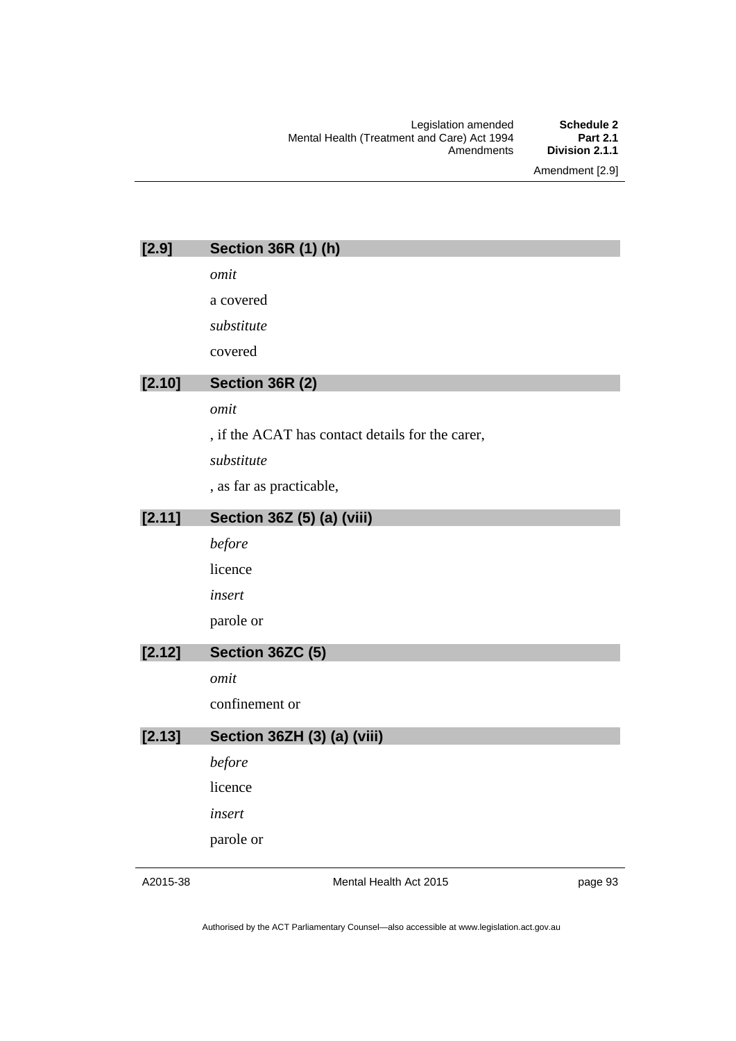## [2.9] Section 36R (1) (h)

*omit*

a covered

*substitute*

covered

## [2.10] Section 36R (2)

*omit*

, if the ACAT has contact details for the carer,

*substitute*

, as far as practicable,

## [2.11] Section 36Z (5) (a) (viii)

*before*

licence

*insert*

parole or

## [2.12] Section 36ZC (5)

*omit*

confinement or

## [2.13] Section 36ZH (3) (a) (viii)

*before*

licence

*insert*

parole or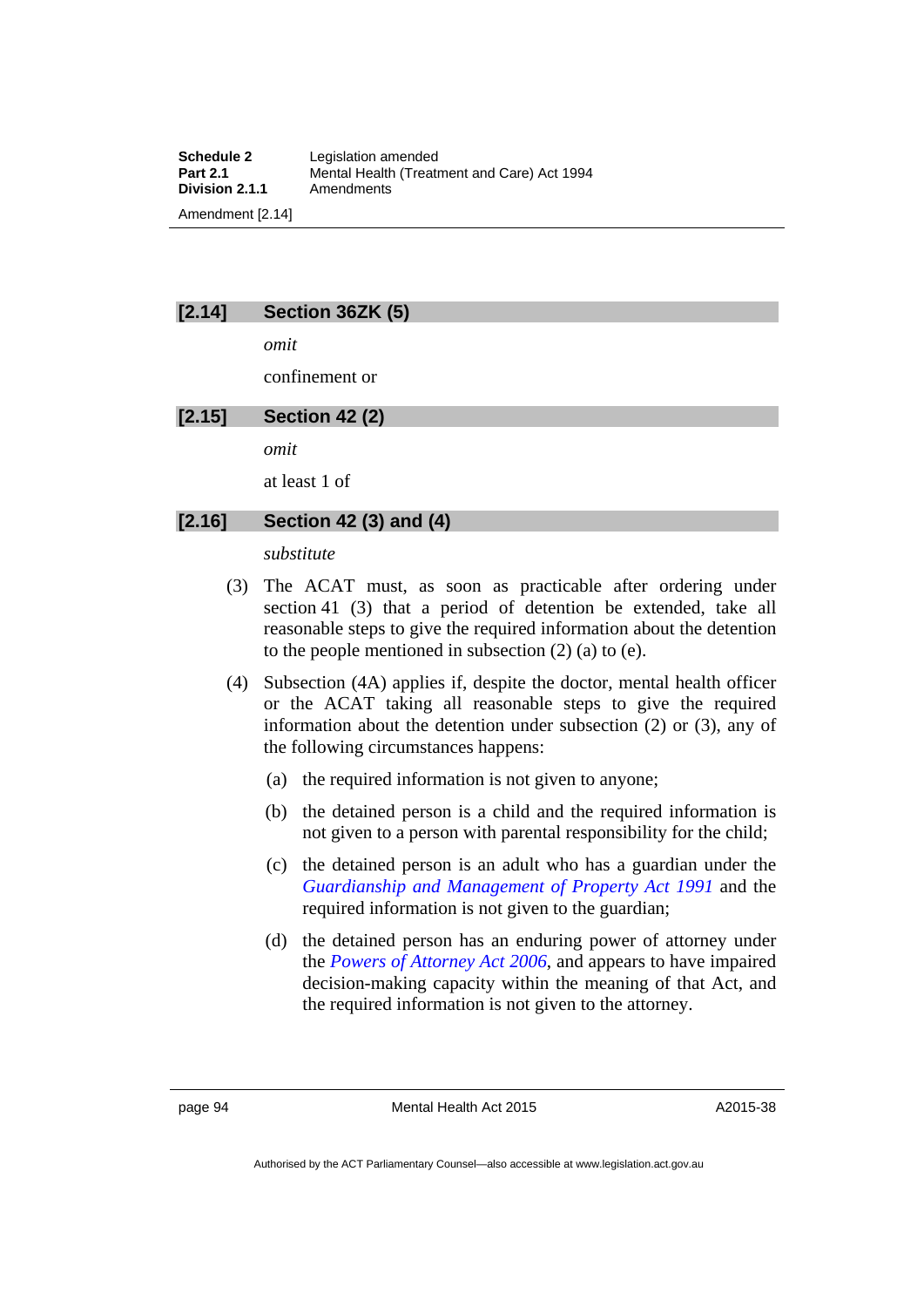### [2.14] Section 36ZK (5)

*omit*

confinement or

### [2.15] Section 42 (2)

*omit*

at least 1 of

### [2.16] Section 42 (3) and (4)

*substitute*

(3) The ACAT must, as soon as practicable after ordering under section 41 (3) that a period of detention be extended, take all reasonable steps to give the required information about the detention to the people mentioned in subsection (2) (a) to (e).

(4) Subsection (4A) applies if, despite the doctor, mental health officer or the ACAT taking all reasonable steps to give the required information about the detention under subsection (2) or (3), any of the following circumstances happens:

(a) the required information is not given to anyone;

(b) the detained person is a child and the required information is not given to a person with parental responsibility for the child;

(c) the detained person is an adult who has a guardian under the *Guardianship and Management of Property Act 1991* and the required information is not given to the guardian;

(d) the detained person has an enduring power of attorney under the *Powers of Attorney Act 2006*, and appears to have impaired decision-making capacity within the meaning of that Act, and the required information is not given to the attorney.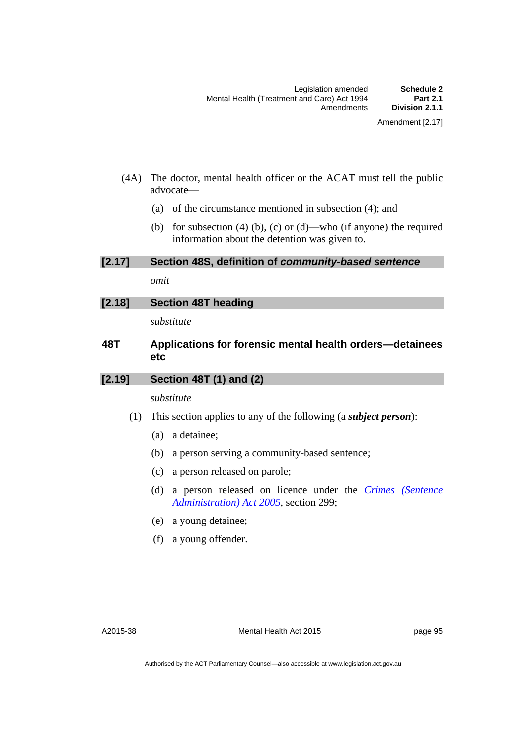(4A) The doctor, mental health officer or the ACAT must tell the public advocate—

(a) of the circumstance mentioned in subsection (4); and

(b) for subsection (4) (b), (c) or (d)—who (if anyone) the required information about the detention was given to.

## [2.17] Section 48S, definition of *community-based sentence*

*omit*

## [2.18] Section 48T heading

*substitute*

### 48T Applications for forensic mental health orders—detainees etc

## [2.19] Section 48T (1) and (2)

*substitute*

(1) This section applies to any of the following (a ***subject person***):

(a) a detainee;

(b) a person serving a community-based sentence;

(c) a person released on parole;

(d) a person released on licence under the *Crimes (Sentence Administration) Act 2005*, section 299;

(e) a young detainee;

(f) a young offender.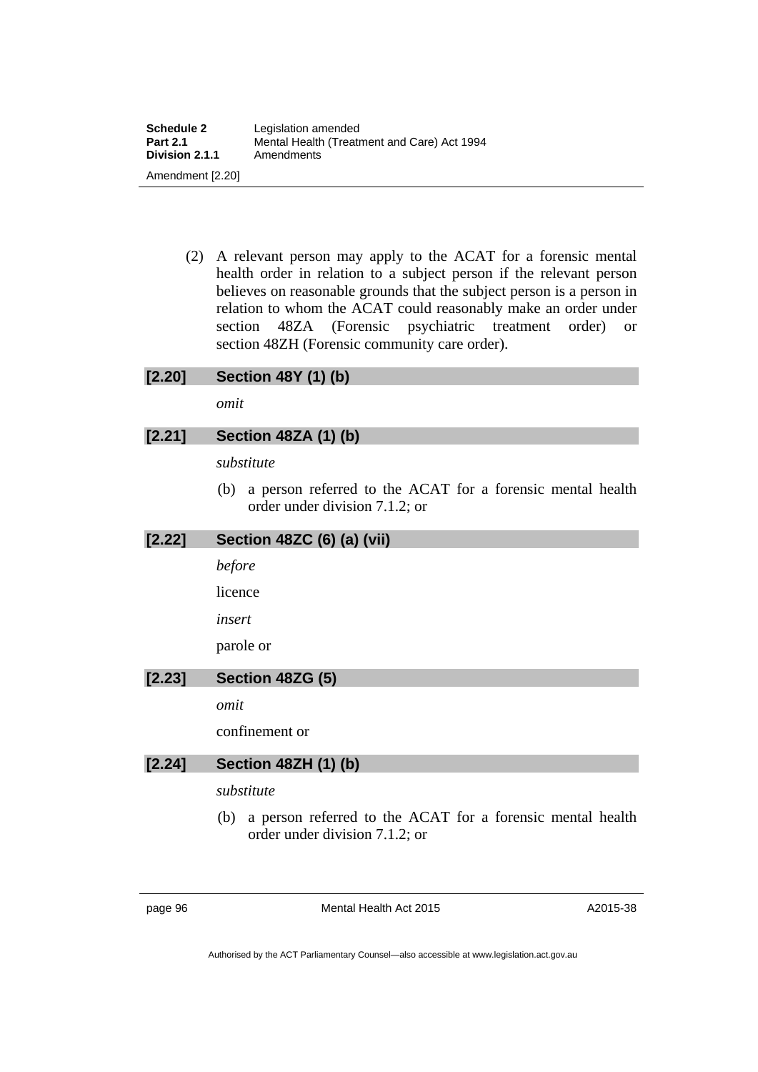(2) A relevant person may apply to the ACAT for a forensic mental health order in relation to a subject person if the relevant person believes on reasonable grounds that the subject person is a person in relation to whom the ACAT could reasonably make an order under section 48ZA (Forensic psychiatric treatment order) or section 48ZH (Forensic community care order).

### [2.20] Section 48Y (1) (b)

*omit*

### [2.21] Section 48ZA (1) (b)

*substitute*

(b) a person referred to the ACAT for a forensic mental health order under division 7.1.2; or

### [2.22] Section 48ZC (6) (a) (vii)

*before*

licence

*insert*

parole or

### [2.23] Section 48ZG (5)

*omit*

confinement or

### [2.24] Section 48ZH (1) (b)

*substitute*

(b) a person referred to the ACAT for a forensic mental health order under division 7.1.2; or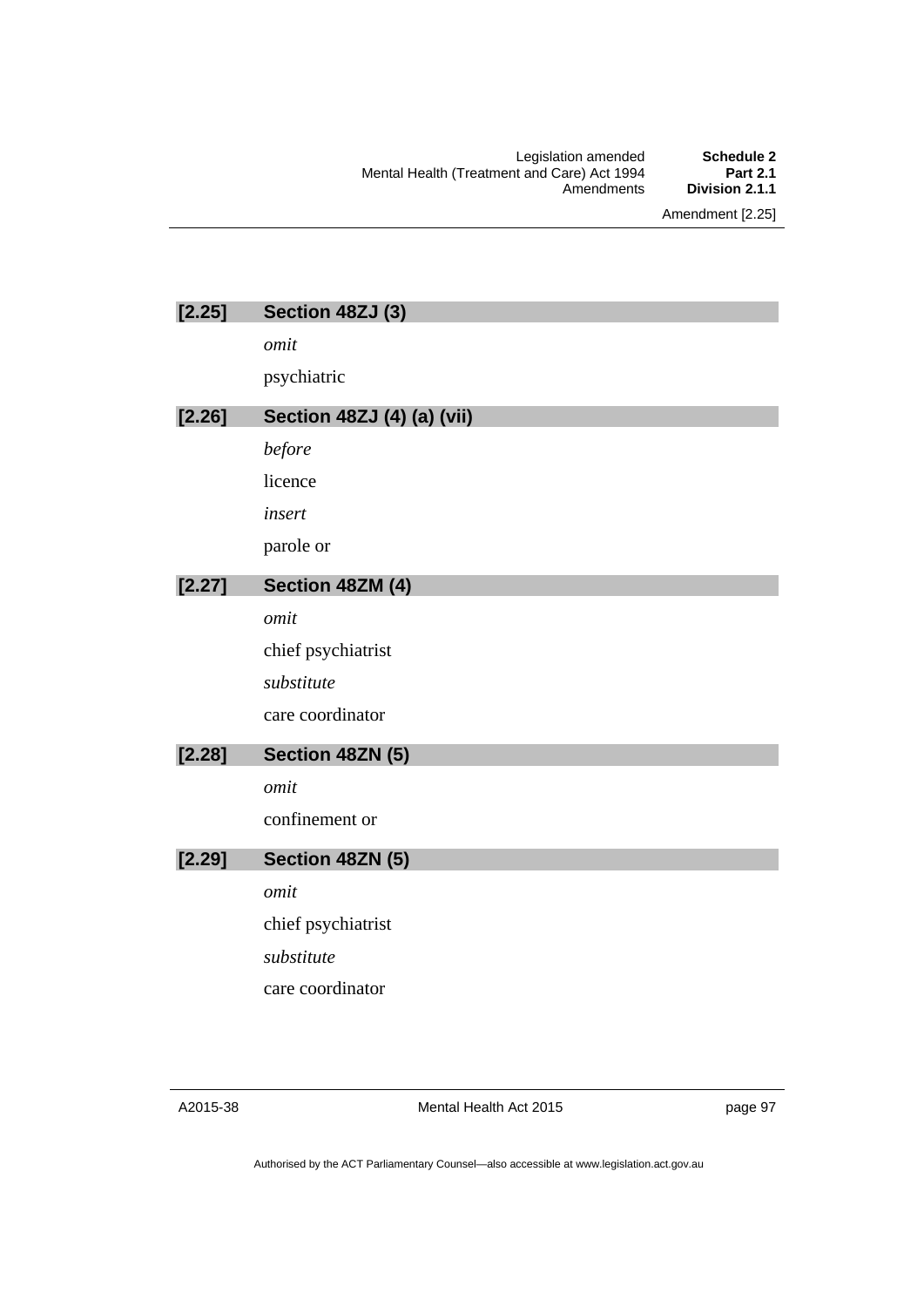### [2.25] Section 48ZJ (3)

*omit*

psychiatric

### [2.26] Section 48ZJ (4) (a) (vii)

*before*

licence

*insert*

parole or

### [2.27] Section 48ZM (4)

*omit*

chief psychiatrist

*substitute*

care coordinator

### [2.28] Section 48ZN (5)

*omit*

confinement or

### [2.29] Section 48ZN (5)

*omit*

chief psychiatrist

*substitute*

care coordinator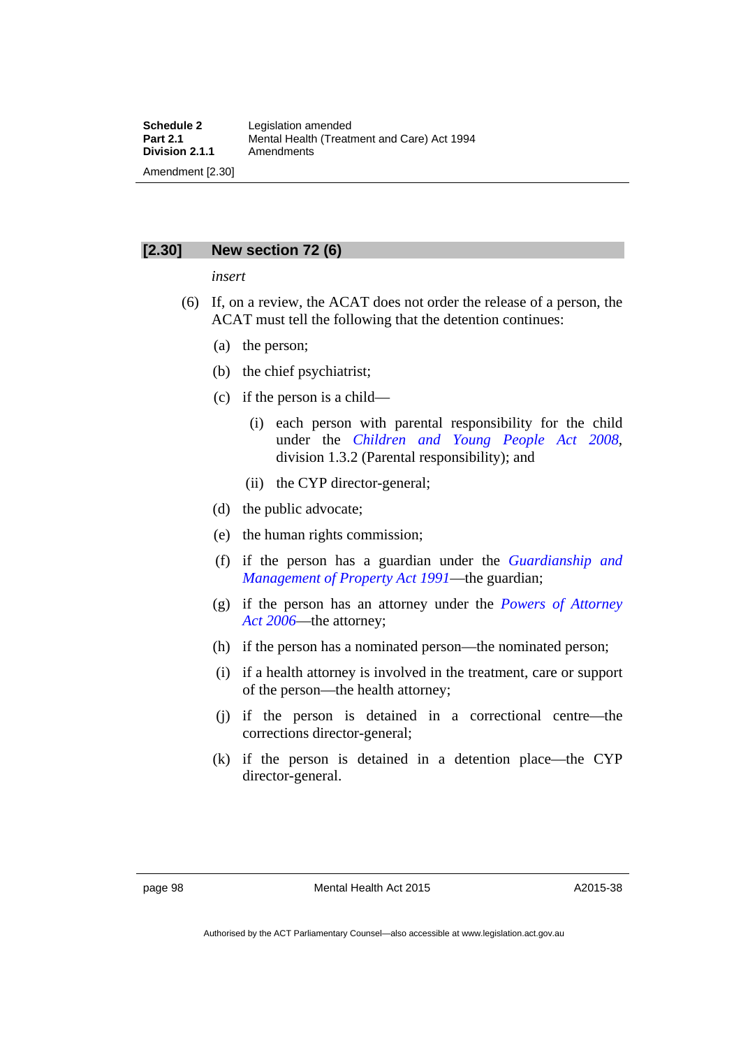## [2.30] New section 72 (6)

*insert*

(6) If, on a review, the ACAT does not order the release of a person, the ACAT must tell the following that the detention continues:

(a) the person;

(b) the chief psychiatrist;

(c) if the person is a child—

(i) each person with parental responsibility for the child under the *Children and Young People Act 2008*, division 1.3.2 (Parental responsibility); and

(ii) the CYP director-general;

(d) the public advocate;

(e) the human rights commission;

(f) if the person has a guardian under the *Guardianship and Management of Property Act 1991*—the guardian;

(g) if the person has an attorney under the *Powers of Attorney Act 2006*—the attorney;

(h) if the person has a nominated person—the nominated person;

(i) if a health attorney is involved in the treatment, care or support of the person—the health attorney;

(j) if the person is detained in a correctional centre—the corrections director-general;

(k) if the person is detained in a detention place—the CYP director-general.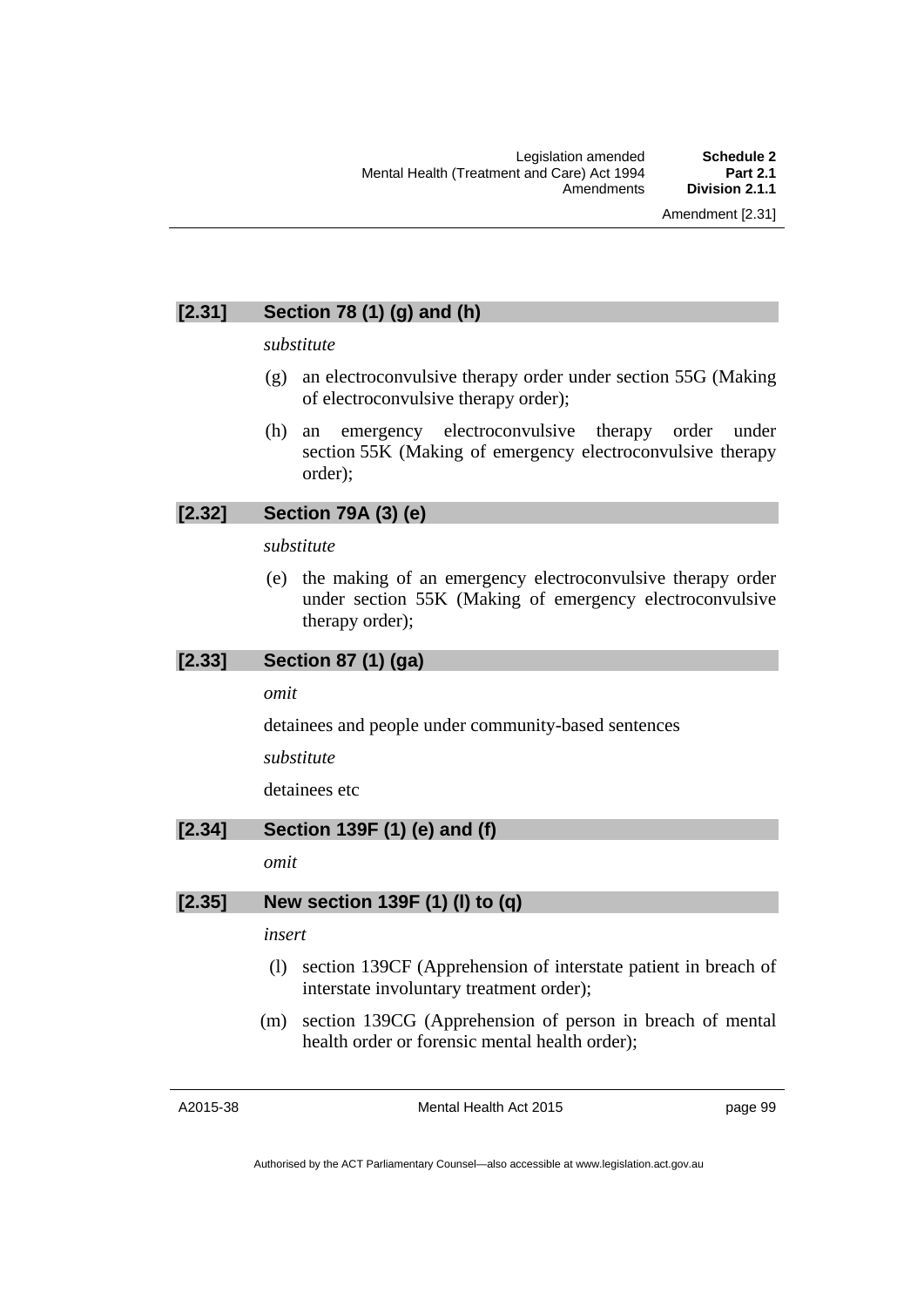### [2.31] Section 78 (1) (g) and (h)

*substitute*

(g) an electroconvulsive therapy order under section 55G (Making of electroconvulsive therapy order);

(h) an emergency electroconvulsive therapy order under section 55K (Making of emergency electroconvulsive therapy order);

### [2.32] Section 79A (3) (e)

*substitute*

(e) the making of an emergency electroconvulsive therapy order under section 55K (Making of emergency electroconvulsive therapy order);

### [2.33] Section 87 (1) (ga)

*omit*

detainees and people under community-based sentences

*substitute*

detainees etc

### [2.34] Section 139F (1) (e) and (f)

*omit*

### [2.35] New section 139F (1) (l) to (q)

*insert*

(l) section 139CF (Apprehension of interstate patient in breach of interstate involuntary treatment order);

(m) section 139CG (Apprehension of person in breach of mental health order or forensic mental health order);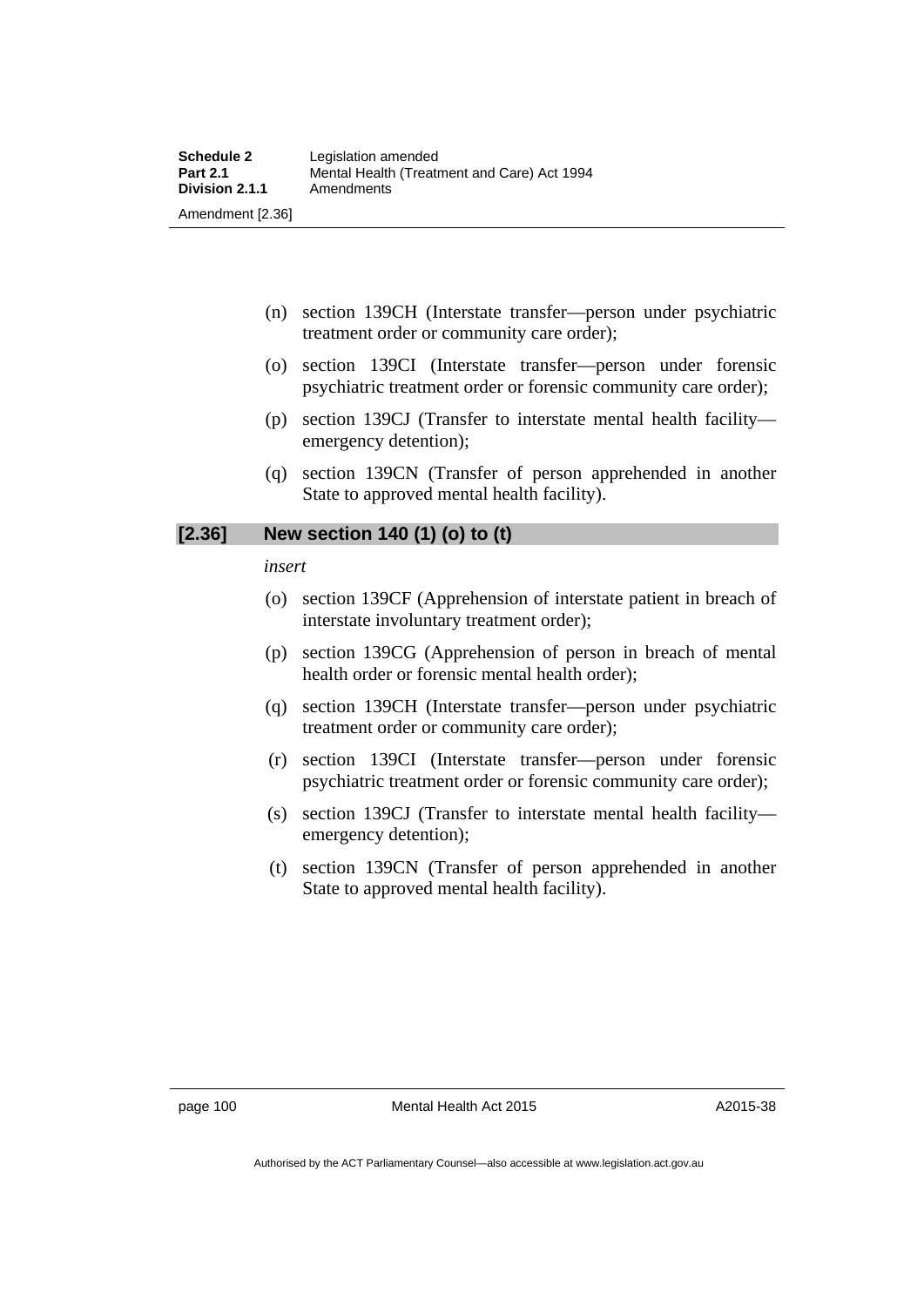(n) section 139CH (Interstate transfer—person under psychiatric treatment order or community care order);

(o) section 139CI (Interstate transfer—person under forensic psychiatric treatment order or forensic community care order);

(p) section 139CJ (Transfer to interstate mental health facility—emergency detention);

(q) section 139CN (Transfer of person apprehended in another State to approved mental health facility).

### [2.36] New section 140 (1) (o) to (t)

*insert*

(o) section 139CF (Apprehension of interstate patient in breach of interstate involuntary treatment order);

(p) section 139CG (Apprehension of person in breach of mental health order or forensic mental health order);

(q) section 139CH (Interstate transfer—person under psychiatric treatment order or community care order);

(r) section 139CI (Interstate transfer—person under forensic psychiatric treatment order or forensic community care order);

(s) section 139CJ (Transfer to interstate mental health facility—emergency detention);

(t) section 139CN (Transfer of person apprehended in another State to approved mental health facility).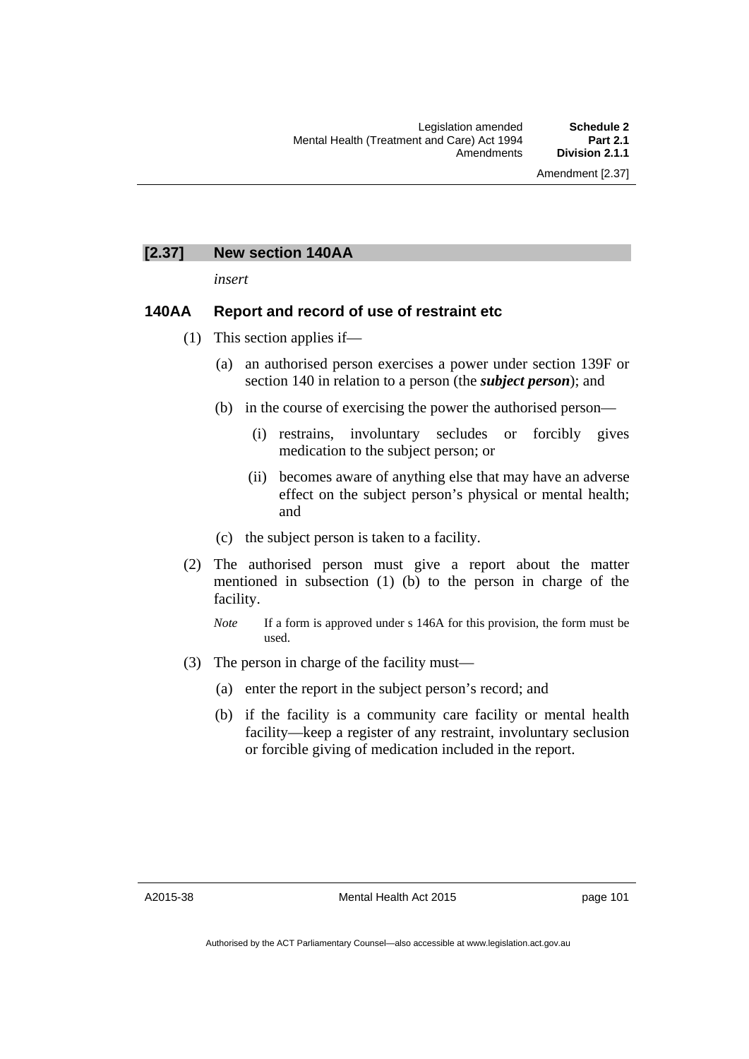## [2.37] New section 140AA

*insert*

### 140AA Report and record of use of restraint etc

(1) This section applies if—

(a) an authorised person exercises a power under section 139F or section 140 in relation to a person (the ***subject person***); and

(b) in the course of exercising the power the authorised person—

(i) restrains, involuntary secludes or forcibly gives medication to the subject person; or

(ii) becomes aware of anything else that may have an adverse effect on the subject person's physical or mental health; and

(c) the subject person is taken to a facility.

(2) The authorised person must give a report about the matter mentioned in subsection (1) (b) to the person in charge of the facility.

*Note* If a form is approved under s 146A for this provision, the form must be used.

(3) The person in charge of the facility must—

(a) enter the report in the subject person's record; and

(b) if the facility is a community care facility or mental health facility—keep a register of any restraint, involuntary seclusion or forcible giving of medication included in the report.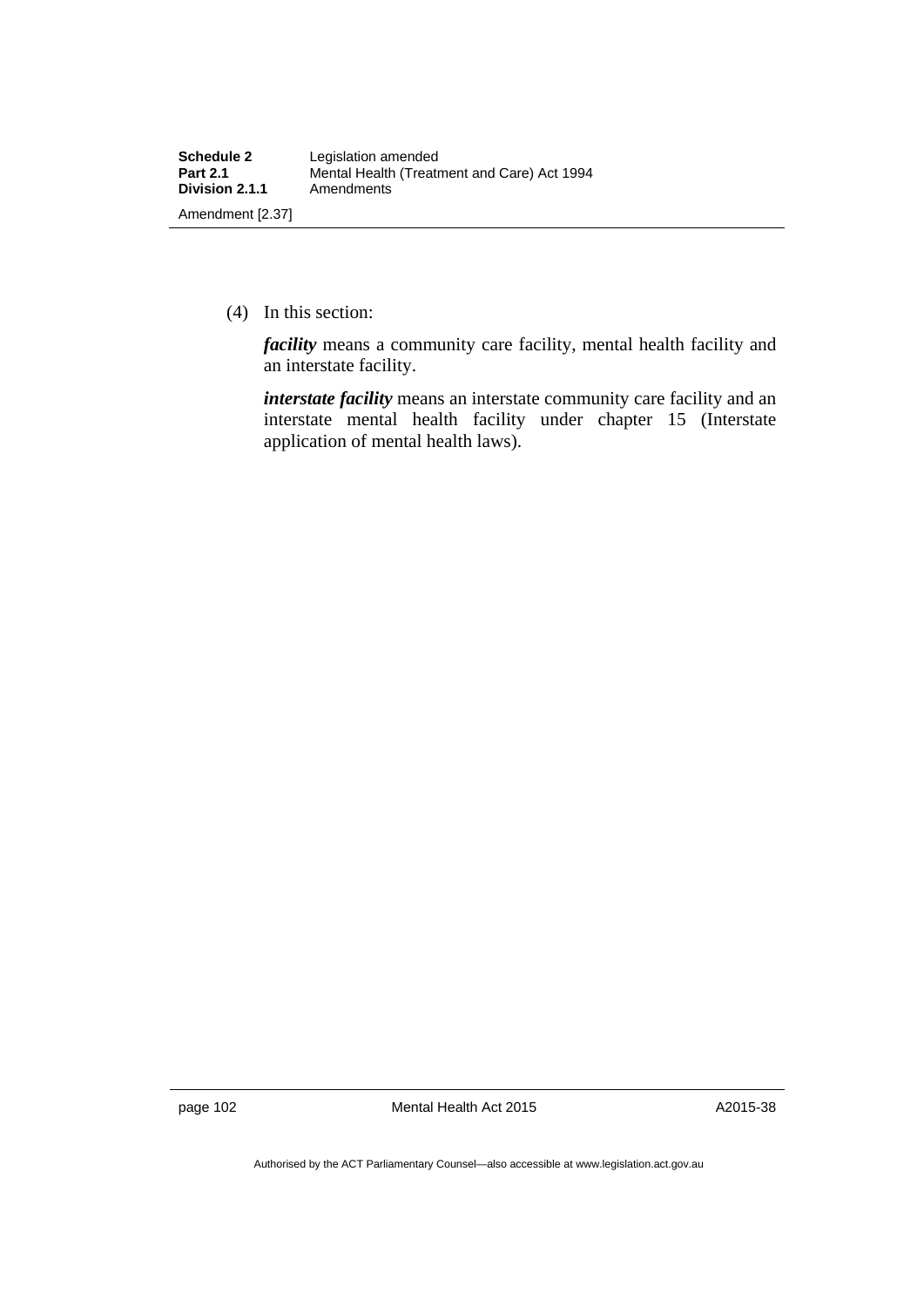(4) In this section:

***facility*** means a community care facility, mental health facility and an interstate facility.

***interstate facility*** means an interstate community care facility and an interstate mental health facility under chapter 15 (Interstate application of mental health laws).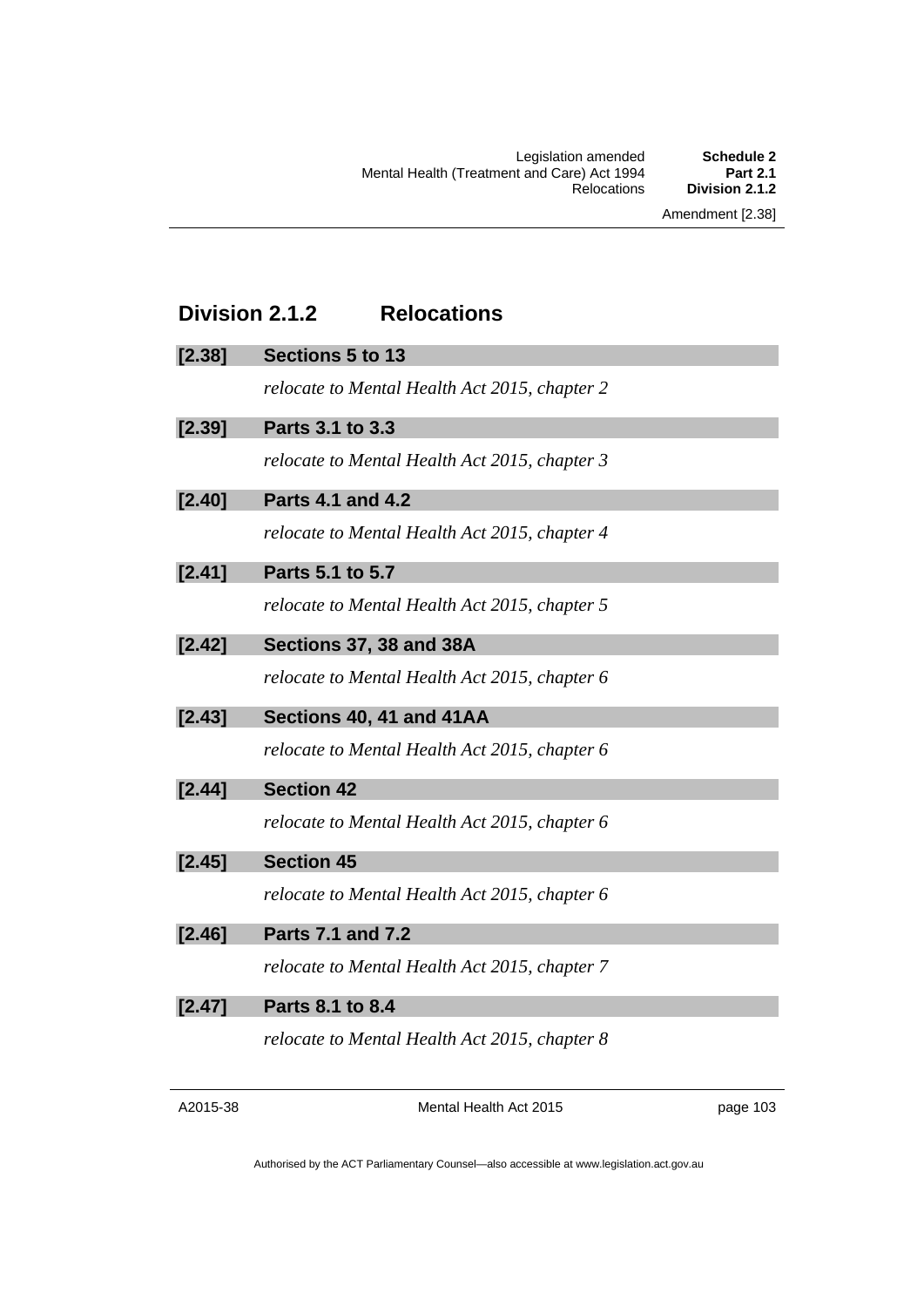## Division 2.1.2 Relocations

**[2.38] Sections 5 to 13**

*relocate to Mental Health Act 2015, chapter 2*

**[2.39] Parts 3.1 to 3.3**

*relocate to Mental Health Act 2015, chapter 3*

**[2.40] Parts 4.1 and 4.2**

*relocate to Mental Health Act 2015, chapter 4*

**[2.41] Parts 5.1 to 5.7**

*relocate to Mental Health Act 2015, chapter 5*

**[2.42] Sections 37, 38 and 38A**

*relocate to Mental Health Act 2015, chapter 6*

**[2.43] Sections 40, 41 and 41AA**

*relocate to Mental Health Act 2015, chapter 6*

**[2.44] Section 42**

*relocate to Mental Health Act 2015, chapter 6*

**[2.45] Section 45**

*relocate to Mental Health Act 2015, chapter 6*

**[2.46] Parts 7.1 and 7.2**

*relocate to Mental Health Act 2015, chapter 7*

**[2.47] Parts 8.1 to 8.4**

*relocate to Mental Health Act 2015, chapter 8*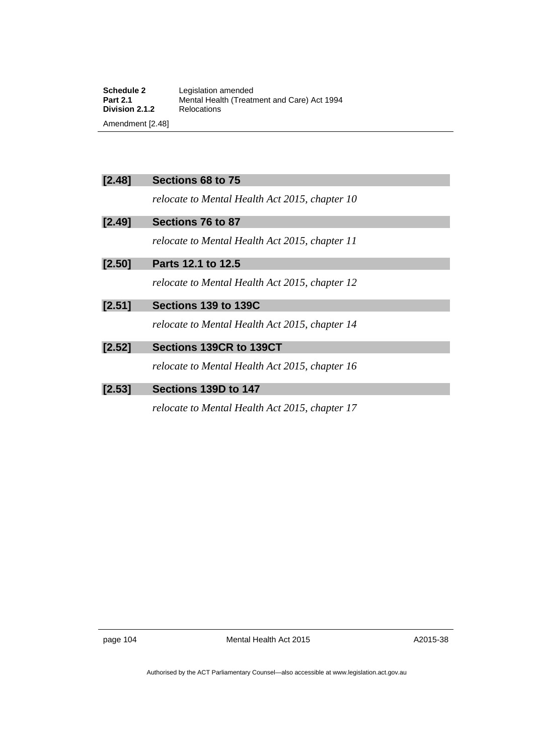**[2.48] Sections 68 to 75**

*relocate to Mental Health Act 2015, chapter 10*

**[2.49] Sections 76 to 87**

*relocate to Mental Health Act 2015, chapter 11*

**[2.50] Parts 12.1 to 12.5**

*relocate to Mental Health Act 2015, chapter 12*

**[2.51] Sections 139 to 139C**

*relocate to Mental Health Act 2015, chapter 14*

**[2.52] Sections 139CR to 139CT**

*relocate to Mental Health Act 2015, chapter 16*

**[2.53] Sections 139D to 147**

*relocate to Mental Health Act 2015, chapter 17*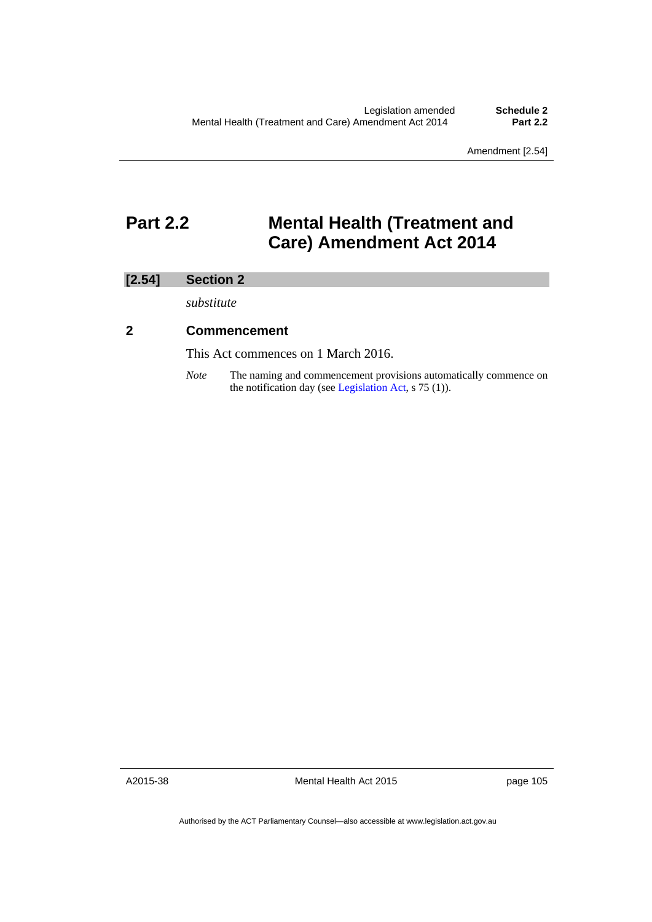# Part 2.2 Mental Health (Treatment and Care) Amendment Act 2014

## [2.54] Section 2

*substitute*

### 2 Commencement

This Act commences on 1 March 2016.

*Note* The naming and commencement provisions automatically commence on the notification day (see Legislation Act, s 75 (1)).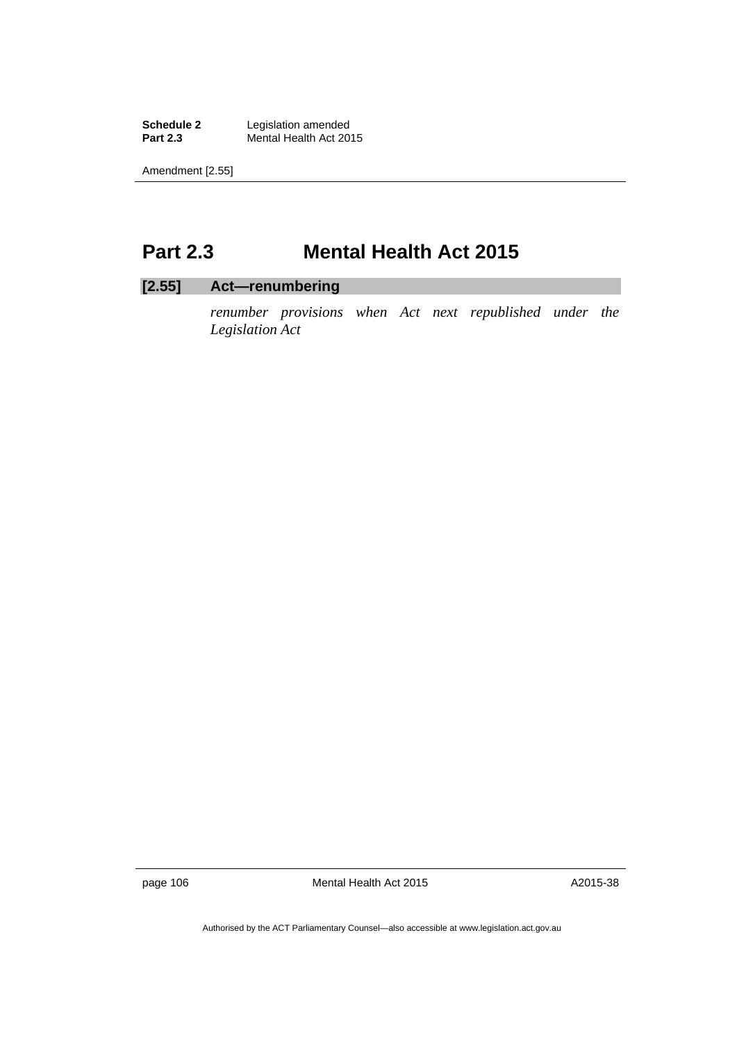## Part 2.3 Mental Health Act 2015

### [2.55] Act—renumbering

*renumber provisions when Act next republished under the Legislation Act*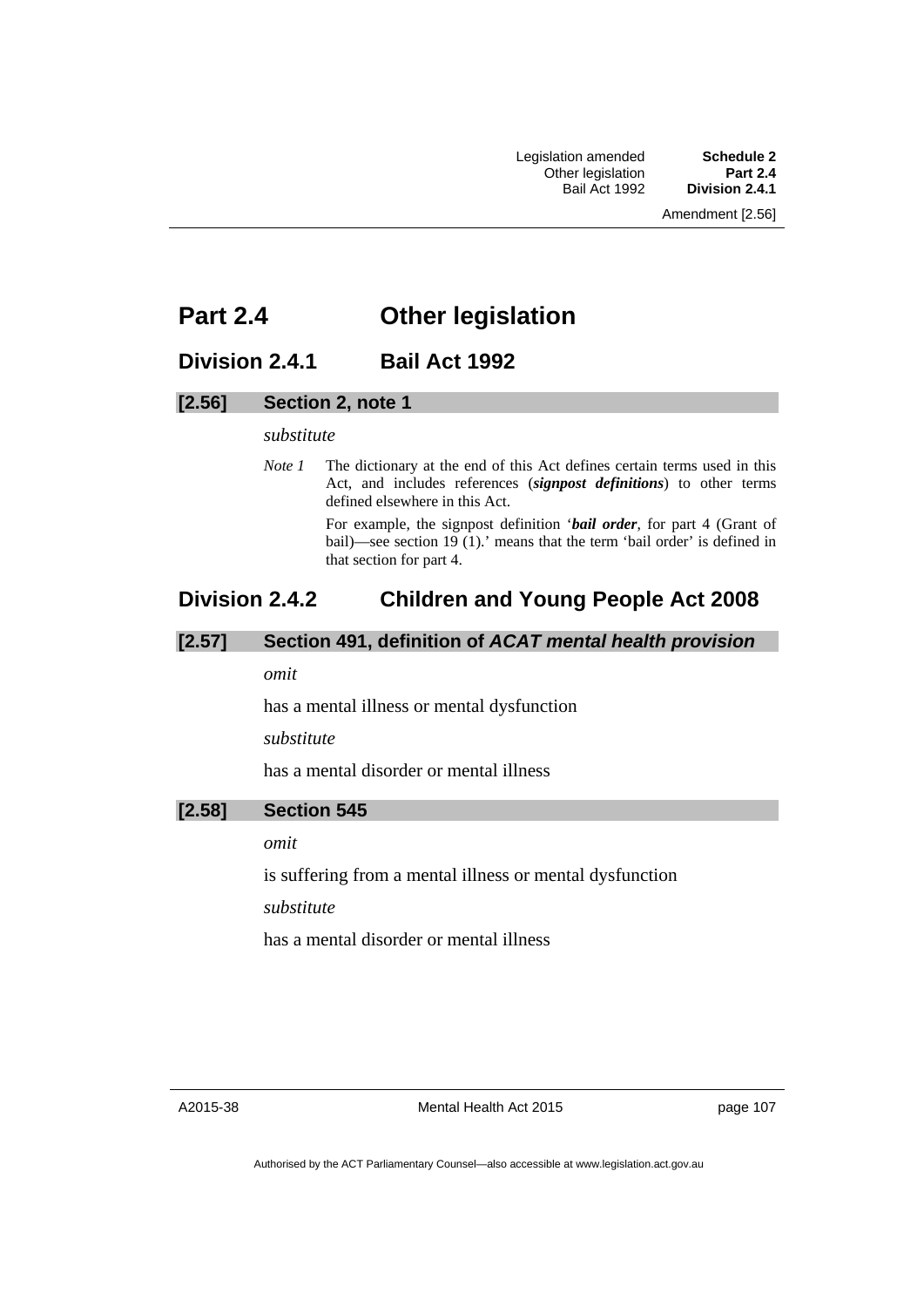# Part 2.4 Other legislation

## Division 2.4.1 Bail Act 1992

### [2.56] Section 2, note 1

*substitute*

*Note 1* The dictionary at the end of this Act defines certain terms used in this Act, and includes references (***signpost definitions***) to other terms defined elsewhere in this Act.

For example, the signpost definition '***bail order***, for part 4 (Grant of bail)—see section 19 (1).' means that the term 'bail order' is defined in that section for part 4.

## Division 2.4.2 Children and Young People Act 2008

### [2.57] Section 491, definition of *ACAT mental health provision*

*omit*

has a mental illness or mental dysfunction

*substitute*

has a mental disorder or mental illness

### [2.58] Section 545

*omit*

is suffering from a mental illness or mental dysfunction

*substitute*

has a mental disorder or mental illness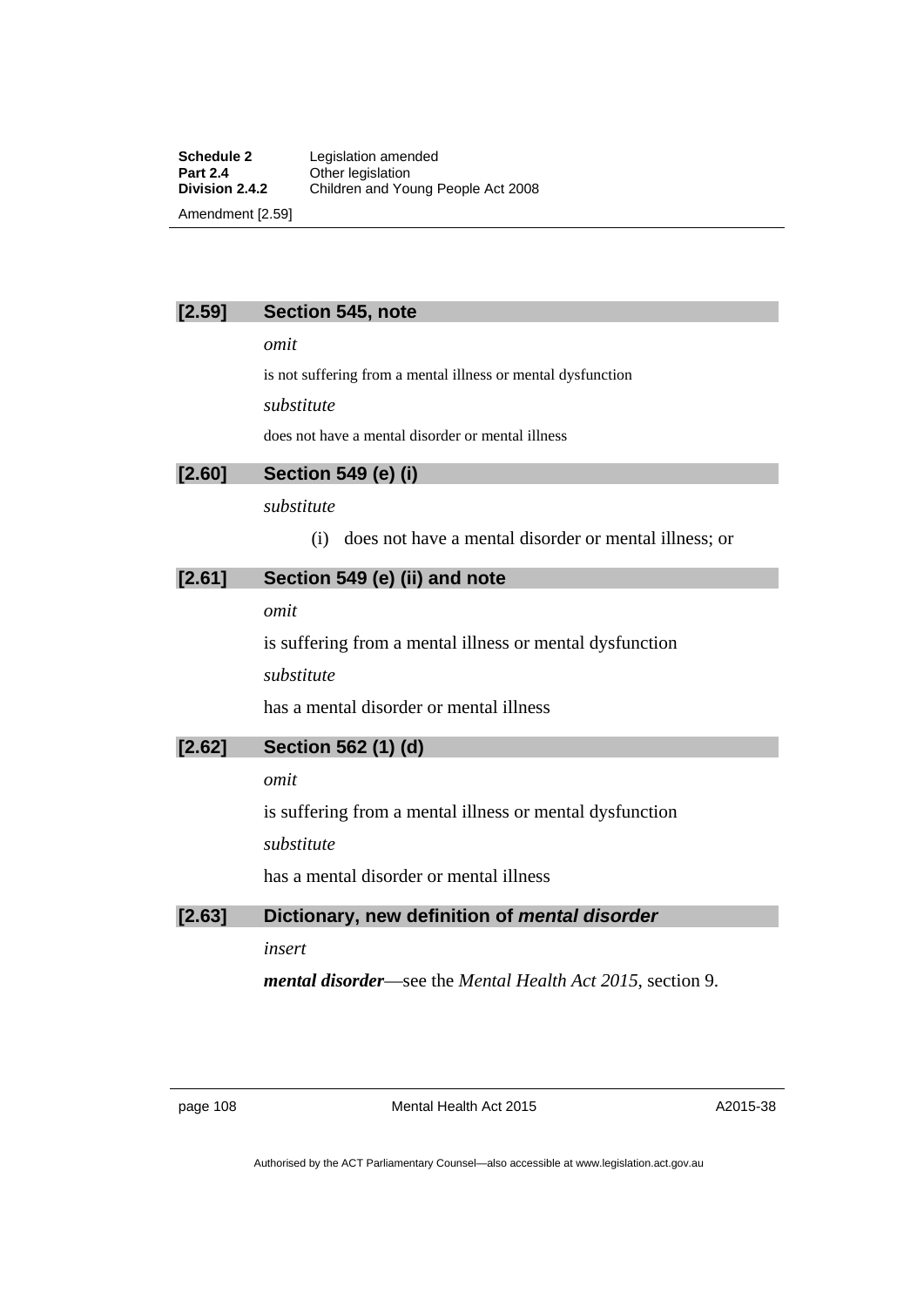### [2.59] Section 545, note

*omit*

is not suffering from a mental illness or mental dysfunction

*substitute*

does not have a mental disorder or mental illness

### [2.60] Section 549 (e) (i)

*substitute*

(i) does not have a mental disorder or mental illness; or

### [2.61] Section 549 (e) (ii) and note

*omit*

is suffering from a mental illness or mental dysfunction

*substitute*

has a mental disorder or mental illness

### [2.62] Section 562 (1) (d)

*omit*

is suffering from a mental illness or mental dysfunction

*substitute*

has a mental disorder or mental illness

### [2.63] Dictionary, new definition of *mental disorder*

*insert*

***mental disorder***—see the *Mental Health Act 2015*, section 9.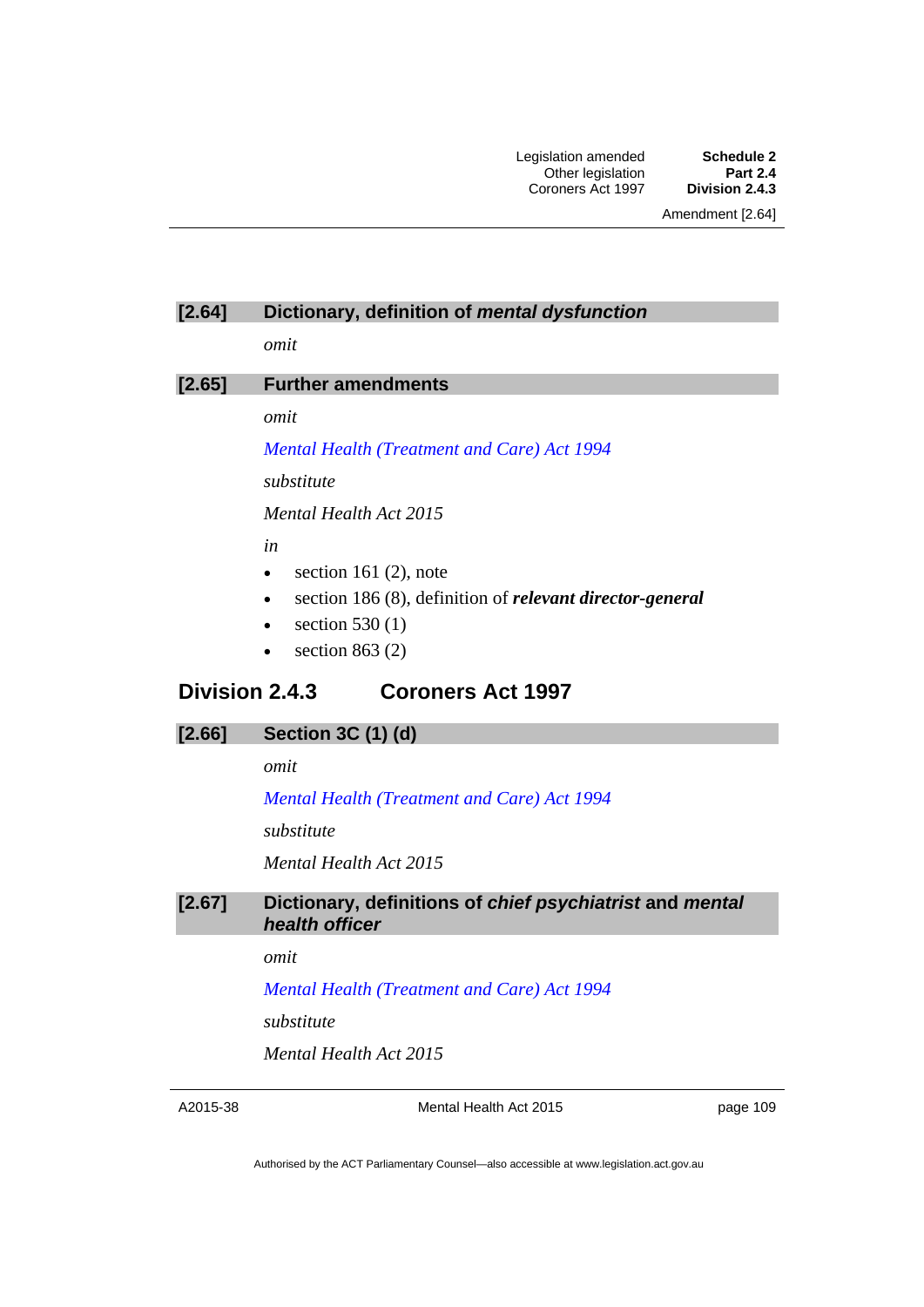### [2.64] Dictionary, definition of *mental dysfunction*

*omit*

### [2.65] Further amendments

*omit*

*Mental Health (Treatment and Care) Act 1994*

*substitute*

*Mental Health Act 2015*

*in*

- section 161 (2), note
- section 186 (8), definition of ***relevant director-general***
- section 530 (1)
- section 863 (2)

## Division 2.4.3 Coroners Act 1997

### [2.66] Section 3C (1) (d)

*omit*

*Mental Health (Treatment and Care) Act 1994*

*substitute*

*Mental Health Act 2015*

### [2.67] Dictionary, definitions of *chief psychiatrist* and *mental health officer*

*omit*

*Mental Health (Treatment and Care) Act 1994*

*substitute*

*Mental Health Act 2015*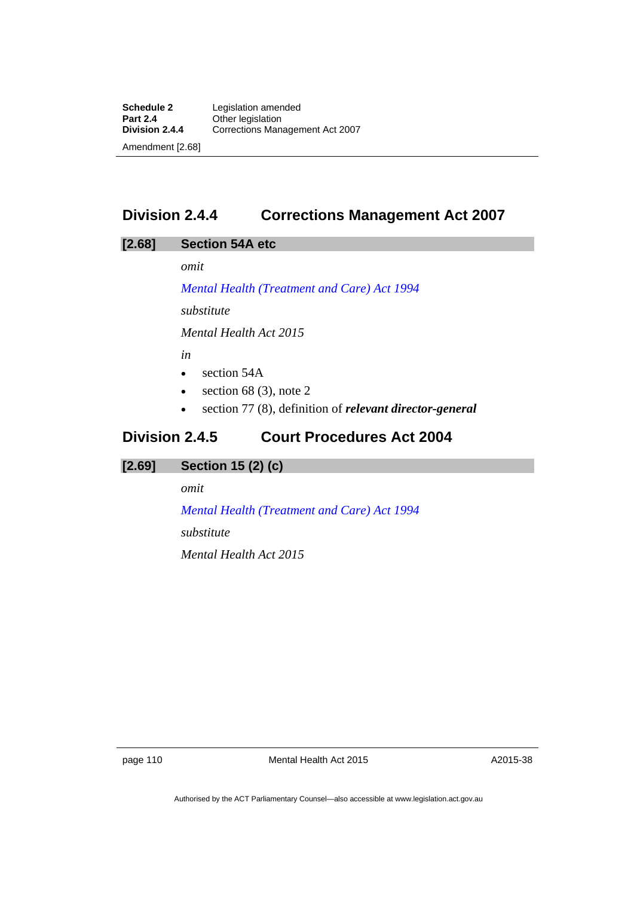## Division 2.4.4 Corrections Management Act 2007

### [2.68] Section 54A etc

*omit*

*Mental Health (Treatment and Care) Act 1994*

*substitute*

*Mental Health Act 2015*

*in*

- section 54A
- section 68 (3), note 2
- section 77 (8), definition of ***relevant director-general***

## Division 2.4.5 Court Procedures Act 2004

### [2.69] Section 15 (2) (c)

*omit*

*Mental Health (Treatment and Care) Act 1994*

*substitute*

*Mental Health Act 2015*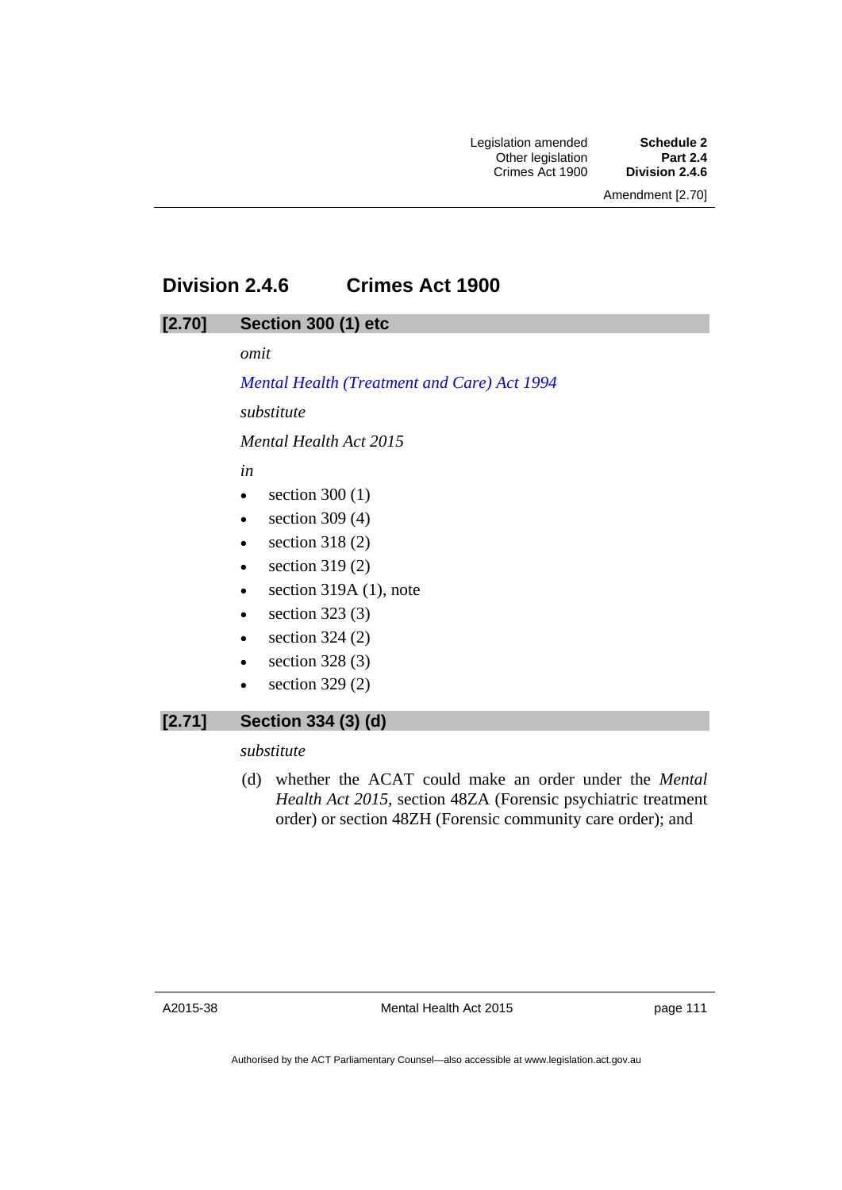## Division 2.4.6 Crimes Act 1900

### [2.70] Section 300 (1) etc

*omit*

*Mental Health (Treatment and Care) Act 1994*

*substitute*

*Mental Health Act 2015*

*in*

- section 300 (1)
- section 309 (4)
- section 318 (2)
- section 319 (2)
- section 319A (1), note
- section 323 (3)
- section 324 (2)
- section 328 (3)
- section 329 (2)

### [2.71] Section 334 (3) (d)

*substitute*

(d) whether the ACAT could make an order under the *Mental Health Act 2015*, section 48ZA (Forensic psychiatric treatment order) or section 48ZH (Forensic community care order); and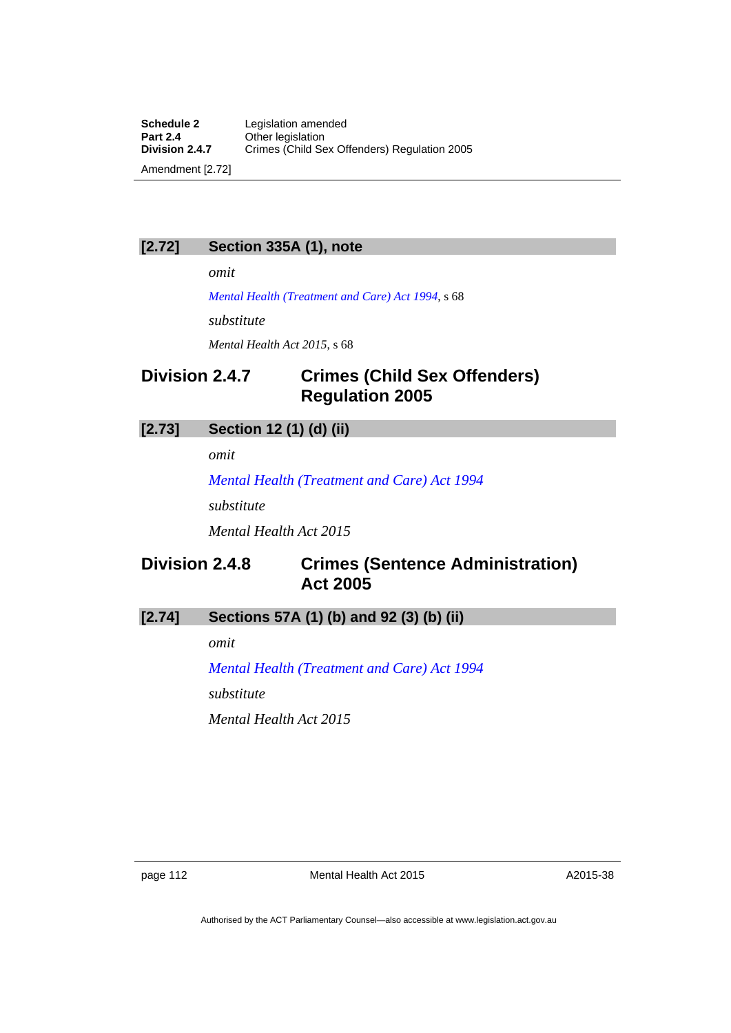### [2.72] Section 335A (1), note

*omit*

*Mental Health (Treatment and Care) Act 1994*, s 68

*substitute*

*Mental Health Act 2015*, s 68

## Division 2.4.7 Crimes (Child Sex Offenders) Regulation 2005

### [2.73] Section 12 (1) (d) (ii)

*omit*

*Mental Health (Treatment and Care) Act 1994*

*substitute*

*Mental Health Act 2015*

## Division 2.4.8 Crimes (Sentence Administration) Act 2005

### [2.74] Sections 57A (1) (b) and 92 (3) (b) (ii)

*omit*

*Mental Health (Treatment and Care) Act 1994*

*substitute*

*Mental Health Act 2015*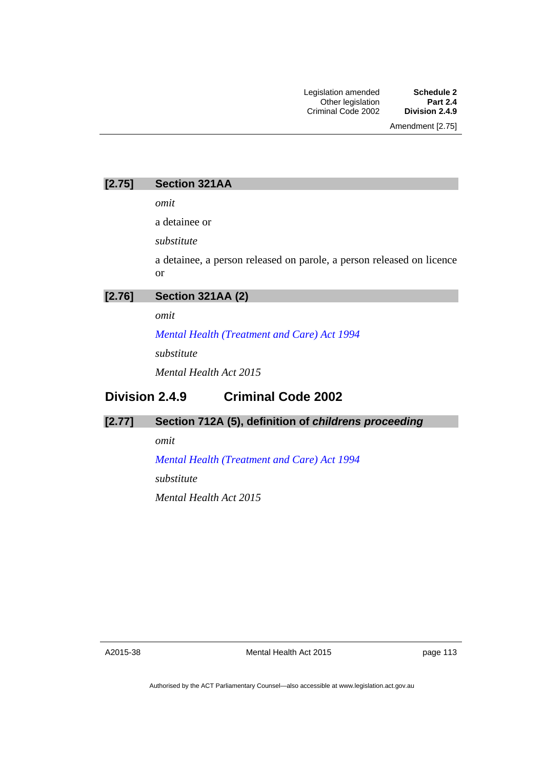### [2.75] Section 321AA

*omit*

a detainee or

*substitute*

a detainee, a person released on parole, a person released on licence or

### [2.76] Section 321AA (2)

*omit*

*Mental Health (Treatment and Care) Act 1994*

*substitute*

*Mental Health Act 2015*

## Division 2.4.9 Criminal Code 2002

### [2.77] Section 712A (5), definition of *childrens proceeding*

*omit*

*Mental Health (Treatment and Care) Act 1994*

*substitute*

*Mental Health Act 2015*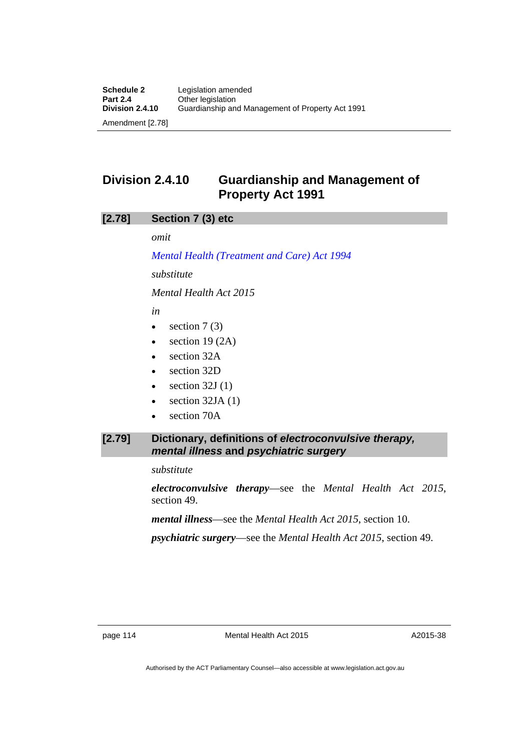## Division 2.4.10 Guardianship and Management of Property Act 1991

### [2.78] Section 7 (3) etc

*omit*

*Mental Health (Treatment and Care) Act 1994*

*substitute*

*Mental Health Act 2015*

*in*

- section 7 (3)
- section 19 (2A)
- section 32A
- section 32D
- section 32J (1)
- section 32JA (1)
- section 70A

### [2.79] Dictionary, definitions of *electroconvulsive therapy, mental illness* and *psychiatric surgery*

*substitute*

***electroconvulsive therapy***—see the *Mental Health Act 2015*, section 49.

***mental illness***—see the *Mental Health Act 2015*, section 10.

***psychiatric surgery***—see the *Mental Health Act 2015*, section 49.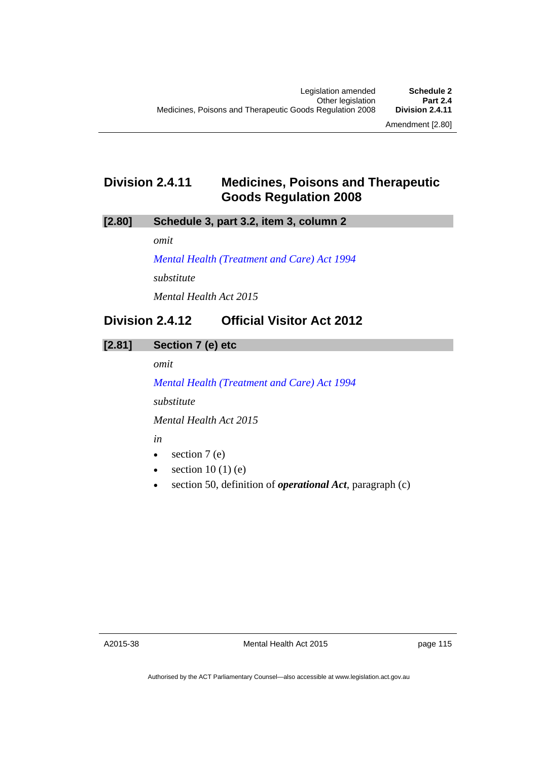## Division 2.4.11 Medicines, Poisons and Therapeutic Goods Regulation 2008

### [2.80] Schedule 3, part 3.2, item 3, column 2

*omit*

*Mental Health (Treatment and Care) Act 1994*

*substitute*

*Mental Health Act 2015*

## Division 2.4.12 Official Visitor Act 2012

### [2.81] Section 7 (e) etc

*omit*

*Mental Health (Treatment and Care) Act 1994*

*substitute*

*Mental Health Act 2015*

*in*

- section 7 (e)
- section 10 (1) (e)
- section 50, definition of ***operational Act***, paragraph (c)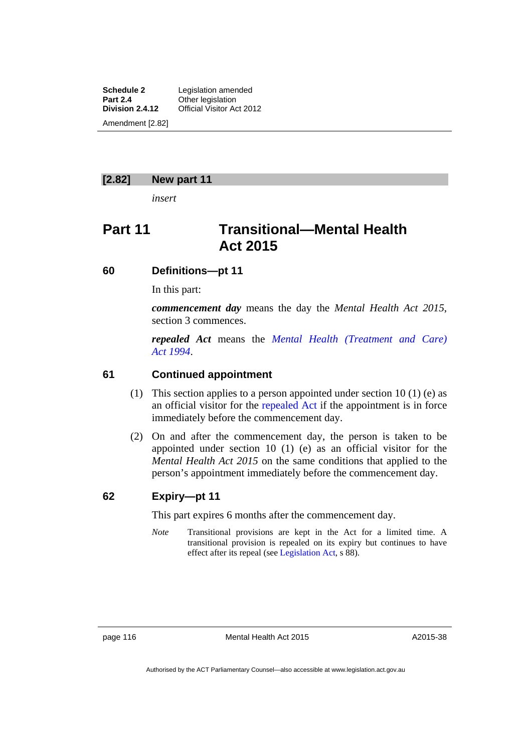## [2.82] New part 11

*insert*

# Part 11 Transitional—Mental Health Act 2015

### 60 Definitions—pt 11

In this part:

***commencement day*** means the day the *Mental Health Act 2015*, section 3 commences.

***repealed Act*** means the *Mental Health (Treatment and Care) Act 1994*.

### 61 Continued appointment

(1) This section applies to a person appointed under section 10 (1) (e) as an official visitor for the repealed Act if the appointment is in force immediately before the commencement day.

(2) On and after the commencement day, the person is taken to be appointed under section 10 (1) (e) as an official visitor for the *Mental Health Act 2015* on the same conditions that applied to the person's appointment immediately before the commencement day.

### 62 Expiry—pt 11

This part expires 6 months after the commencement day.

*Note* Transitional provisions are kept in the Act for a limited time. A transitional provision is repealed on its expiry but continues to have effect after its repeal (see Legislation Act, s 88).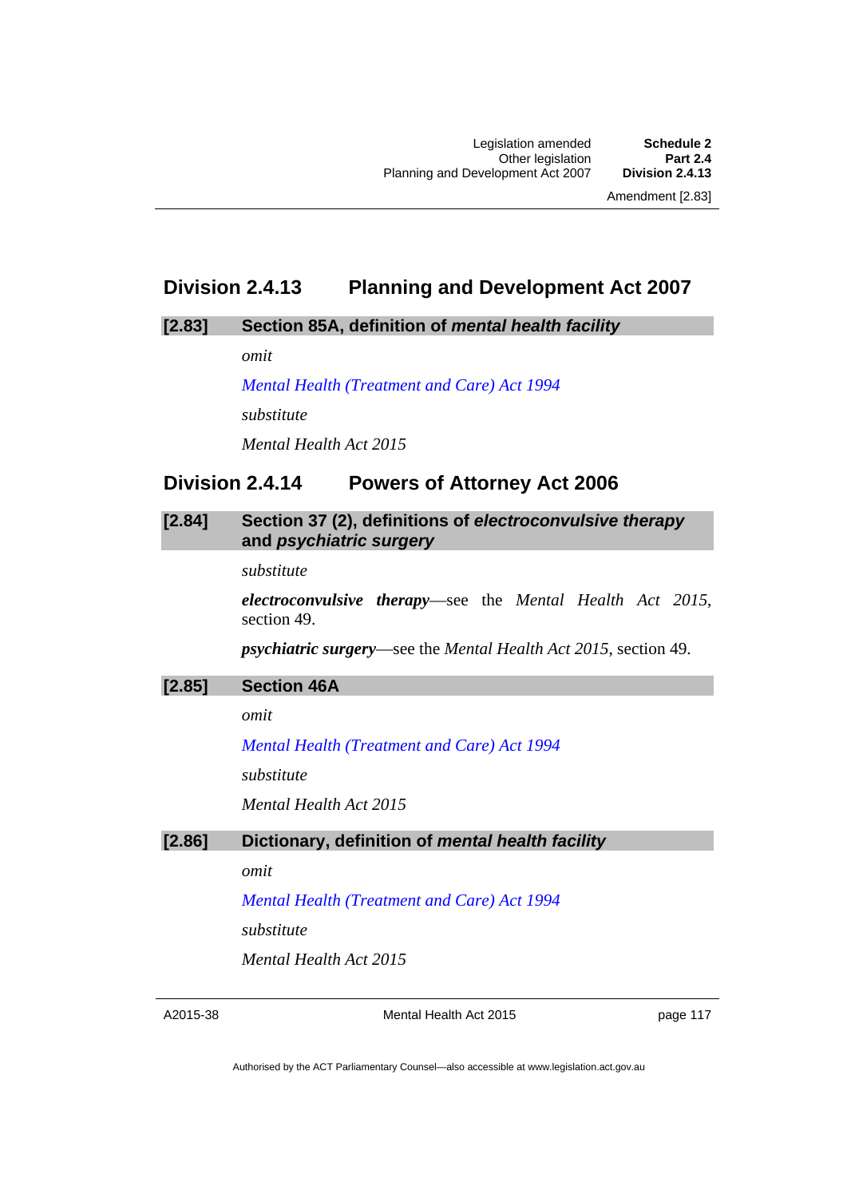## Division 2.4.13 Planning and Development Act 2007

### [2.83] Section 85A, definition of *mental health facility*

*omit*

*Mental Health (Treatment and Care) Act 1994*

*substitute*

*Mental Health Act 2015*

## Division 2.4.14 Powers of Attorney Act 2006

### [2.84] Section 37 (2), definitions of *electroconvulsive therapy* and *psychiatric surgery*

*substitute*

***electroconvulsive therapy***—see the *Mental Health Act 2015*, section 49.

***psychiatric surgery***—see the *Mental Health Act 2015*, section 49.

### [2.85] Section 46A

*omit*

*Mental Health (Treatment and Care) Act 1994*

*substitute*

*Mental Health Act 2015*

### [2.86] Dictionary, definition of *mental health facility*

*omit*

*Mental Health (Treatment and Care) Act 1994*

*substitute*

*Mental Health Act 2015*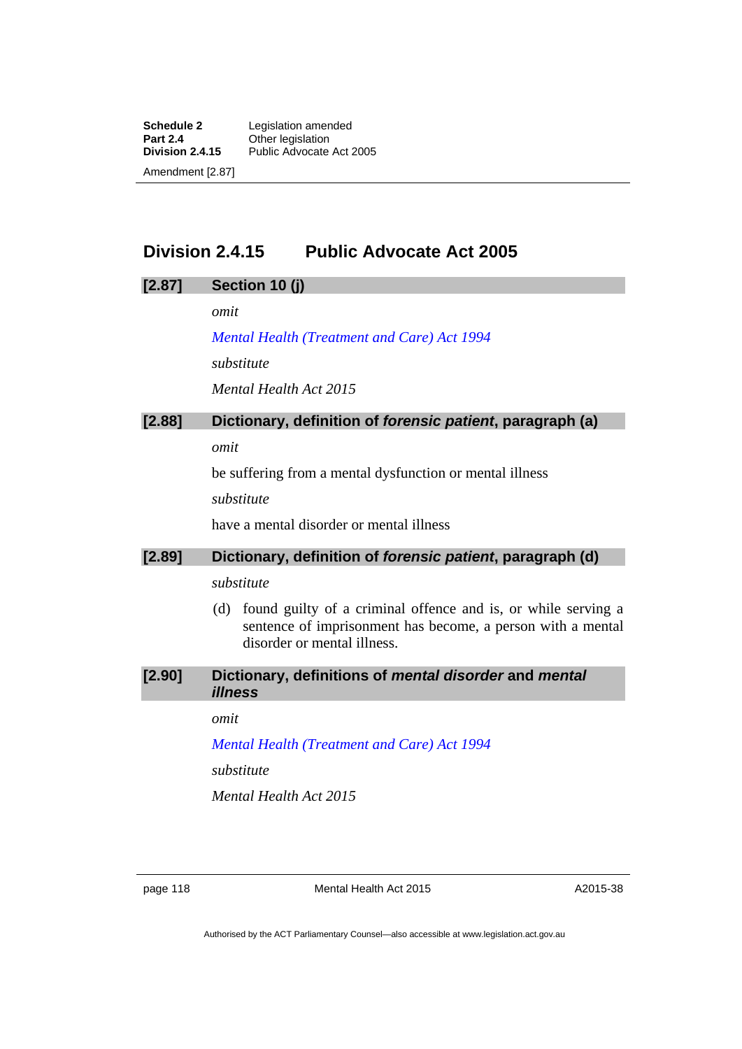## Division 2.4.15 Public Advocate Act 2005

### [2.87] Section 10 (j)

*omit*

*Mental Health (Treatment and Care) Act 1994*

*substitute*

*Mental Health Act 2015*

### [2.88] Dictionary, definition of *forensic patient*, paragraph (a)

*omit*

be suffering from a mental dysfunction or mental illness

*substitute*

have a mental disorder or mental illness

### [2.89] Dictionary, definition of *forensic patient*, paragraph (d)

*substitute*

(d) found guilty of a criminal offence and is, or while serving a sentence of imprisonment has become, a person with a mental disorder or mental illness.

### [2.90] Dictionary, definitions of *mental disorder* and *mental illness*

*omit*

*Mental Health (Treatment and Care) Act 1994*

*substitute*

*Mental Health Act 2015*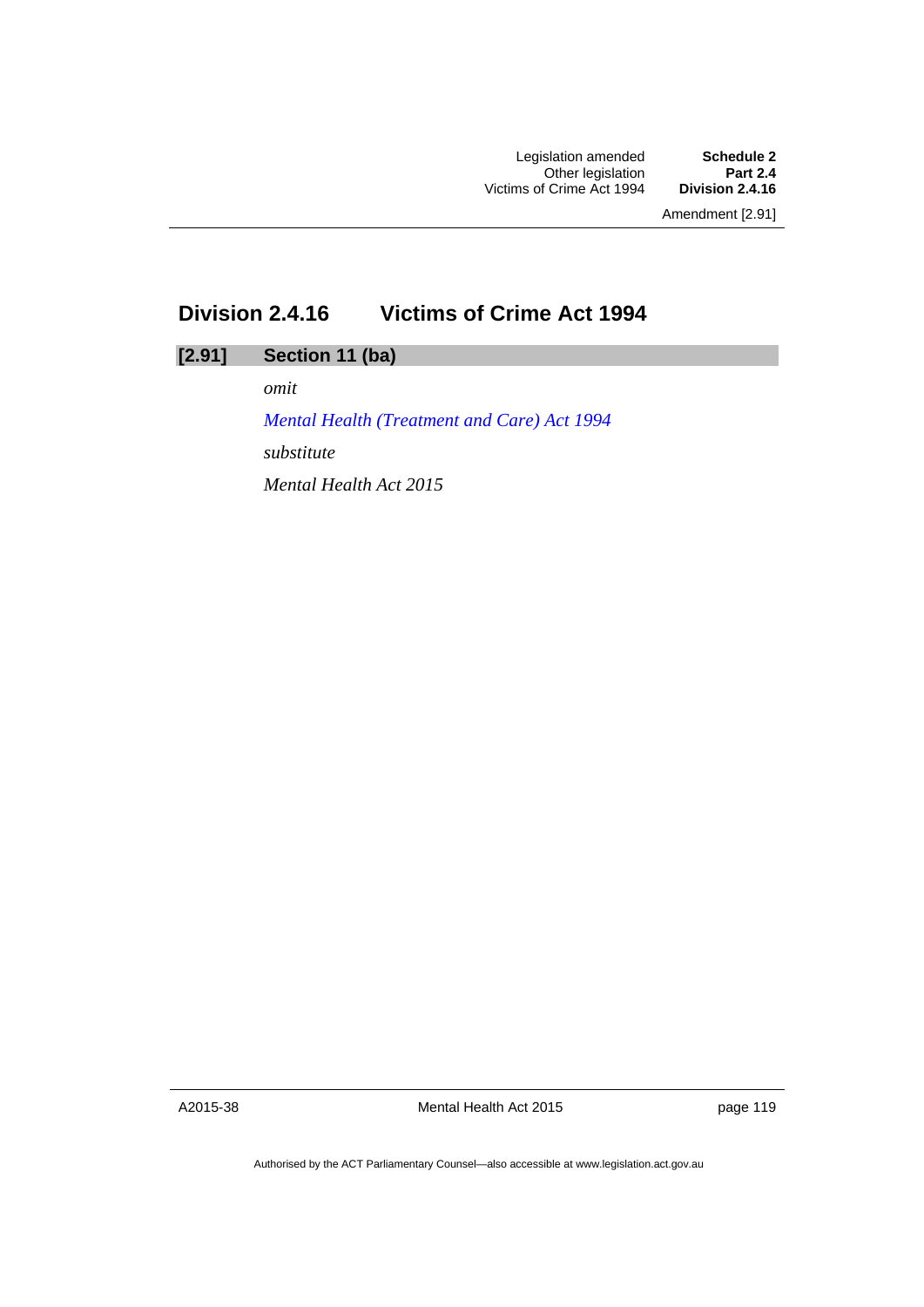## Division 2.4.16 Victims of Crime Act 1994

### [2.91] Section 11 (ba)

*omit*

*Mental Health (Treatment and Care) Act 1994*

*substitute*

*Mental Health Act 2015*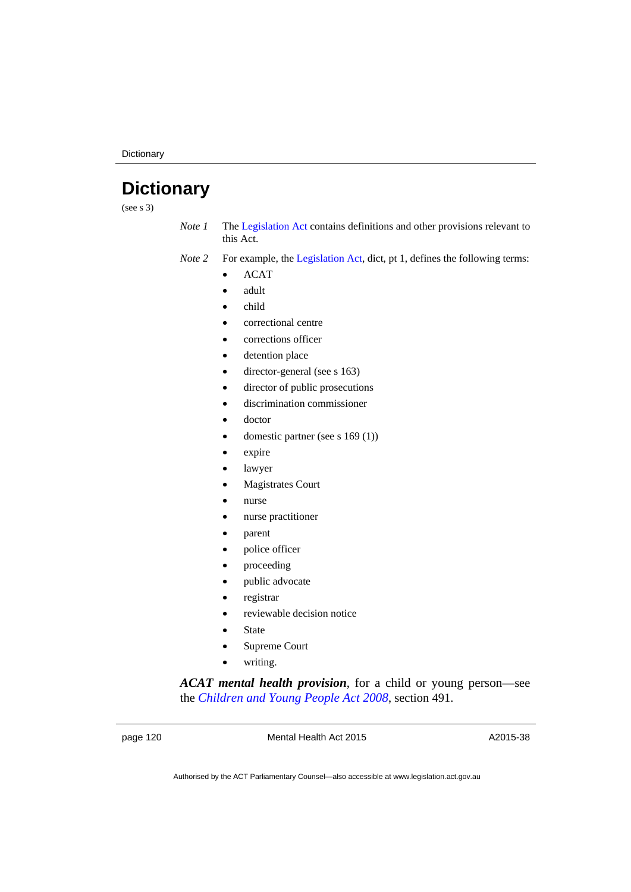# Dictionary

(see s 3)

*Note 1* The Legislation Act contains definitions and other provisions relevant to this Act.

*Note 2* For example, the Legislation Act, dict, pt 1, defines the following terms:

- ACAT
- adult
- child
- correctional centre
- corrections officer
- detention place
- director-general (see s 163)
- director of public prosecutions
- discrimination commissioner
- doctor
- domestic partner (see s 169 (1))
- expire
- lawyer
- Magistrates Court
- nurse
- nurse practitioner
- parent
- police officer
- proceeding
- public advocate
- registrar
- reviewable decision notice
- State
- Supreme Court
- writing.

***ACAT mental health provision***, for a child or young person—see the *Children and Young People Act 2008*, section 491.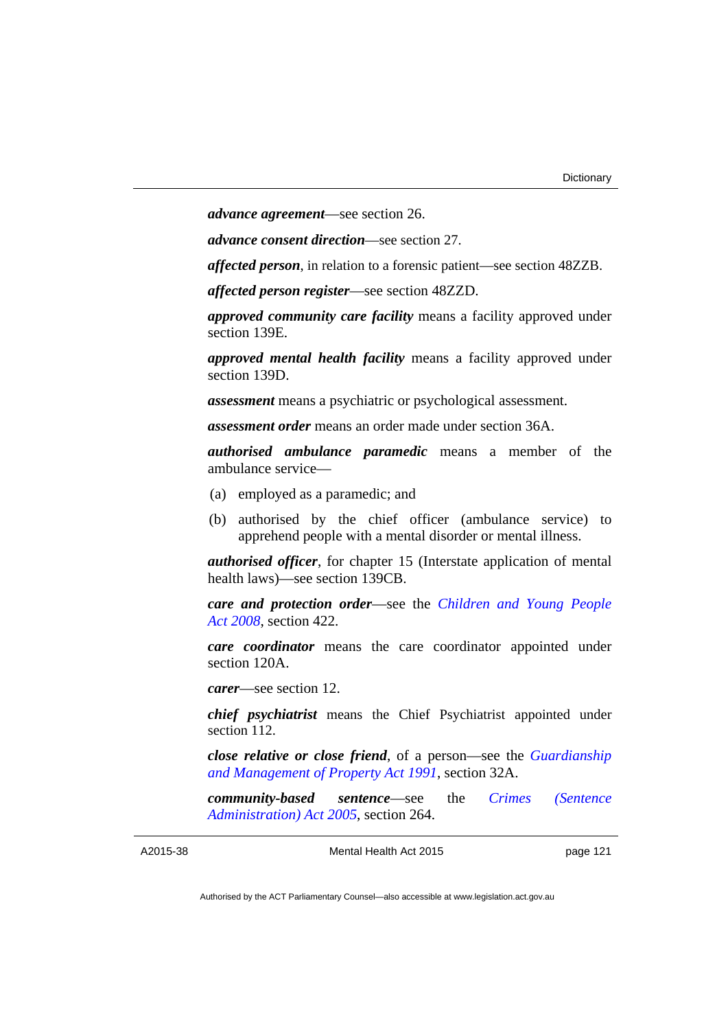***advance agreement***—see section 26.

***advance consent direction***—see section 27.

***affected person***, in relation to a forensic patient—see section 48ZZB.

***affected person register***—see section 48ZZD.

***approved community care facility*** means a facility approved under section 139E.

***approved mental health facility*** means a facility approved under section 139D.

***assessment*** means a psychiatric or psychological assessment.

***assessment order*** means an order made under section 36A.

***authorised ambulance paramedic*** means a member of the ambulance service—

(a) employed as a paramedic; and

(b) authorised by the chief officer (ambulance service) to apprehend people with a mental disorder or mental illness.

***authorised officer***, for chapter 15 (Interstate application of mental health laws)—see section 139CB.

***care and protection order***—see the *Children and Young People Act 2008*, section 422.

***care coordinator*** means the care coordinator appointed under section 120A.

***carer***—see section 12.

***chief psychiatrist*** means the Chief Psychiatrist appointed under section 112.

***close relative or close friend***, of a person—see the *Guardianship and Management of Property Act 1991*, section 32A.

***community-based sentence***—see the *Crimes (Sentence Administration) Act 2005*, section 264.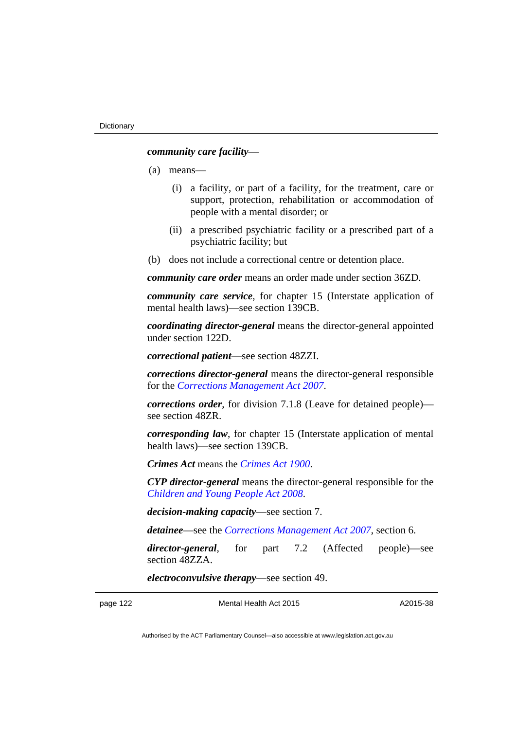***community care facility***—

(a) means—

(i) a facility, or part of a facility, for the treatment, care or support, protection, rehabilitation or accommodation of people with a mental disorder; or

(ii) a prescribed psychiatric facility or a prescribed part of a psychiatric facility; but

(b) does not include a correctional centre or detention place.

***community care order*** means an order made under section 36ZD.

***community care service***, for chapter 15 (Interstate application of mental health laws)—see section 139CB.

***coordinating director-general*** means the director-general appointed under section 122D.

***correctional patient***—see section 48ZZI.

***corrections director-general*** means the director-general responsible for the *Corrections Management Act 2007*.

***corrections order***, for division 7.1.8 (Leave for detained people)—see section 48ZR.

***corresponding law***, for chapter 15 (Interstate application of mental health laws)—see section 139CB.

***Crimes Act*** means the *Crimes Act 1900*.

***CYP director-general*** means the director-general responsible for the *Children and Young People Act 2008*.

***decision-making capacity***—see section 7.

***detainee***—see the *Corrections Management Act 2007*, section 6.

***director-general***, for part 7.2 (Affected people)—see section 48ZZA.

***electroconvulsive therapy***—see section 49.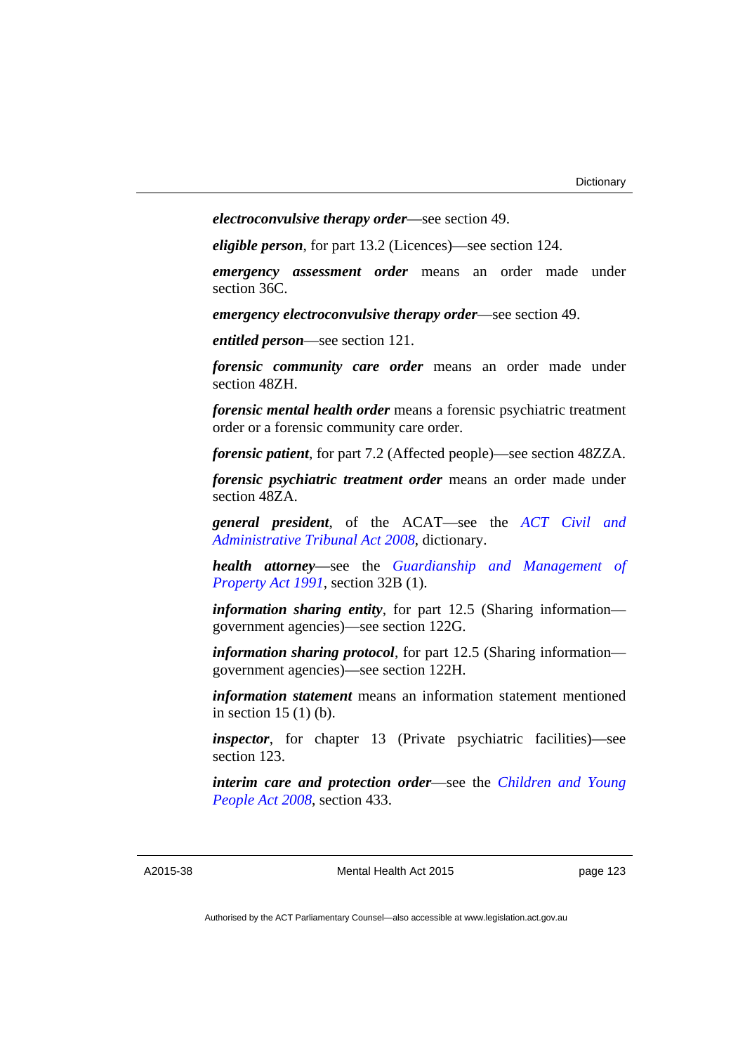***electroconvulsive therapy order***—see section 49.

***eligible person***, for part 13.2 (Licences)—see section 124.

***emergency assessment order*** means an order made under section 36C.

***emergency electroconvulsive therapy order***—see section 49.

***entitled person***—see section 121.

***forensic community care order*** means an order made under section 48ZH.

***forensic mental health order*** means a forensic psychiatric treatment order or a forensic community care order.

***forensic patient***, for part 7.2 (Affected people)—see section 48ZZA.

***forensic psychiatric treatment order*** means an order made under section 48ZA.

***general president***, of the ACAT—see the *ACT Civil and Administrative Tribunal Act 2008*, dictionary.

***health attorney***—see the *Guardianship and Management of Property Act 1991*, section 32B (1).

***information sharing entity***, for part 12.5 (Sharing information—government agencies)—see section 122G.

***information sharing protocol***, for part 12.5 (Sharing information—government agencies)—see section 122H.

***information statement*** means an information statement mentioned in section 15 (1) (b).

***inspector***, for chapter 13 (Private psychiatric facilities)—see section 123.

***interim care and protection order***—see the *Children and Young People Act 2008*, section 433.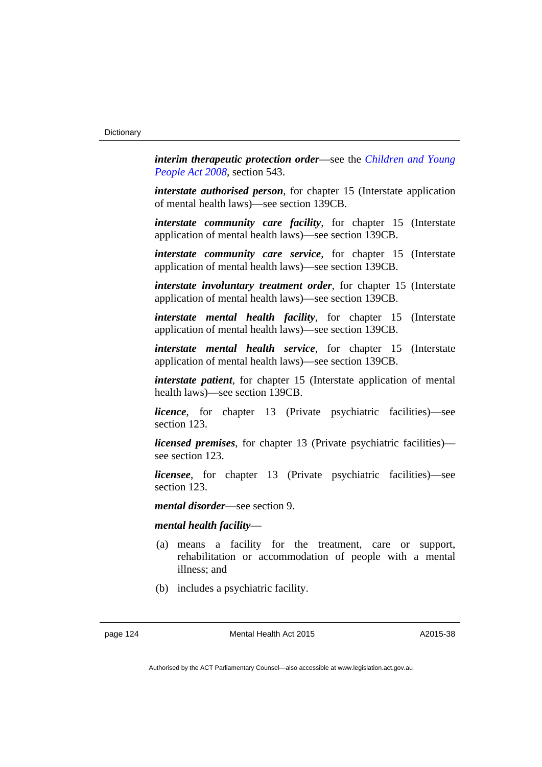***interim therapeutic protection order***—see the *Children and Young People Act 2008*, section 543.

***interstate authorised person***, for chapter 15 (Interstate application of mental health laws)—see section 139CB.

***interstate community care facility***, for chapter 15 (Interstate application of mental health laws)—see section 139CB.

***interstate community care service***, for chapter 15 (Interstate application of mental health laws)—see section 139CB.

***interstate involuntary treatment order***, for chapter 15 (Interstate application of mental health laws)—see section 139CB.

***interstate mental health facility***, for chapter 15 (Interstate application of mental health laws)—see section 139CB.

***interstate mental health service***, for chapter 15 (Interstate application of mental health laws)—see section 139CB.

***interstate patient***, for chapter 15 (Interstate application of mental health laws)—see section 139CB.

***licence***, for chapter 13 (Private psychiatric facilities)—see section 123.

***licensed premises***, for chapter 13 (Private psychiatric facilities)—see section 123.

***licensee***, for chapter 13 (Private psychiatric facilities)—see section 123.

***mental disorder***—see section 9.

***mental health facility***—

(a) means a facility for the treatment, care or support, rehabilitation or accommodation of people with a mental illness; and

(b) includes a psychiatric facility.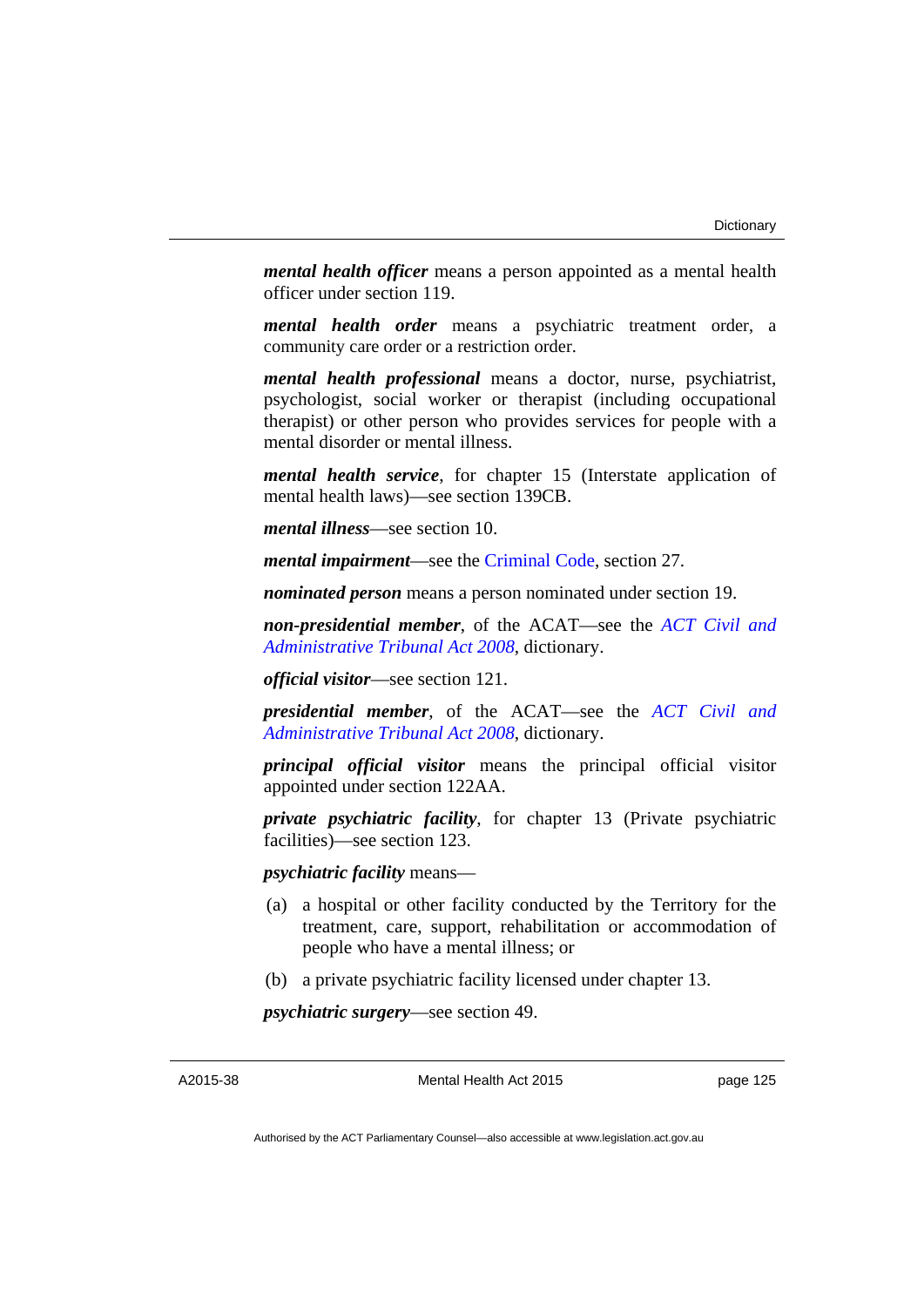***mental health officer*** means a person appointed as a mental health officer under section 119.

***mental health order*** means a psychiatric treatment order, a community care order or a restriction order.

***mental health professional*** means a doctor, nurse, psychiatrist, psychologist, social worker or therapist (including occupational therapist) or other person who provides services for people with a mental disorder or mental illness.

***mental health service***, for chapter 15 (Interstate application of mental health laws)—see section 139CB.

***mental illness***—see section 10.

***mental impairment***—see the Criminal Code, section 27.

***nominated person*** means a person nominated under section 19.

***non-presidential member***, of the ACAT—see the *ACT Civil and Administrative Tribunal Act 2008*, dictionary.

***official visitor***—see section 121.

***presidential member***, of the ACAT—see the *ACT Civil and Administrative Tribunal Act 2008*, dictionary.

***principal official visitor*** means the principal official visitor appointed under section 122AA.

***private psychiatric facility***, for chapter 13 (Private psychiatric facilities)—see section 123.

***psychiatric facility*** means—

(a) a hospital or other facility conducted by the Territory for the treatment, care, support, rehabilitation or accommodation of people who have a mental illness; or

(b) a private psychiatric facility licensed under chapter 13.

***psychiatric surgery***—see section 49.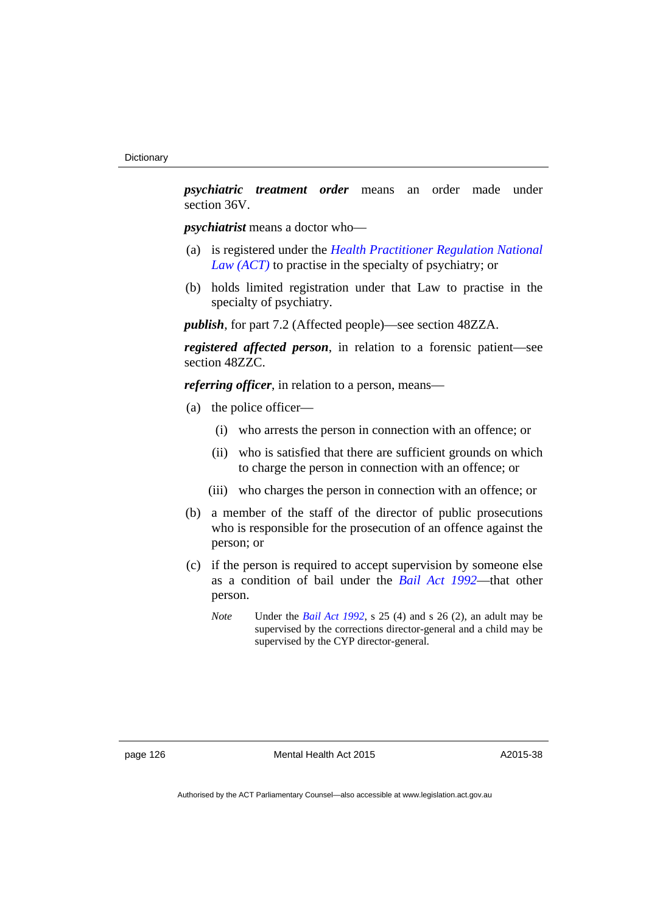***psychiatric treatment order*** means an order made under section 36V.

***psychiatrist*** means a doctor who—

(a) is registered under the *Health Practitioner Regulation National Law (ACT)* to practise in the specialty of psychiatry; or

(b) holds limited registration under that Law to practise in the specialty of psychiatry.

***publish***, for part 7.2 (Affected people)—see section 48ZZA.

***registered affected person***, in relation to a forensic patient—see section 48ZZC.

***referring officer***, in relation to a person, means—

(a) the police officer—

  (i) who arrests the person in connection with an offence; or

  (ii) who is satisfied that there are sufficient grounds on which to charge the person in connection with an offence; or

  (iii) who charges the person in connection with an offence; or

(b) a member of the staff of the director of public prosecutions who is responsible for the prosecution of an offence against the person; or

(c) if the person is required to accept supervision by someone else as a condition of bail under the *Bail Act 1992*—that other person.

*Note* Under the *Bail Act 1992*, s 25 (4) and s 26 (2), an adult may be supervised by the corrections director-general and a child may be supervised by the CYP director-general.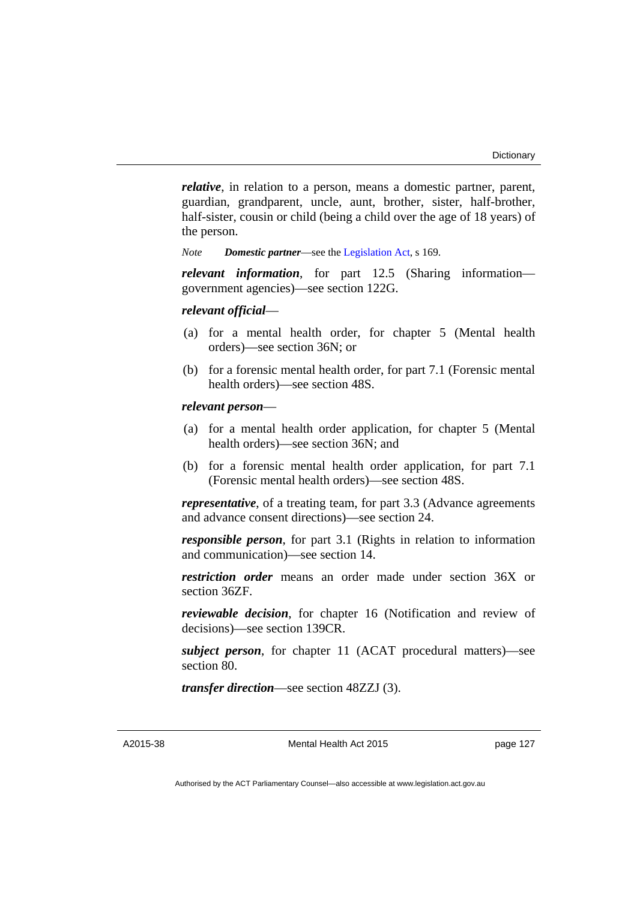***relative***, in relation to a person, means a domestic partner, parent, guardian, grandparent, uncle, aunt, brother, sister, half-brother, half-sister, cousin or child (being a child over the age of 18 years) of the person.

*Note* ***Domestic partner***—see the Legislation Act, s 169.

***relevant information***, for part 12.5 (Sharing information—government agencies)—see section 122G.

***relevant official***—

(a) for a mental health order, for chapter 5 (Mental health orders)—see section 36N; or

(b) for a forensic mental health order, for part 7.1 (Forensic mental health orders)—see section 48S.

***relevant person***—

(a) for a mental health order application, for chapter 5 (Mental health orders)—see section 36N; and

(b) for a forensic mental health order application, for part 7.1 (Forensic mental health orders)—see section 48S.

***representative***, of a treating team, for part 3.3 (Advance agreements and advance consent directions)—see section 24.

***responsible person***, for part 3.1 (Rights in relation to information and communication)—see section 14.

***restriction order*** means an order made under section 36X or section 36ZF.

***reviewable decision***, for chapter 16 (Notification and review of decisions)—see section 139CR.

***subject person***, for chapter 11 (ACAT procedural matters)—see section 80.

***transfer direction***—see section 48ZZJ (3).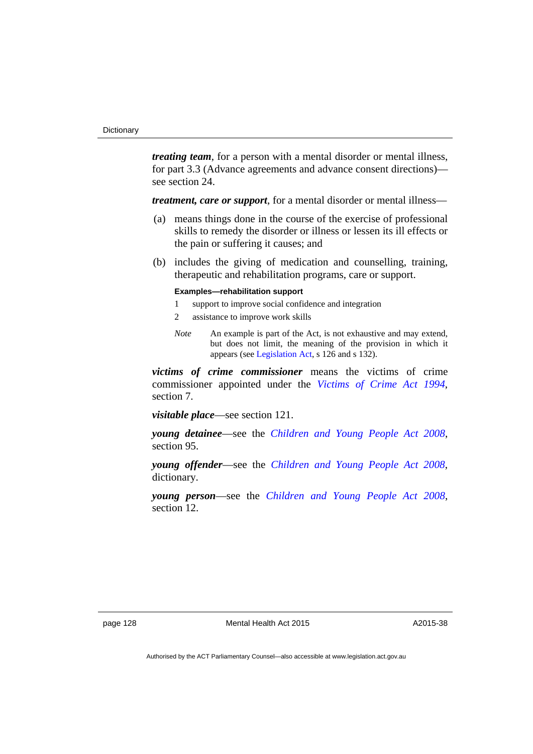***treating team***, for a person with a mental disorder or mental illness, for part 3.3 (Advance agreements and advance consent directions)—see section 24.

***treatment, care or support***, for a mental disorder or mental illness—

(a) means things done in the course of the exercise of professional skills to remedy the disorder or illness or lessen its ill effects or the pain or suffering it causes; and

(b) includes the giving of medication and counselling, training, therapeutic and rehabilitation programs, care or support.

**Examples—rehabilitation support**

1 support to improve social confidence and integration

2 assistance to improve work skills

*Note* An example is part of the Act, is not exhaustive and may extend, but does not limit, the meaning of the provision in which it appears (see Legislation Act, s 126 and s 132).

***victims of crime commissioner*** means the victims of crime commissioner appointed under the *Victims of Crime Act 1994*, section 7.

***visitable place***—see section 121.

***young detainee***—see the *Children and Young People Act 2008*, section 95.

***young offender***—see the *Children and Young People Act 2008*, dictionary.

***young person***—see the *Children and Young People Act 2008*, section 12.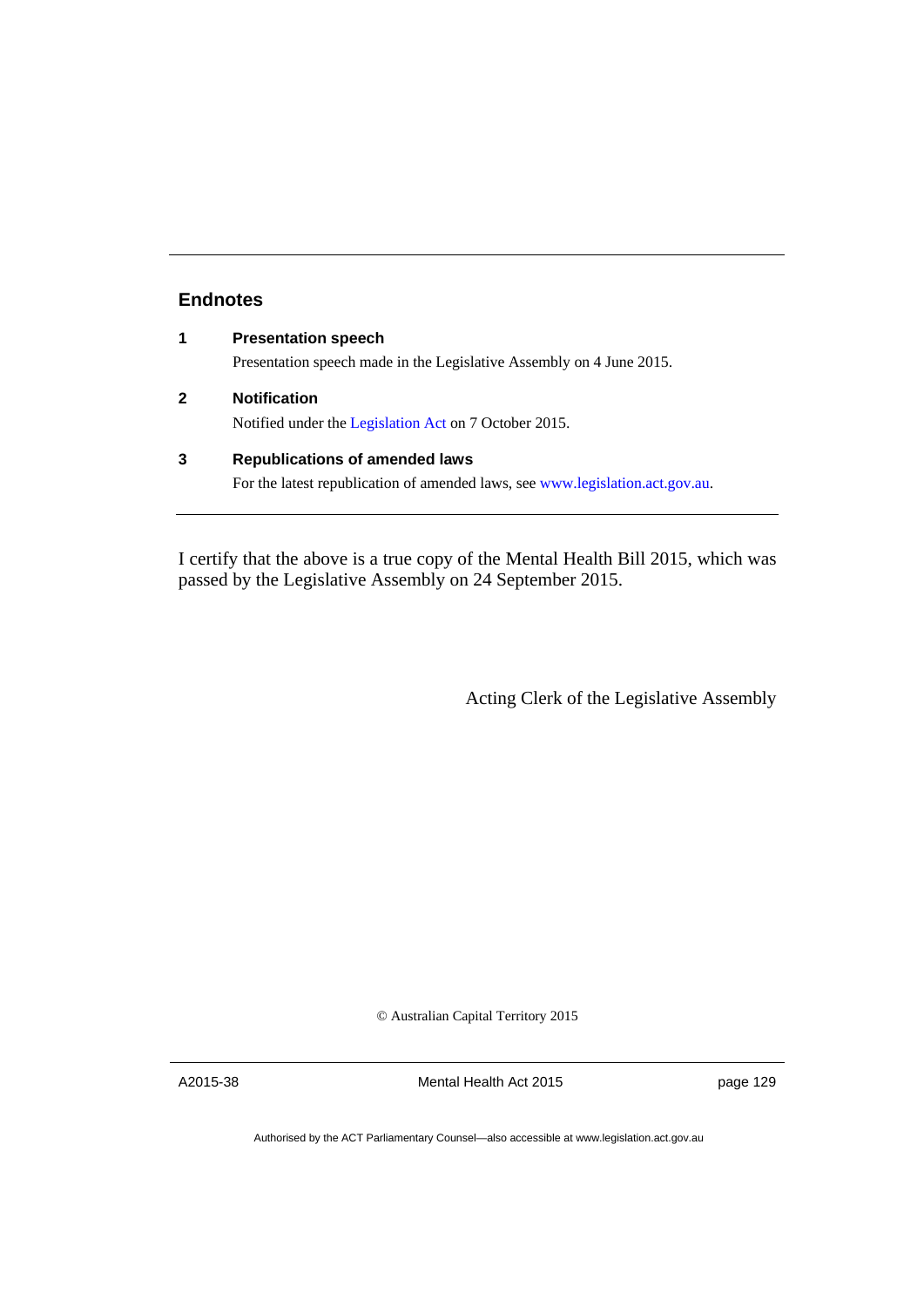## Endnotes

### 1 Presentation speech

Presentation speech made in the Legislative Assembly on 4 June 2015.

### 2 Notification

Notified under the Legislation Act on 7 October 2015.

### 3 Republications of amended laws

For the latest republication of amended laws, see www.legislation.act.gov.au.

---

I certify that the above is a true copy of the Mental Health Bill 2015, which was passed by the Legislative Assembly on 24 September 2015.

Acting Clerk of the Legislative Assembly

© Australian Capital Territory 2015